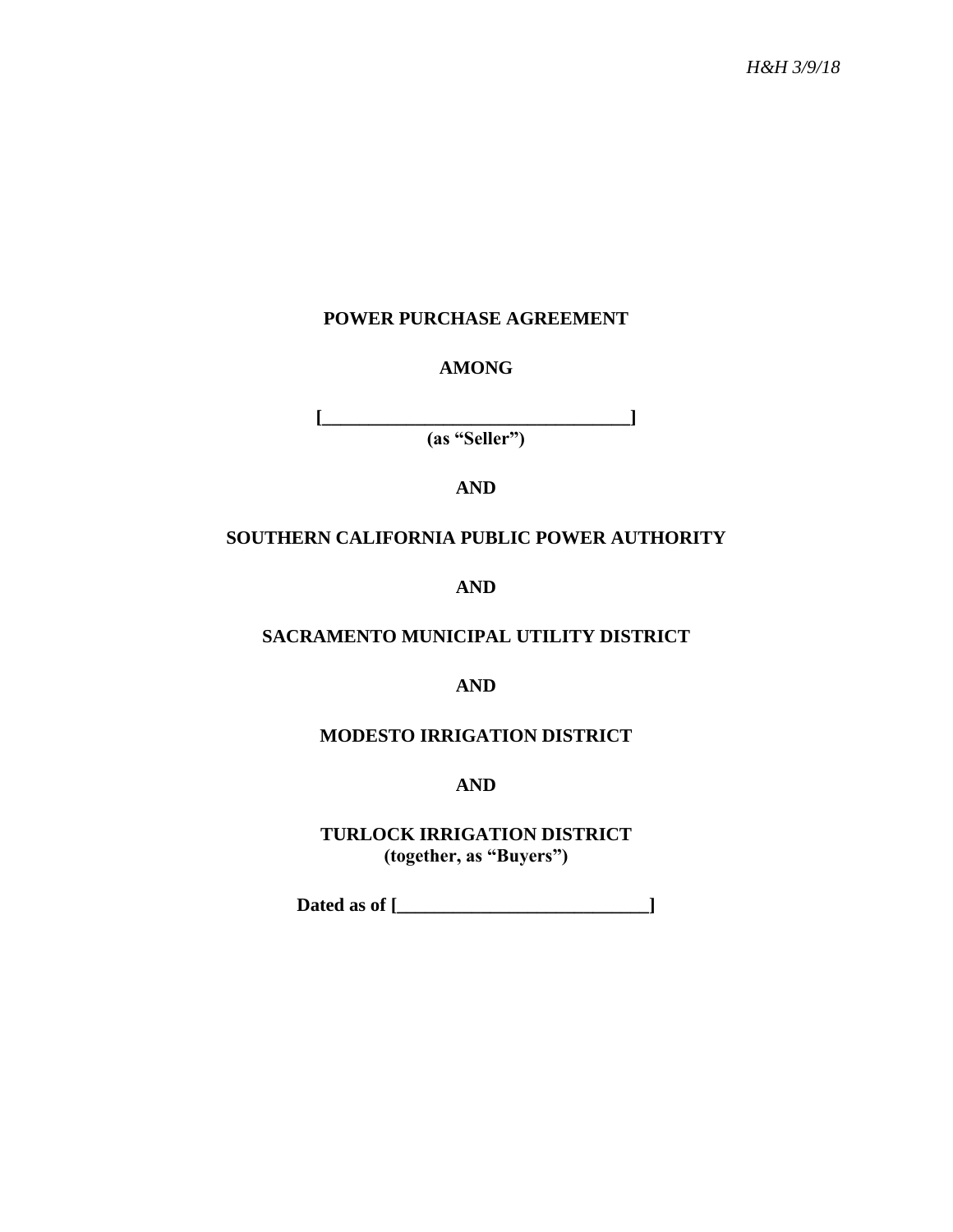*H&H 3/9/18*

**POWER PURCHASE AGREEMENT**

**AMONG**

**[_________________________________]**
**(as "Seller")**

**AND**

**SOUTHERN CALIFORNIA PUBLIC POWER AUTHORITY**

**AND**

**SACRAMENTO MUNICIPAL UTILITY DISTRICT**

**AND**

**MODESTO IRRIGATION DISTRICT**

**AND**

**TURLOCK IRRIGATION DISTRICT**
**(together, as "Buyers")**

**Dated as of [___________________________]**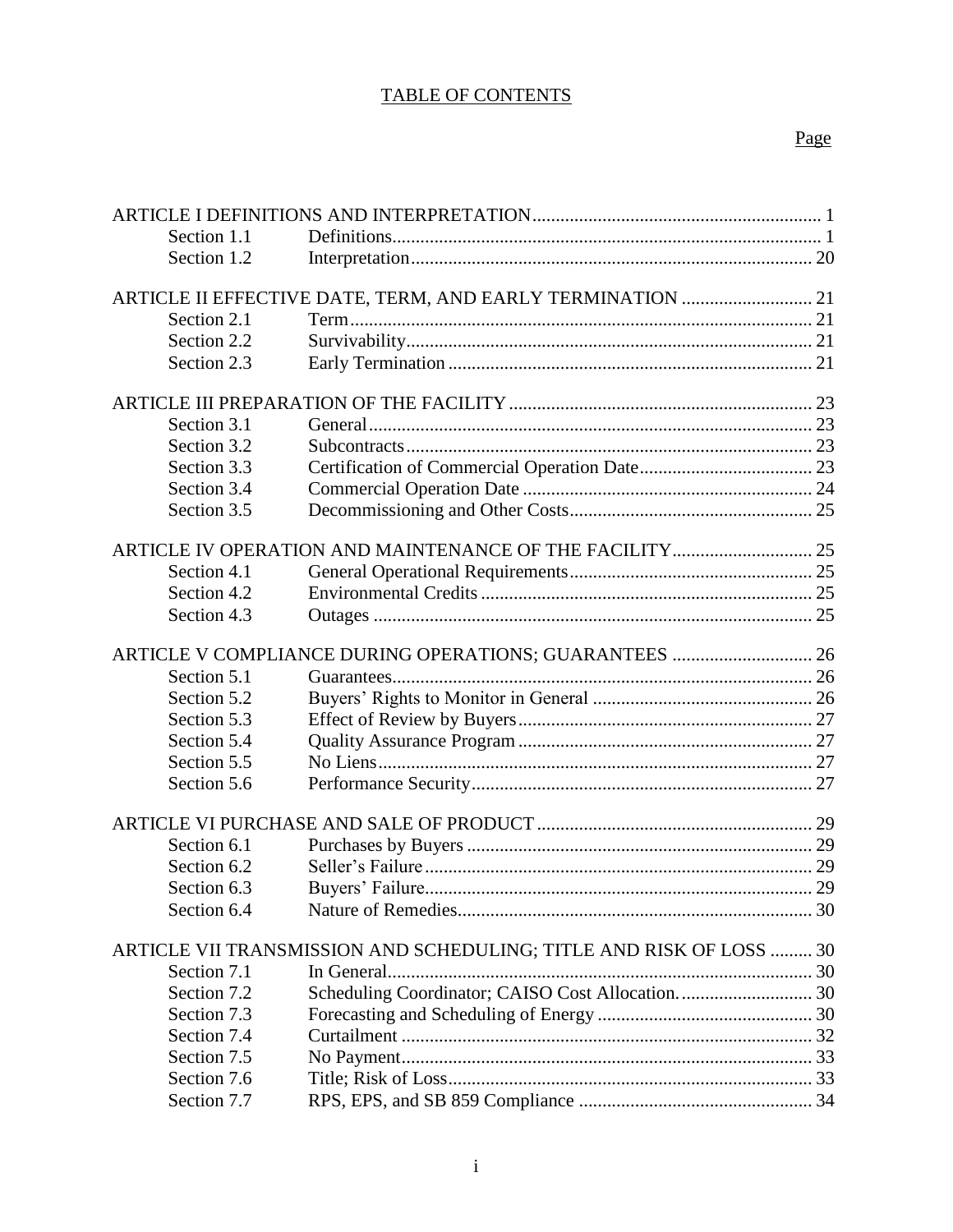# TABLE OF CONTENTS

| | | Page |
|---|---|---|
| ARTICLE I DEFINITIONS AND INTERPRETATION | | 1 |
| Section 1.1 | Definitions | 1 |
| Section 1.2 | Interpretation | 20 |
| ARTICLE II EFFECTIVE DATE, TERM, AND EARLY TERMINATION | | 21 |
| Section 2.1 | Term | 21 |
| Section 2.2 | Survivability | 21 |
| Section 2.3 | Early Termination | 21 |
| ARTICLE III PREPARATION OF THE FACILITY | | 23 |
| Section 3.1 | General | 23 |
| Section 3.2 | Subcontracts | 23 |
| Section 3.3 | Certification of Commercial Operation Date | 23 |
| Section 3.4 | Commercial Operation Date | 24 |
| Section 3.5 | Decommissioning and Other Costs | 25 |
| ARTICLE IV OPERATION AND MAINTENANCE OF THE FACILITY | | 25 |
| Section 4.1 | General Operational Requirements | 25 |
| Section 4.2 | Environmental Credits | 25 |
| Section 4.3 | Outages | 25 |
| ARTICLE V COMPLIANCE DURING OPERATIONS; GUARANTEES | | 26 |
| Section 5.1 | Guarantees | 26 |
| Section 5.2 | Buyers' Rights to Monitor in General | 26 |
| Section 5.3 | Effect of Review by Buyers | 27 |
| Section 5.4 | Quality Assurance Program | 27 |
| Section 5.5 | No Liens | 27 |
| Section 5.6 | Performance Security | 27 |
| ARTICLE VI PURCHASE AND SALE OF PRODUCT | | 29 |
| Section 6.1 | Purchases by Buyers | 29 |
| Section 6.2 | Seller's Failure | 29 |
| Section 6.3 | Buyers' Failure | 29 |
| Section 6.4 | Nature of Remedies | 30 |
| ARTICLE VII TRANSMISSION AND SCHEDULING; TITLE AND RISK OF LOSS | | 30 |
| Section 7.1 | In General | 30 |
| Section 7.2 | Scheduling Coordinator; CAISO Cost Allocation. | 30 |
| Section 7.3 | Forecasting and Scheduling of Energy | 30 |
| Section 7.4 | Curtailment | 32 |
| Section 7.5 | No Payment | 33 |
| Section 7.6 | Title; Risk of Loss | 33 |
| Section 7.7 | RPS, EPS, and SB 859 Compliance | 34 |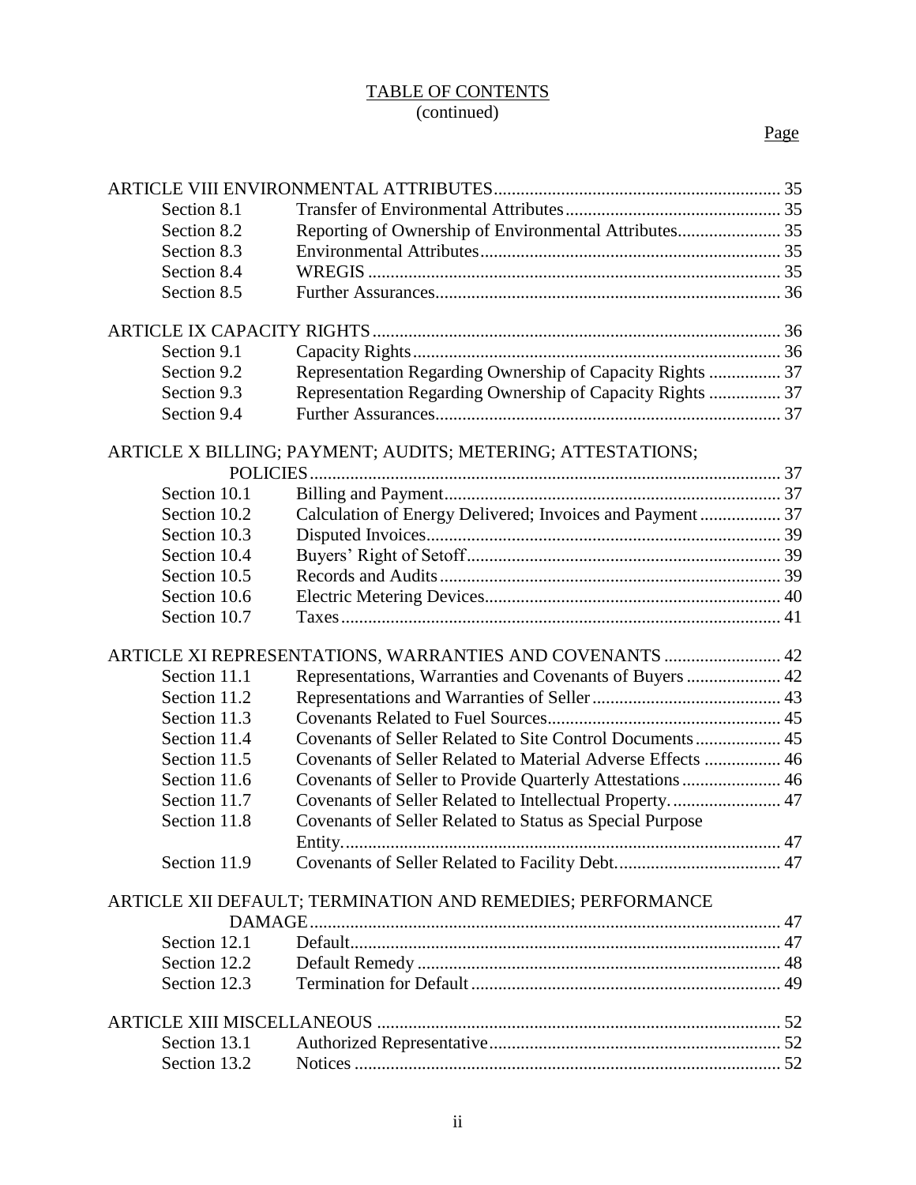TABLE OF CONTENTS
(continued)

| | | Page |
|---|---|---|
| ARTICLE VIII ENVIRONMENTAL ATTRIBUTES | | 35 |
| Section 8.1 | Transfer of Environmental Attributes | 35 |
| Section 8.2 | Reporting of Ownership of Environmental Attributes | 35 |
| Section 8.3 | Environmental Attributes | 35 |
| Section 8.4 | WREGIS | 35 |
| Section 8.5 | Further Assurances | 36 |
| ARTICLE IX CAPACITY RIGHTS | | 36 |
| Section 9.1 | Capacity Rights | 36 |
| Section 9.2 | Representation Regarding Ownership of Capacity Rights | 37 |
| Section 9.3 | Representation Regarding Ownership of Capacity Rights | 37 |
| Section 9.4 | Further Assurances | 37 |
| ARTICLE X BILLING; PAYMENT; AUDITS; METERING; ATTESTATIONS; POLICIES | | 37 |
| Section 10.1 | Billing and Payment | 37 |
| Section 10.2 | Calculation of Energy Delivered; Invoices and Payment | 37 |
| Section 10.3 | Disputed Invoices | 39 |
| Section 10.4 | Buyers' Right of Setoff | 39 |
| Section 10.5 | Records and Audits | 39 |
| Section 10.6 | Electric Metering Devices | 40 |
| Section 10.7 | Taxes | 41 |
| ARTICLE XI REPRESENTATIONS, WARRANTIES AND COVENANTS | | 42 |
| Section 11.1 | Representations, Warranties and Covenants of Buyers | 42 |
| Section 11.2 | Representations and Warranties of Seller | 43 |
| Section 11.3 | Covenants Related to Fuel Sources | 45 |
| Section 11.4 | Covenants of Seller Related to Site Control Documents | 45 |
| Section 11.5 | Covenants of Seller Related to Material Adverse Effects | 46 |
| Section 11.6 | Covenants of Seller to Provide Quarterly Attestations | 46 |
| Section 11.7 | Covenants of Seller Related to Intellectual Property. | 47 |
| Section 11.8 | Covenants of Seller Related to Status as Special Purpose Entity. | 47 |
| Section 11.9 | Covenants of Seller Related to Facility Debt. | 47 |
| ARTICLE XII DEFAULT; TERMINATION AND REMEDIES; PERFORMANCE DAMAGE | | 47 |
| Section 12.1 | Default | 47 |
| Section 12.2 | Default Remedy | 48 |
| Section 12.3 | Termination for Default | 49 |
| ARTICLE XIII MISCELLANEOUS | | 52 |
| Section 13.1 | Authorized Representative | 52 |
| Section 13.2 | Notices | 52 |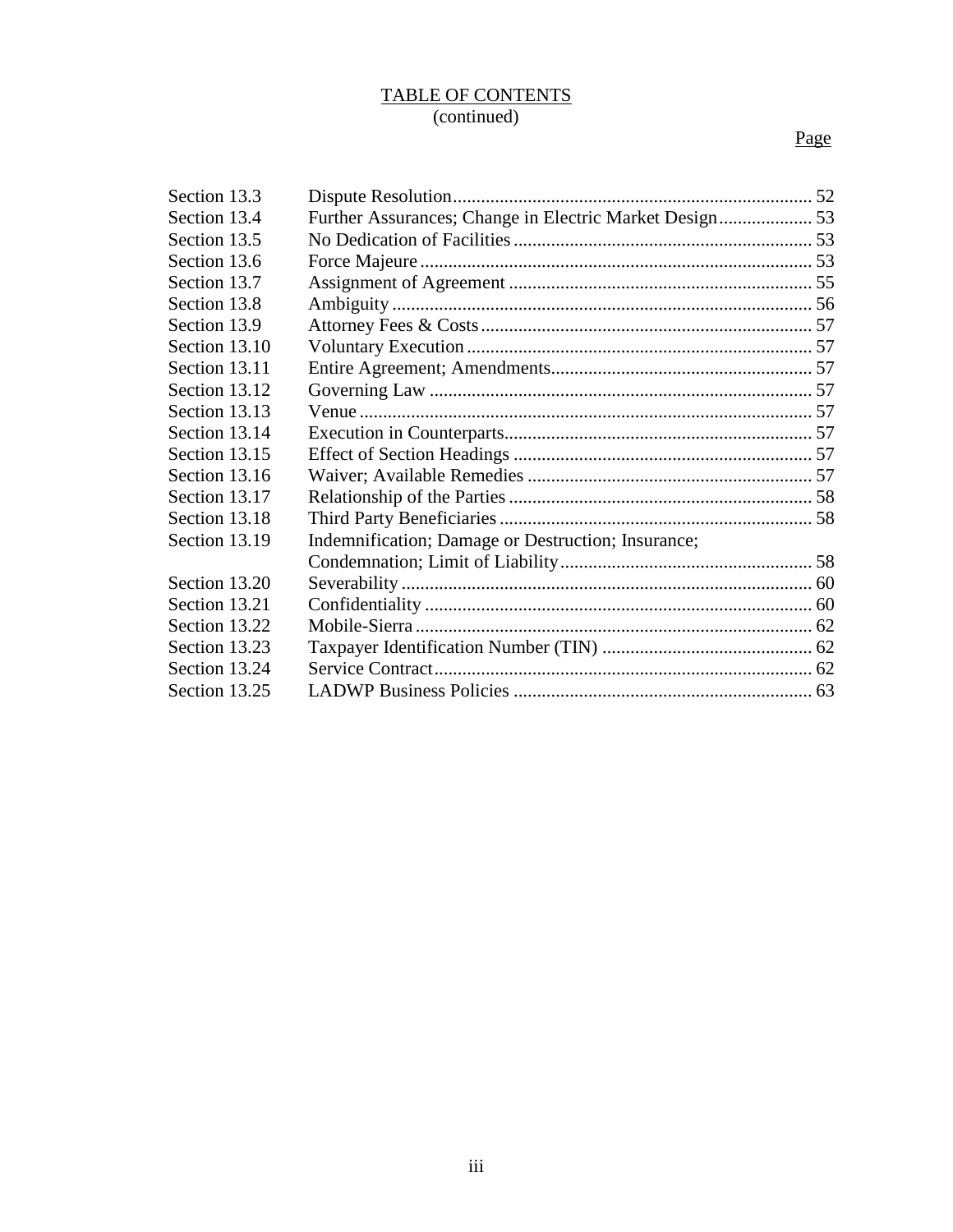TABLE OF CONTENTS
(continued)

| | | Page |
|---|---|---|
| Section 13.3 | Dispute Resolution | 52 |
| Section 13.4 | Further Assurances; Change in Electric Market Design | 53 |
| Section 13.5 | No Dedication of Facilities | 53 |
| Section 13.6 | Force Majeure | 53 |
| Section 13.7 | Assignment of Agreement | 55 |
| Section 13.8 | Ambiguity | 56 |
| Section 13.9 | Attorney Fees & Costs | 57 |
| Section 13.10 | Voluntary Execution | 57 |
| Section 13.11 | Entire Agreement; Amendments | 57 |
| Section 13.12 | Governing Law | 57 |
| Section 13.13 | Venue | 57 |
| Section 13.14 | Execution in Counterparts | 57 |
| Section 13.15 | Effect of Section Headings | 57 |
| Section 13.16 | Waiver; Available Remedies | 57 |
| Section 13.17 | Relationship of the Parties | 58 |
| Section 13.18 | Third Party Beneficiaries | 58 |
| Section 13.19 | Indemnification; Damage or Destruction; Insurance; Condemnation; Limit of Liability | 58 |
| Section 13.20 | Severability | 60 |
| Section 13.21 | Confidentiality | 60 |
| Section 13.22 | Mobile-Sierra | 62 |
| Section 13.23 | Taxpayer Identification Number (TIN) | 62 |
| Section 13.24 | Service Contract | 62 |
| Section 13.25 | LADWP Business Policies | 63 |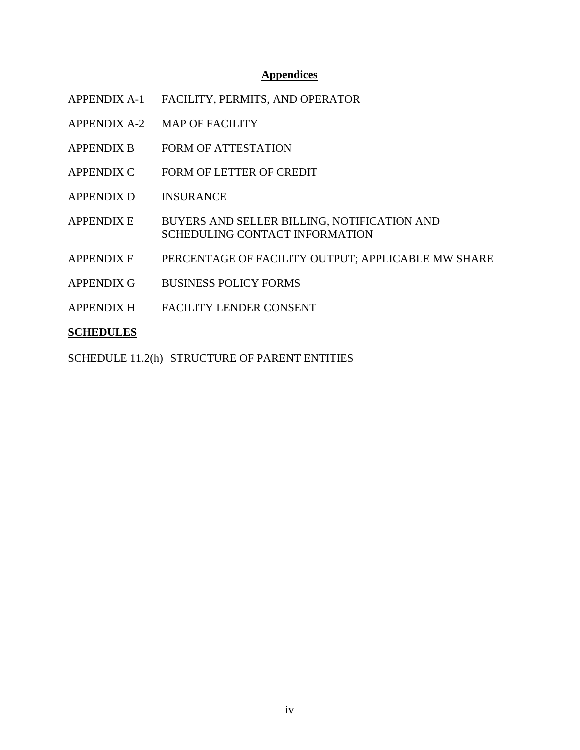# **Appendices**

| | |
|---|---|
| APPENDIX A-1 | FACILITY, PERMITS, AND OPERATOR |
| APPENDIX A-2 | MAP OF FACILITY |
| APPENDIX B | FORM OF ATTESTATION |
| APPENDIX C | FORM OF LETTER OF CREDIT |
| APPENDIX D | INSURANCE |
| APPENDIX E | BUYERS AND SELLER BILLING, NOTIFICATION AND SCHEDULING CONTACT INFORMATION |
| APPENDIX F | PERCENTAGE OF FACILITY OUTPUT; APPLICABLE MW SHARE |
| APPENDIX G | BUSINESS POLICY FORMS |
| APPENDIX H | FACILITY LENDER CONSENT |

## **SCHEDULES**

SCHEDULE 11.2(h) STRUCTURE OF PARENT ENTITIES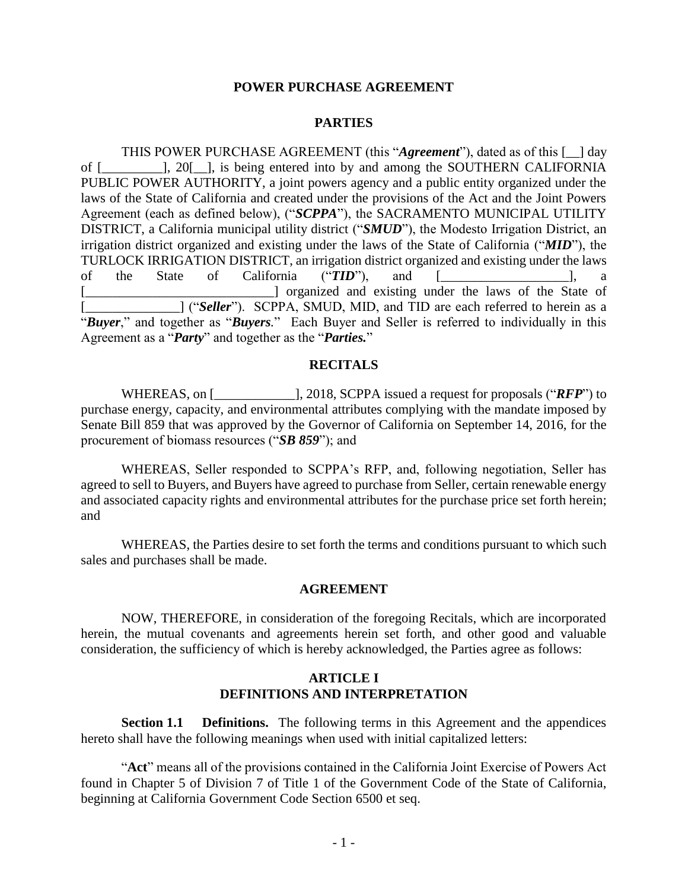# POWER PURCHASE AGREEMENT

## PARTIES

THIS POWER PURCHASE AGREEMENT (this "***Agreement***"), dated as of this [__] day of [_________], 20[__], is being entered into by and among the SOUTHERN CALIFORNIA PUBLIC POWER AUTHORITY, a joint powers agency and a public entity organized under the laws of the State of California and created under the provisions of the Act and the Joint Powers Agreement (each as defined below), ("***SCPPA***"), the SACRAMENTO MUNICIPAL UTILITY DISTRICT, a California municipal utility district ("***SMUD***"), the Modesto Irrigation District, an irrigation district organized and existing under the laws of the State of California ("***MID***"), the TURLOCK IRRIGATION DISTRICT, an irrigation district organized and existing under the laws of the State of California ("***TID***"), and [___________________], a [____________________________] organized and existing under the laws of the State of [______________] ("***Seller***"). SCPPA, SMUD, MID, and TID are each referred to herein as a "***Buyer***," and together as "***Buyers***." Each Buyer and Seller is referred to individually in this Agreement as a "***Party***" and together as the "***Parties.***"

## RECITALS

WHEREAS, on [____________], 2018, SCPPA issued a request for proposals ("***RFP***") to purchase energy, capacity, and environmental attributes complying with the mandate imposed by Senate Bill 859 that was approved by the Governor of California on September 14, 2016, for the procurement of biomass resources ("***SB 859***"); and

WHEREAS, Seller responded to SCPPA's RFP, and, following negotiation, Seller has agreed to sell to Buyers, and Buyers have agreed to purchase from Seller, certain renewable energy and associated capacity rights and environmental attributes for the purchase price set forth herein; and

WHEREAS, the Parties desire to set forth the terms and conditions pursuant to which such sales and purchases shall be made.

## AGREEMENT

NOW, THEREFORE, in consideration of the foregoing Recitals, which are incorporated herein, the mutual covenants and agreements herein set forth, and other good and valuable consideration, the sufficiency of which is hereby acknowledged, the Parties agree as follows:

## ARTICLE I
## DEFINITIONS AND INTERPRETATION

**Section 1.1 Definitions.** The following terms in this Agreement and the appendices hereto shall have the following meanings when used with initial capitalized letters:

"**Act**" means all of the provisions contained in the California Joint Exercise of Powers Act found in Chapter 5 of Division 7 of Title 1 of the Government Code of the State of California, beginning at California Government Code Section 6500 et seq.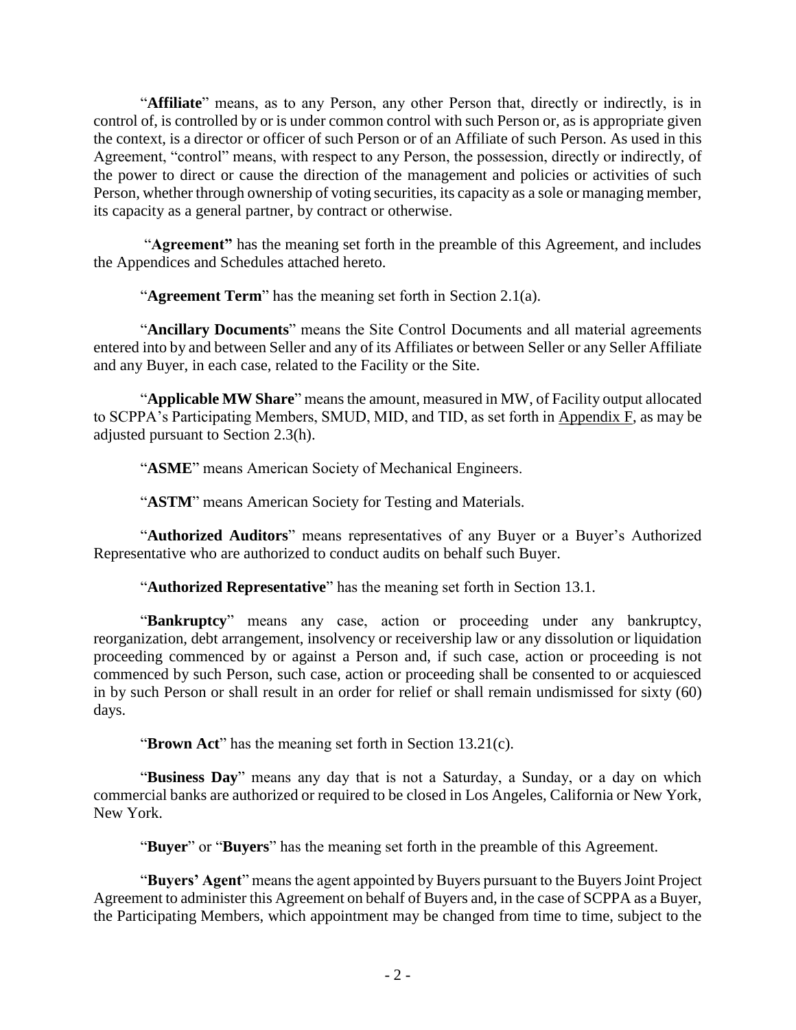"**Affiliate**" means, as to any Person, any other Person that, directly or indirectly, is in control of, is controlled by or is under common control with such Person or, as is appropriate given the context, is a director or officer of such Person or of an Affiliate of such Person. As used in this Agreement, "control" means, with respect to any Person, the possession, directly or indirectly, of the power to direct or cause the direction of the management and policies or activities of such Person, whether through ownership of voting securities, its capacity as a sole or managing member, its capacity as a general partner, by contract or otherwise.

"**Agreement"** has the meaning set forth in the preamble of this Agreement, and includes the Appendices and Schedules attached hereto.

"**Agreement Term**" has the meaning set forth in Section 2.1(a).

"**Ancillary Documents**" means the Site Control Documents and all material agreements entered into by and between Seller and any of its Affiliates or between Seller or any Seller Affiliate and any Buyer, in each case, related to the Facility or the Site.

"**Applicable MW Share**" means the amount, measured in MW, of Facility output allocated to SCPPA's Participating Members, SMUD, MID, and TID, as set forth in Appendix F, as may be adjusted pursuant to Section 2.3(h).

"**ASME**" means American Society of Mechanical Engineers.

"**ASTM**" means American Society for Testing and Materials.

"**Authorized Auditors**" means representatives of any Buyer or a Buyer's Authorized Representative who are authorized to conduct audits on behalf such Buyer.

"**Authorized Representative**" has the meaning set forth in Section 13.1.

"**Bankruptcy**" means any case, action or proceeding under any bankruptcy, reorganization, debt arrangement, insolvency or receivership law or any dissolution or liquidation proceeding commenced by or against a Person and, if such case, action or proceeding is not commenced by such Person, such case, action or proceeding shall be consented to or acquiesced in by such Person or shall result in an order for relief or shall remain undismissed for sixty (60) days.

"**Brown Act**" has the meaning set forth in Section 13.21(c).

"**Business Day**" means any day that is not a Saturday, a Sunday, or a day on which commercial banks are authorized or required to be closed in Los Angeles, California or New York, New York.

"**Buyer**" or "**Buyers**" has the meaning set forth in the preamble of this Agreement.

"**Buyers' Agent**" means the agent appointed by Buyers pursuant to the Buyers Joint Project Agreement to administer this Agreement on behalf of Buyers and, in the case of SCPPA as a Buyer, the Participating Members, which appointment may be changed from time to time, subject to the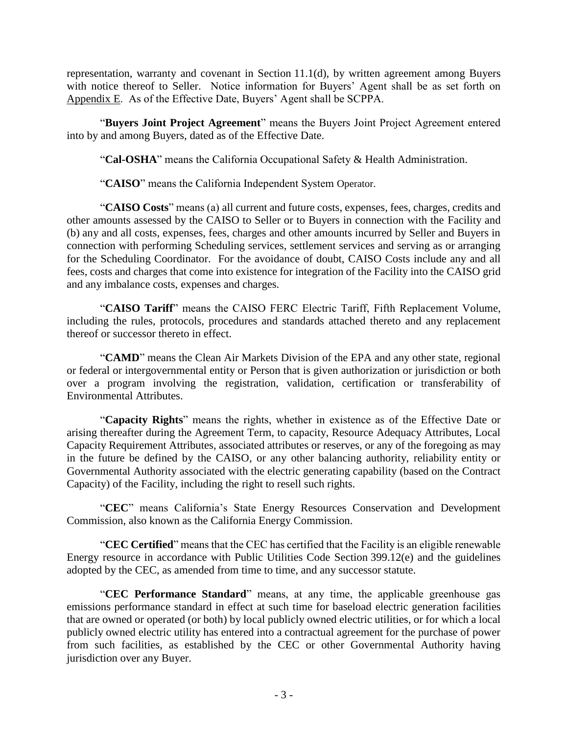representation, warranty and covenant in Section 11.1(d), by written agreement among Buyers with notice thereof to Seller. Notice information for Buyers' Agent shall be as set forth on Appendix E. As of the Effective Date, Buyers' Agent shall be SCPPA.

"**Buyers Joint Project Agreement**" means the Buyers Joint Project Agreement entered into by and among Buyers, dated as of the Effective Date.

"**Cal-OSHA**" means the California Occupational Safety & Health Administration.

"**CAISO**" means the California Independent System Operator.

"**CAISO Costs**" means (a) all current and future costs, expenses, fees, charges, credits and other amounts assessed by the CAISO to Seller or to Buyers in connection with the Facility and (b) any and all costs, expenses, fees, charges and other amounts incurred by Seller and Buyers in connection with performing Scheduling services, settlement services and serving as or arranging for the Scheduling Coordinator. For the avoidance of doubt, CAISO Costs include any and all fees, costs and charges that come into existence for integration of the Facility into the CAISO grid and any imbalance costs, expenses and charges.

"**CAISO Tariff**" means the CAISO FERC Electric Tariff, Fifth Replacement Volume, including the rules, protocols, procedures and standards attached thereto and any replacement thereof or successor thereto in effect.

"**CAMD**" means the Clean Air Markets Division of the EPA and any other state, regional or federal or intergovernmental entity or Person that is given authorization or jurisdiction or both over a program involving the registration, validation, certification or transferability of Environmental Attributes.

"**Capacity Rights**" means the rights, whether in existence as of the Effective Date or arising thereafter during the Agreement Term, to capacity, Resource Adequacy Attributes, Local Capacity Requirement Attributes, associated attributes or reserves, or any of the foregoing as may in the future be defined by the CAISO, or any other balancing authority, reliability entity or Governmental Authority associated with the electric generating capability (based on the Contract Capacity) of the Facility, including the right to resell such rights.

"**CEC**" means California's State Energy Resources Conservation and Development Commission, also known as the California Energy Commission.

"**CEC Certified**" means that the CEC has certified that the Facility is an eligible renewable Energy resource in accordance with Public Utilities Code Section 399.12(e) and the guidelines adopted by the CEC, as amended from time to time, and any successor statute.

"**CEC Performance Standard**" means, at any time, the applicable greenhouse gas emissions performance standard in effect at such time for baseload electric generation facilities that are owned or operated (or both) by local publicly owned electric utilities, or for which a local publicly owned electric utility has entered into a contractual agreement for the purchase of power from such facilities, as established by the CEC or other Governmental Authority having jurisdiction over any Buyer.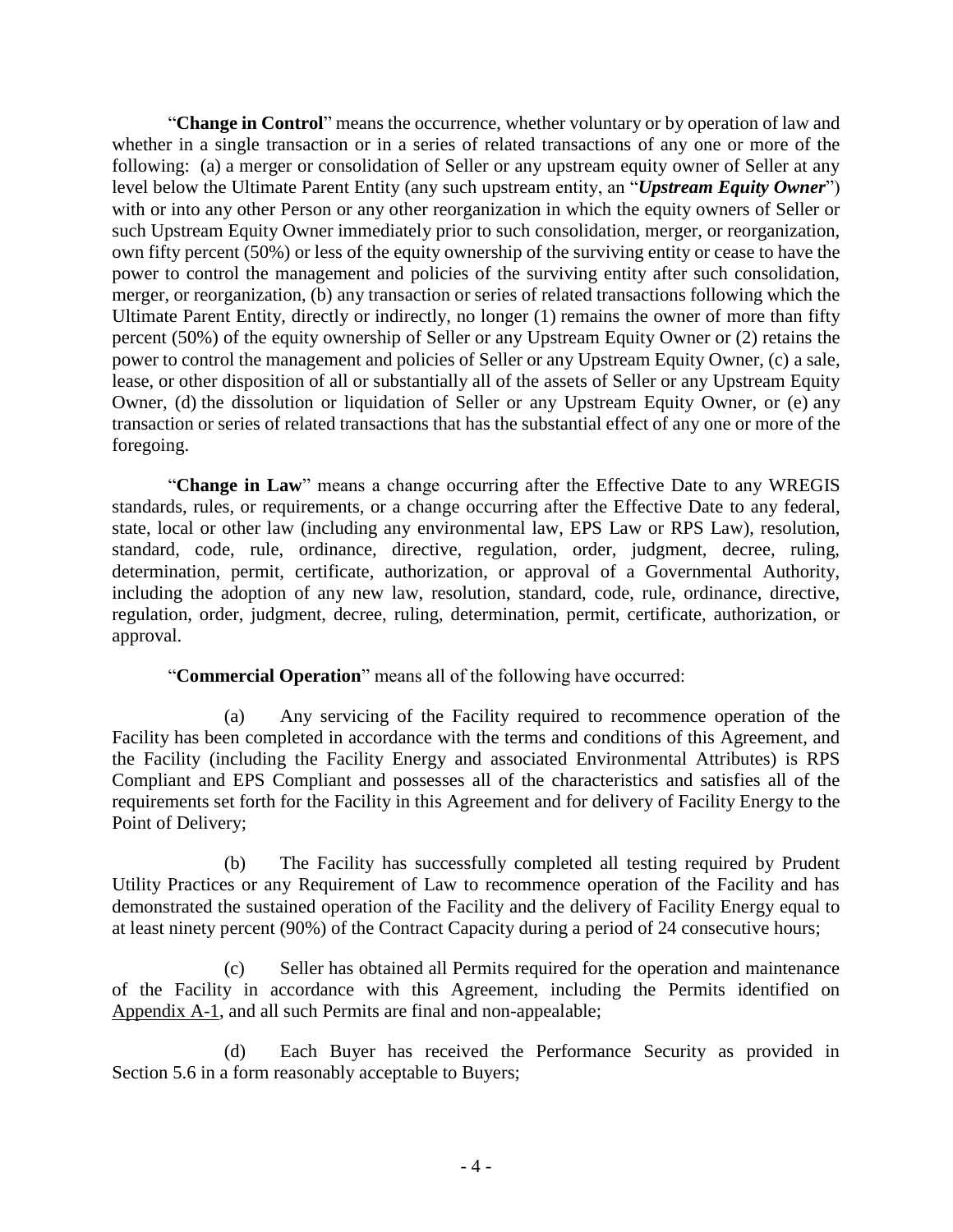"**Change in Control**" means the occurrence, whether voluntary or by operation of law and whether in a single transaction or in a series of related transactions of any one or more of the following: (a) a merger or consolidation of Seller or any upstream equity owner of Seller at any level below the Ultimate Parent Entity (any such upstream entity, an "***Upstream Equity Owner***") with or into any other Person or any other reorganization in which the equity owners of Seller or such Upstream Equity Owner immediately prior to such consolidation, merger, or reorganization, own fifty percent (50%) or less of the equity ownership of the surviving entity or cease to have the power to control the management and policies of the surviving entity after such consolidation, merger, or reorganization, (b) any transaction or series of related transactions following which the Ultimate Parent Entity, directly or indirectly, no longer (1) remains the owner of more than fifty percent (50%) of the equity ownership of Seller or any Upstream Equity Owner or (2) retains the power to control the management and policies of Seller or any Upstream Equity Owner, (c) a sale, lease, or other disposition of all or substantially all of the assets of Seller or any Upstream Equity Owner, (d) the dissolution or liquidation of Seller or any Upstream Equity Owner, or (e) any transaction or series of related transactions that has the substantial effect of any one or more of the foregoing.

"**Change in Law**" means a change occurring after the Effective Date to any WREGIS standards, rules, or requirements, or a change occurring after the Effective Date to any federal, state, local or other law (including any environmental law, EPS Law or RPS Law), resolution, standard, code, rule, ordinance, directive, regulation, order, judgment, decree, ruling, determination, permit, certificate, authorization, or approval of a Governmental Authority, including the adoption of any new law, resolution, standard, code, rule, ordinance, directive, regulation, order, judgment, decree, ruling, determination, permit, certificate, authorization, or approval.

"**Commercial Operation**" means all of the following have occurred:

(a) Any servicing of the Facility required to recommence operation of the Facility has been completed in accordance with the terms and conditions of this Agreement, and the Facility (including the Facility Energy and associated Environmental Attributes) is RPS Compliant and EPS Compliant and possesses all of the characteristics and satisfies all of the requirements set forth for the Facility in this Agreement and for delivery of Facility Energy to the Point of Delivery;

(b) The Facility has successfully completed all testing required by Prudent Utility Practices or any Requirement of Law to recommence operation of the Facility and has demonstrated the sustained operation of the Facility and the delivery of Facility Energy equal to at least ninety percent (90%) of the Contract Capacity during a period of 24 consecutive hours;

(c) Seller has obtained all Permits required for the operation and maintenance of the Facility in accordance with this Agreement, including the Permits identified on Appendix A-1, and all such Permits are final and non-appealable;

(d) Each Buyer has received the Performance Security as provided in Section 5.6 in a form reasonably acceptable to Buyers;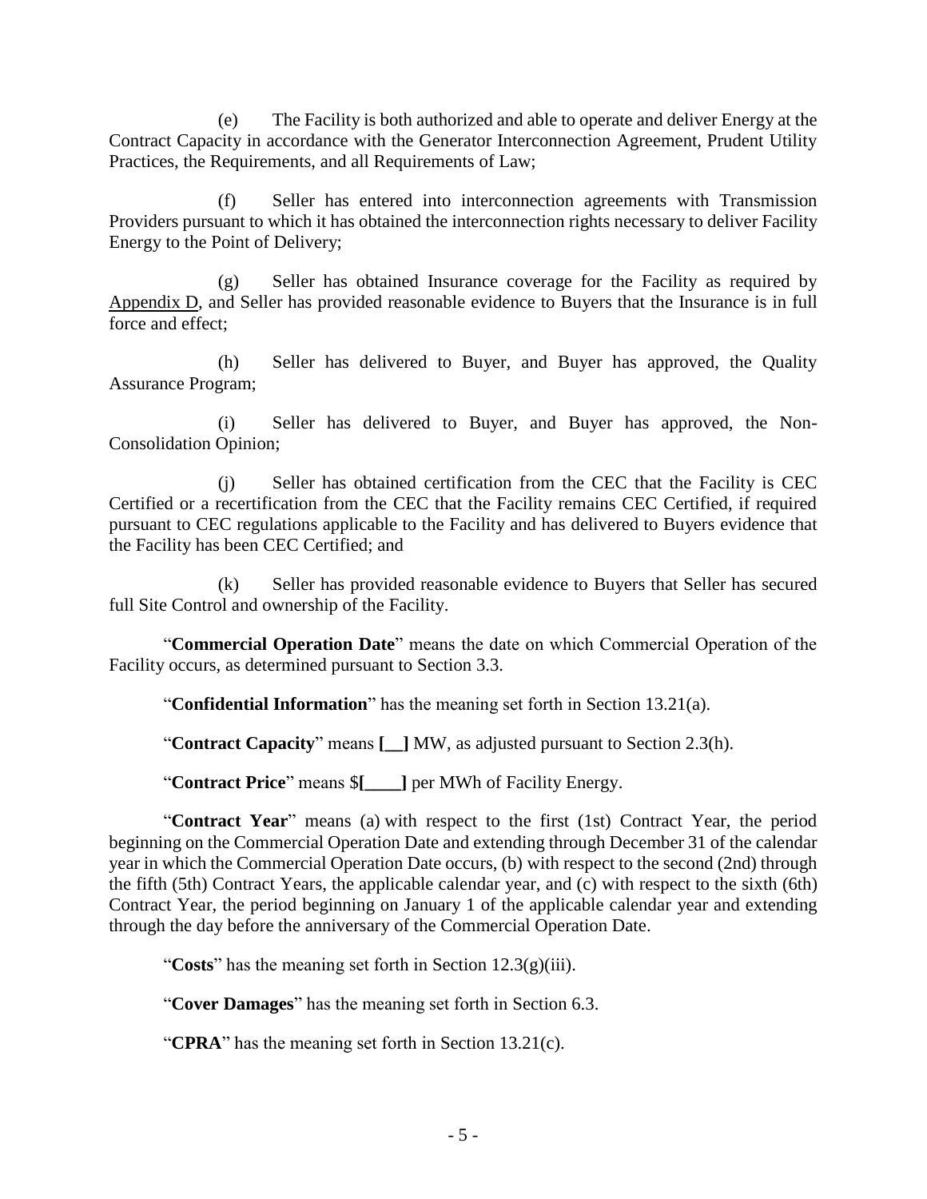(e) The Facility is both authorized and able to operate and deliver Energy at the Contract Capacity in accordance with the Generator Interconnection Agreement, Prudent Utility Practices, the Requirements, and all Requirements of Law;

(f) Seller has entered into interconnection agreements with Transmission Providers pursuant to which it has obtained the interconnection rights necessary to deliver Facility Energy to the Point of Delivery;

(g) Seller has obtained Insurance coverage for the Facility as required by Appendix D, and Seller has provided reasonable evidence to Buyers that the Insurance is in full force and effect;

(h) Seller has delivered to Buyer, and Buyer has approved, the Quality Assurance Program;

(i) Seller has delivered to Buyer, and Buyer has approved, the Non-Consolidation Opinion;

(j) Seller has obtained certification from the CEC that the Facility is CEC Certified or a recertification from the CEC that the Facility remains CEC Certified, if required pursuant to CEC regulations applicable to the Facility and has delivered to Buyers evidence that the Facility has been CEC Certified; and

(k) Seller has provided reasonable evidence to Buyers that Seller has secured full Site Control and ownership of the Facility.

"**Commercial Operation Date**" means the date on which Commercial Operation of the Facility occurs, as determined pursuant to Section 3.3.

"**Confidential Information**" has the meaning set forth in Section 13.21(a).

"**Contract Capacity**" means **[__]** MW, as adjusted pursuant to Section 2.3(h).

"**Contract Price**" means $**[____]** per MWh of Facility Energy.

"**Contract Year**" means (a) with respect to the first (1st) Contract Year, the period beginning on the Commercial Operation Date and extending through December 31 of the calendar year in which the Commercial Operation Date occurs, (b) with respect to the second (2nd) through the fifth (5th) Contract Years, the applicable calendar year, and (c) with respect to the sixth (6th) Contract Year, the period beginning on January 1 of the applicable calendar year and extending through the day before the anniversary of the Commercial Operation Date.

"**Costs**" has the meaning set forth in Section 12.3(g)(iii).

"**Cover Damages**" has the meaning set forth in Section 6.3.

"**CPRA**" has the meaning set forth in Section 13.21(c).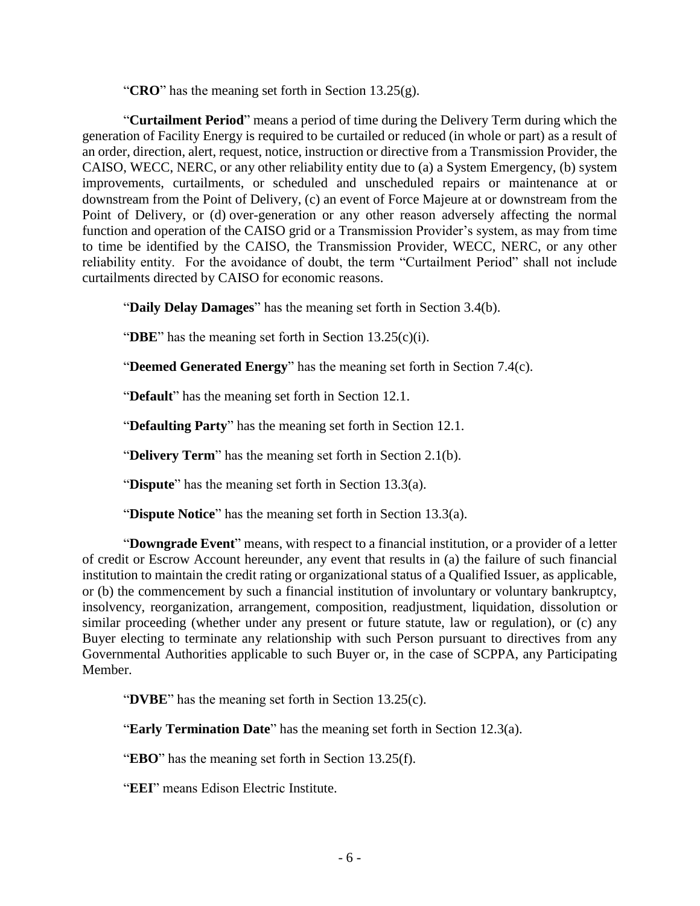"**CRO**" has the meaning set forth in Section 13.25(g).

"**Curtailment Period**" means a period of time during the Delivery Term during which the generation of Facility Energy is required to be curtailed or reduced (in whole or part) as a result of an order, direction, alert, request, notice, instruction or directive from a Transmission Provider, the CAISO, WECC, NERC, or any other reliability entity due to (a) a System Emergency, (b) system improvements, curtailments, or scheduled and unscheduled repairs or maintenance at or downstream from the Point of Delivery, (c) an event of Force Majeure at or downstream from the Point of Delivery, or (d) over-generation or any other reason adversely affecting the normal function and operation of the CAISO grid or a Transmission Provider's system, as may from time to time be identified by the CAISO, the Transmission Provider, WECC, NERC, or any other reliability entity. For the avoidance of doubt, the term "Curtailment Period" shall not include curtailments directed by CAISO for economic reasons.

"**Daily Delay Damages**" has the meaning set forth in Section 3.4(b).

"**DBE**" has the meaning set forth in Section 13.25(c)(i).

"**Deemed Generated Energy**" has the meaning set forth in Section 7.4(c).

"**Default**" has the meaning set forth in Section 12.1.

"**Defaulting Party**" has the meaning set forth in Section 12.1.

"**Delivery Term**" has the meaning set forth in Section 2.1(b).

"**Dispute**" has the meaning set forth in Section 13.3(a).

"**Dispute Notice**" has the meaning set forth in Section 13.3(a).

"**Downgrade Event**" means, with respect to a financial institution, or a provider of a letter of credit or Escrow Account hereunder, any event that results in (a) the failure of such financial institution to maintain the credit rating or organizational status of a Qualified Issuer, as applicable, or (b) the commencement by such a financial institution of involuntary or voluntary bankruptcy, insolvency, reorganization, arrangement, composition, readjustment, liquidation, dissolution or similar proceeding (whether under any present or future statute, law or regulation), or (c) any Buyer electing to terminate any relationship with such Person pursuant to directives from any Governmental Authorities applicable to such Buyer or, in the case of SCPPA, any Participating Member.

"**DVBE**" has the meaning set forth in Section 13.25(c).

"**Early Termination Date**" has the meaning set forth in Section 12.3(a).

"**EBO**" has the meaning set forth in Section 13.25(f).

"**EEI**" means Edison Electric Institute.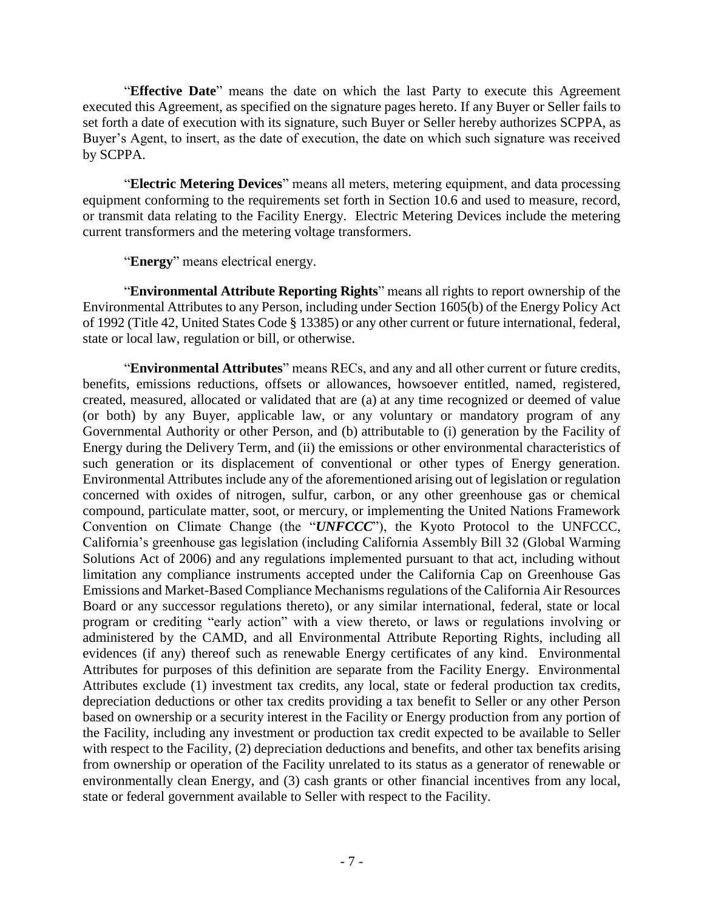"**Effective Date**" means the date on which the last Party to execute this Agreement executed this Agreement, as specified on the signature pages hereto. If any Buyer or Seller fails to set forth a date of execution with its signature, such Buyer or Seller hereby authorizes SCPPA, as Buyer's Agent, to insert, as the date of execution, the date on which such signature was received by SCPPA.

"**Electric Metering Devices**" means all meters, metering equipment, and data processing equipment conforming to the requirements set forth in Section 10.6 and used to measure, record, or transmit data relating to the Facility Energy. Electric Metering Devices include the metering current transformers and the metering voltage transformers.

"**Energy**" means electrical energy.

"**Environmental Attribute Reporting Rights**" means all rights to report ownership of the Environmental Attributes to any Person, including under Section 1605(b) of the Energy Policy Act of 1992 (Title 42, United States Code § 13385) or any other current or future international, federal, state or local law, regulation or bill, or otherwise.

"**Environmental Attributes**" means RECs, and any and all other current or future credits, benefits, emissions reductions, offsets or allowances, howsoever entitled, named, registered, created, measured, allocated or validated that are (a) at any time recognized or deemed of value (or both) by any Buyer, applicable law, or any voluntary or mandatory program of any Governmental Authority or other Person, and (b) attributable to (i) generation by the Facility of Energy during the Delivery Term, and (ii) the emissions or other environmental characteristics of such generation or its displacement of conventional or other types of Energy generation. Environmental Attributes include any of the aforementioned arising out of legislation or regulation concerned with oxides of nitrogen, sulfur, carbon, or any other greenhouse gas or chemical compound, particulate matter, soot, or mercury, or implementing the United Nations Framework Convention on Climate Change (the "***UNFCCC***"), the Kyoto Protocol to the UNFCCC, California's greenhouse gas legislation (including California Assembly Bill 32 (Global Warming Solutions Act of 2006) and any regulations implemented pursuant to that act, including without limitation any compliance instruments accepted under the California Cap on Greenhouse Gas Emissions and Market-Based Compliance Mechanisms regulations of the California Air Resources Board or any successor regulations thereto), or any similar international, federal, state or local program or crediting "early action" with a view thereto, or laws or regulations involving or administered by the CAMD, and all Environmental Attribute Reporting Rights, including all evidences (if any) thereof such as renewable Energy certificates of any kind. Environmental Attributes for purposes of this definition are separate from the Facility Energy. Environmental Attributes exclude (1) investment tax credits, any local, state or federal production tax credits, depreciation deductions or other tax credits providing a tax benefit to Seller or any other Person based on ownership or a security interest in the Facility or Energy production from any portion of the Facility, including any investment or production tax credit expected to be available to Seller with respect to the Facility, (2) depreciation deductions and benefits, and other tax benefits arising from ownership or operation of the Facility unrelated to its status as a generator of renewable or environmentally clean Energy, and (3) cash grants or other financial incentives from any local, state or federal government available to Seller with respect to the Facility.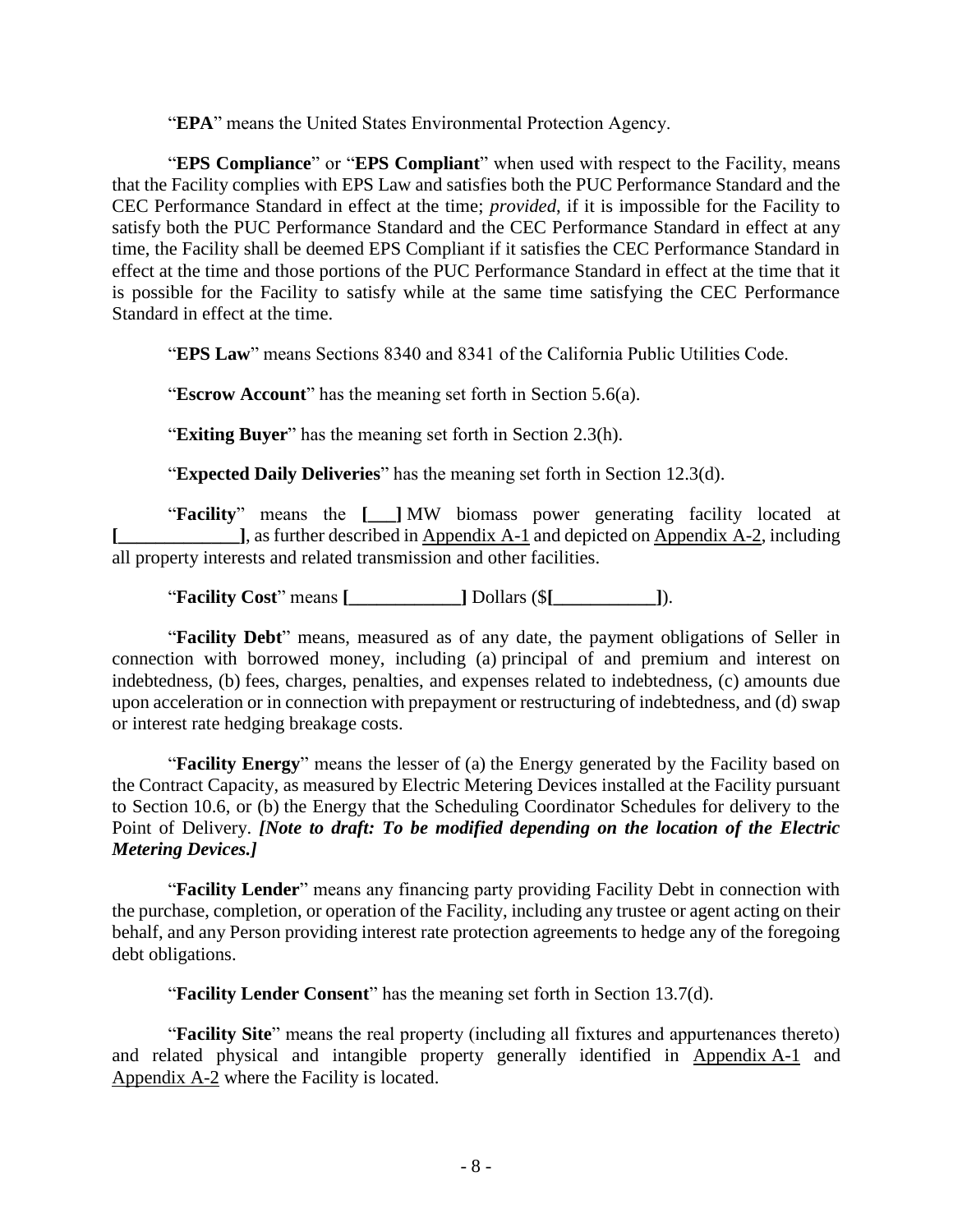"**EPA**" means the United States Environmental Protection Agency.

"**EPS Compliance**" or "**EPS Compliant**" when used with respect to the Facility, means that the Facility complies with EPS Law and satisfies both the PUC Performance Standard and the CEC Performance Standard in effect at the time; *provided*, if it is impossible for the Facility to satisfy both the PUC Performance Standard and the CEC Performance Standard in effect at any time, the Facility shall be deemed EPS Compliant if it satisfies the CEC Performance Standard in effect at the time and those portions of the PUC Performance Standard in effect at the time that it is possible for the Facility to satisfy while at the same time satisfying the CEC Performance Standard in effect at the time.

"**EPS Law**" means Sections 8340 and 8341 of the California Public Utilities Code.

"**Escrow Account**" has the meaning set forth in Section 5.6(a).

"**Exiting Buyer**" has the meaning set forth in Section 2.3(h).

"**Expected Daily Deliveries**" has the meaning set forth in Section 12.3(d).

"**Facility**" means the **[___]** MW biomass power generating facility located at **[_____________]**, as further described in Appendix A-1 and depicted on Appendix A-2, including all property interests and related transmission and other facilities.

"**Facility Cost**" means **[____________]** Dollars ($**[___________]**).

"**Facility Debt**" means, measured as of any date, the payment obligations of Seller in connection with borrowed money, including (a) principal of and premium and interest on indebtedness, (b) fees, charges, penalties, and expenses related to indebtedness, (c) amounts due upon acceleration or in connection with prepayment or restructuring of indebtedness, and (d) swap or interest rate hedging breakage costs.

"**Facility Energy**" means the lesser of (a) the Energy generated by the Facility based on the Contract Capacity, as measured by Electric Metering Devices installed at the Facility pursuant to Section 10.6, or (b) the Energy that the Scheduling Coordinator Schedules for delivery to the Point of Delivery. ***[Note to draft: To be modified depending on the location of the Electric Metering Devices.]***

"**Facility Lender**" means any financing party providing Facility Debt in connection with the purchase, completion, or operation of the Facility, including any trustee or agent acting on their behalf, and any Person providing interest rate protection agreements to hedge any of the foregoing debt obligations.

"**Facility Lender Consent**" has the meaning set forth in Section 13.7(d).

"**Facility Site**" means the real property (including all fixtures and appurtenances thereto) and related physical and intangible property generally identified in Appendix A-1 and Appendix A-2 where the Facility is located.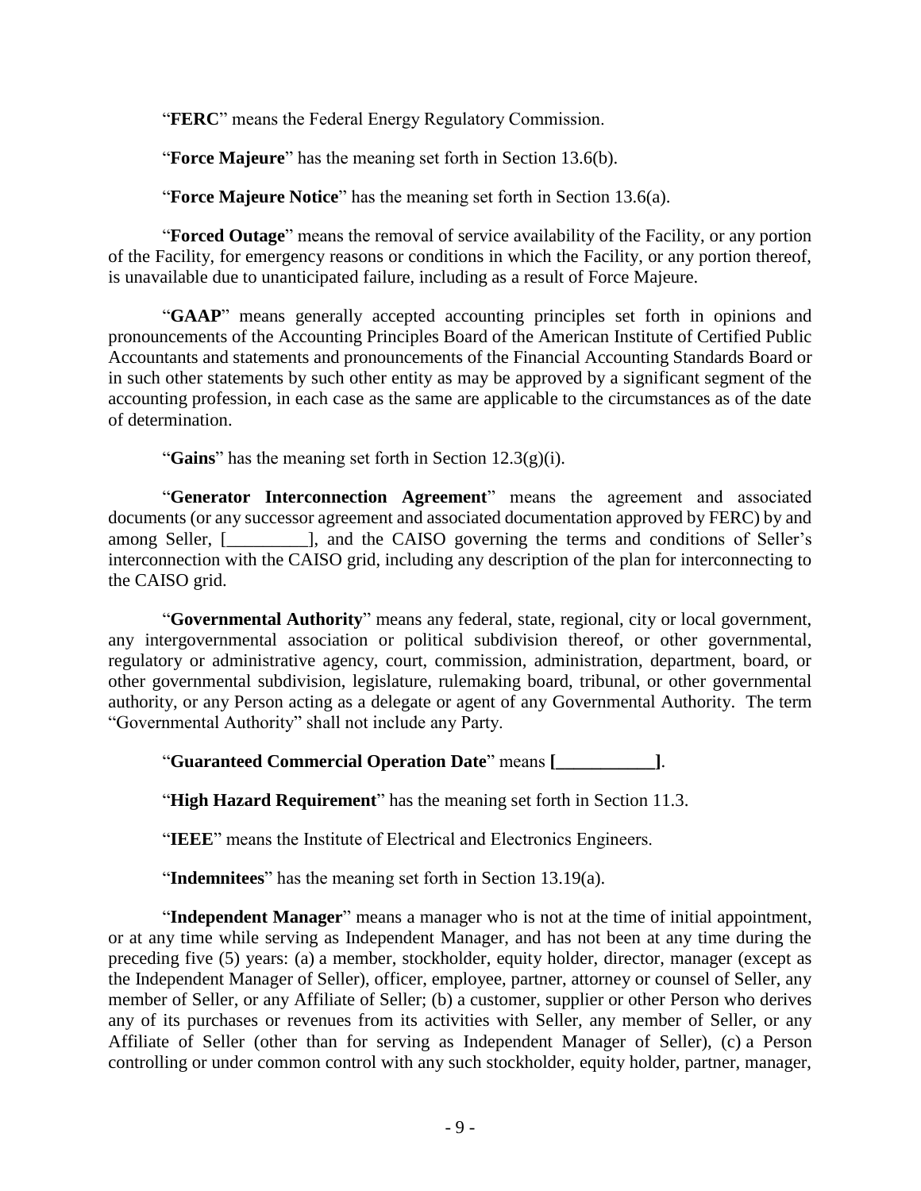"**FERC**" means the Federal Energy Regulatory Commission.

"**Force Majeure**" has the meaning set forth in Section 13.6(b).

"**Force Majeure Notice**" has the meaning set forth in Section 13.6(a).

"**Forced Outage**" means the removal of service availability of the Facility, or any portion of the Facility, for emergency reasons or conditions in which the Facility, or any portion thereof, is unavailable due to unanticipated failure, including as a result of Force Majeure.

"**GAAP**" means generally accepted accounting principles set forth in opinions and pronouncements of the Accounting Principles Board of the American Institute of Certified Public Accountants and statements and pronouncements of the Financial Accounting Standards Board or in such other statements by such other entity as may be approved by a significant segment of the accounting profession, in each case as the same are applicable to the circumstances as of the date of determination.

"**Gains**" has the meaning set forth in Section 12.3(g)(i).

"**Generator Interconnection Agreement**" means the agreement and associated documents (or any successor agreement and associated documentation approved by FERC) by and among Seller, [_________], and the CAISO governing the terms and conditions of Seller's interconnection with the CAISO grid, including any description of the plan for interconnecting to the CAISO grid.

"**Governmental Authority**" means any federal, state, regional, city or local government, any intergovernmental association or political subdivision thereof, or other governmental, regulatory or administrative agency, court, commission, administration, department, board, or other governmental subdivision, legislature, rulemaking board, tribunal, or other governmental authority, or any Person acting as a delegate or agent of any Governmental Authority. The term "Governmental Authority" shall not include any Party.

"**Guaranteed Commercial Operation Date**" means **[___________]**.

"**High Hazard Requirement**" has the meaning set forth in Section 11.3.

"**IEEE**" means the Institute of Electrical and Electronics Engineers.

"**Indemnitees**" has the meaning set forth in Section 13.19(a).

"**Independent Manager**" means a manager who is not at the time of initial appointment, or at any time while serving as Independent Manager, and has not been at any time during the preceding five (5) years: (a) a member, stockholder, equity holder, director, manager (except as the Independent Manager of Seller), officer, employee, partner, attorney or counsel of Seller, any member of Seller, or any Affiliate of Seller; (b) a customer, supplier or other Person who derives any of its purchases or revenues from its activities with Seller, any member of Seller, or any Affiliate of Seller (other than for serving as Independent Manager of Seller), (c) a Person controlling or under common control with any such stockholder, equity holder, partner, manager,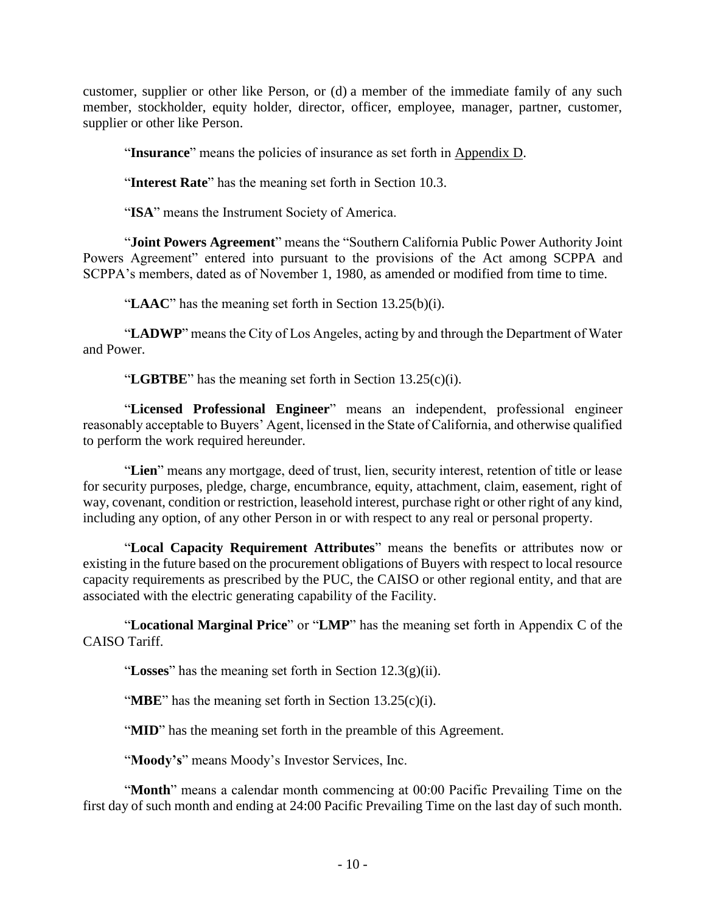customer, supplier or other like Person, or (d) a member of the immediate family of any such member, stockholder, equity holder, director, officer, employee, manager, partner, customer, supplier or other like Person.

"**Insurance**" means the policies of insurance as set forth in Appendix D.

"**Interest Rate**" has the meaning set forth in Section 10.3.

"**ISA**" means the Instrument Society of America.

"**Joint Powers Agreement**" means the "Southern California Public Power Authority Joint Powers Agreement" entered into pursuant to the provisions of the Act among SCPPA and SCPPA's members, dated as of November 1, 1980, as amended or modified from time to time.

"**LAAC**" has the meaning set forth in Section 13.25(b)(i).

"**LADWP**" means the City of Los Angeles, acting by and through the Department of Water and Power.

"**LGBTBE**" has the meaning set forth in Section 13.25(c)(i).

"**Licensed Professional Engineer**" means an independent, professional engineer reasonably acceptable to Buyers' Agent, licensed in the State of California, and otherwise qualified to perform the work required hereunder.

"**Lien**" means any mortgage, deed of trust, lien, security interest, retention of title or lease for security purposes, pledge, charge, encumbrance, equity, attachment, claim, easement, right of way, covenant, condition or restriction, leasehold interest, purchase right or other right of any kind, including any option, of any other Person in or with respect to any real or personal property.

"**Local Capacity Requirement Attributes**" means the benefits or attributes now or existing in the future based on the procurement obligations of Buyers with respect to local resource capacity requirements as prescribed by the PUC, the CAISO or other regional entity, and that are associated with the electric generating capability of the Facility.

"**Locational Marginal Price**" or "**LMP**" has the meaning set forth in Appendix C of the CAISO Tariff.

"**Losses**" has the meaning set forth in Section 12.3(g)(ii).

"**MBE**" has the meaning set forth in Section 13.25(c)(i).

"**MID**" has the meaning set forth in the preamble of this Agreement.

"**Moody's**" means Moody's Investor Services, Inc.

"**Month**" means a calendar month commencing at 00:00 Pacific Prevailing Time on the first day of such month and ending at 24:00 Pacific Prevailing Time on the last day of such month.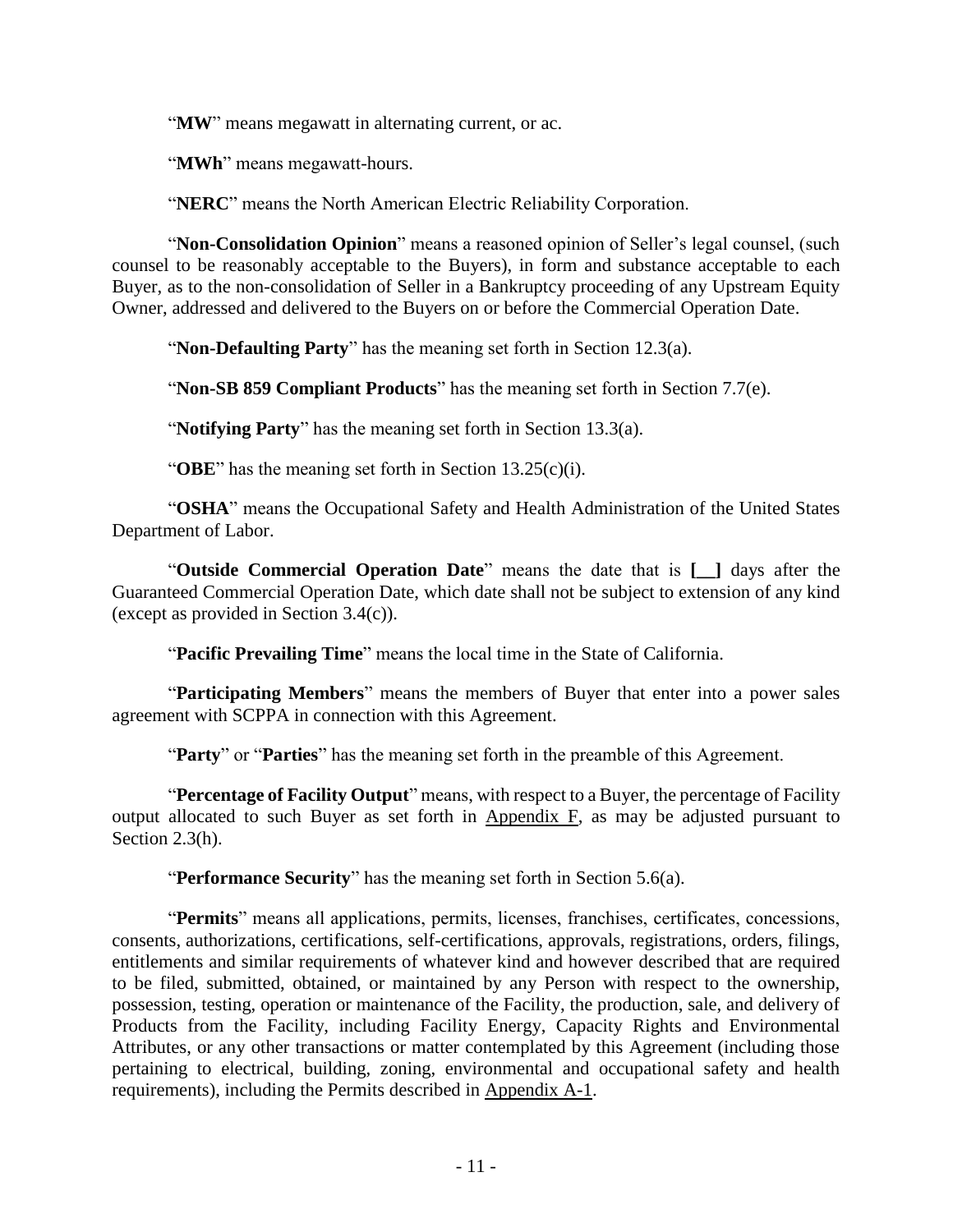"**MW**" means megawatt in alternating current, or ac.

"**MWh**" means megawatt-hours.

"**NERC**" means the North American Electric Reliability Corporation.

"**Non-Consolidation Opinion**" means a reasoned opinion of Seller's legal counsel, (such counsel to be reasonably acceptable to the Buyers), in form and substance acceptable to each Buyer, as to the non-consolidation of Seller in a Bankruptcy proceeding of any Upstream Equity Owner, addressed and delivered to the Buyers on or before the Commercial Operation Date.

"**Non-Defaulting Party**" has the meaning set forth in Section 12.3(a).

"**Non-SB 859 Compliant Products**" has the meaning set forth in Section 7.7(e).

"**Notifying Party**" has the meaning set forth in Section 13.3(a).

"**OBE**" has the meaning set forth in Section 13.25(c)(i).

"**OSHA**" means the Occupational Safety and Health Administration of the United States Department of Labor.

"**Outside Commercial Operation Date**" means the date that is **[__]** days after the Guaranteed Commercial Operation Date, which date shall not be subject to extension of any kind (except as provided in Section 3.4(c)).

"**Pacific Prevailing Time**" means the local time in the State of California.

"**Participating Members**" means the members of Buyer that enter into a power sales agreement with SCPPA in connection with this Agreement.

"**Party**" or "**Parties**" has the meaning set forth in the preamble of this Agreement.

"**Percentage of Facility Output**" means, with respect to a Buyer, the percentage of Facility output allocated to such Buyer as set forth in Appendix F, as may be adjusted pursuant to Section 2.3(h).

"**Performance Security**" has the meaning set forth in Section 5.6(a).

"**Permits**" means all applications, permits, licenses, franchises, certificates, concessions, consents, authorizations, certifications, self-certifications, approvals, registrations, orders, filings, entitlements and similar requirements of whatever kind and however described that are required to be filed, submitted, obtained, or maintained by any Person with respect to the ownership, possession, testing, operation or maintenance of the Facility, the production, sale, and delivery of Products from the Facility, including Facility Energy, Capacity Rights and Environmental Attributes, or any other transactions or matter contemplated by this Agreement (including those pertaining to electrical, building, zoning, environmental and occupational safety and health requirements), including the Permits described in Appendix A-1.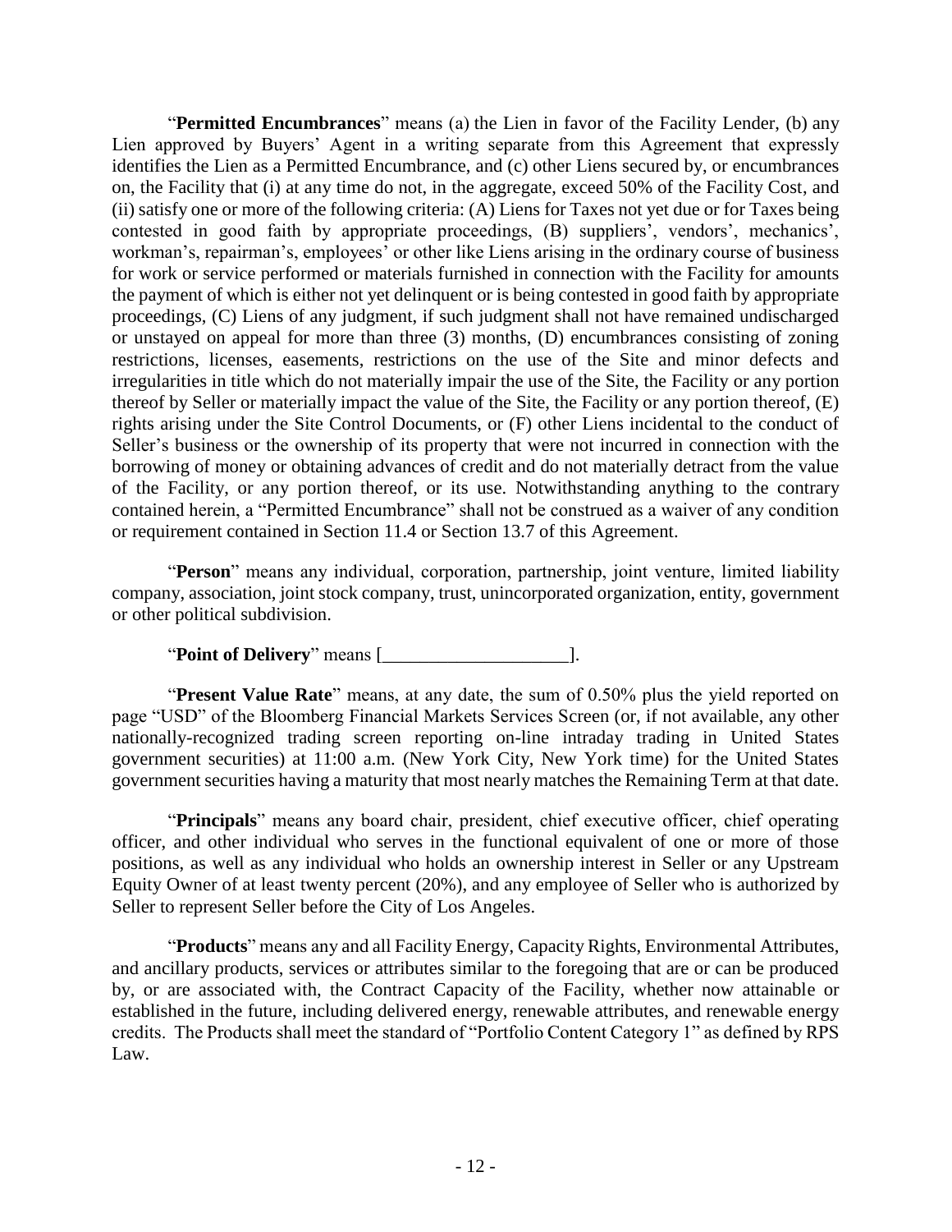"**Permitted Encumbrances**" means (a) the Lien in favor of the Facility Lender, (b) any Lien approved by Buyers' Agent in a writing separate from this Agreement that expressly identifies the Lien as a Permitted Encumbrance, and (c) other Liens secured by, or encumbrances on, the Facility that (i) at any time do not, in the aggregate, exceed 50% of the Facility Cost, and (ii) satisfy one or more of the following criteria: (A) Liens for Taxes not yet due or for Taxes being contested in good faith by appropriate proceedings, (B) suppliers', vendors', mechanics', workman's, repairman's, employees' or other like Liens arising in the ordinary course of business for work or service performed or materials furnished in connection with the Facility for amounts the payment of which is either not yet delinquent or is being contested in good faith by appropriate proceedings, (C) Liens of any judgment, if such judgment shall not have remained undischarged or unstayed on appeal for more than three (3) months, (D) encumbrances consisting of zoning restrictions, licenses, easements, restrictions on the use of the Site and minor defects and irregularities in title which do not materially impair the use of the Site, the Facility or any portion thereof by Seller or materially impact the value of the Site, the Facility or any portion thereof, (E) rights arising under the Site Control Documents, or (F) other Liens incidental to the conduct of Seller's business or the ownership of its property that were not incurred in connection with the borrowing of money or obtaining advances of credit and do not materially detract from the value of the Facility, or any portion thereof, or its use. Notwithstanding anything to the contrary contained herein, a "Permitted Encumbrance" shall not be construed as a waiver of any condition or requirement contained in Section 11.4 or Section 13.7 of this Agreement.

"**Person**" means any individual, corporation, partnership, joint venture, limited liability company, association, joint stock company, trust, unincorporated organization, entity, government or other political subdivision.

"**Point of Delivery**" means [____________________].

"**Present Value Rate**" means, at any date, the sum of 0.50% plus the yield reported on page "USD" of the Bloomberg Financial Markets Services Screen (or, if not available, any other nationally-recognized trading screen reporting on-line intraday trading in United States government securities) at 11:00 a.m. (New York City, New York time) for the United States government securities having a maturity that most nearly matches the Remaining Term at that date.

"**Principals**" means any board chair, president, chief executive officer, chief operating officer, and other individual who serves in the functional equivalent of one or more of those positions, as well as any individual who holds an ownership interest in Seller or any Upstream Equity Owner of at least twenty percent (20%), and any employee of Seller who is authorized by Seller to represent Seller before the City of Los Angeles.

"**Products**" means any and all Facility Energy, Capacity Rights, Environmental Attributes, and ancillary products, services or attributes similar to the foregoing that are or can be produced by, or are associated with, the Contract Capacity of the Facility, whether now attainable or established in the future, including delivered energy, renewable attributes, and renewable energy credits. The Products shall meet the standard of "Portfolio Content Category 1" as defined by RPS Law.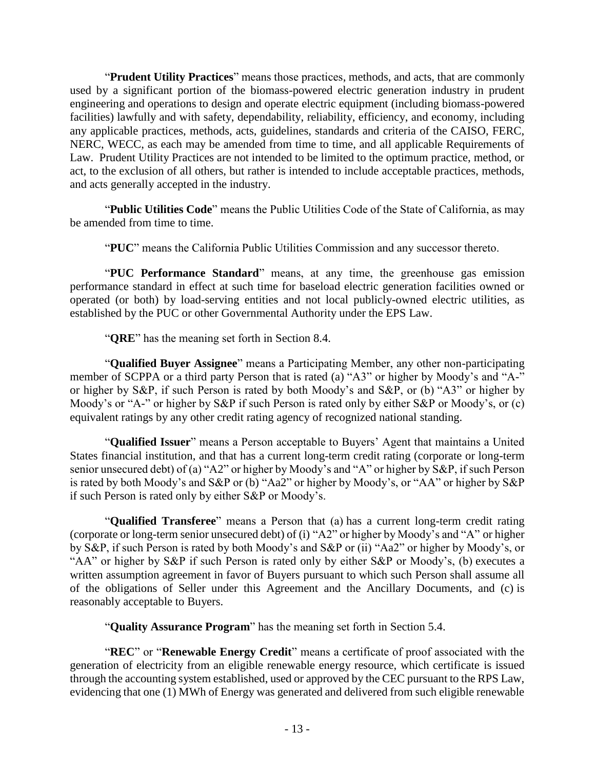"**Prudent Utility Practices**" means those practices, methods, and acts, that are commonly used by a significant portion of the biomass-powered electric generation industry in prudent engineering and operations to design and operate electric equipment (including biomass-powered facilities) lawfully and with safety, dependability, reliability, efficiency, and economy, including any applicable practices, methods, acts, guidelines, standards and criteria of the CAISO, FERC, NERC, WECC, as each may be amended from time to time, and all applicable Requirements of Law. Prudent Utility Practices are not intended to be limited to the optimum practice, method, or act, to the exclusion of all others, but rather is intended to include acceptable practices, methods, and acts generally accepted in the industry.

"**Public Utilities Code**" means the Public Utilities Code of the State of California, as may be amended from time to time.

"**PUC**" means the California Public Utilities Commission and any successor thereto.

"**PUC Performance Standard**" means, at any time, the greenhouse gas emission performance standard in effect at such time for baseload electric generation facilities owned or operated (or both) by load-serving entities and not local publicly-owned electric utilities, as established by the PUC or other Governmental Authority under the EPS Law.

"**QRE**" has the meaning set forth in Section 8.4.

"**Qualified Buyer Assignee**" means a Participating Member, any other non-participating member of SCPPA or a third party Person that is rated (a) "A3" or higher by Moody's and "A-" or higher by S&P, if such Person is rated by both Moody's and S&P, or (b) "A3" or higher by Moody's or "A-" or higher by S&P if such Person is rated only by either S&P or Moody's, or (c) equivalent ratings by any other credit rating agency of recognized national standing.

"**Qualified Issuer**" means a Person acceptable to Buyers' Agent that maintains a United States financial institution, and that has a current long-term credit rating (corporate or long-term senior unsecured debt) of (a) "A2" or higher by Moody's and "A" or higher by S&P, if such Person is rated by both Moody's and S&P or (b) "Aa2" or higher by Moody's, or "AA" or higher by S&P if such Person is rated only by either S&P or Moody's.

"**Qualified Transferee**" means a Person that (a) has a current long-term credit rating (corporate or long-term senior unsecured debt) of (i) "A2" or higher by Moody's and "A" or higher by S&P, if such Person is rated by both Moody's and S&P or (ii) "Aa2" or higher by Moody's, or "AA" or higher by S&P if such Person is rated only by either S&P or Moody's, (b) executes a written assumption agreement in favor of Buyers pursuant to which such Person shall assume all of the obligations of Seller under this Agreement and the Ancillary Documents, and (c) is reasonably acceptable to Buyers.

"**Quality Assurance Program**" has the meaning set forth in Section 5.4.

"**REC**" or "**Renewable Energy Credit**" means a certificate of proof associated with the generation of electricity from an eligible renewable energy resource, which certificate is issued through the accounting system established, used or approved by the CEC pursuant to the RPS Law, evidencing that one (1) MWh of Energy was generated and delivered from such eligible renewable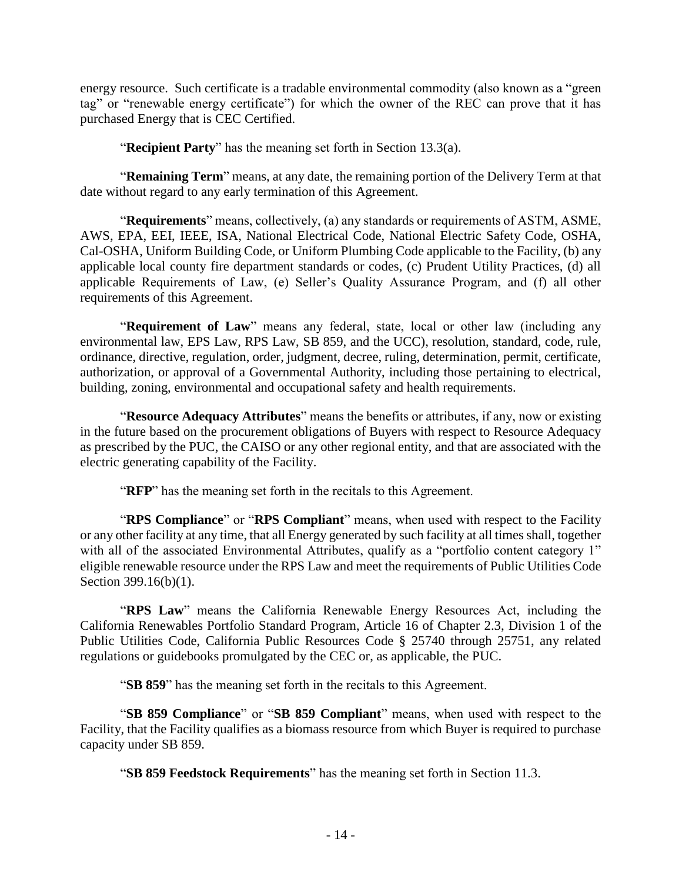energy resource. Such certificate is a tradable environmental commodity (also known as a "green tag" or "renewable energy certificate") for which the owner of the REC can prove that it has purchased Energy that is CEC Certified.

"**Recipient Party**" has the meaning set forth in Section 13.3(a).

"**Remaining Term**" means, at any date, the remaining portion of the Delivery Term at that date without regard to any early termination of this Agreement.

"**Requirements**" means, collectively, (a) any standards or requirements of ASTM, ASME, AWS, EPA, EEI, IEEE, ISA, National Electrical Code, National Electric Safety Code, OSHA, Cal-OSHA, Uniform Building Code, or Uniform Plumbing Code applicable to the Facility, (b) any applicable local county fire department standards or codes, (c) Prudent Utility Practices, (d) all applicable Requirements of Law, (e) Seller's Quality Assurance Program, and (f) all other requirements of this Agreement.

"**Requirement of Law**" means any federal, state, local or other law (including any environmental law, EPS Law, RPS Law, SB 859, and the UCC), resolution, standard, code, rule, ordinance, directive, regulation, order, judgment, decree, ruling, determination, permit, certificate, authorization, or approval of a Governmental Authority, including those pertaining to electrical, building, zoning, environmental and occupational safety and health requirements.

"**Resource Adequacy Attributes**" means the benefits or attributes, if any, now or existing in the future based on the procurement obligations of Buyers with respect to Resource Adequacy as prescribed by the PUC, the CAISO or any other regional entity, and that are associated with the electric generating capability of the Facility.

"**RFP**" has the meaning set forth in the recitals to this Agreement.

"**RPS Compliance**" or "**RPS Compliant**" means, when used with respect to the Facility or any other facility at any time, that all Energy generated by such facility at all times shall, together with all of the associated Environmental Attributes, qualify as a "portfolio content category 1" eligible renewable resource under the RPS Law and meet the requirements of Public Utilities Code Section 399.16(b)(1).

"**RPS Law**" means the California Renewable Energy Resources Act, including the California Renewables Portfolio Standard Program, Article 16 of Chapter 2.3, Division 1 of the Public Utilities Code, California Public Resources Code § 25740 through 25751, any related regulations or guidebooks promulgated by the CEC or, as applicable, the PUC.

"**SB 859**" has the meaning set forth in the recitals to this Agreement.

"**SB 859 Compliance**" or "**SB 859 Compliant**" means, when used with respect to the Facility, that the Facility qualifies as a biomass resource from which Buyer is required to purchase capacity under SB 859.

"**SB 859 Feedstock Requirements**" has the meaning set forth in Section 11.3.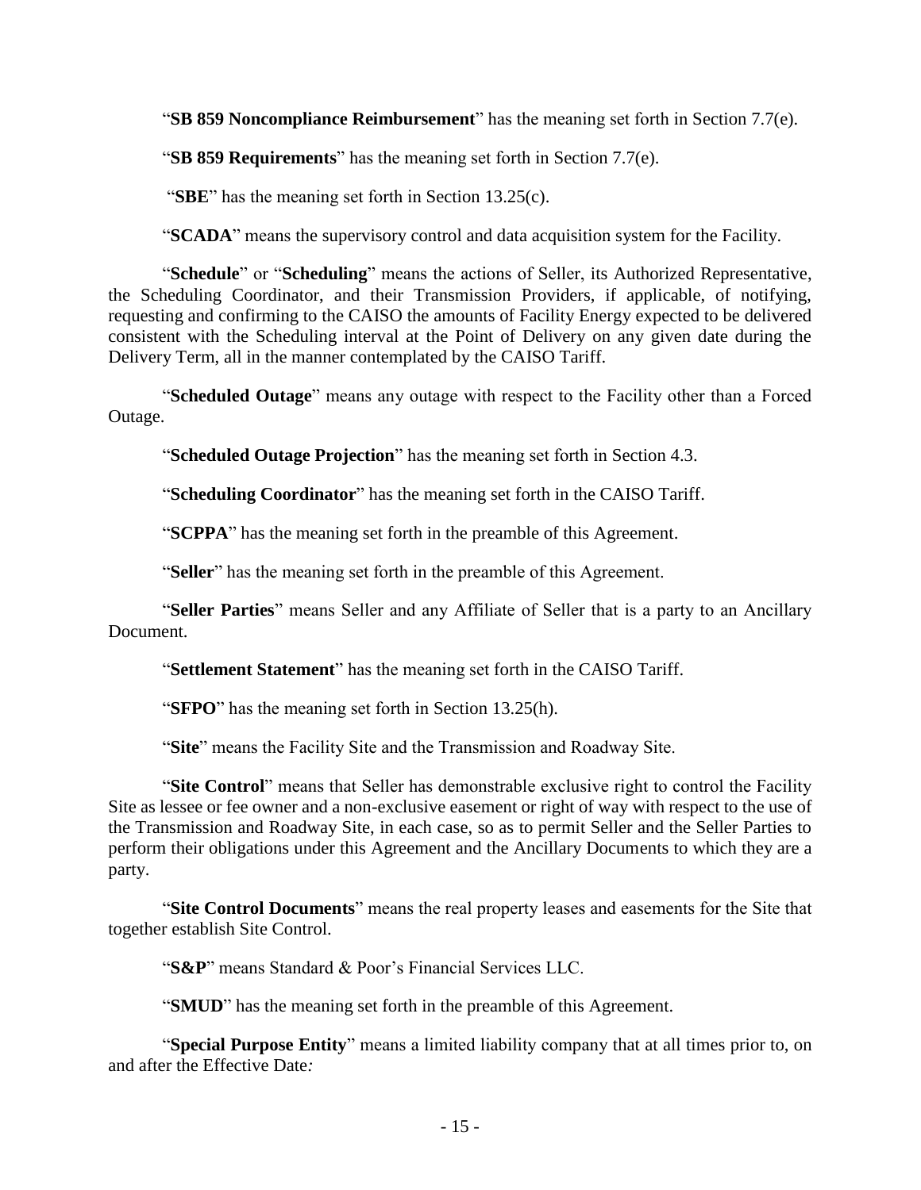"**SB 859 Noncompliance Reimbursement**" has the meaning set forth in Section 7.7(e).

"**SB 859 Requirements**" has the meaning set forth in Section 7.7(e).

"**SBE**" has the meaning set forth in Section 13.25(c).

"**SCADA**" means the supervisory control and data acquisition system for the Facility.

"**Schedule**" or "**Scheduling**" means the actions of Seller, its Authorized Representative, the Scheduling Coordinator, and their Transmission Providers, if applicable, of notifying, requesting and confirming to the CAISO the amounts of Facility Energy expected to be delivered consistent with the Scheduling interval at the Point of Delivery on any given date during the Delivery Term, all in the manner contemplated by the CAISO Tariff.

"**Scheduled Outage**" means any outage with respect to the Facility other than a Forced Outage.

"**Scheduled Outage Projection**" has the meaning set forth in Section 4.3.

"**Scheduling Coordinator**" has the meaning set forth in the CAISO Tariff.

"**SCPPA**" has the meaning set forth in the preamble of this Agreement.

"**Seller**" has the meaning set forth in the preamble of this Agreement.

"**Seller Parties**" means Seller and any Affiliate of Seller that is a party to an Ancillary Document.

"**Settlement Statement**" has the meaning set forth in the CAISO Tariff.

"**SFPO**" has the meaning set forth in Section 13.25(h).

"**Site**" means the Facility Site and the Transmission and Roadway Site.

"**Site Control**" means that Seller has demonstrable exclusive right to control the Facility Site as lessee or fee owner and a non-exclusive easement or right of way with respect to the use of the Transmission and Roadway Site, in each case, so as to permit Seller and the Seller Parties to perform their obligations under this Agreement and the Ancillary Documents to which they are a party.

"**Site Control Documents**" means the real property leases and easements for the Site that together establish Site Control.

"**S&P**" means Standard & Poor's Financial Services LLC.

"**SMUD**" has the meaning set forth in the preamble of this Agreement.

"**Special Purpose Entity**" means a limited liability company that at all times prior to, on and after the Effective Date*:*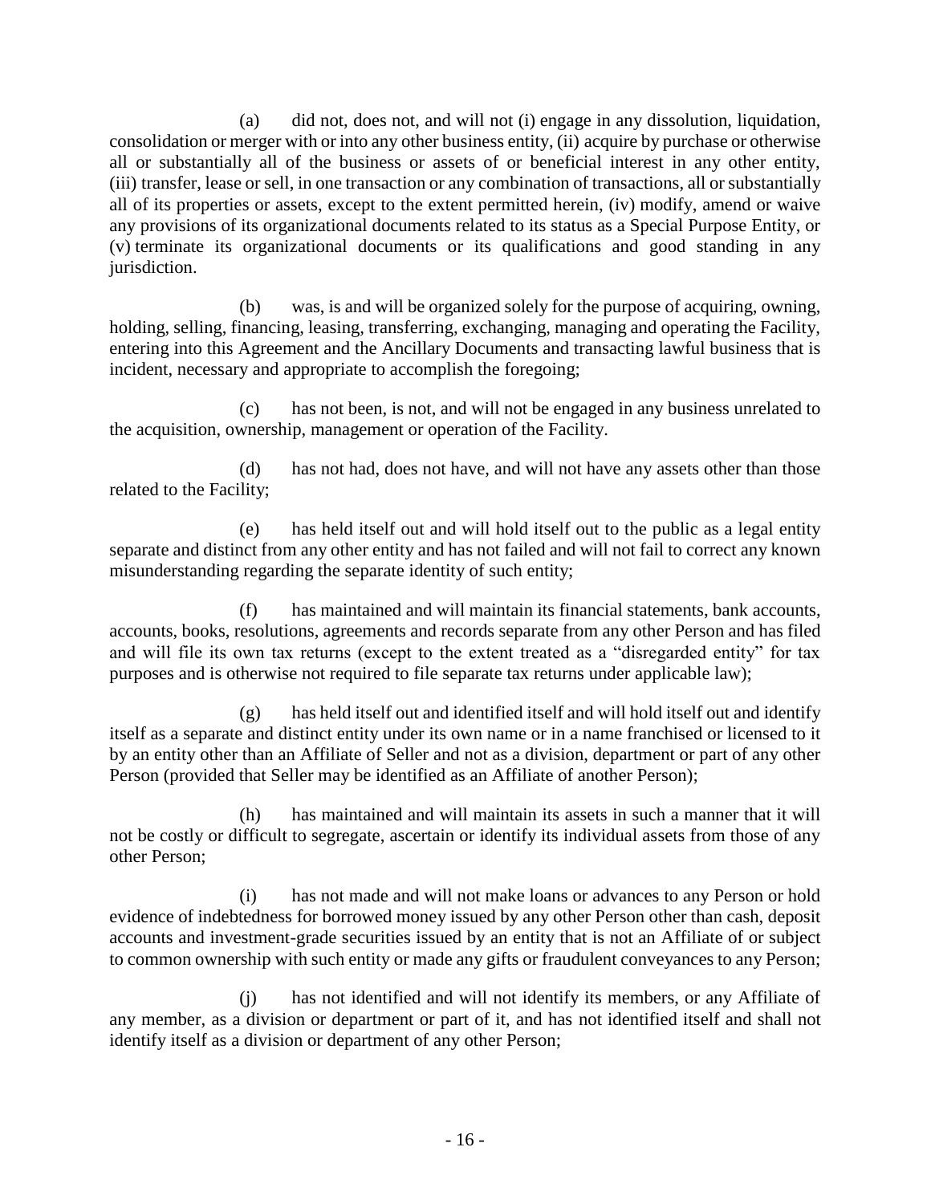(a) did not, does not, and will not (i) engage in any dissolution, liquidation, consolidation or merger with or into any other business entity, (ii) acquire by purchase or otherwise all or substantially all of the business or assets of or beneficial interest in any other entity, (iii) transfer, lease or sell, in one transaction or any combination of transactions, all or substantially all of its properties or assets, except to the extent permitted herein, (iv) modify, amend or waive any provisions of its organizational documents related to its status as a Special Purpose Entity, or (v) terminate its organizational documents or its qualifications and good standing in any jurisdiction.

(b) was, is and will be organized solely for the purpose of acquiring, owning, holding, selling, financing, leasing, transferring, exchanging, managing and operating the Facility, entering into this Agreement and the Ancillary Documents and transacting lawful business that is incident, necessary and appropriate to accomplish the foregoing;

(c) has not been, is not, and will not be engaged in any business unrelated to the acquisition, ownership, management or operation of the Facility.

(d) has not had, does not have, and will not have any assets other than those related to the Facility;

(e) has held itself out and will hold itself out to the public as a legal entity separate and distinct from any other entity and has not failed and will not fail to correct any known misunderstanding regarding the separate identity of such entity;

(f) has maintained and will maintain its financial statements, bank accounts, accounts, books, resolutions, agreements and records separate from any other Person and has filed and will file its own tax returns (except to the extent treated as a "disregarded entity" for tax purposes and is otherwise not required to file separate tax returns under applicable law);

(g) has held itself out and identified itself and will hold itself out and identify itself as a separate and distinct entity under its own name or in a name franchised or licensed to it by an entity other than an Affiliate of Seller and not as a division, department or part of any other Person (provided that Seller may be identified as an Affiliate of another Person);

(h) has maintained and will maintain its assets in such a manner that it will not be costly or difficult to segregate, ascertain or identify its individual assets from those of any other Person;

(i) has not made and will not make loans or advances to any Person or hold evidence of indebtedness for borrowed money issued by any other Person other than cash, deposit accounts and investment-grade securities issued by an entity that is not an Affiliate of or subject to common ownership with such entity or made any gifts or fraudulent conveyances to any Person;

(j) has not identified and will not identify its members, or any Affiliate of any member, as a division or department or part of it, and has not identified itself and shall not identify itself as a division or department of any other Person;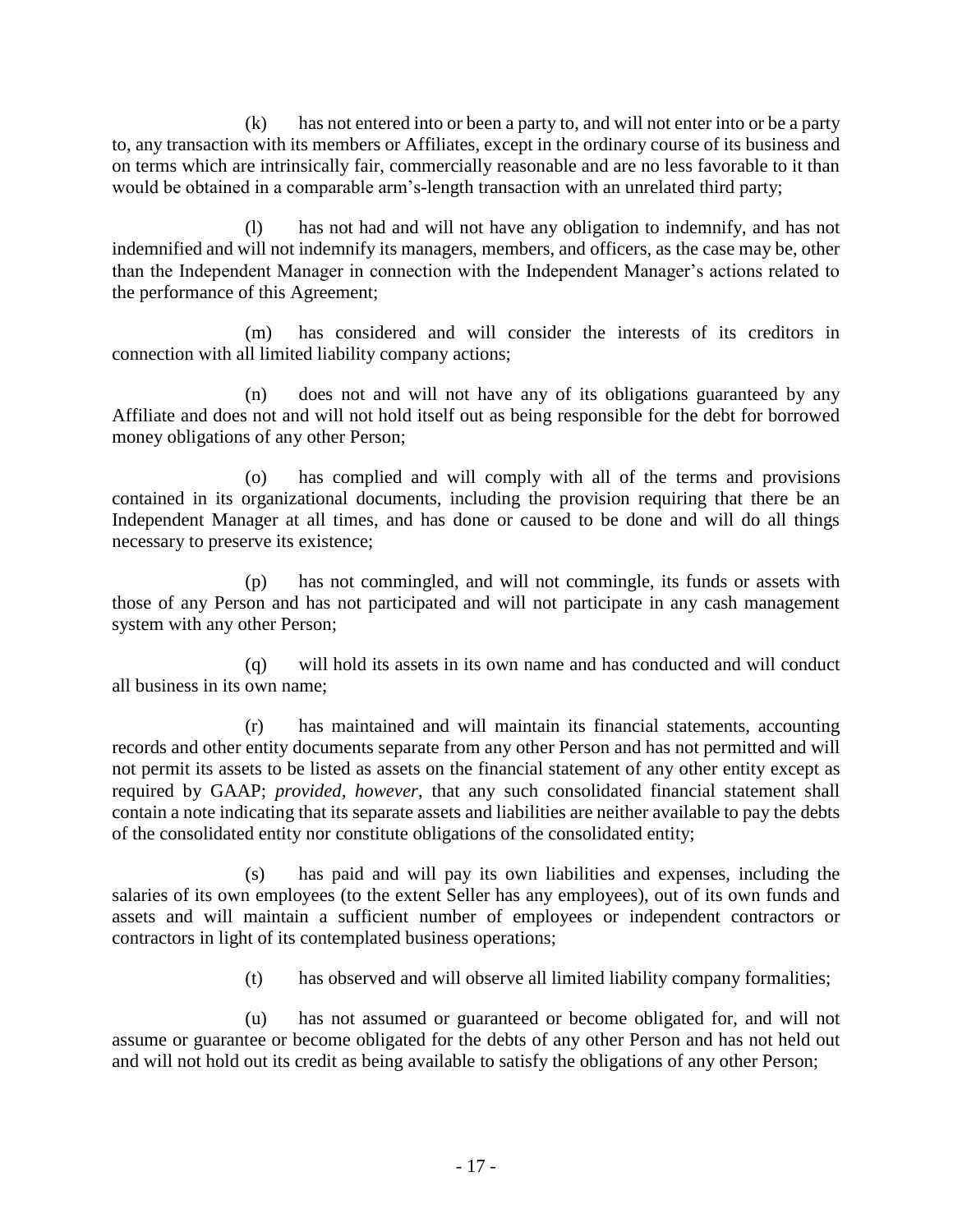(k) has not entered into or been a party to, and will not enter into or be a party to, any transaction with its members or Affiliates, except in the ordinary course of its business and on terms which are intrinsically fair, commercially reasonable and are no less favorable to it than would be obtained in a comparable arm's-length transaction with an unrelated third party;

(l) has not had and will not have any obligation to indemnify, and has not indemnified and will not indemnify its managers, members, and officers, as the case may be, other than the Independent Manager in connection with the Independent Manager's actions related to the performance of this Agreement;

(m) has considered and will consider the interests of its creditors in connection with all limited liability company actions;

(n) does not and will not have any of its obligations guaranteed by any Affiliate and does not and will not hold itself out as being responsible for the debt for borrowed money obligations of any other Person;

(o) has complied and will comply with all of the terms and provisions contained in its organizational documents, including the provision requiring that there be an Independent Manager at all times, and has done or caused to be done and will do all things necessary to preserve its existence;

(p) has not commingled, and will not commingle, its funds or assets with those of any Person and has not participated and will not participate in any cash management system with any other Person;

(q) will hold its assets in its own name and has conducted and will conduct all business in its own name;

(r) has maintained and will maintain its financial statements, accounting records and other entity documents separate from any other Person and has not permitted and will not permit its assets to be listed as assets on the financial statement of any other entity except as required by GAAP; *provided*, *however*, that any such consolidated financial statement shall contain a note indicating that its separate assets and liabilities are neither available to pay the debts of the consolidated entity nor constitute obligations of the consolidated entity;

(s) has paid and will pay its own liabilities and expenses, including the salaries of its own employees (to the extent Seller has any employees), out of its own funds and assets and will maintain a sufficient number of employees or independent contractors or contractors in light of its contemplated business operations;

(t) has observed and will observe all limited liability company formalities;

(u) has not assumed or guaranteed or become obligated for, and will not assume or guarantee or become obligated for the debts of any other Person and has not held out and will not hold out its credit as being available to satisfy the obligations of any other Person;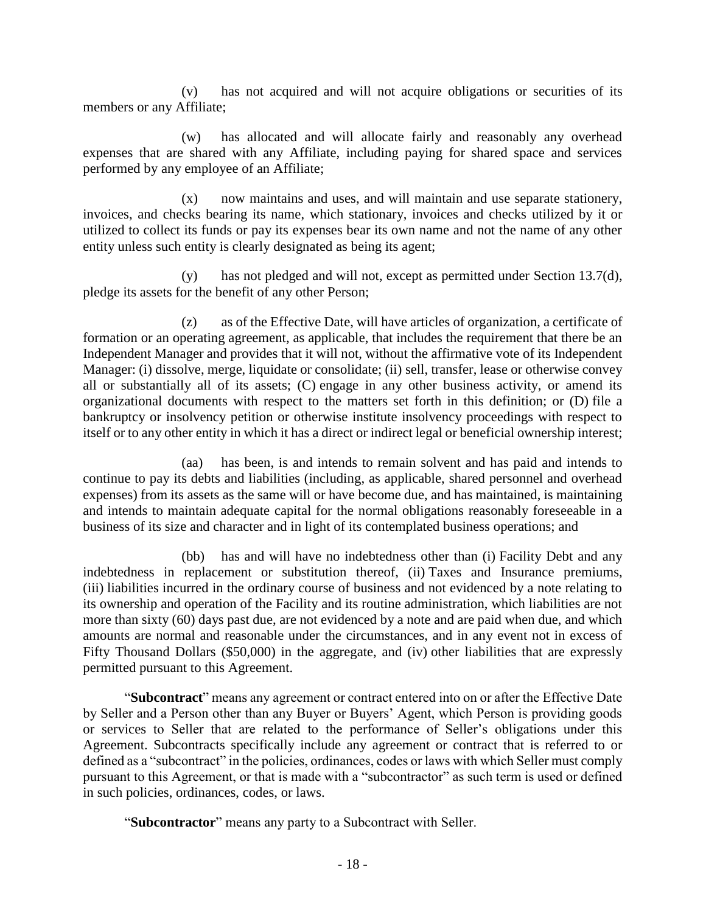(v) has not acquired and will not acquire obligations or securities of its members or any Affiliate;

(w) has allocated and will allocate fairly and reasonably any overhead expenses that are shared with any Affiliate, including paying for shared space and services performed by any employee of an Affiliate;

(x) now maintains and uses, and will maintain and use separate stationery, invoices, and checks bearing its name, which stationary, invoices and checks utilized by it or utilized to collect its funds or pay its expenses bear its own name and not the name of any other entity unless such entity is clearly designated as being its agent;

(y) has not pledged and will not, except as permitted under Section 13.7(d), pledge its assets for the benefit of any other Person;

(z) as of the Effective Date, will have articles of organization, a certificate of formation or an operating agreement, as applicable, that includes the requirement that there be an Independent Manager and provides that it will not, without the affirmative vote of its Independent Manager: (i) dissolve, merge, liquidate or consolidate; (ii) sell, transfer, lease or otherwise convey all or substantially all of its assets; (C) engage in any other business activity, or amend its organizational documents with respect to the matters set forth in this definition; or (D) file a bankruptcy or insolvency petition or otherwise institute insolvency proceedings with respect to itself or to any other entity in which it has a direct or indirect legal or beneficial ownership interest;

(aa) has been, is and intends to remain solvent and has paid and intends to continue to pay its debts and liabilities (including, as applicable, shared personnel and overhead expenses) from its assets as the same will or have become due, and has maintained, is maintaining and intends to maintain adequate capital for the normal obligations reasonably foreseeable in a business of its size and character and in light of its contemplated business operations; and

(bb) has and will have no indebtedness other than (i) Facility Debt and any indebtedness in replacement or substitution thereof, (ii) Taxes and Insurance premiums, (iii) liabilities incurred in the ordinary course of business and not evidenced by a note relating to its ownership and operation of the Facility and its routine administration, which liabilities are not more than sixty (60) days past due, are not evidenced by a note and are paid when due, and which amounts are normal and reasonable under the circumstances, and in any event not in excess of Fifty Thousand Dollars ($50,000) in the aggregate, and (iv) other liabilities that are expressly permitted pursuant to this Agreement.

"**Subcontract**" means any agreement or contract entered into on or after the Effective Date by Seller and a Person other than any Buyer or Buyers' Agent, which Person is providing goods or services to Seller that are related to the performance of Seller's obligations under this Agreement. Subcontracts specifically include any agreement or contract that is referred to or defined as a "subcontract" in the policies, ordinances, codes or laws with which Seller must comply pursuant to this Agreement, or that is made with a "subcontractor" as such term is used or defined in such policies, ordinances, codes, or laws.

"**Subcontractor**" means any party to a Subcontract with Seller.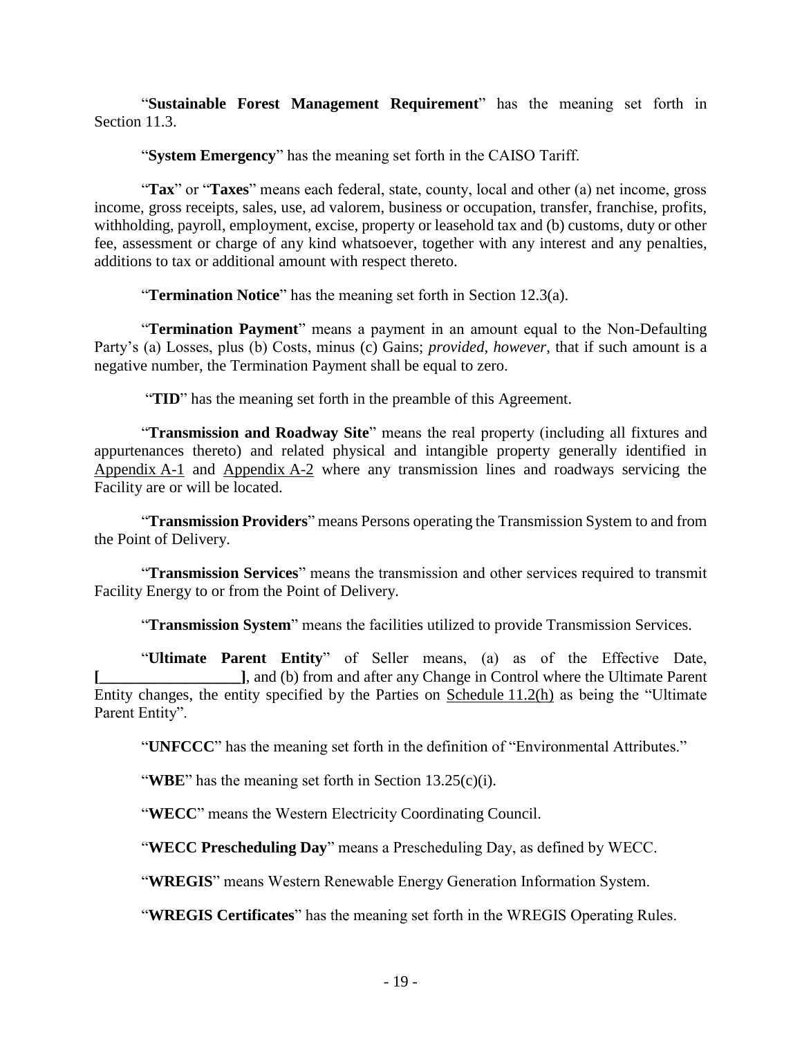"**Sustainable Forest Management Requirement**" has the meaning set forth in Section 11.3.

"**System Emergency**" has the meaning set forth in the CAISO Tariff.

"**Tax**" or "**Taxes**" means each federal, state, county, local and other (a) net income, gross income, gross receipts, sales, use, ad valorem, business or occupation, transfer, franchise, profits, withholding, payroll, employment, excise, property or leasehold tax and (b) customs, duty or other fee, assessment or charge of any kind whatsoever, together with any interest and any penalties, additions to tax or additional amount with respect thereto.

"**Termination Notice**" has the meaning set forth in Section 12.3(a).

"**Termination Payment**" means a payment in an amount equal to the Non-Defaulting Party's (a) Losses, plus (b) Costs, minus (c) Gains; *provided*, *however*, that if such amount is a negative number, the Termination Payment shall be equal to zero.

"**TID**" has the meaning set forth in the preamble of this Agreement.

"**Transmission and Roadway Site**" means the real property (including all fixtures and appurtenances thereto) and related physical and intangible property generally identified in Appendix A-1 and Appendix A-2 where any transmission lines and roadways servicing the Facility are or will be located.

"**Transmission Providers**" means Persons operating the Transmission System to and from the Point of Delivery.

"**Transmission Services**" means the transmission and other services required to transmit Facility Energy to or from the Point of Delivery.

"**Transmission System**" means the facilities utilized to provide Transmission Services.

"**Ultimate Parent Entity**" of Seller means, (a) as of the Effective Date, **[__________________]**, and (b) from and after any Change in Control where the Ultimate Parent Entity changes, the entity specified by the Parties on Schedule 11.2(h) as being the "Ultimate Parent Entity".

"**UNFCCC**" has the meaning set forth in the definition of "Environmental Attributes."

"**WBE**" has the meaning set forth in Section 13.25(c)(i).

"**WECC**" means the Western Electricity Coordinating Council.

"**WECC Prescheduling Day**" means a Prescheduling Day, as defined by WECC.

"**WREGIS**" means Western Renewable Energy Generation Information System.

"**WREGIS Certificates**" has the meaning set forth in the WREGIS Operating Rules.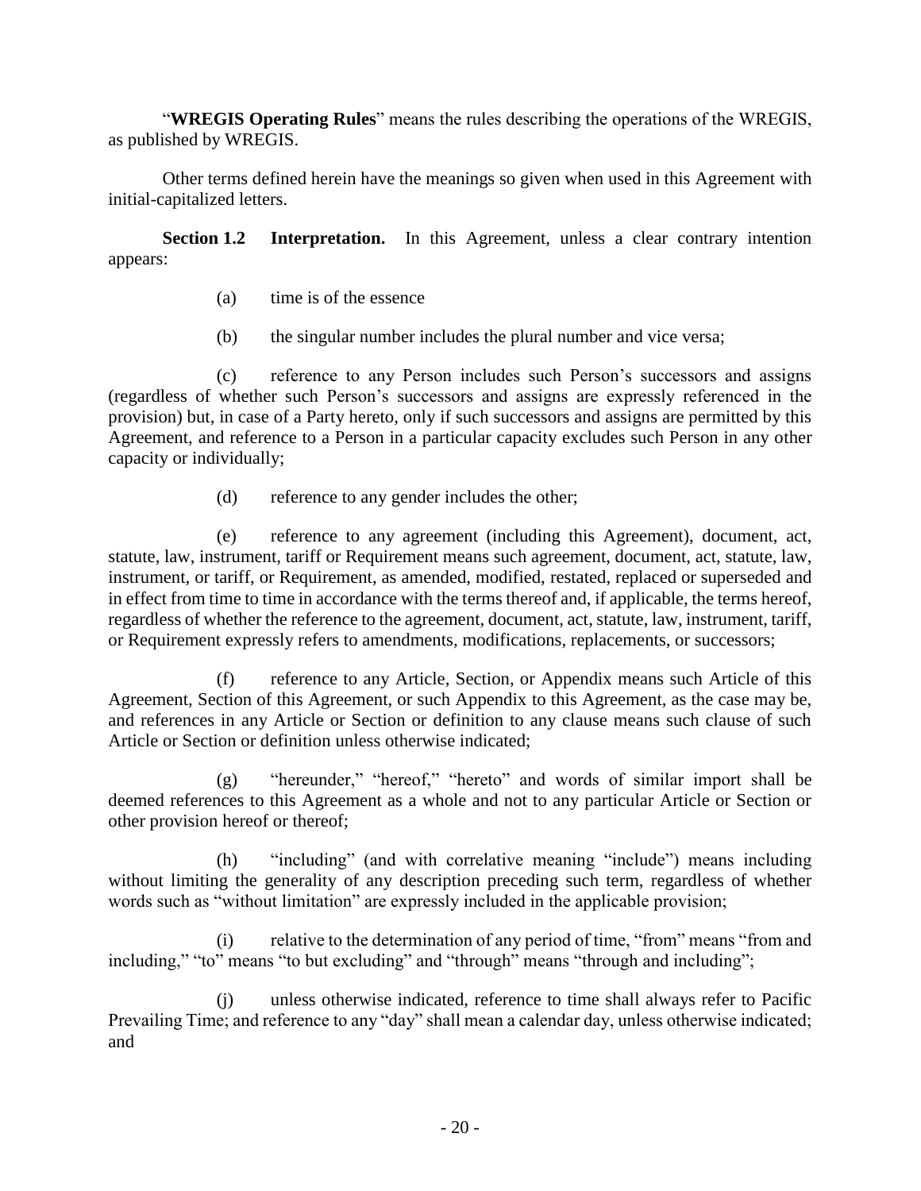"**WREGIS Operating Rules**" means the rules describing the operations of the WREGIS, as published by WREGIS.

Other terms defined herein have the meanings so given when used in this Agreement with initial-capitalized letters.

**Section 1.2 Interpretation.** In this Agreement, unless a clear contrary intention appears:

(a) time is of the essence

(b) the singular number includes the plural number and vice versa;

(c) reference to any Person includes such Person's successors and assigns (regardless of whether such Person's successors and assigns are expressly referenced in the provision) but, in case of a Party hereto, only if such successors and assigns are permitted by this Agreement, and reference to a Person in a particular capacity excludes such Person in any other capacity or individually;

(d) reference to any gender includes the other;

(e) reference to any agreement (including this Agreement), document, act, statute, law, instrument, tariff or Requirement means such agreement, document, act, statute, law, instrument, or tariff, or Requirement, as amended, modified, restated, replaced or superseded and in effect from time to time in accordance with the terms thereof and, if applicable, the terms hereof, regardless of whether the reference to the agreement, document, act, statute, law, instrument, tariff, or Requirement expressly refers to amendments, modifications, replacements, or successors;

(f) reference to any Article, Section, or Appendix means such Article of this Agreement, Section of this Agreement, or such Appendix to this Agreement, as the case may be, and references in any Article or Section or definition to any clause means such clause of such Article or Section or definition unless otherwise indicated;

(g) "hereunder," "hereof," "hereto" and words of similar import shall be deemed references to this Agreement as a whole and not to any particular Article or Section or other provision hereof or thereof;

(h) "including" (and with correlative meaning "include") means including without limiting the generality of any description preceding such term, regardless of whether words such as "without limitation" are expressly included in the applicable provision;

(i) relative to the determination of any period of time, "from" means "from and including," "to" means "to but excluding" and "through" means "through and including";

(j) unless otherwise indicated, reference to time shall always refer to Pacific Prevailing Time; and reference to any "day" shall mean a calendar day, unless otherwise indicated; and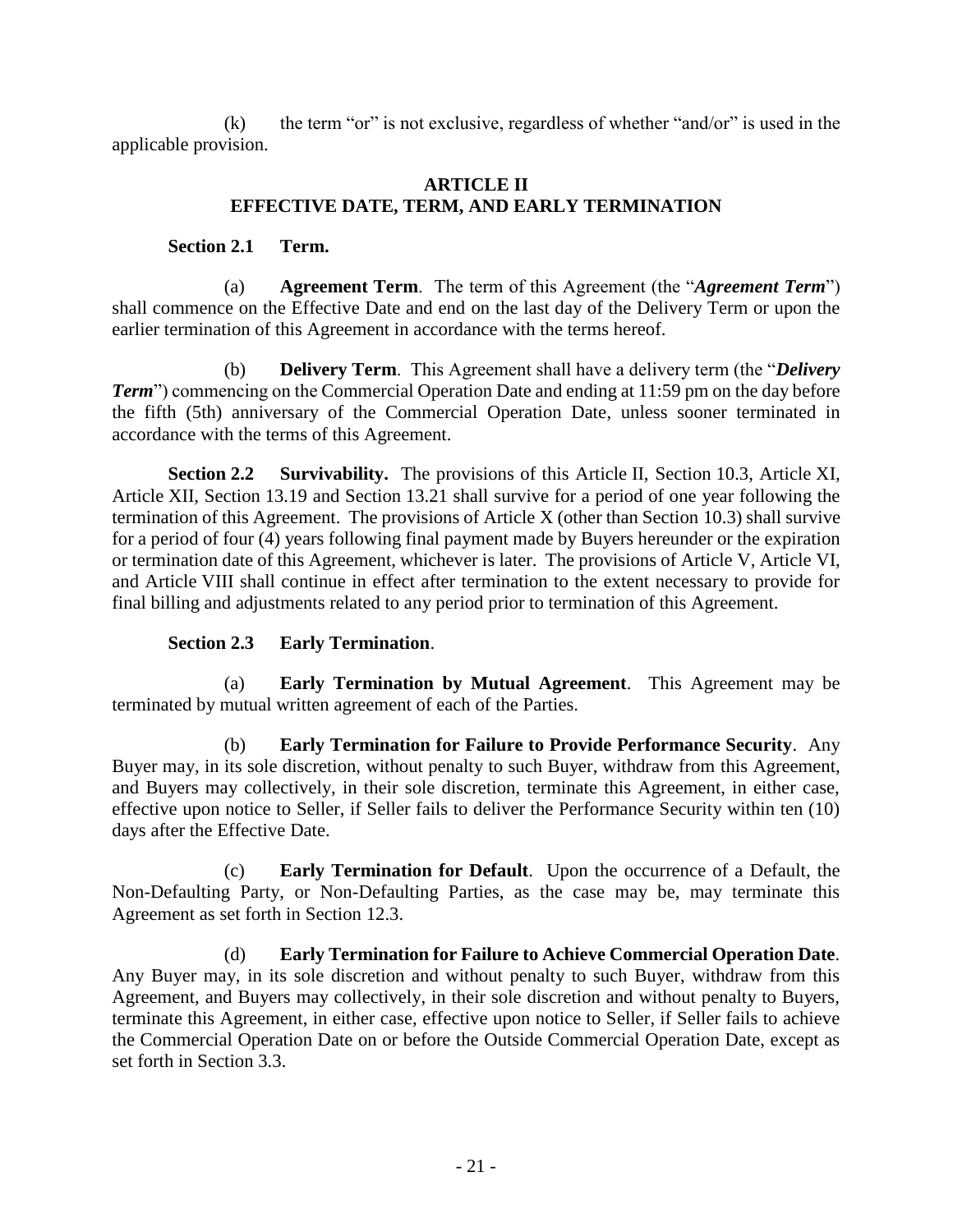(k) the term "or" is not exclusive, regardless of whether "and/or" is used in the applicable provision.

## ARTICLE II
## EFFECTIVE DATE, TERM, AND EARLY TERMINATION

**Section 2.1 Term.**

(a) **Agreement Term**. The term of this Agreement (the "***Agreement Term***") shall commence on the Effective Date and end on the last day of the Delivery Term or upon the earlier termination of this Agreement in accordance with the terms hereof.

(b) **Delivery Term**. This Agreement shall have a delivery term (the "***Delivery Term***") commencing on the Commercial Operation Date and ending at 11:59 pm on the day before the fifth (5th) anniversary of the Commercial Operation Date, unless sooner terminated in accordance with the terms of this Agreement.

**Section 2.2 Survivability.** The provisions of this Article II, Section 10.3, Article XI, Article XII, Section 13.19 and Section 13.21 shall survive for a period of one year following the termination of this Agreement. The provisions of Article X (other than Section 10.3) shall survive for a period of four (4) years following final payment made by Buyers hereunder or the expiration or termination date of this Agreement, whichever is later. The provisions of Article V, Article VI, and Article VIII shall continue in effect after termination to the extent necessary to provide for final billing and adjustments related to any period prior to termination of this Agreement.

**Section 2.3 Early Termination**.

(a) **Early Termination by Mutual Agreement**. This Agreement may be terminated by mutual written agreement of each of the Parties.

(b) **Early Termination for Failure to Provide Performance Security**. Any Buyer may, in its sole discretion, without penalty to such Buyer, withdraw from this Agreement, and Buyers may collectively, in their sole discretion, terminate this Agreement, in either case, effective upon notice to Seller, if Seller fails to deliver the Performance Security within ten (10) days after the Effective Date.

(c) **Early Termination for Default**. Upon the occurrence of a Default, the Non-Defaulting Party, or Non-Defaulting Parties, as the case may be, may terminate this Agreement as set forth in Section 12.3.

(d) **Early Termination for Failure to Achieve Commercial Operation Date**. Any Buyer may, in its sole discretion and without penalty to such Buyer, withdraw from this Agreement, and Buyers may collectively, in their sole discretion and without penalty to Buyers, terminate this Agreement, in either case, effective upon notice to Seller, if Seller fails to achieve the Commercial Operation Date on or before the Outside Commercial Operation Date, except as set forth in Section 3.3.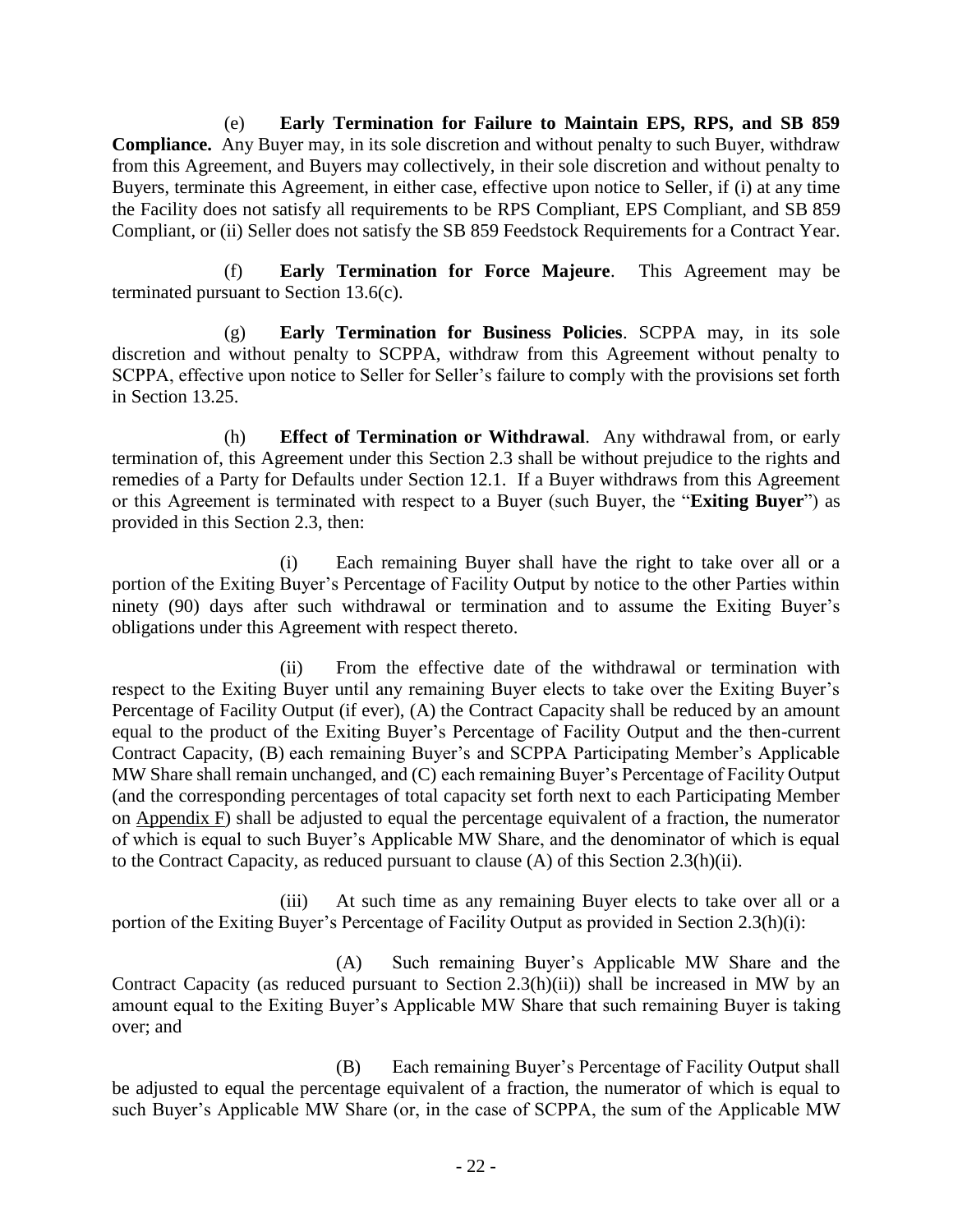(e) **Early Termination for Failure to Maintain EPS, RPS, and SB 859 Compliance.** Any Buyer may, in its sole discretion and without penalty to such Buyer, withdraw from this Agreement, and Buyers may collectively, in their sole discretion and without penalty to Buyers, terminate this Agreement, in either case, effective upon notice to Seller, if (i) at any time the Facility does not satisfy all requirements to be RPS Compliant, EPS Compliant, and SB 859 Compliant, or (ii) Seller does not satisfy the SB 859 Feedstock Requirements for a Contract Year.

(f) **Early Termination for Force Majeure**. This Agreement may be terminated pursuant to Section 13.6(c).

(g) **Early Termination for Business Policies**. SCPPA may, in its sole discretion and without penalty to SCPPA, withdraw from this Agreement without penalty to SCPPA, effective upon notice to Seller for Seller's failure to comply with the provisions set forth in Section 13.25.

(h) **Effect of Termination or Withdrawal**. Any withdrawal from, or early termination of, this Agreement under this Section 2.3 shall be without prejudice to the rights and remedies of a Party for Defaults under Section 12.1. If a Buyer withdraws from this Agreement or this Agreement is terminated with respect to a Buyer (such Buyer, the "**Exiting Buyer**") as provided in this Section 2.3, then:

(i) Each remaining Buyer shall have the right to take over all or a portion of the Exiting Buyer's Percentage of Facility Output by notice to the other Parties within ninety (90) days after such withdrawal or termination and to assume the Exiting Buyer's obligations under this Agreement with respect thereto.

(ii) From the effective date of the withdrawal or termination with respect to the Exiting Buyer until any remaining Buyer elects to take over the Exiting Buyer's Percentage of Facility Output (if ever), (A) the Contract Capacity shall be reduced by an amount equal to the product of the Exiting Buyer's Percentage of Facility Output and the then-current Contract Capacity, (B) each remaining Buyer's and SCPPA Participating Member's Applicable MW Share shall remain unchanged, and (C) each remaining Buyer's Percentage of Facility Output (and the corresponding percentages of total capacity set forth next to each Participating Member on Appendix F) shall be adjusted to equal the percentage equivalent of a fraction, the numerator of which is equal to such Buyer's Applicable MW Share, and the denominator of which is equal to the Contract Capacity, as reduced pursuant to clause (A) of this Section 2.3(h)(ii).

(iii) At such time as any remaining Buyer elects to take over all or a portion of the Exiting Buyer's Percentage of Facility Output as provided in Section 2.3(h)(i):

(A) Such remaining Buyer's Applicable MW Share and the Contract Capacity (as reduced pursuant to Section 2.3(h)(ii)) shall be increased in MW by an amount equal to the Exiting Buyer's Applicable MW Share that such remaining Buyer is taking over; and

(B) Each remaining Buyer's Percentage of Facility Output shall be adjusted to equal the percentage equivalent of a fraction, the numerator of which is equal to such Buyer's Applicable MW Share (or, in the case of SCPPA, the sum of the Applicable MW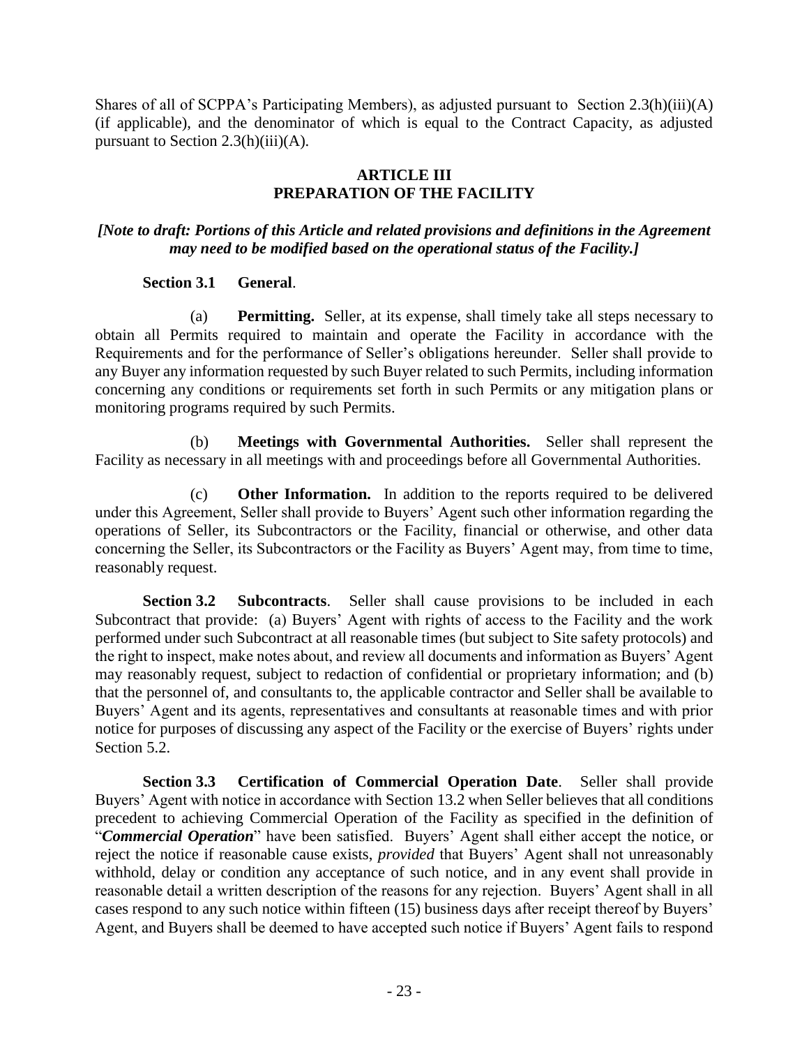Shares of all of SCPPA's Participating Members), as adjusted pursuant to Section 2.3(h)(iii)(A) (if applicable), and the denominator of which is equal to the Contract Capacity, as adjusted pursuant to Section 2.3(h)(iii)(A).

## ARTICLE III
## PREPARATION OF THE FACILITY

***[Note to draft: Portions of this Article and related provisions and definitions in the Agreement may need to be modified based on the operational status of the Facility.]***

**Section 3.1 General**.

(a) **Permitting.** Seller, at its expense, shall timely take all steps necessary to obtain all Permits required to maintain and operate the Facility in accordance with the Requirements and for the performance of Seller's obligations hereunder. Seller shall provide to any Buyer any information requested by such Buyer related to such Permits, including information concerning any conditions or requirements set forth in such Permits or any mitigation plans or monitoring programs required by such Permits.

(b) **Meetings with Governmental Authorities.** Seller shall represent the Facility as necessary in all meetings with and proceedings before all Governmental Authorities.

(c) **Other Information.** In addition to the reports required to be delivered under this Agreement, Seller shall provide to Buyers' Agent such other information regarding the operations of Seller, its Subcontractors or the Facility, financial or otherwise, and other data concerning the Seller, its Subcontractors or the Facility as Buyers' Agent may, from time to time, reasonably request.

**Section 3.2 Subcontracts**. Seller shall cause provisions to be included in each Subcontract that provide: (a) Buyers' Agent with rights of access to the Facility and the work performed under such Subcontract at all reasonable times (but subject to Site safety protocols) and the right to inspect, make notes about, and review all documents and information as Buyers' Agent may reasonably request, subject to redaction of confidential or proprietary information; and (b) that the personnel of, and consultants to, the applicable contractor and Seller shall be available to Buyers' Agent and its agents, representatives and consultants at reasonable times and with prior notice for purposes of discussing any aspect of the Facility or the exercise of Buyers' rights under Section 5.2.

**Section 3.3 Certification of Commercial Operation Date**. Seller shall provide Buyers' Agent with notice in accordance with Section 13.2 when Seller believes that all conditions precedent to achieving Commercial Operation of the Facility as specified in the definition of "***Commercial Operation***" have been satisfied. Buyers' Agent shall either accept the notice, or reject the notice if reasonable cause exists, *provided* that Buyers' Agent shall not unreasonably withhold, delay or condition any acceptance of such notice, and in any event shall provide in reasonable detail a written description of the reasons for any rejection. Buyers' Agent shall in all cases respond to any such notice within fifteen (15) business days after receipt thereof by Buyers' Agent, and Buyers shall be deemed to have accepted such notice if Buyers' Agent fails to respond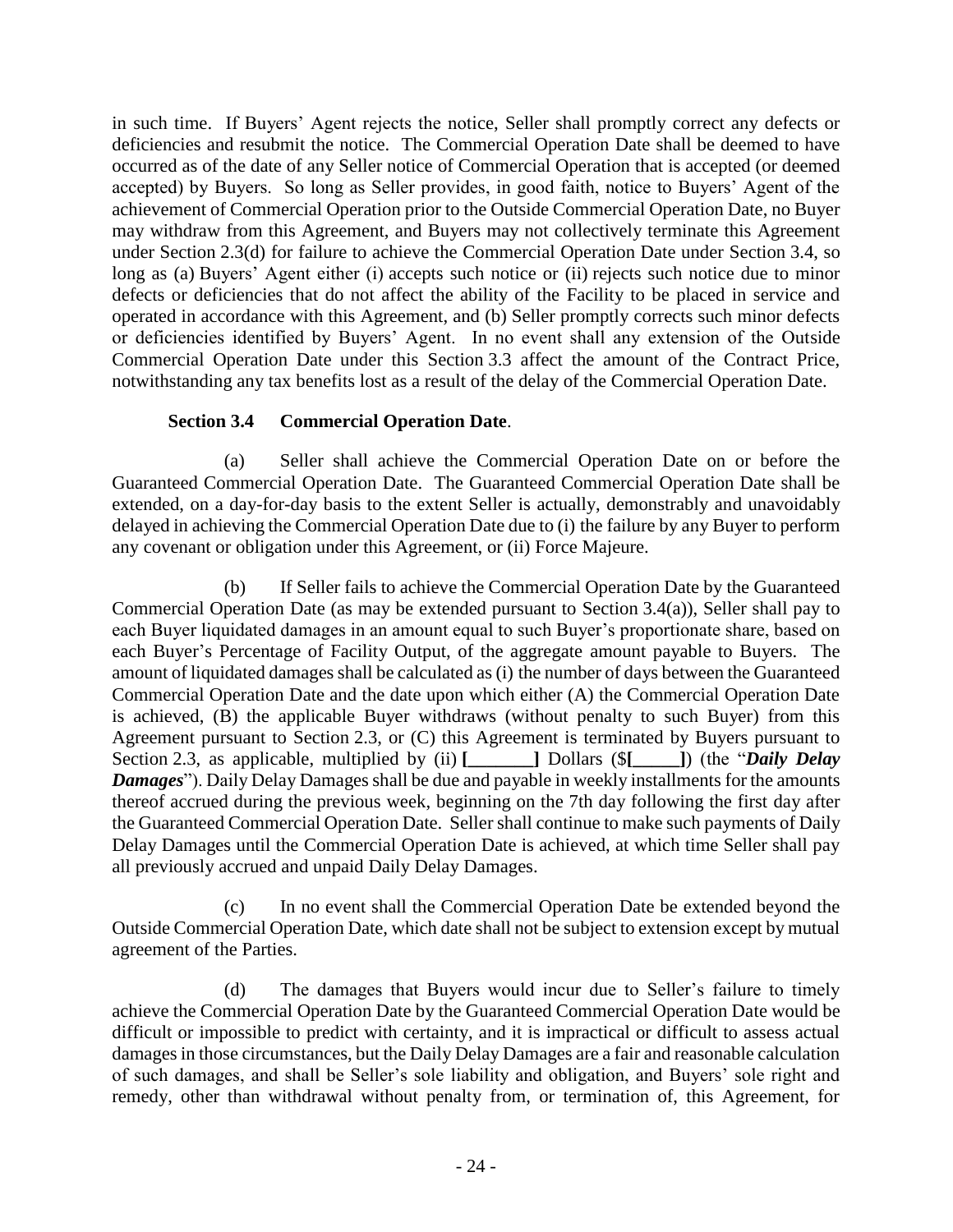in such time. If Buyers' Agent rejects the notice, Seller shall promptly correct any defects or deficiencies and resubmit the notice. The Commercial Operation Date shall be deemed to have occurred as of the date of any Seller notice of Commercial Operation that is accepted (or deemed accepted) by Buyers. So long as Seller provides, in good faith, notice to Buyers' Agent of the achievement of Commercial Operation prior to the Outside Commercial Operation Date, no Buyer may withdraw from this Agreement, and Buyers may not collectively terminate this Agreement under Section 2.3(d) for failure to achieve the Commercial Operation Date under Section 3.4, so long as (a) Buyers' Agent either (i) accepts such notice or (ii) rejects such notice due to minor defects or deficiencies that do not affect the ability of the Facility to be placed in service and operated in accordance with this Agreement, and (b) Seller promptly corrects such minor defects or deficiencies identified by Buyers' Agent. In no event shall any extension of the Outside Commercial Operation Date under this Section 3.3 affect the amount of the Contract Price, notwithstanding any tax benefits lost as a result of the delay of the Commercial Operation Date.

**Section 3.4 Commercial Operation Date**.

(a) Seller shall achieve the Commercial Operation Date on or before the Guaranteed Commercial Operation Date. The Guaranteed Commercial Operation Date shall be extended, on a day-for-day basis to the extent Seller is actually, demonstrably and unavoidably delayed in achieving the Commercial Operation Date due to (i) the failure by any Buyer to perform any covenant or obligation under this Agreement, or (ii) Force Majeure.

(b) If Seller fails to achieve the Commercial Operation Date by the Guaranteed Commercial Operation Date (as may be extended pursuant to Section 3.4(a)), Seller shall pay to each Buyer liquidated damages in an amount equal to such Buyer's proportionate share, based on each Buyer's Percentage of Facility Output, of the aggregate amount payable to Buyers. The amount of liquidated damages shall be calculated as (i) the number of days between the Guaranteed Commercial Operation Date and the date upon which either (A) the Commercial Operation Date is achieved, (B) the applicable Buyer withdraws (without penalty to such Buyer) from this Agreement pursuant to Section 2.3, or (C) this Agreement is terminated by Buyers pursuant to Section 2.3, as applicable, multiplied by (ii) **[_______]** Dollars ($**[_____]**) (the "***Daily Delay Damages***"). Daily Delay Damages shall be due and payable in weekly installments for the amounts thereof accrued during the previous week, beginning on the 7th day following the first day after the Guaranteed Commercial Operation Date. Seller shall continue to make such payments of Daily Delay Damages until the Commercial Operation Date is achieved, at which time Seller shall pay all previously accrued and unpaid Daily Delay Damages.

(c) In no event shall the Commercial Operation Date be extended beyond the Outside Commercial Operation Date, which date shall not be subject to extension except by mutual agreement of the Parties.

(d) The damages that Buyers would incur due to Seller's failure to timely achieve the Commercial Operation Date by the Guaranteed Commercial Operation Date would be difficult or impossible to predict with certainty, and it is impractical or difficult to assess actual damages in those circumstances, but the Daily Delay Damages are a fair and reasonable calculation of such damages, and shall be Seller's sole liability and obligation, and Buyers' sole right and remedy, other than withdrawal without penalty from, or termination of, this Agreement, for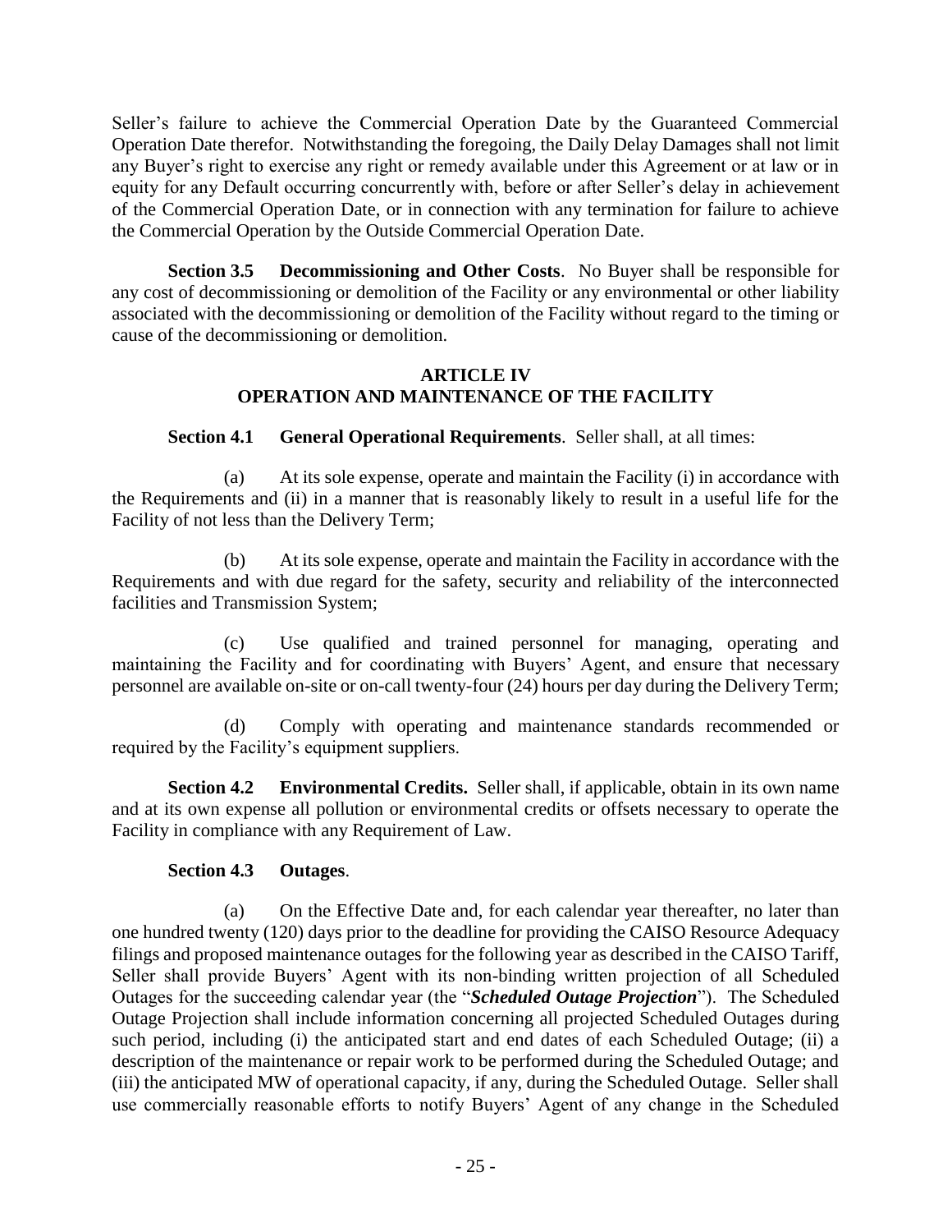Seller's failure to achieve the Commercial Operation Date by the Guaranteed Commercial Operation Date therefor. Notwithstanding the foregoing, the Daily Delay Damages shall not limit any Buyer's right to exercise any right or remedy available under this Agreement or at law or in equity for any Default occurring concurrently with, before or after Seller's delay in achievement of the Commercial Operation Date, or in connection with any termination for failure to achieve the Commercial Operation by the Outside Commercial Operation Date.

**Section 3.5 Decommissioning and Other Costs**. No Buyer shall be responsible for any cost of decommissioning or demolition of the Facility or any environmental or other liability associated with the decommissioning or demolition of the Facility without regard to the timing or cause of the decommissioning or demolition.

## ARTICLE IV
## OPERATION AND MAINTENANCE OF THE FACILITY

**Section 4.1 General Operational Requirements**. Seller shall, at all times:

(a) At its sole expense, operate and maintain the Facility (i) in accordance with the Requirements and (ii) in a manner that is reasonably likely to result in a useful life for the Facility of not less than the Delivery Term;

(b) At its sole expense, operate and maintain the Facility in accordance with the Requirements and with due regard for the safety, security and reliability of the interconnected facilities and Transmission System;

(c) Use qualified and trained personnel for managing, operating and maintaining the Facility and for coordinating with Buyers' Agent, and ensure that necessary personnel are available on-site or on-call twenty-four (24) hours per day during the Delivery Term;

(d) Comply with operating and maintenance standards recommended or required by the Facility's equipment suppliers.

**Section 4.2 Environmental Credits.** Seller shall, if applicable, obtain in its own name and at its own expense all pollution or environmental credits or offsets necessary to operate the Facility in compliance with any Requirement of Law.

**Section 4.3 Outages**.

(a) On the Effective Date and, for each calendar year thereafter, no later than one hundred twenty (120) days prior to the deadline for providing the CAISO Resource Adequacy filings and proposed maintenance outages for the following year as described in the CAISO Tariff, Seller shall provide Buyers' Agent with its non-binding written projection of all Scheduled Outages for the succeeding calendar year (the "***Scheduled Outage Projection***"). The Scheduled Outage Projection shall include information concerning all projected Scheduled Outages during such period, including (i) the anticipated start and end dates of each Scheduled Outage; (ii) a description of the maintenance or repair work to be performed during the Scheduled Outage; and (iii) the anticipated MW of operational capacity, if any, during the Scheduled Outage. Seller shall use commercially reasonable efforts to notify Buyers' Agent of any change in the Scheduled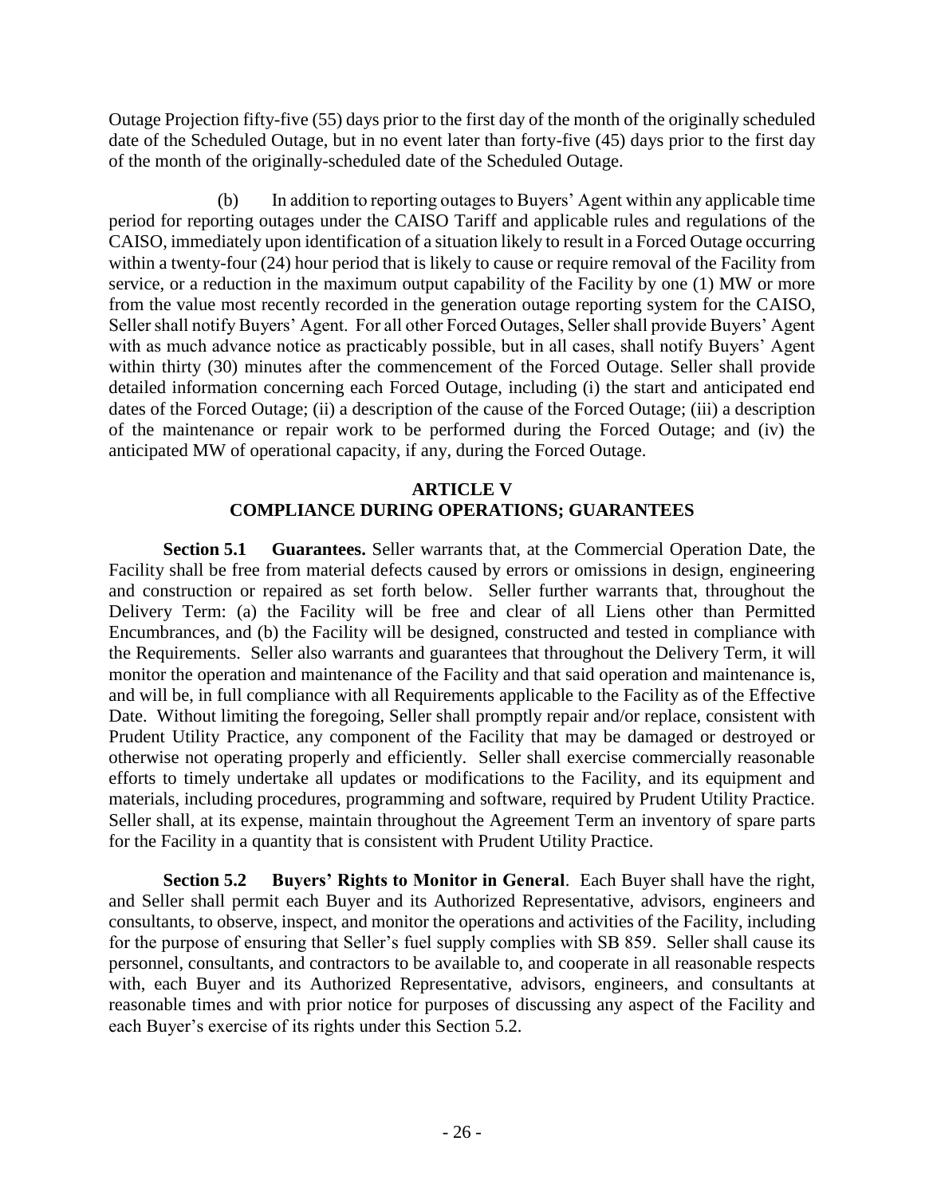Outage Projection fifty-five (55) days prior to the first day of the month of the originally scheduled date of the Scheduled Outage, but in no event later than forty-five (45) days prior to the first day of the month of the originally-scheduled date of the Scheduled Outage.

(b) In addition to reporting outages to Buyers' Agent within any applicable time period for reporting outages under the CAISO Tariff and applicable rules and regulations of the CAISO, immediately upon identification of a situation likely to result in a Forced Outage occurring within a twenty-four (24) hour period that is likely to cause or require removal of the Facility from service, or a reduction in the maximum output capability of the Facility by one (1) MW or more from the value most recently recorded in the generation outage reporting system for the CAISO, Seller shall notify Buyers' Agent. For all other Forced Outages, Seller shall provide Buyers' Agent with as much advance notice as practicably possible, but in all cases, shall notify Buyers' Agent within thirty (30) minutes after the commencement of the Forced Outage. Seller shall provide detailed information concerning each Forced Outage, including (i) the start and anticipated end dates of the Forced Outage; (ii) a description of the cause of the Forced Outage; (iii) a description of the maintenance or repair work to be performed during the Forced Outage; and (iv) the anticipated MW of operational capacity, if any, during the Forced Outage.

## ARTICLE V
## COMPLIANCE DURING OPERATIONS; GUARANTEES

**Section 5.1 Guarantees.** Seller warrants that, at the Commercial Operation Date, the Facility shall be free from material defects caused by errors or omissions in design, engineering and construction or repaired as set forth below. Seller further warrants that, throughout the Delivery Term: (a) the Facility will be free and clear of all Liens other than Permitted Encumbrances, and (b) the Facility will be designed, constructed and tested in compliance with the Requirements. Seller also warrants and guarantees that throughout the Delivery Term, it will monitor the operation and maintenance of the Facility and that said operation and maintenance is, and will be, in full compliance with all Requirements applicable to the Facility as of the Effective Date. Without limiting the foregoing, Seller shall promptly repair and/or replace, consistent with Prudent Utility Practice, any component of the Facility that may be damaged or destroyed or otherwise not operating properly and efficiently. Seller shall exercise commercially reasonable efforts to timely undertake all updates or modifications to the Facility, and its equipment and materials, including procedures, programming and software, required by Prudent Utility Practice. Seller shall, at its expense, maintain throughout the Agreement Term an inventory of spare parts for the Facility in a quantity that is consistent with Prudent Utility Practice.

**Section 5.2 Buyers' Rights to Monitor in General**. Each Buyer shall have the right, and Seller shall permit each Buyer and its Authorized Representative, advisors, engineers and consultants, to observe, inspect, and monitor the operations and activities of the Facility, including for the purpose of ensuring that Seller's fuel supply complies with SB 859. Seller shall cause its personnel, consultants, and contractors to be available to, and cooperate in all reasonable respects with, each Buyer and its Authorized Representative, advisors, engineers, and consultants at reasonable times and with prior notice for purposes of discussing any aspect of the Facility and each Buyer's exercise of its rights under this Section 5.2.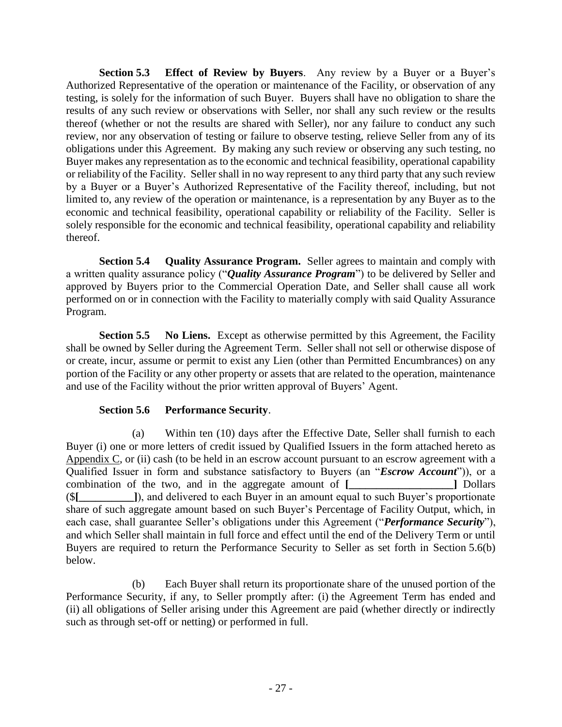**Section 5.3 Effect of Review by Buyers**. Any review by a Buyer or a Buyer's Authorized Representative of the operation or maintenance of the Facility, or observation of any testing, is solely for the information of such Buyer. Buyers shall have no obligation to share the results of any such review or observations with Seller, nor shall any such review or the results thereof (whether or not the results are shared with Seller), nor any failure to conduct any such review, nor any observation of testing or failure to observe testing, relieve Seller from any of its obligations under this Agreement. By making any such review or observing any such testing, no Buyer makes any representation as to the economic and technical feasibility, operational capability or reliability of the Facility. Seller shall in no way represent to any third party that any such review by a Buyer or a Buyer's Authorized Representative of the Facility thereof, including, but not limited to, any review of the operation or maintenance, is a representation by any Buyer as to the economic and technical feasibility, operational capability or reliability of the Facility. Seller is solely responsible for the economic and technical feasibility, operational capability and reliability thereof.

**Section 5.4 Quality Assurance Program.** Seller agrees to maintain and comply with a written quality assurance policy ("***Quality Assurance Program***") to be delivered by Seller and approved by Buyers prior to the Commercial Operation Date, and Seller shall cause all work performed on or in connection with the Facility to materially comply with said Quality Assurance Program.

**Section 5.5 No Liens.** Except as otherwise permitted by this Agreement, the Facility shall be owned by Seller during the Agreement Term. Seller shall not sell or otherwise dispose of or create, incur, assume or permit to exist any Lien (other than Permitted Encumbrances) on any portion of the Facility or any other property or assets that are related to the operation, maintenance and use of the Facility without the prior written approval of Buyers' Agent.

**Section 5.6 Performance Security**.

(a) Within ten (10) days after the Effective Date, Seller shall furnish to each Buyer (i) one or more letters of credit issued by Qualified Issuers in the form attached hereto as Appendix C, or (ii) cash (to be held in an escrow account pursuant to an escrow agreement with a Qualified Issuer in form and substance satisfactory to Buyers (an "***Escrow Account***")), or a combination of the two, and in the aggregate amount of **[\_\_\_\_\_\_\_\_\_\_\_\_\_\_\_\_\_\_\_]** Dollars ($**[\_\_\_\_\_\_\_\_\_\_]**), and delivered to each Buyer in an amount equal to such Buyer's proportionate share of such aggregate amount based on such Buyer's Percentage of Facility Output, which, in each case, shall guarantee Seller's obligations under this Agreement ("***Performance Security***"), and which Seller shall maintain in full force and effect until the end of the Delivery Term or until Buyers are required to return the Performance Security to Seller as set forth in Section 5.6(b) below.

(b) Each Buyer shall return its proportionate share of the unused portion of the Performance Security, if any, to Seller promptly after: (i) the Agreement Term has ended and (ii) all obligations of Seller arising under this Agreement are paid (whether directly or indirectly such as through set-off or netting) or performed in full.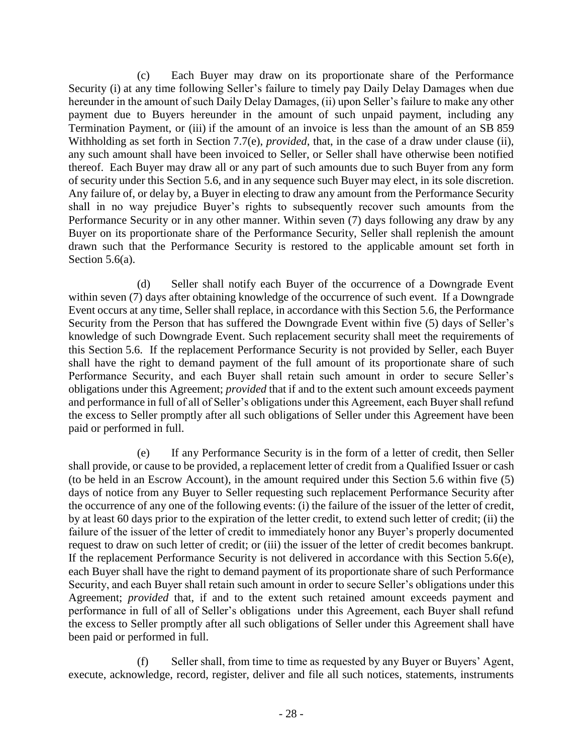(c) Each Buyer may draw on its proportionate share of the Performance Security (i) at any time following Seller's failure to timely pay Daily Delay Damages when due hereunder in the amount of such Daily Delay Damages, (ii) upon Seller's failure to make any other payment due to Buyers hereunder in the amount of such unpaid payment, including any Termination Payment, or (iii) if the amount of an invoice is less than the amount of an SB 859 Withholding as set forth in Section 7.7(e), *provided*, that, in the case of a draw under clause (ii), any such amount shall have been invoiced to Seller, or Seller shall have otherwise been notified thereof. Each Buyer may draw all or any part of such amounts due to such Buyer from any form of security under this Section 5.6, and in any sequence such Buyer may elect, in its sole discretion. Any failure of, or delay by, a Buyer in electing to draw any amount from the Performance Security shall in no way prejudice Buyer's rights to subsequently recover such amounts from the Performance Security or in any other manner. Within seven (7) days following any draw by any Buyer on its proportionate share of the Performance Security, Seller shall replenish the amount drawn such that the Performance Security is restored to the applicable amount set forth in Section 5.6(a).

(d) Seller shall notify each Buyer of the occurrence of a Downgrade Event within seven (7) days after obtaining knowledge of the occurrence of such event. If a Downgrade Event occurs at any time, Seller shall replace, in accordance with this Section 5.6, the Performance Security from the Person that has suffered the Downgrade Event within five (5) days of Seller's knowledge of such Downgrade Event. Such replacement security shall meet the requirements of this Section 5.6. If the replacement Performance Security is not provided by Seller, each Buyer shall have the right to demand payment of the full amount of its proportionate share of such Performance Security, and each Buyer shall retain such amount in order to secure Seller's obligations under this Agreement; *provided* that if and to the extent such amount exceeds payment and performance in full of all of Seller's obligations under this Agreement, each Buyer shall refund the excess to Seller promptly after all such obligations of Seller under this Agreement have been paid or performed in full.

(e) If any Performance Security is in the form of a letter of credit, then Seller shall provide, or cause to be provided, a replacement letter of credit from a Qualified Issuer or cash (to be held in an Escrow Account), in the amount required under this Section 5.6 within five (5) days of notice from any Buyer to Seller requesting such replacement Performance Security after the occurrence of any one of the following events: (i) the failure of the issuer of the letter of credit, by at least 60 days prior to the expiration of the letter credit, to extend such letter of credit; (ii) the failure of the issuer of the letter of credit to immediately honor any Buyer's properly documented request to draw on such letter of credit; or (iii) the issuer of the letter of credit becomes bankrupt. If the replacement Performance Security is not delivered in accordance with this Section 5.6(e), each Buyer shall have the right to demand payment of its proportionate share of such Performance Security, and each Buyer shall retain such amount in order to secure Seller's obligations under this Agreement; *provided* that, if and to the extent such retained amount exceeds payment and performance in full of all of Seller's obligations under this Agreement, each Buyer shall refund the excess to Seller promptly after all such obligations of Seller under this Agreement shall have been paid or performed in full.

(f) Seller shall, from time to time as requested by any Buyer or Buyers' Agent, execute, acknowledge, record, register, deliver and file all such notices, statements, instruments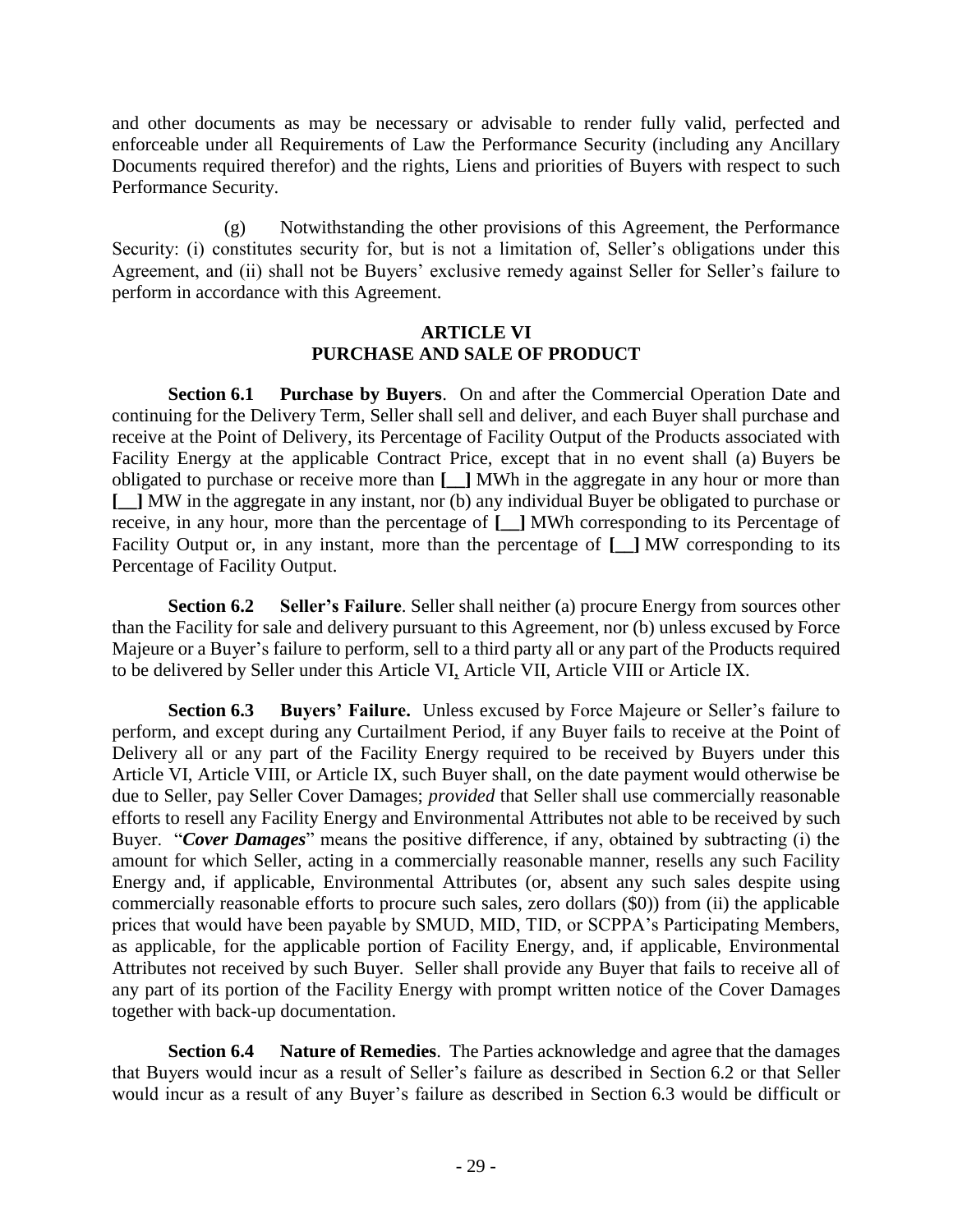and other documents as may be necessary or advisable to render fully valid, perfected and enforceable under all Requirements of Law the Performance Security (including any Ancillary Documents required therefor) and the rights, Liens and priorities of Buyers with respect to such Performance Security.

(g) Notwithstanding the other provisions of this Agreement, the Performance Security: (i) constitutes security for, but is not a limitation of, Seller's obligations under this Agreement, and (ii) shall not be Buyers' exclusive remedy against Seller for Seller's failure to perform in accordance with this Agreement.

## ARTICLE VI
## PURCHASE AND SALE OF PRODUCT

**Section 6.1 Purchase by Buyers**. On and after the Commercial Operation Date and continuing for the Delivery Term, Seller shall sell and deliver, and each Buyer shall purchase and receive at the Point of Delivery, its Percentage of Facility Output of the Products associated with Facility Energy at the applicable Contract Price, except that in no event shall (a) Buyers be obligated to purchase or receive more than **[__]** MWh in the aggregate in any hour or more than **[__]** MW in the aggregate in any instant, nor (b) any individual Buyer be obligated to purchase or receive, in any hour, more than the percentage of **[__]** MWh corresponding to its Percentage of Facility Output or, in any instant, more than the percentage of **[__]** MW corresponding to its Percentage of Facility Output.

**Section 6.2 Seller's Failure**. Seller shall neither (a) procure Energy from sources other than the Facility for sale and delivery pursuant to this Agreement, nor (b) unless excused by Force Majeure or a Buyer's failure to perform, sell to a third party all or any part of the Products required to be delivered by Seller under this Article VI, Article VII, Article VIII or Article IX.

**Section 6.3 Buyers' Failure.** Unless excused by Force Majeure or Seller's failure to perform, and except during any Curtailment Period, if any Buyer fails to receive at the Point of Delivery all or any part of the Facility Energy required to be received by Buyers under this Article VI, Article VIII, or Article IX, such Buyer shall, on the date payment would otherwise be due to Seller, pay Seller Cover Damages; *provided* that Seller shall use commercially reasonable efforts to resell any Facility Energy and Environmental Attributes not able to be received by such Buyer. "***Cover Damages***" means the positive difference, if any, obtained by subtracting (i) the amount for which Seller, acting in a commercially reasonable manner, resells any such Facility Energy and, if applicable, Environmental Attributes (or, absent any such sales despite using commercially reasonable efforts to procure such sales, zero dollars ($0)) from (ii) the applicable prices that would have been payable by SMUD, MID, TID, or SCPPA's Participating Members, as applicable, for the applicable portion of Facility Energy, and, if applicable, Environmental Attributes not received by such Buyer. Seller shall provide any Buyer that fails to receive all of any part of its portion of the Facility Energy with prompt written notice of the Cover Damages together with back-up documentation.

**Section 6.4 Nature of Remedies**. The Parties acknowledge and agree that the damages that Buyers would incur as a result of Seller's failure as described in Section 6.2 or that Seller would incur as a result of any Buyer's failure as described in Section 6.3 would be difficult or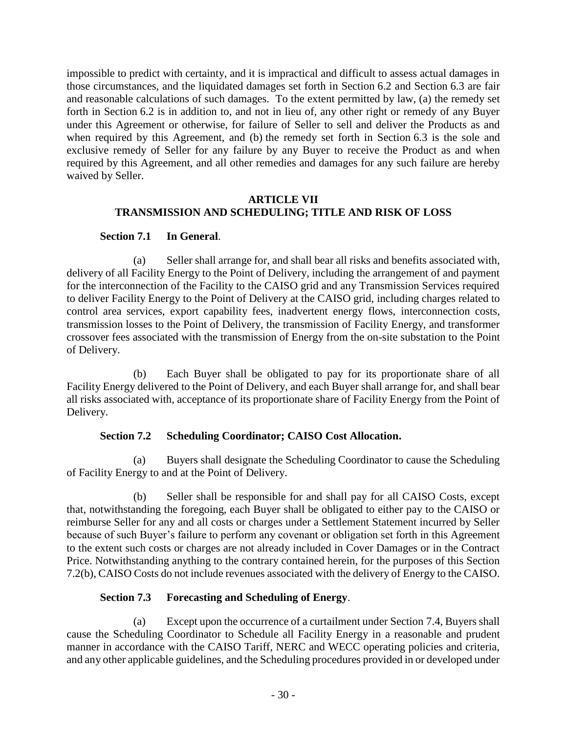impossible to predict with certainty, and it is impractical and difficult to assess actual damages in those circumstances, and the liquidated damages set forth in Section 6.2 and Section 6.3 are fair and reasonable calculations of such damages. To the extent permitted by law, (a) the remedy set forth in Section 6.2 is in addition to, and not in lieu of, any other right or remedy of any Buyer under this Agreement or otherwise, for failure of Seller to sell and deliver the Products as and when required by this Agreement, and (b) the remedy set forth in Section 6.3 is the sole and exclusive remedy of Seller for any failure by any Buyer to receive the Product as and when required by this Agreement, and all other remedies and damages for any such failure are hereby waived by Seller.

## ARTICLE VII
## TRANSMISSION AND SCHEDULING; TITLE AND RISK OF LOSS

**Section 7.1 In General**.

(a) Seller shall arrange for, and shall bear all risks and benefits associated with, delivery of all Facility Energy to the Point of Delivery, including the arrangement of and payment for the interconnection of the Facility to the CAISO grid and any Transmission Services required to deliver Facility Energy to the Point of Delivery at the CAISO grid, including charges related to control area services, export capability fees, inadvertent energy flows, interconnection costs, transmission losses to the Point of Delivery, the transmission of Facility Energy, and transformer crossover fees associated with the transmission of Energy from the on-site substation to the Point of Delivery.

(b) Each Buyer shall be obligated to pay for its proportionate share of all Facility Energy delivered to the Point of Delivery, and each Buyer shall arrange for, and shall bear all risks associated with, acceptance of its proportionate share of Facility Energy from the Point of Delivery.

**Section 7.2 Scheduling Coordinator; CAISO Cost Allocation.**

(a) Buyers shall designate the Scheduling Coordinator to cause the Scheduling of Facility Energy to and at the Point of Delivery.

(b) Seller shall be responsible for and shall pay for all CAISO Costs, except that, notwithstanding the foregoing, each Buyer shall be obligated to either pay to the CAISO or reimburse Seller for any and all costs or charges under a Settlement Statement incurred by Seller because of such Buyer's failure to perform any covenant or obligation set forth in this Agreement to the extent such costs or charges are not already included in Cover Damages or in the Contract Price. Notwithstanding anything to the contrary contained herein, for the purposes of this Section 7.2(b), CAISO Costs do not include revenues associated with the delivery of Energy to the CAISO.

**Section 7.3 Forecasting and Scheduling of Energy**.

(a) Except upon the occurrence of a curtailment under Section 7.4, Buyers shall cause the Scheduling Coordinator to Schedule all Facility Energy in a reasonable and prudent manner in accordance with the CAISO Tariff, NERC and WECC operating policies and criteria, and any other applicable guidelines, and the Scheduling procedures provided in or developed under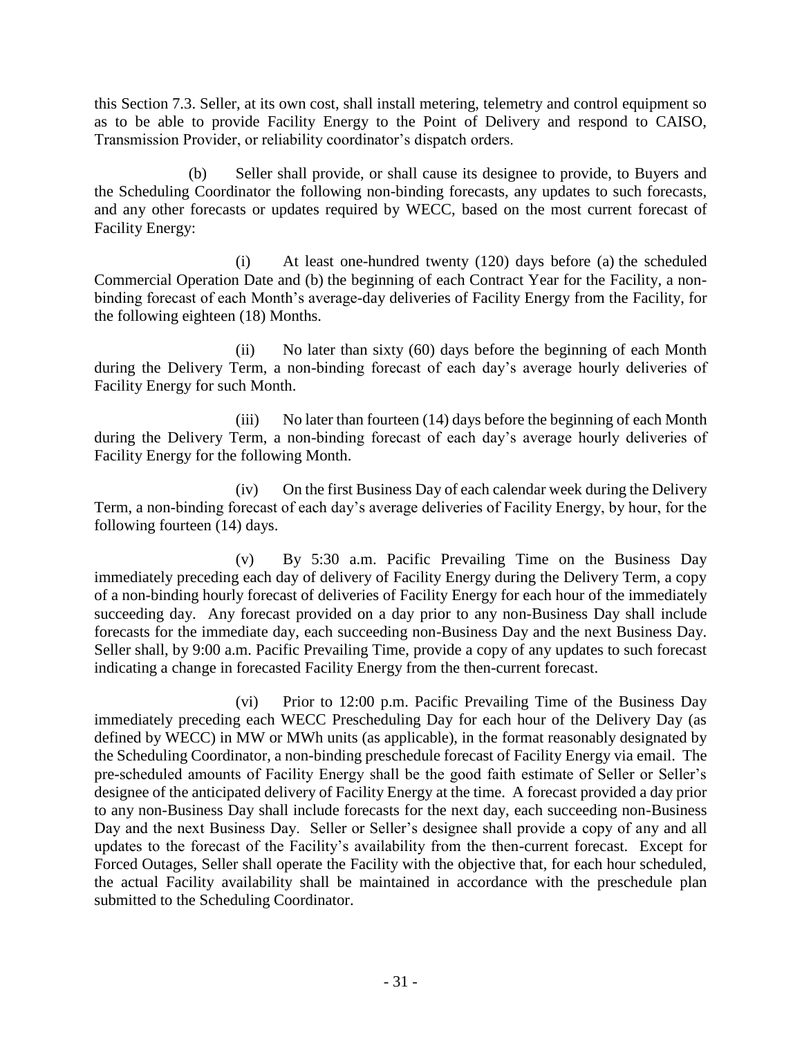this Section 7.3. Seller, at its own cost, shall install metering, telemetry and control equipment so as to be able to provide Facility Energy to the Point of Delivery and respond to CAISO, Transmission Provider, or reliability coordinator's dispatch orders.

(b) Seller shall provide, or shall cause its designee to provide, to Buyers and the Scheduling Coordinator the following non-binding forecasts, any updates to such forecasts, and any other forecasts or updates required by WECC, based on the most current forecast of Facility Energy:

(i) At least one-hundred twenty (120) days before (a) the scheduled Commercial Operation Date and (b) the beginning of each Contract Year for the Facility, a non-binding forecast of each Month's average-day deliveries of Facility Energy from the Facility, for the following eighteen (18) Months.

(ii) No later than sixty (60) days before the beginning of each Month during the Delivery Term, a non-binding forecast of each day's average hourly deliveries of Facility Energy for such Month.

(iii) No later than fourteen (14) days before the beginning of each Month during the Delivery Term, a non-binding forecast of each day's average hourly deliveries of Facility Energy for the following Month.

(iv) On the first Business Day of each calendar week during the Delivery Term, a non-binding forecast of each day's average deliveries of Facility Energy, by hour, for the following fourteen (14) days.

(v) By 5:30 a.m. Pacific Prevailing Time on the Business Day immediately preceding each day of delivery of Facility Energy during the Delivery Term, a copy of a non-binding hourly forecast of deliveries of Facility Energy for each hour of the immediately succeeding day. Any forecast provided on a day prior to any non-Business Day shall include forecasts for the immediate day, each succeeding non-Business Day and the next Business Day. Seller shall, by 9:00 a.m. Pacific Prevailing Time, provide a copy of any updates to such forecast indicating a change in forecasted Facility Energy from the then-current forecast.

(vi) Prior to 12:00 p.m. Pacific Prevailing Time of the Business Day immediately preceding each WECC Prescheduling Day for each hour of the Delivery Day (as defined by WECC) in MW or MWh units (as applicable), in the format reasonably designated by the Scheduling Coordinator, a non-binding preschedule forecast of Facility Energy via email. The pre-scheduled amounts of Facility Energy shall be the good faith estimate of Seller or Seller's designee of the anticipated delivery of Facility Energy at the time. A forecast provided a day prior to any non-Business Day shall include forecasts for the next day, each succeeding non-Business Day and the next Business Day. Seller or Seller's designee shall provide a copy of any and all updates to the forecast of the Facility's availability from the then-current forecast. Except for Forced Outages, Seller shall operate the Facility with the objective that, for each hour scheduled, the actual Facility availability shall be maintained in accordance with the preschedule plan submitted to the Scheduling Coordinator.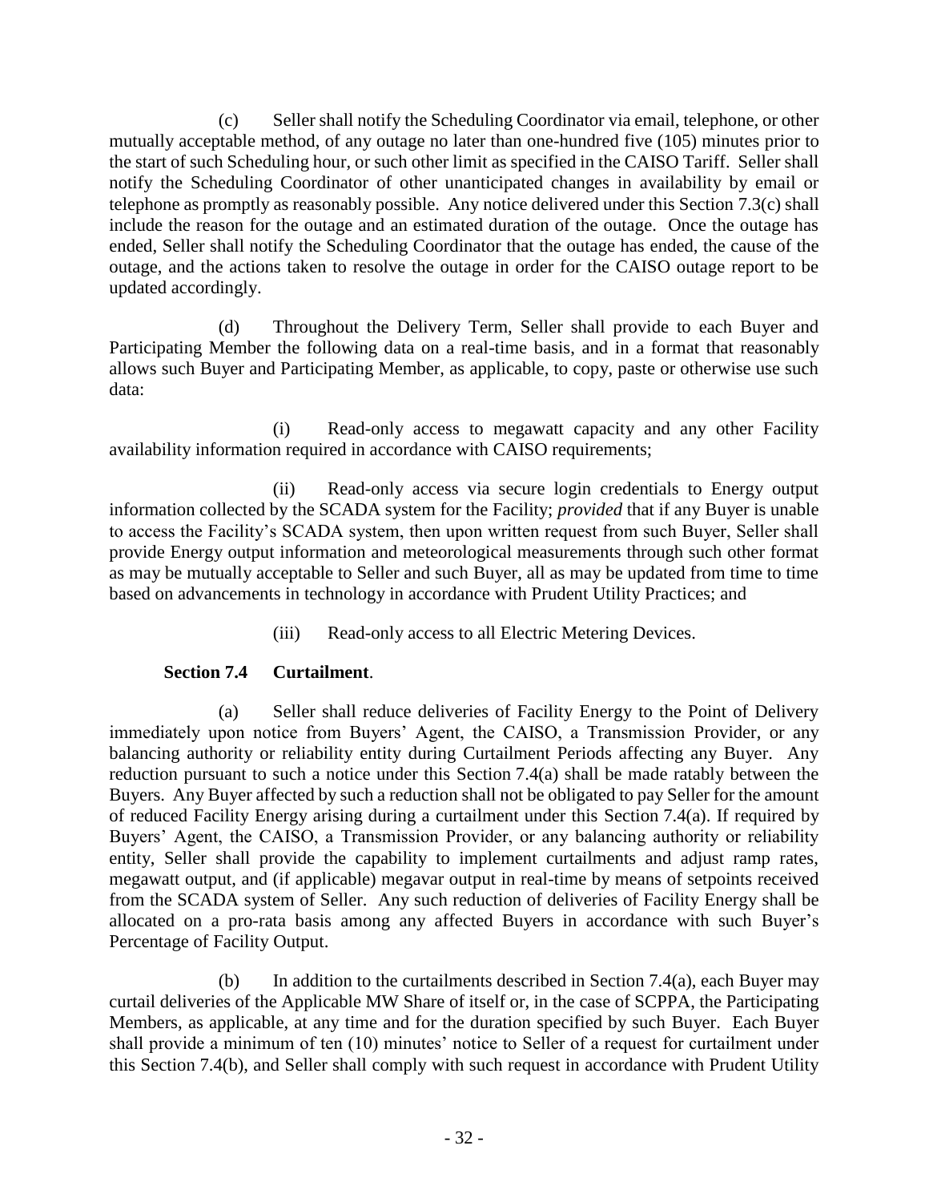(c) Seller shall notify the Scheduling Coordinator via email, telephone, or other mutually acceptable method, of any outage no later than one-hundred five (105) minutes prior to the start of such Scheduling hour, or such other limit as specified in the CAISO Tariff. Seller shall notify the Scheduling Coordinator of other unanticipated changes in availability by email or telephone as promptly as reasonably possible. Any notice delivered under this Section 7.3(c) shall include the reason for the outage and an estimated duration of the outage. Once the outage has ended, Seller shall notify the Scheduling Coordinator that the outage has ended, the cause of the outage, and the actions taken to resolve the outage in order for the CAISO outage report to be updated accordingly.

(d) Throughout the Delivery Term, Seller shall provide to each Buyer and Participating Member the following data on a real-time basis, and in a format that reasonably allows such Buyer and Participating Member, as applicable, to copy, paste or otherwise use such data:

(i) Read-only access to megawatt capacity and any other Facility availability information required in accordance with CAISO requirements;

(ii) Read-only access via secure login credentials to Energy output information collected by the SCADA system for the Facility; *provided* that if any Buyer is unable to access the Facility's SCADA system, then upon written request from such Buyer, Seller shall provide Energy output information and meteorological measurements through such other format as may be mutually acceptable to Seller and such Buyer, all as may be updated from time to time based on advancements in technology in accordance with Prudent Utility Practices; and

(iii) Read-only access to all Electric Metering Devices.

**Section 7.4 Curtailment**.

(a) Seller shall reduce deliveries of Facility Energy to the Point of Delivery immediately upon notice from Buyers' Agent, the CAISO, a Transmission Provider, or any balancing authority or reliability entity during Curtailment Periods affecting any Buyer. Any reduction pursuant to such a notice under this Section 7.4(a) shall be made ratably between the Buyers. Any Buyer affected by such a reduction shall not be obligated to pay Seller for the amount of reduced Facility Energy arising during a curtailment under this Section 7.4(a). If required by Buyers' Agent, the CAISO, a Transmission Provider, or any balancing authority or reliability entity, Seller shall provide the capability to implement curtailments and adjust ramp rates, megawatt output, and (if applicable) megavar output in real-time by means of setpoints received from the SCADA system of Seller. Any such reduction of deliveries of Facility Energy shall be allocated on a pro-rata basis among any affected Buyers in accordance with such Buyer's Percentage of Facility Output.

(b) In addition to the curtailments described in Section 7.4(a), each Buyer may curtail deliveries of the Applicable MW Share of itself or, in the case of SCPPA, the Participating Members, as applicable, at any time and for the duration specified by such Buyer. Each Buyer shall provide a minimum of ten (10) minutes' notice to Seller of a request for curtailment under this Section 7.4(b), and Seller shall comply with such request in accordance with Prudent Utility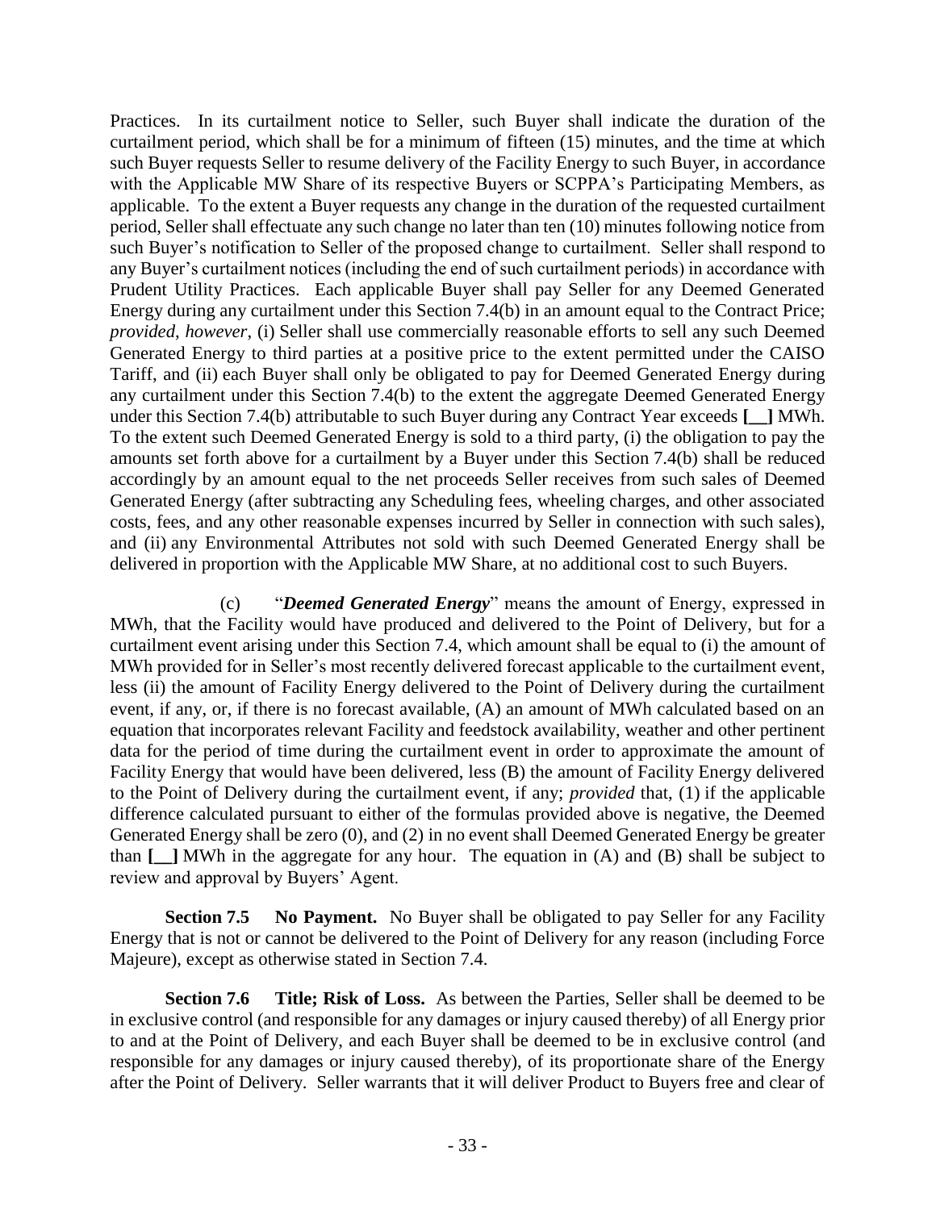Practices. In its curtailment notice to Seller, such Buyer shall indicate the duration of the curtailment period, which shall be for a minimum of fifteen (15) minutes, and the time at which such Buyer requests Seller to resume delivery of the Facility Energy to such Buyer, in accordance with the Applicable MW Share of its respective Buyers or SCPPA's Participating Members, as applicable. To the extent a Buyer requests any change in the duration of the requested curtailment period, Seller shall effectuate any such change no later than ten (10) minutes following notice from such Buyer's notification to Seller of the proposed change to curtailment. Seller shall respond to any Buyer's curtailment notices (including the end of such curtailment periods) in accordance with Prudent Utility Practices. Each applicable Buyer shall pay Seller for any Deemed Generated Energy during any curtailment under this Section 7.4(b) in an amount equal to the Contract Price; *provided*, *however*, (i) Seller shall use commercially reasonable efforts to sell any such Deemed Generated Energy to third parties at a positive price to the extent permitted under the CAISO Tariff, and (ii) each Buyer shall only be obligated to pay for Deemed Generated Energy during any curtailment under this Section 7.4(b) to the extent the aggregate Deemed Generated Energy under this Section 7.4(b) attributable to such Buyer during any Contract Year exceeds **[__]** MWh. To the extent such Deemed Generated Energy is sold to a third party, (i) the obligation to pay the amounts set forth above for a curtailment by a Buyer under this Section 7.4(b) shall be reduced accordingly by an amount equal to the net proceeds Seller receives from such sales of Deemed Generated Energy (after subtracting any Scheduling fees, wheeling charges, and other associated costs, fees, and any other reasonable expenses incurred by Seller in connection with such sales), and (ii) any Environmental Attributes not sold with such Deemed Generated Energy shall be delivered in proportion with the Applicable MW Share, at no additional cost to such Buyers.

(c) "***Deemed Generated Energy***" means the amount of Energy, expressed in MWh, that the Facility would have produced and delivered to the Point of Delivery, but for a curtailment event arising under this Section 7.4, which amount shall be equal to (i) the amount of MWh provided for in Seller's most recently delivered forecast applicable to the curtailment event, less (ii) the amount of Facility Energy delivered to the Point of Delivery during the curtailment event, if any, or, if there is no forecast available, (A) an amount of MWh calculated based on an equation that incorporates relevant Facility and feedstock availability, weather and other pertinent data for the period of time during the curtailment event in order to approximate the amount of Facility Energy that would have been delivered, less (B) the amount of Facility Energy delivered to the Point of Delivery during the curtailment event, if any; *provided* that, (1) if the applicable difference calculated pursuant to either of the formulas provided above is negative, the Deemed Generated Energy shall be zero (0), and (2) in no event shall Deemed Generated Energy be greater than **[__]** MWh in the aggregate for any hour. The equation in (A) and (B) shall be subject to review and approval by Buyers' Agent.

**Section 7.5 No Payment.** No Buyer shall be obligated to pay Seller for any Facility Energy that is not or cannot be delivered to the Point of Delivery for any reason (including Force Majeure), except as otherwise stated in Section 7.4.

**Section 7.6 Title; Risk of Loss.** As between the Parties, Seller shall be deemed to be in exclusive control (and responsible for any damages or injury caused thereby) of all Energy prior to and at the Point of Delivery, and each Buyer shall be deemed to be in exclusive control (and responsible for any damages or injury caused thereby), of its proportionate share of the Energy after the Point of Delivery. Seller warrants that it will deliver Product to Buyers free and clear of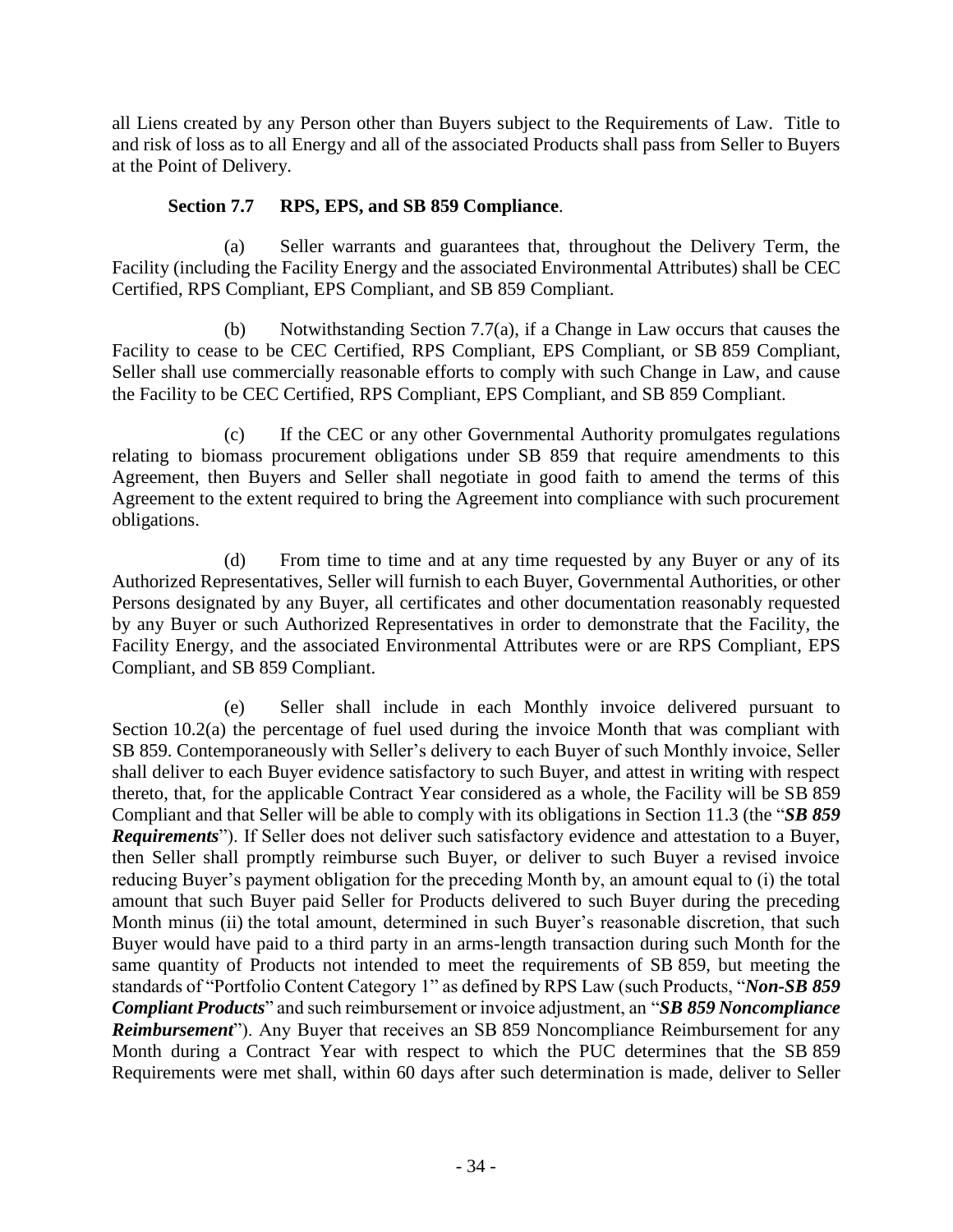all Liens created by any Person other than Buyers subject to the Requirements of Law. Title to and risk of loss as to all Energy and all of the associated Products shall pass from Seller to Buyers at the Point of Delivery.

**Section 7.7 RPS, EPS, and SB 859 Compliance**.

(a) Seller warrants and guarantees that, throughout the Delivery Term, the Facility (including the Facility Energy and the associated Environmental Attributes) shall be CEC Certified, RPS Compliant, EPS Compliant, and SB 859 Compliant.

(b) Notwithstanding Section 7.7(a), if a Change in Law occurs that causes the Facility to cease to be CEC Certified, RPS Compliant, EPS Compliant, or SB 859 Compliant, Seller shall use commercially reasonable efforts to comply with such Change in Law, and cause the Facility to be CEC Certified, RPS Compliant, EPS Compliant, and SB 859 Compliant.

(c) If the CEC or any other Governmental Authority promulgates regulations relating to biomass procurement obligations under SB 859 that require amendments to this Agreement, then Buyers and Seller shall negotiate in good faith to amend the terms of this Agreement to the extent required to bring the Agreement into compliance with such procurement obligations.

(d) From time to time and at any time requested by any Buyer or any of its Authorized Representatives, Seller will furnish to each Buyer, Governmental Authorities, or other Persons designated by any Buyer, all certificates and other documentation reasonably requested by any Buyer or such Authorized Representatives in order to demonstrate that the Facility, the Facility Energy, and the associated Environmental Attributes were or are RPS Compliant, EPS Compliant, and SB 859 Compliant.

(e) Seller shall include in each Monthly invoice delivered pursuant to Section 10.2(a) the percentage of fuel used during the invoice Month that was compliant with SB 859. Contemporaneously with Seller's delivery to each Buyer of such Monthly invoice, Seller shall deliver to each Buyer evidence satisfactory to such Buyer, and attest in writing with respect thereto, that, for the applicable Contract Year considered as a whole, the Facility will be SB 859 Compliant and that Seller will be able to comply with its obligations in Section 11.3 (the "***SB 859 Requirements***"). If Seller does not deliver such satisfactory evidence and attestation to a Buyer, then Seller shall promptly reimburse such Buyer, or deliver to such Buyer a revised invoice reducing Buyer's payment obligation for the preceding Month by, an amount equal to (i) the total amount that such Buyer paid Seller for Products delivered to such Buyer during the preceding Month minus (ii) the total amount, determined in such Buyer's reasonable discretion, that such Buyer would have paid to a third party in an arms-length transaction during such Month for the same quantity of Products not intended to meet the requirements of SB 859, but meeting the standards of "Portfolio Content Category 1" as defined by RPS Law (such Products, "***Non-SB 859 Compliant Products***" and such reimbursement or invoice adjustment, an "***SB 859 Noncompliance Reimbursement***"). Any Buyer that receives an SB 859 Noncompliance Reimbursement for any Month during a Contract Year with respect to which the PUC determines that the SB 859 Requirements were met shall, within 60 days after such determination is made, deliver to Seller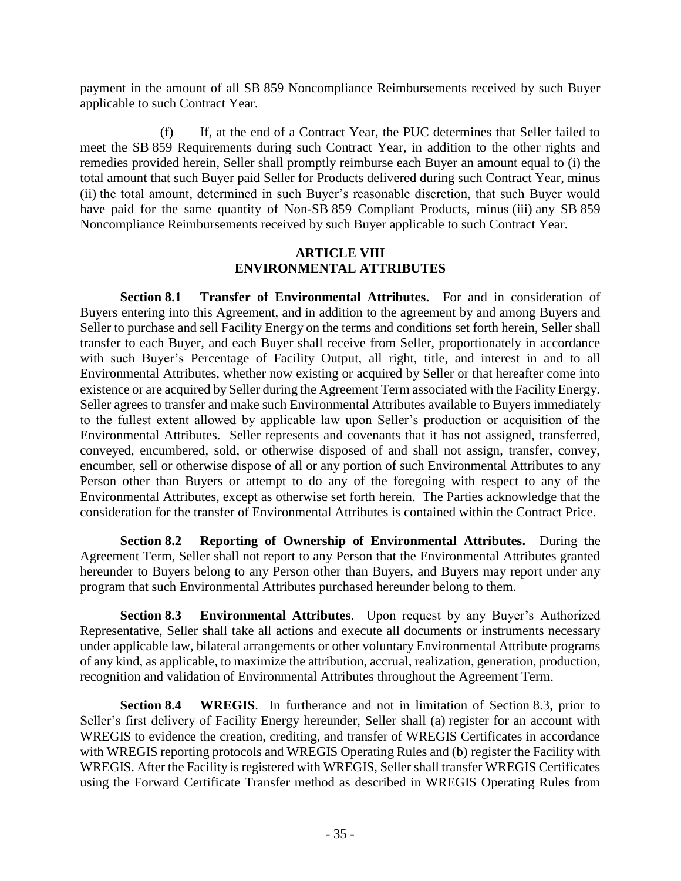payment in the amount of all SB 859 Noncompliance Reimbursements received by such Buyer applicable to such Contract Year.

(f) If, at the end of a Contract Year, the PUC determines that Seller failed to meet the SB 859 Requirements during such Contract Year, in addition to the other rights and remedies provided herein, Seller shall promptly reimburse each Buyer an amount equal to (i) the total amount that such Buyer paid Seller for Products delivered during such Contract Year, minus (ii) the total amount, determined in such Buyer's reasonable discretion, that such Buyer would have paid for the same quantity of Non-SB 859 Compliant Products, minus (iii) any SB 859 Noncompliance Reimbursements received by such Buyer applicable to such Contract Year.

## ARTICLE VIII
## ENVIRONMENTAL ATTRIBUTES

**Section 8.1 Transfer of Environmental Attributes.** For and in consideration of Buyers entering into this Agreement, and in addition to the agreement by and among Buyers and Seller to purchase and sell Facility Energy on the terms and conditions set forth herein, Seller shall transfer to each Buyer, and each Buyer shall receive from Seller, proportionately in accordance with such Buyer's Percentage of Facility Output, all right, title, and interest in and to all Environmental Attributes, whether now existing or acquired by Seller or that hereafter come into existence or are acquired by Seller during the Agreement Term associated with the Facility Energy. Seller agrees to transfer and make such Environmental Attributes available to Buyers immediately to the fullest extent allowed by applicable law upon Seller's production or acquisition of the Environmental Attributes. Seller represents and covenants that it has not assigned, transferred, conveyed, encumbered, sold, or otherwise disposed of and shall not assign, transfer, convey, encumber, sell or otherwise dispose of all or any portion of such Environmental Attributes to any Person other than Buyers or attempt to do any of the foregoing with respect to any of the Environmental Attributes, except as otherwise set forth herein. The Parties acknowledge that the consideration for the transfer of Environmental Attributes is contained within the Contract Price.

**Section 8.2 Reporting of Ownership of Environmental Attributes.** During the Agreement Term, Seller shall not report to any Person that the Environmental Attributes granted hereunder to Buyers belong to any Person other than Buyers, and Buyers may report under any program that such Environmental Attributes purchased hereunder belong to them.

**Section 8.3 Environmental Attributes**. Upon request by any Buyer's Authorized Representative, Seller shall take all actions and execute all documents or instruments necessary under applicable law, bilateral arrangements or other voluntary Environmental Attribute programs of any kind, as applicable, to maximize the attribution, accrual, realization, generation, production, recognition and validation of Environmental Attributes throughout the Agreement Term.

**Section 8.4 WREGIS**. In furtherance and not in limitation of Section 8.3, prior to Seller's first delivery of Facility Energy hereunder, Seller shall (a) register for an account with WREGIS to evidence the creation, crediting, and transfer of WREGIS Certificates in accordance with WREGIS reporting protocols and WREGIS Operating Rules and (b) register the Facility with WREGIS. After the Facility is registered with WREGIS, Seller shall transfer WREGIS Certificates using the Forward Certificate Transfer method as described in WREGIS Operating Rules from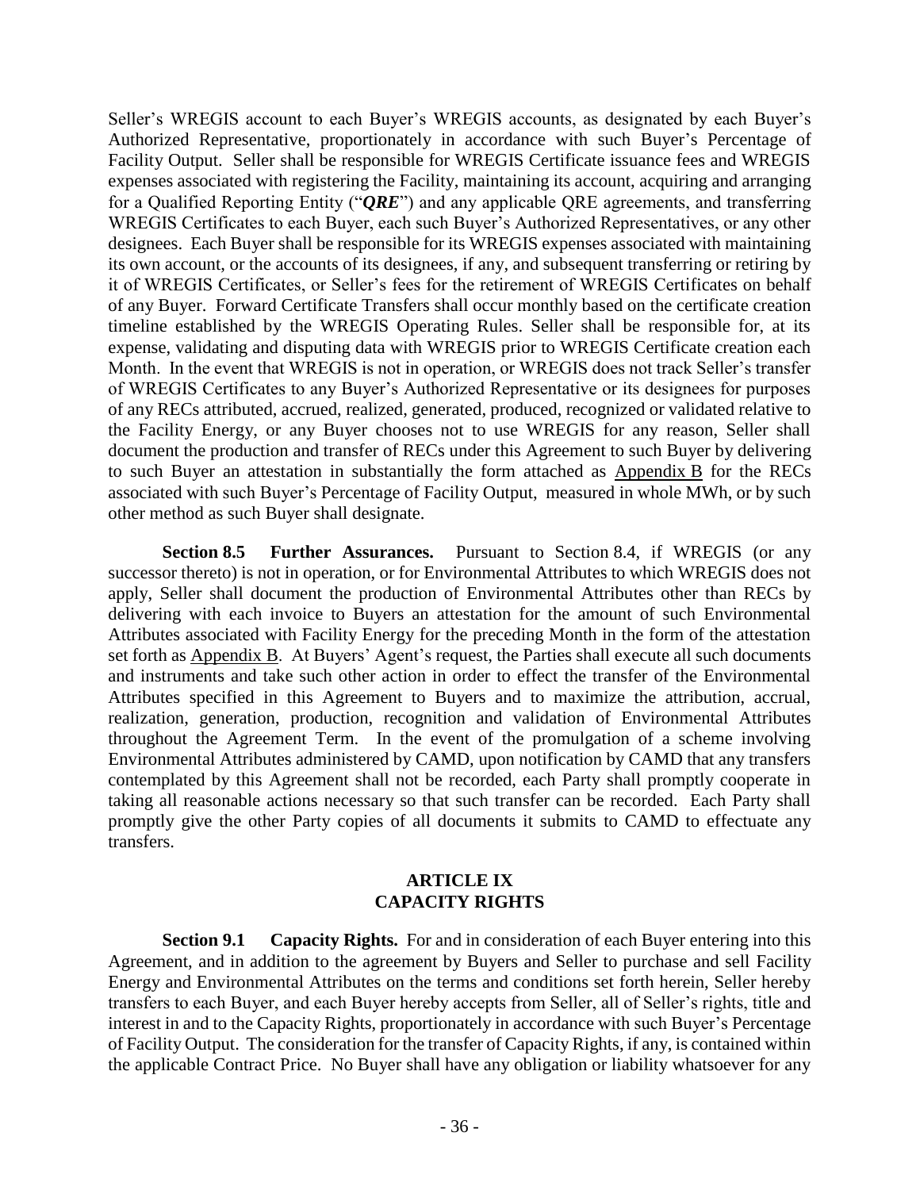Seller's WREGIS account to each Buyer's WREGIS accounts, as designated by each Buyer's Authorized Representative, proportionately in accordance with such Buyer's Percentage of Facility Output. Seller shall be responsible for WREGIS Certificate issuance fees and WREGIS expenses associated with registering the Facility, maintaining its account, acquiring and arranging for a Qualified Reporting Entity ("***QRE***") and any applicable QRE agreements, and transferring WREGIS Certificates to each Buyer, each such Buyer's Authorized Representatives, or any other designees. Each Buyer shall be responsible for its WREGIS expenses associated with maintaining its own account, or the accounts of its designees, if any, and subsequent transferring or retiring by it of WREGIS Certificates, or Seller's fees for the retirement of WREGIS Certificates on behalf of any Buyer. Forward Certificate Transfers shall occur monthly based on the certificate creation timeline established by the WREGIS Operating Rules. Seller shall be responsible for, at its expense, validating and disputing data with WREGIS prior to WREGIS Certificate creation each Month. In the event that WREGIS is not in operation, or WREGIS does not track Seller's transfer of WREGIS Certificates to any Buyer's Authorized Representative or its designees for purposes of any RECs attributed, accrued, realized, generated, produced, recognized or validated relative to the Facility Energy, or any Buyer chooses not to use WREGIS for any reason, Seller shall document the production and transfer of RECs under this Agreement to such Buyer by delivering to such Buyer an attestation in substantially the form attached as Appendix B for the RECs associated with such Buyer's Percentage of Facility Output, measured in whole MWh, or by such other method as such Buyer shall designate.

**Section 8.5 Further Assurances.** Pursuant to Section 8.4, if WREGIS (or any successor thereto) is not in operation, or for Environmental Attributes to which WREGIS does not apply, Seller shall document the production of Environmental Attributes other than RECs by delivering with each invoice to Buyers an attestation for the amount of such Environmental Attributes associated with Facility Energy for the preceding Month in the form of the attestation set forth as Appendix B. At Buyers' Agent's request, the Parties shall execute all such documents and instruments and take such other action in order to effect the transfer of the Environmental Attributes specified in this Agreement to Buyers and to maximize the attribution, accrual, realization, generation, production, recognition and validation of Environmental Attributes throughout the Agreement Term. In the event of the promulgation of a scheme involving Environmental Attributes administered by CAMD, upon notification by CAMD that any transfers contemplated by this Agreement shall not be recorded, each Party shall promptly cooperate in taking all reasonable actions necessary so that such transfer can be recorded. Each Party shall promptly give the other Party copies of all documents it submits to CAMD to effectuate any transfers.

## ARTICLE IX
## CAPACITY RIGHTS

**Section 9.1 Capacity Rights.** For and in consideration of each Buyer entering into this Agreement, and in addition to the agreement by Buyers and Seller to purchase and sell Facility Energy and Environmental Attributes on the terms and conditions set forth herein, Seller hereby transfers to each Buyer, and each Buyer hereby accepts from Seller, all of Seller's rights, title and interest in and to the Capacity Rights, proportionately in accordance with such Buyer's Percentage of Facility Output. The consideration for the transfer of Capacity Rights, if any, is contained within the applicable Contract Price. No Buyer shall have any obligation or liability whatsoever for any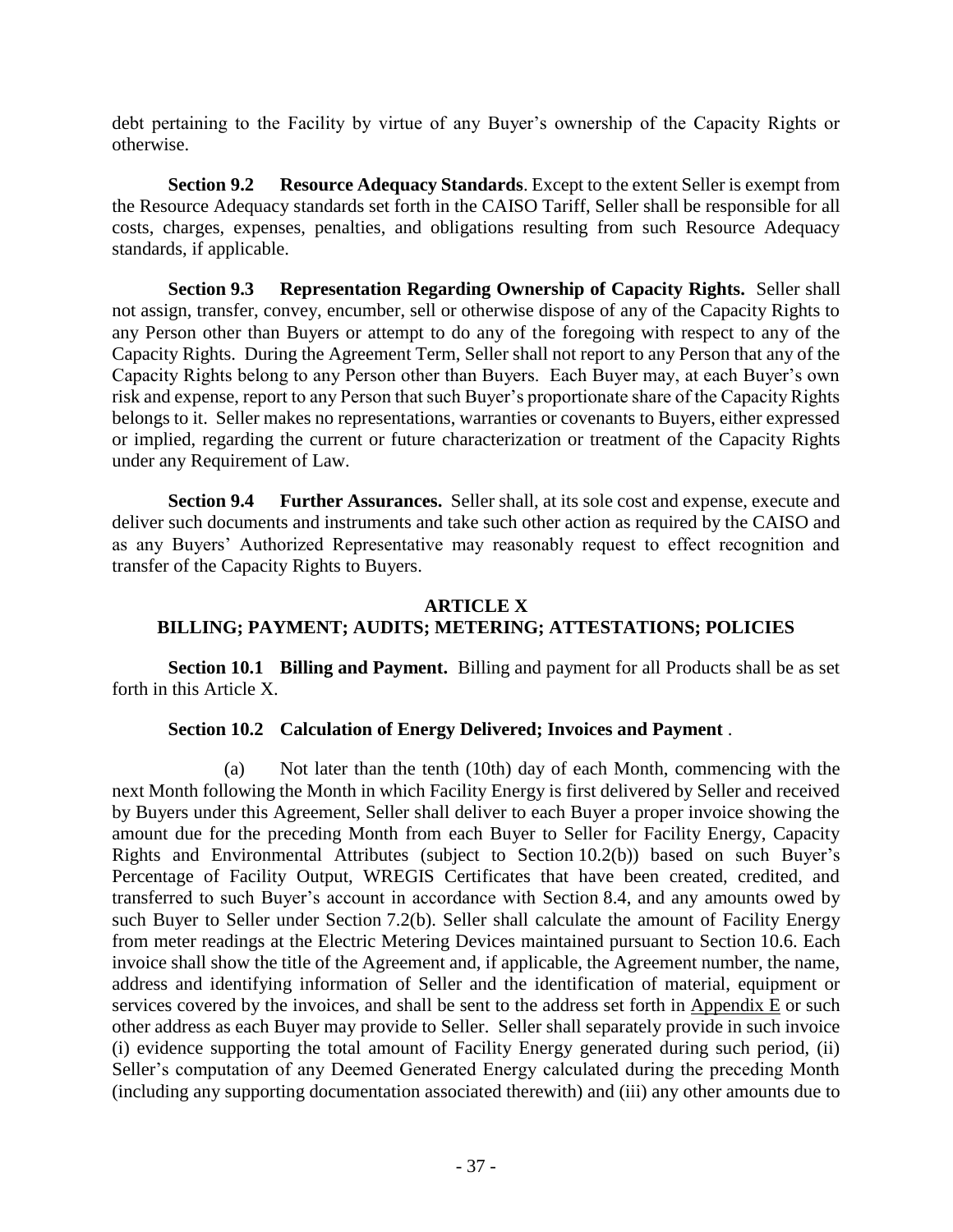debt pertaining to the Facility by virtue of any Buyer's ownership of the Capacity Rights or otherwise.

**Section 9.2 Resource Adequacy Standards**. Except to the extent Seller is exempt from the Resource Adequacy standards set forth in the CAISO Tariff, Seller shall be responsible for all costs, charges, expenses, penalties, and obligations resulting from such Resource Adequacy standards, if applicable.

**Section 9.3 Representation Regarding Ownership of Capacity Rights.** Seller shall not assign, transfer, convey, encumber, sell or otherwise dispose of any of the Capacity Rights to any Person other than Buyers or attempt to do any of the foregoing with respect to any of the Capacity Rights. During the Agreement Term, Seller shall not report to any Person that any of the Capacity Rights belong to any Person other than Buyers. Each Buyer may, at each Buyer's own risk and expense, report to any Person that such Buyer's proportionate share of the Capacity Rights belongs to it. Seller makes no representations, warranties or covenants to Buyers, either expressed or implied, regarding the current or future characterization or treatment of the Capacity Rights under any Requirement of Law.

**Section 9.4 Further Assurances.** Seller shall, at its sole cost and expense, execute and deliver such documents and instruments and take such other action as required by the CAISO and as any Buyers' Authorized Representative may reasonably request to effect recognition and transfer of the Capacity Rights to Buyers.

## ARTICLE X
## BILLING; PAYMENT; AUDITS; METERING; ATTESTATIONS; POLICIES

**Section 10.1 Billing and Payment.** Billing and payment for all Products shall be as set forth in this Article X.

**Section 10.2 Calculation of Energy Delivered; Invoices and Payment** .

(a) Not later than the tenth (10th) day of each Month, commencing with the next Month following the Month in which Facility Energy is first delivered by Seller and received by Buyers under this Agreement, Seller shall deliver to each Buyer a proper invoice showing the amount due for the preceding Month from each Buyer to Seller for Facility Energy, Capacity Rights and Environmental Attributes (subject to Section 10.2(b)) based on such Buyer's Percentage of Facility Output, WREGIS Certificates that have been created, credited, and transferred to such Buyer's account in accordance with Section 8.4, and any amounts owed by such Buyer to Seller under Section 7.2(b). Seller shall calculate the amount of Facility Energy from meter readings at the Electric Metering Devices maintained pursuant to Section 10.6. Each invoice shall show the title of the Agreement and, if applicable, the Agreement number, the name, address and identifying information of Seller and the identification of material, equipment or services covered by the invoices, and shall be sent to the address set forth in Appendix E or such other address as each Buyer may provide to Seller. Seller shall separately provide in such invoice (i) evidence supporting the total amount of Facility Energy generated during such period, (ii) Seller's computation of any Deemed Generated Energy calculated during the preceding Month (including any supporting documentation associated therewith) and (iii) any other amounts due to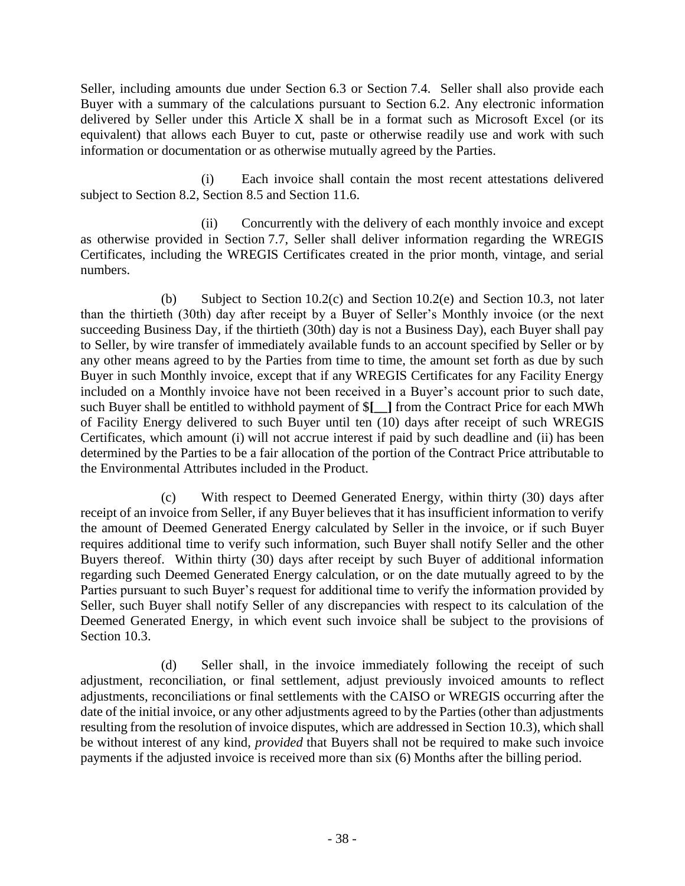Seller, including amounts due under Section 6.3 or Section 7.4. Seller shall also provide each Buyer with a summary of the calculations pursuant to Section 6.2. Any electronic information delivered by Seller under this Article X shall be in a format such as Microsoft Excel (or its equivalent) that allows each Buyer to cut, paste or otherwise readily use and work with such information or documentation or as otherwise mutually agreed by the Parties.

(i) Each invoice shall contain the most recent attestations delivered subject to Section 8.2, Section 8.5 and Section 11.6.

(ii) Concurrently with the delivery of each monthly invoice and except as otherwise provided in Section 7.7, Seller shall deliver information regarding the WREGIS Certificates, including the WREGIS Certificates created in the prior month, vintage, and serial numbers.

(b) Subject to Section 10.2(c) and Section 10.2(e) and Section 10.3, not later than the thirtieth (30th) day after receipt by a Buyer of Seller's Monthly invoice (or the next succeeding Business Day, if the thirtieth (30th) day is not a Business Day), each Buyer shall pay to Seller, by wire transfer of immediately available funds to an account specified by Seller or by any other means agreed to by the Parties from time to time, the amount set forth as due by such Buyer in such Monthly invoice, except that if any WREGIS Certificates for any Facility Energy included on a Monthly invoice have not been received in a Buyer's account prior to such date, such Buyer shall be entitled to withhold payment of $**[__]** from the Contract Price for each MWh of Facility Energy delivered to such Buyer until ten (10) days after receipt of such WREGIS Certificates, which amount (i) will not accrue interest if paid by such deadline and (ii) has been determined by the Parties to be a fair allocation of the portion of the Contract Price attributable to the Environmental Attributes included in the Product.

(c) With respect to Deemed Generated Energy, within thirty (30) days after receipt of an invoice from Seller, if any Buyer believes that it has insufficient information to verify the amount of Deemed Generated Energy calculated by Seller in the invoice, or if such Buyer requires additional time to verify such information, such Buyer shall notify Seller and the other Buyers thereof. Within thirty (30) days after receipt by such Buyer of additional information regarding such Deemed Generated Energy calculation, or on the date mutually agreed to by the Parties pursuant to such Buyer's request for additional time to verify the information provided by Seller, such Buyer shall notify Seller of any discrepancies with respect to its calculation of the Deemed Generated Energy, in which event such invoice shall be subject to the provisions of Section 10.3.

(d) Seller shall, in the invoice immediately following the receipt of such adjustment, reconciliation, or final settlement, adjust previously invoiced amounts to reflect adjustments, reconciliations or final settlements with the CAISO or WREGIS occurring after the date of the initial invoice, or any other adjustments agreed to by the Parties (other than adjustments resulting from the resolution of invoice disputes, which are addressed in Section 10.3), which shall be without interest of any kind, *provided* that Buyers shall not be required to make such invoice payments if the adjusted invoice is received more than six (6) Months after the billing period.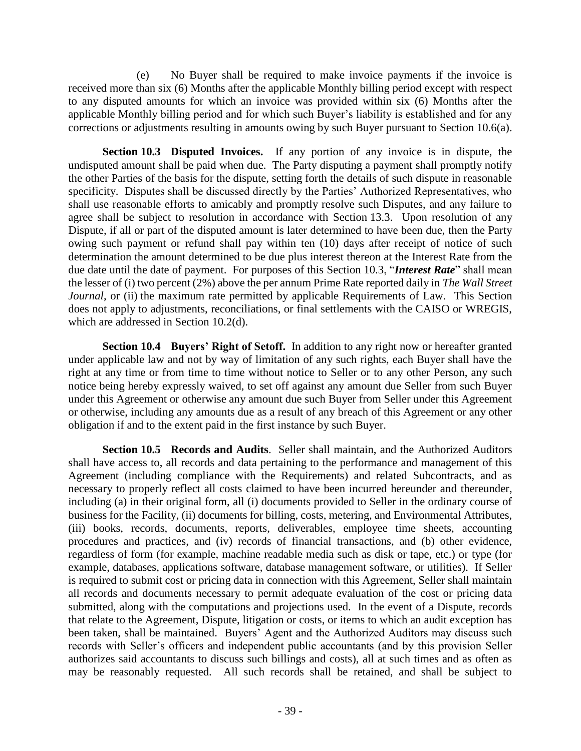(e) No Buyer shall be required to make invoice payments if the invoice is received more than six (6) Months after the applicable Monthly billing period except with respect to any disputed amounts for which an invoice was provided within six (6) Months after the applicable Monthly billing period and for which such Buyer's liability is established and for any corrections or adjustments resulting in amounts owing by such Buyer pursuant to Section 10.6(a).

**Section 10.3 Disputed Invoices.** If any portion of any invoice is in dispute, the undisputed amount shall be paid when due. The Party disputing a payment shall promptly notify the other Parties of the basis for the dispute, setting forth the details of such dispute in reasonable specificity. Disputes shall be discussed directly by the Parties' Authorized Representatives, who shall use reasonable efforts to amicably and promptly resolve such Disputes, and any failure to agree shall be subject to resolution in accordance with Section 13.3. Upon resolution of any Dispute, if all or part of the disputed amount is later determined to have been due, then the Party owing such payment or refund shall pay within ten (10) days after receipt of notice of such determination the amount determined to be due plus interest thereon at the Interest Rate from the due date until the date of payment. For purposes of this Section 10.3, "***Interest Rate***" shall mean the lesser of (i) two percent (2%) above the per annum Prime Rate reported daily in *The Wall Street Journal*, or (ii) the maximum rate permitted by applicable Requirements of Law. This Section does not apply to adjustments, reconciliations, or final settlements with the CAISO or WREGIS, which are addressed in Section 10.2(d).

**Section 10.4 Buyers' Right of Setoff.** In addition to any right now or hereafter granted under applicable law and not by way of limitation of any such rights, each Buyer shall have the right at any time or from time to time without notice to Seller or to any other Person, any such notice being hereby expressly waived, to set off against any amount due Seller from such Buyer under this Agreement or otherwise any amount due such Buyer from Seller under this Agreement or otherwise, including any amounts due as a result of any breach of this Agreement or any other obligation if and to the extent paid in the first instance by such Buyer.

**Section 10.5 Records and Audits**. Seller shall maintain, and the Authorized Auditors shall have access to, all records and data pertaining to the performance and management of this Agreement (including compliance with the Requirements) and related Subcontracts, and as necessary to properly reflect all costs claimed to have been incurred hereunder and thereunder, including (a) in their original form, all (i) documents provided to Seller in the ordinary course of business for the Facility, (ii) documents for billing, costs, metering, and Environmental Attributes, (iii) books, records, documents, reports, deliverables, employee time sheets, accounting procedures and practices, and (iv) records of financial transactions, and (b) other evidence, regardless of form (for example, machine readable media such as disk or tape, etc.) or type (for example, databases, applications software, database management software, or utilities). If Seller is required to submit cost or pricing data in connection with this Agreement, Seller shall maintain all records and documents necessary to permit adequate evaluation of the cost or pricing data submitted, along with the computations and projections used. In the event of a Dispute, records that relate to the Agreement, Dispute, litigation or costs, or items to which an audit exception has been taken, shall be maintained. Buyers' Agent and the Authorized Auditors may discuss such records with Seller's officers and independent public accountants (and by this provision Seller authorizes said accountants to discuss such billings and costs), all at such times and as often as may be reasonably requested. All such records shall be retained, and shall be subject to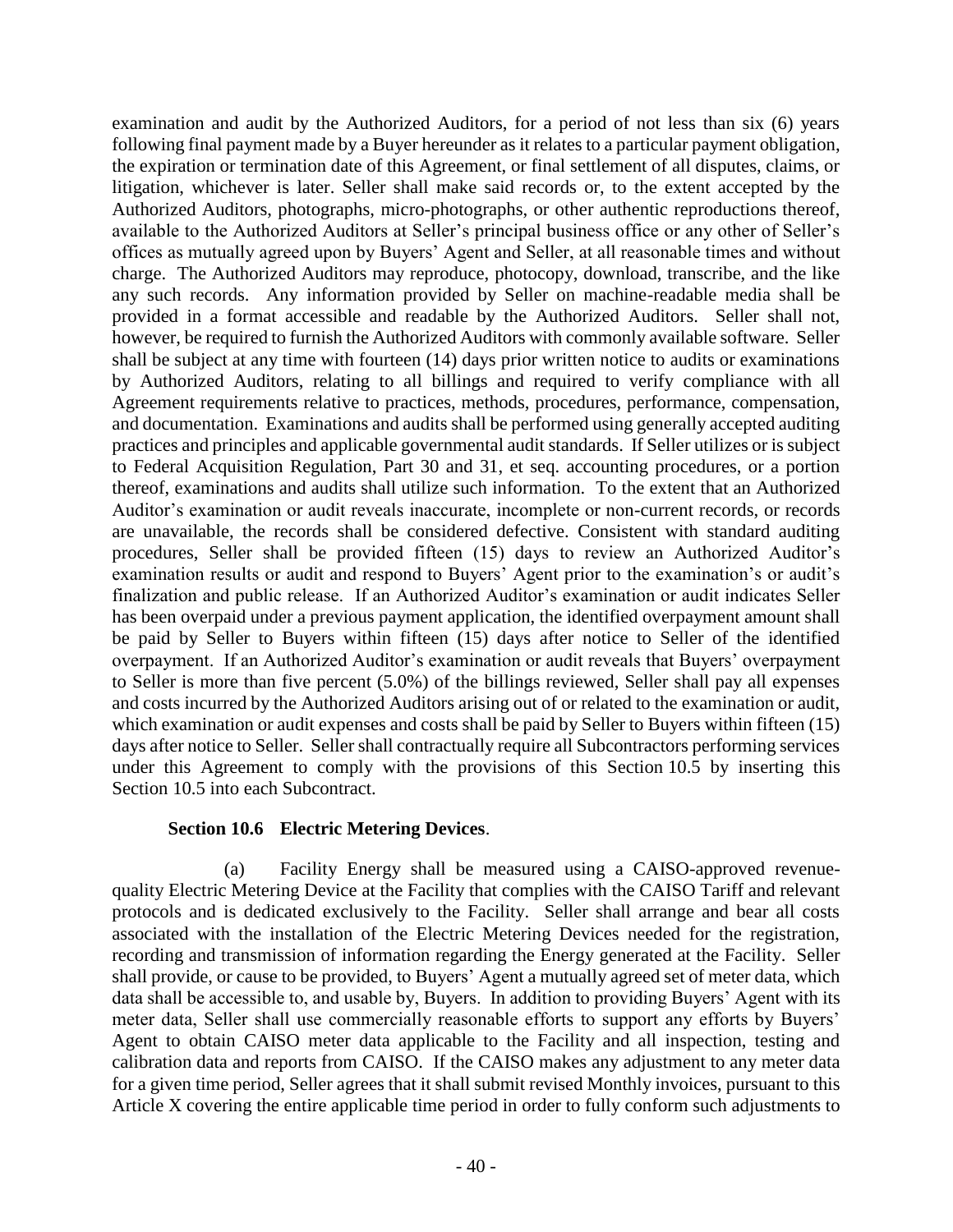examination and audit by the Authorized Auditors, for a period of not less than six (6) years following final payment made by a Buyer hereunder as it relates to a particular payment obligation, the expiration or termination date of this Agreement, or final settlement of all disputes, claims, or litigation, whichever is later. Seller shall make said records or, to the extent accepted by the Authorized Auditors, photographs, micro-photographs, or other authentic reproductions thereof, available to the Authorized Auditors at Seller's principal business office or any other of Seller's offices as mutually agreed upon by Buyers' Agent and Seller, at all reasonable times and without charge. The Authorized Auditors may reproduce, photocopy, download, transcribe, and the like any such records. Any information provided by Seller on machine-readable media shall be provided in a format accessible and readable by the Authorized Auditors. Seller shall not, however, be required to furnish the Authorized Auditors with commonly available software. Seller shall be subject at any time with fourteen (14) days prior written notice to audits or examinations by Authorized Auditors, relating to all billings and required to verify compliance with all Agreement requirements relative to practices, methods, procedures, performance, compensation, and documentation. Examinations and audits shall be performed using generally accepted auditing practices and principles and applicable governmental audit standards. If Seller utilizes or is subject to Federal Acquisition Regulation, Part 30 and 31, et seq. accounting procedures, or a portion thereof, examinations and audits shall utilize such information. To the extent that an Authorized Auditor's examination or audit reveals inaccurate, incomplete or non-current records, or records are unavailable, the records shall be considered defective. Consistent with standard auditing procedures, Seller shall be provided fifteen (15) days to review an Authorized Auditor's examination results or audit and respond to Buyers' Agent prior to the examination's or audit's finalization and public release. If an Authorized Auditor's examination or audit indicates Seller has been overpaid under a previous payment application, the identified overpayment amount shall be paid by Seller to Buyers within fifteen (15) days after notice to Seller of the identified overpayment. If an Authorized Auditor's examination or audit reveals that Buyers' overpayment to Seller is more than five percent (5.0%) of the billings reviewed, Seller shall pay all expenses and costs incurred by the Authorized Auditors arising out of or related to the examination or audit, which examination or audit expenses and costs shall be paid by Seller to Buyers within fifteen (15) days after notice to Seller. Seller shall contractually require all Subcontractors performing services under this Agreement to comply with the provisions of this Section 10.5 by inserting this Section 10.5 into each Subcontract.

**Section 10.6 Electric Metering Devices**.

(a) Facility Energy shall be measured using a CAISO-approved revenue-quality Electric Metering Device at the Facility that complies with the CAISO Tariff and relevant protocols and is dedicated exclusively to the Facility. Seller shall arrange and bear all costs associated with the installation of the Electric Metering Devices needed for the registration, recording and transmission of information regarding the Energy generated at the Facility. Seller shall provide, or cause to be provided, to Buyers' Agent a mutually agreed set of meter data, which data shall be accessible to, and usable by, Buyers. In addition to providing Buyers' Agent with its meter data, Seller shall use commercially reasonable efforts to support any efforts by Buyers' Agent to obtain CAISO meter data applicable to the Facility and all inspection, testing and calibration data and reports from CAISO. If the CAISO makes any adjustment to any meter data for a given time period, Seller agrees that it shall submit revised Monthly invoices, pursuant to this Article X covering the entire applicable time period in order to fully conform such adjustments to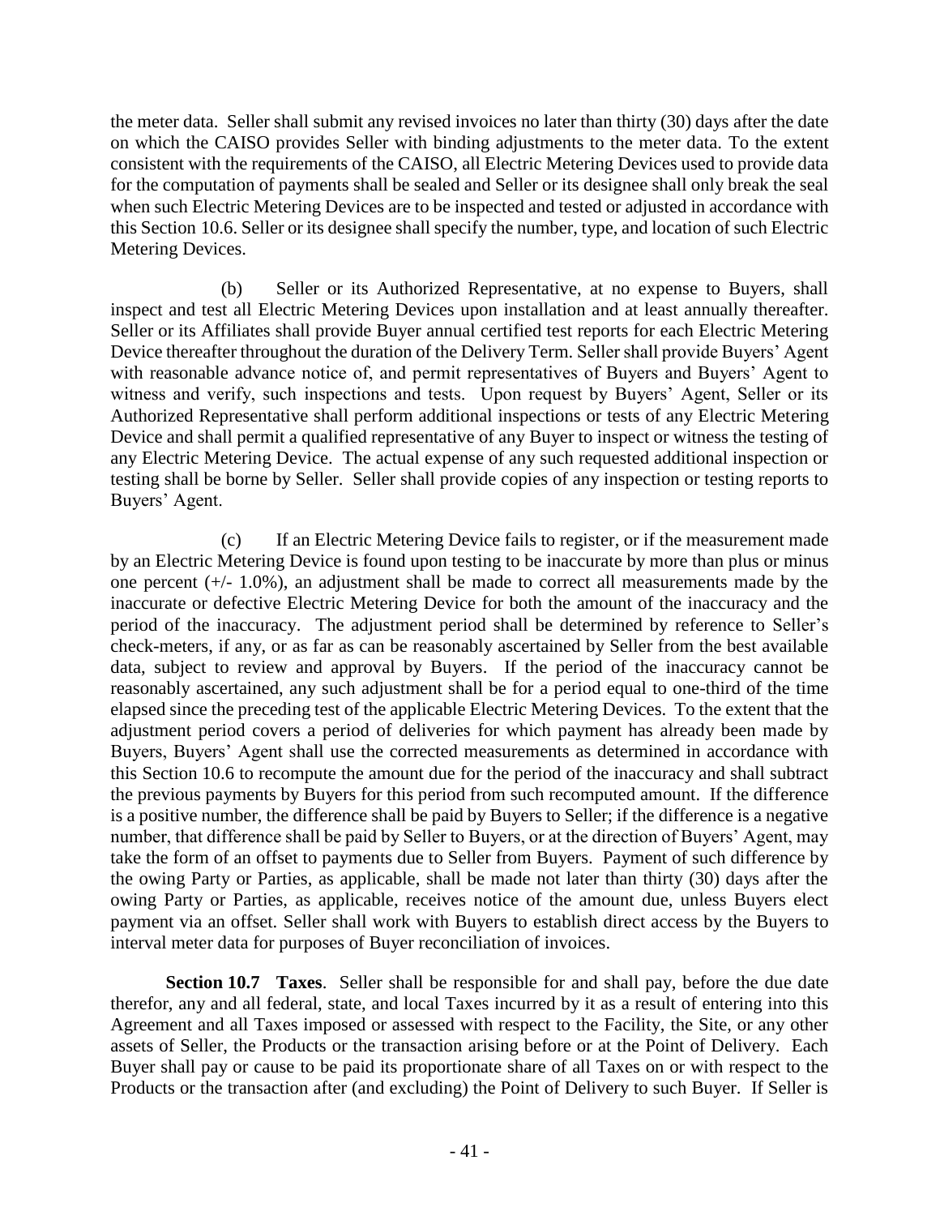the meter data. Seller shall submit any revised invoices no later than thirty (30) days after the date on which the CAISO provides Seller with binding adjustments to the meter data. To the extent consistent with the requirements of the CAISO, all Electric Metering Devices used to provide data for the computation of payments shall be sealed and Seller or its designee shall only break the seal when such Electric Metering Devices are to be inspected and tested or adjusted in accordance with this Section 10.6. Seller or its designee shall specify the number, type, and location of such Electric Metering Devices.

(b) Seller or its Authorized Representative, at no expense to Buyers, shall inspect and test all Electric Metering Devices upon installation and at least annually thereafter. Seller or its Affiliates shall provide Buyer annual certified test reports for each Electric Metering Device thereafter throughout the duration of the Delivery Term. Seller shall provide Buyers' Agent with reasonable advance notice of, and permit representatives of Buyers and Buyers' Agent to witness and verify, such inspections and tests. Upon request by Buyers' Agent, Seller or its Authorized Representative shall perform additional inspections or tests of any Electric Metering Device and shall permit a qualified representative of any Buyer to inspect or witness the testing of any Electric Metering Device. The actual expense of any such requested additional inspection or testing shall be borne by Seller. Seller shall provide copies of any inspection or testing reports to Buyers' Agent.

(c) If an Electric Metering Device fails to register, or if the measurement made by an Electric Metering Device is found upon testing to be inaccurate by more than plus or minus one percent (+/- 1.0%), an adjustment shall be made to correct all measurements made by the inaccurate or defective Electric Metering Device for both the amount of the inaccuracy and the period of the inaccuracy. The adjustment period shall be determined by reference to Seller's check-meters, if any, or as far as can be reasonably ascertained by Seller from the best available data, subject to review and approval by Buyers. If the period of the inaccuracy cannot be reasonably ascertained, any such adjustment shall be for a period equal to one-third of the time elapsed since the preceding test of the applicable Electric Metering Devices. To the extent that the adjustment period covers a period of deliveries for which payment has already been made by Buyers, Buyers' Agent shall use the corrected measurements as determined in accordance with this Section 10.6 to recompute the amount due for the period of the inaccuracy and shall subtract the previous payments by Buyers for this period from such recomputed amount. If the difference is a positive number, the difference shall be paid by Buyers to Seller; if the difference is a negative number, that difference shall be paid by Seller to Buyers, or at the direction of Buyers' Agent, may take the form of an offset to payments due to Seller from Buyers. Payment of such difference by the owing Party or Parties, as applicable, shall be made not later than thirty (30) days after the owing Party or Parties, as applicable, receives notice of the amount due, unless Buyers elect payment via an offset. Seller shall work with Buyers to establish direct access by the Buyers to interval meter data for purposes of Buyer reconciliation of invoices.

**Section 10.7 Taxes**. Seller shall be responsible for and shall pay, before the due date therefor, any and all federal, state, and local Taxes incurred by it as a result of entering into this Agreement and all Taxes imposed or assessed with respect to the Facility, the Site, or any other assets of Seller, the Products or the transaction arising before or at the Point of Delivery. Each Buyer shall pay or cause to be paid its proportionate share of all Taxes on or with respect to the Products or the transaction after (and excluding) the Point of Delivery to such Buyer. If Seller is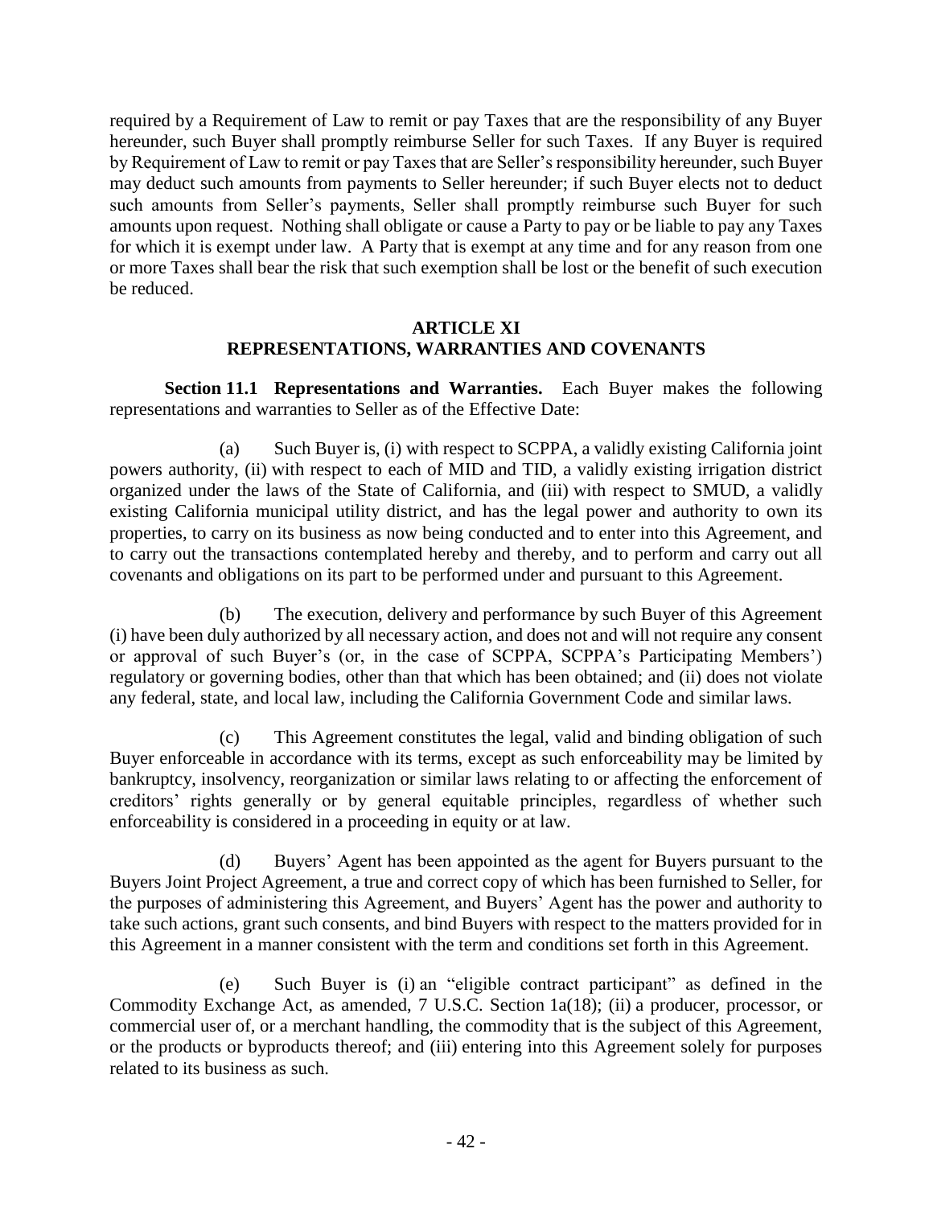required by a Requirement of Law to remit or pay Taxes that are the responsibility of any Buyer hereunder, such Buyer shall promptly reimburse Seller for such Taxes. If any Buyer is required by Requirement of Law to remit or pay Taxes that are Seller's responsibility hereunder, such Buyer may deduct such amounts from payments to Seller hereunder; if such Buyer elects not to deduct such amounts from Seller's payments, Seller shall promptly reimburse such Buyer for such amounts upon request. Nothing shall obligate or cause a Party to pay or be liable to pay any Taxes for which it is exempt under law. A Party that is exempt at any time and for any reason from one or more Taxes shall bear the risk that such exemption shall be lost or the benefit of such execution be reduced.

## ARTICLE XI
## REPRESENTATIONS, WARRANTIES AND COVENANTS

**Section 11.1 Representations and Warranties.** Each Buyer makes the following representations and warranties to Seller as of the Effective Date:

(a) Such Buyer is, (i) with respect to SCPPA, a validly existing California joint powers authority, (ii) with respect to each of MID and TID, a validly existing irrigation district organized under the laws of the State of California, and (iii) with respect to SMUD, a validly existing California municipal utility district, and has the legal power and authority to own its properties, to carry on its business as now being conducted and to enter into this Agreement, and to carry out the transactions contemplated hereby and thereby, and to perform and carry out all covenants and obligations on its part to be performed under and pursuant to this Agreement.

(b) The execution, delivery and performance by such Buyer of this Agreement (i) have been duly authorized by all necessary action, and does not and will not require any consent or approval of such Buyer's (or, in the case of SCPPA, SCPPA's Participating Members') regulatory or governing bodies, other than that which has been obtained; and (ii) does not violate any federal, state, and local law, including the California Government Code and similar laws.

(c) This Agreement constitutes the legal, valid and binding obligation of such Buyer enforceable in accordance with its terms, except as such enforceability may be limited by bankruptcy, insolvency, reorganization or similar laws relating to or affecting the enforcement of creditors' rights generally or by general equitable principles, regardless of whether such enforceability is considered in a proceeding in equity or at law.

(d) Buyers' Agent has been appointed as the agent for Buyers pursuant to the Buyers Joint Project Agreement, a true and correct copy of which has been furnished to Seller, for the purposes of administering this Agreement, and Buyers' Agent has the power and authority to take such actions, grant such consents, and bind Buyers with respect to the matters provided for in this Agreement in a manner consistent with the term and conditions set forth in this Agreement.

(e) Such Buyer is (i) an "eligible contract participant" as defined in the Commodity Exchange Act, as amended, 7 U.S.C. Section 1a(18); (ii) a producer, processor, or commercial user of, or a merchant handling, the commodity that is the subject of this Agreement, or the products or byproducts thereof; and (iii) entering into this Agreement solely for purposes related to its business as such.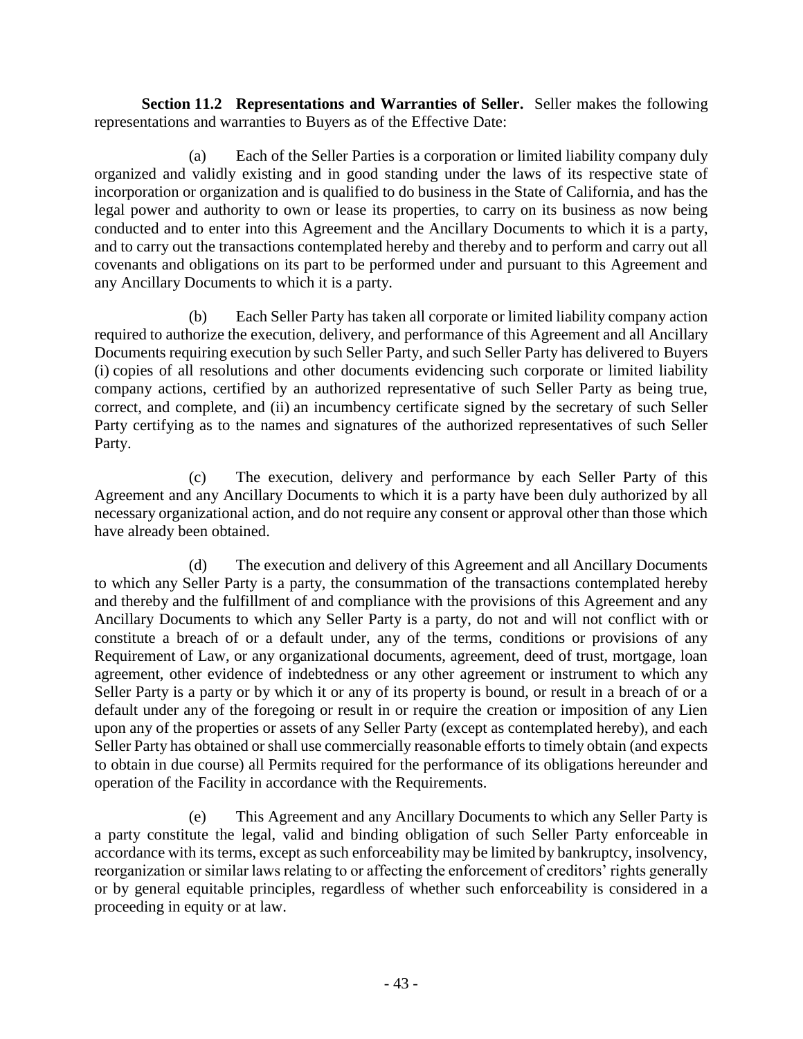**Section 11.2 Representations and Warranties of Seller.** Seller makes the following representations and warranties to Buyers as of the Effective Date:

(a) Each of the Seller Parties is a corporation or limited liability company duly organized and validly existing and in good standing under the laws of its respective state of incorporation or organization and is qualified to do business in the State of California, and has the legal power and authority to own or lease its properties, to carry on its business as now being conducted and to enter into this Agreement and the Ancillary Documents to which it is a party, and to carry out the transactions contemplated hereby and thereby and to perform and carry out all covenants and obligations on its part to be performed under and pursuant to this Agreement and any Ancillary Documents to which it is a party.

(b) Each Seller Party has taken all corporate or limited liability company action required to authorize the execution, delivery, and performance of this Agreement and all Ancillary Documents requiring execution by such Seller Party, and such Seller Party has delivered to Buyers (i) copies of all resolutions and other documents evidencing such corporate or limited liability company actions, certified by an authorized representative of such Seller Party as being true, correct, and complete, and (ii) an incumbency certificate signed by the secretary of such Seller Party certifying as to the names and signatures of the authorized representatives of such Seller Party.

(c) The execution, delivery and performance by each Seller Party of this Agreement and any Ancillary Documents to which it is a party have been duly authorized by all necessary organizational action, and do not require any consent or approval other than those which have already been obtained.

(d) The execution and delivery of this Agreement and all Ancillary Documents to which any Seller Party is a party, the consummation of the transactions contemplated hereby and thereby and the fulfillment of and compliance with the provisions of this Agreement and any Ancillary Documents to which any Seller Party is a party, do not and will not conflict with or constitute a breach of or a default under, any of the terms, conditions or provisions of any Requirement of Law, or any organizational documents, agreement, deed of trust, mortgage, loan agreement, other evidence of indebtedness or any other agreement or instrument to which any Seller Party is a party or by which it or any of its property is bound, or result in a breach of or a default under any of the foregoing or result in or require the creation or imposition of any Lien upon any of the properties or assets of any Seller Party (except as contemplated hereby), and each Seller Party has obtained or shall use commercially reasonable efforts to timely obtain (and expects to obtain in due course) all Permits required for the performance of its obligations hereunder and operation of the Facility in accordance with the Requirements.

(e) This Agreement and any Ancillary Documents to which any Seller Party is a party constitute the legal, valid and binding obligation of such Seller Party enforceable in accordance with its terms, except as such enforceability may be limited by bankruptcy, insolvency, reorganization or similar laws relating to or affecting the enforcement of creditors' rights generally or by general equitable principles, regardless of whether such enforceability is considered in a proceeding in equity or at law.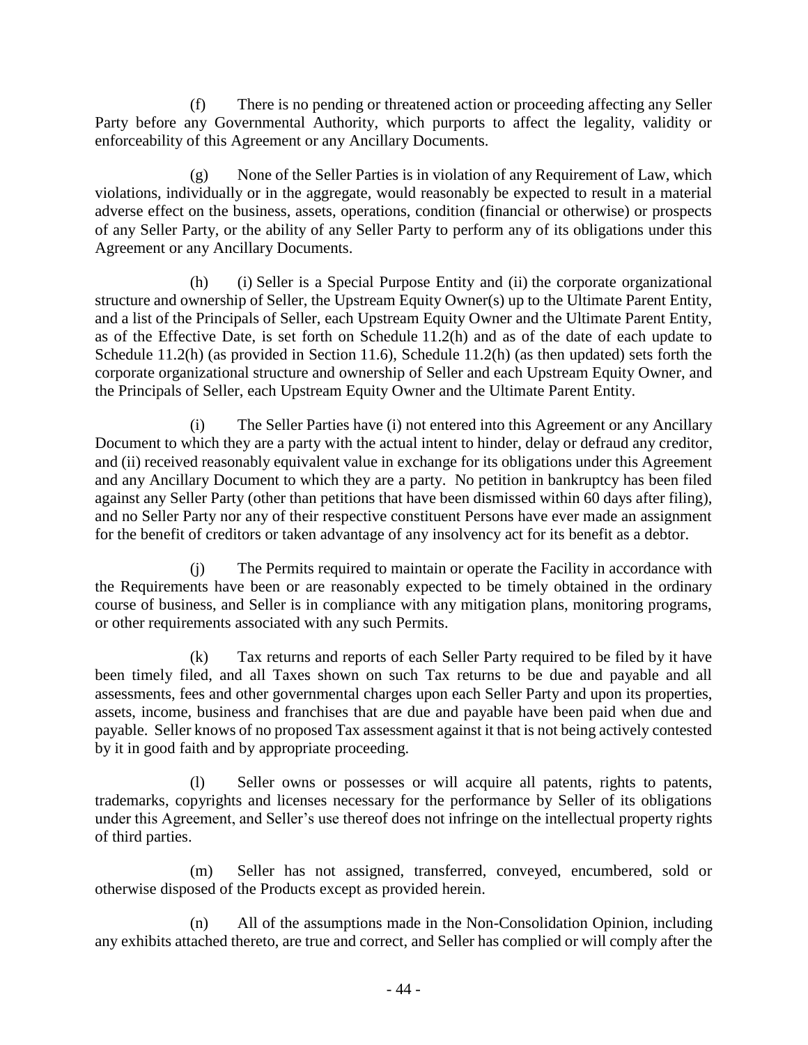(f) There is no pending or threatened action or proceeding affecting any Seller Party before any Governmental Authority, which purports to affect the legality, validity or enforceability of this Agreement or any Ancillary Documents.

(g) None of the Seller Parties is in violation of any Requirement of Law, which violations, individually or in the aggregate, would reasonably be expected to result in a material adverse effect on the business, assets, operations, condition (financial or otherwise) or prospects of any Seller Party, or the ability of any Seller Party to perform any of its obligations under this Agreement or any Ancillary Documents.

(h) (i) Seller is a Special Purpose Entity and (ii) the corporate organizational structure and ownership of Seller, the Upstream Equity Owner(s) up to the Ultimate Parent Entity, and a list of the Principals of Seller, each Upstream Equity Owner and the Ultimate Parent Entity, as of the Effective Date, is set forth on Schedule 11.2(h) and as of the date of each update to Schedule 11.2(h) (as provided in Section 11.6), Schedule 11.2(h) (as then updated) sets forth the corporate organizational structure and ownership of Seller and each Upstream Equity Owner, and the Principals of Seller, each Upstream Equity Owner and the Ultimate Parent Entity.

(i) The Seller Parties have (i) not entered into this Agreement or any Ancillary Document to which they are a party with the actual intent to hinder, delay or defraud any creditor, and (ii) received reasonably equivalent value in exchange for its obligations under this Agreement and any Ancillary Document to which they are a party. No petition in bankruptcy has been filed against any Seller Party (other than petitions that have been dismissed within 60 days after filing), and no Seller Party nor any of their respective constituent Persons have ever made an assignment for the benefit of creditors or taken advantage of any insolvency act for its benefit as a debtor.

(j) The Permits required to maintain or operate the Facility in accordance with the Requirements have been or are reasonably expected to be timely obtained in the ordinary course of business, and Seller is in compliance with any mitigation plans, monitoring programs, or other requirements associated with any such Permits.

(k) Tax returns and reports of each Seller Party required to be filed by it have been timely filed, and all Taxes shown on such Tax returns to be due and payable and all assessments, fees and other governmental charges upon each Seller Party and upon its properties, assets, income, business and franchises that are due and payable have been paid when due and payable. Seller knows of no proposed Tax assessment against it that is not being actively contested by it in good faith and by appropriate proceeding.

(l) Seller owns or possesses or will acquire all patents, rights to patents, trademarks, copyrights and licenses necessary for the performance by Seller of its obligations under this Agreement, and Seller's use thereof does not infringe on the intellectual property rights of third parties.

(m) Seller has not assigned, transferred, conveyed, encumbered, sold or otherwise disposed of the Products except as provided herein.

(n) All of the assumptions made in the Non-Consolidation Opinion, including any exhibits attached thereto, are true and correct, and Seller has complied or will comply after the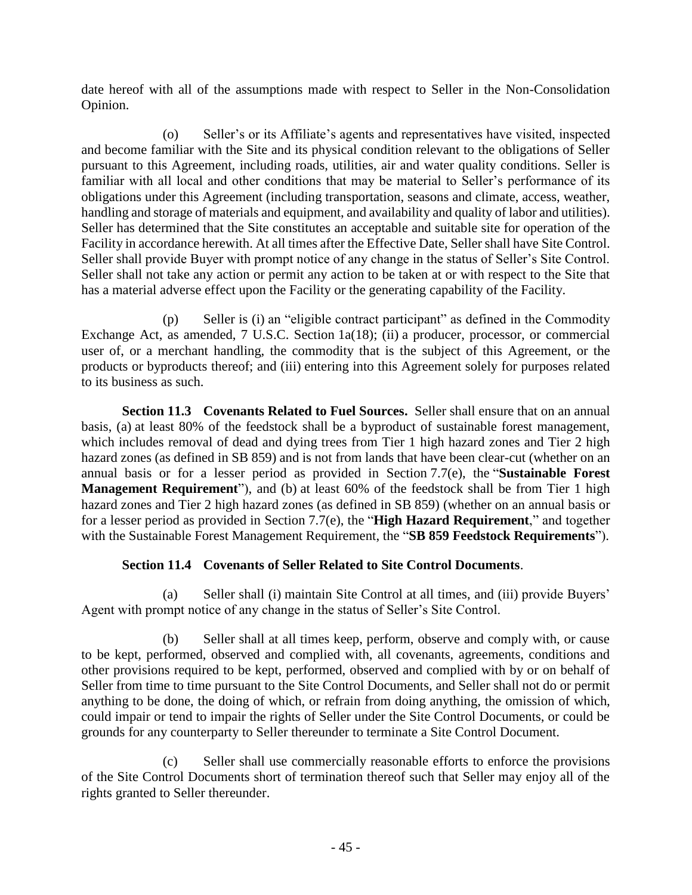date hereof with all of the assumptions made with respect to Seller in the Non-Consolidation Opinion.

(o) Seller's or its Affiliate's agents and representatives have visited, inspected and become familiar with the Site and its physical condition relevant to the obligations of Seller pursuant to this Agreement, including roads, utilities, air and water quality conditions. Seller is familiar with all local and other conditions that may be material to Seller's performance of its obligations under this Agreement (including transportation, seasons and climate, access, weather, handling and storage of materials and equipment, and availability and quality of labor and utilities). Seller has determined that the Site constitutes an acceptable and suitable site for operation of the Facility in accordance herewith. At all times after the Effective Date, Seller shall have Site Control. Seller shall provide Buyer with prompt notice of any change in the status of Seller's Site Control. Seller shall not take any action or permit any action to be taken at or with respect to the Site that has a material adverse effect upon the Facility or the generating capability of the Facility.

(p) Seller is (i) an "eligible contract participant" as defined in the Commodity Exchange Act, as amended, 7 U.S.C. Section 1a(18); (ii) a producer, processor, or commercial user of, or a merchant handling, the commodity that is the subject of this Agreement, or the products or byproducts thereof; and (iii) entering into this Agreement solely for purposes related to its business as such.

**Section 11.3 Covenants Related to Fuel Sources.** Seller shall ensure that on an annual basis, (a) at least 80% of the feedstock shall be a byproduct of sustainable forest management, which includes removal of dead and dying trees from Tier 1 high hazard zones and Tier 2 high hazard zones (as defined in SB 859) and is not from lands that have been clear-cut (whether on an annual basis or for a lesser period as provided in Section 7.7(e), the "**Sustainable Forest Management Requirement**"), and (b) at least 60% of the feedstock shall be from Tier 1 high hazard zones and Tier 2 high hazard zones (as defined in SB 859) (whether on an annual basis or for a lesser period as provided in Section 7.7(e), the "**High Hazard Requirement**," and together with the Sustainable Forest Management Requirement, the "**SB 859 Feedstock Requirements**").

**Section 11.4 Covenants of Seller Related to Site Control Documents**.

(a) Seller shall (i) maintain Site Control at all times, and (iii) provide Buyers' Agent with prompt notice of any change in the status of Seller's Site Control.

(b) Seller shall at all times keep, perform, observe and comply with, or cause to be kept, performed, observed and complied with, all covenants, agreements, conditions and other provisions required to be kept, performed, observed and complied with by or on behalf of Seller from time to time pursuant to the Site Control Documents, and Seller shall not do or permit anything to be done, the doing of which, or refrain from doing anything, the omission of which, could impair or tend to impair the rights of Seller under the Site Control Documents, or could be grounds for any counterparty to Seller thereunder to terminate a Site Control Document.

(c) Seller shall use commercially reasonable efforts to enforce the provisions of the Site Control Documents short of termination thereof such that Seller may enjoy all of the rights granted to Seller thereunder.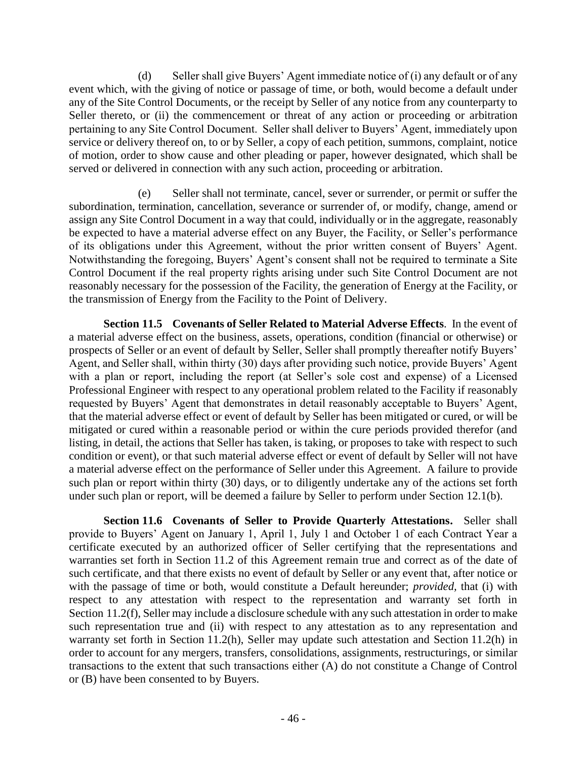(d) Seller shall give Buyers' Agent immediate notice of (i) any default or of any event which, with the giving of notice or passage of time, or both, would become a default under any of the Site Control Documents, or the receipt by Seller of any notice from any counterparty to Seller thereto, or (ii) the commencement or threat of any action or proceeding or arbitration pertaining to any Site Control Document. Seller shall deliver to Buyers' Agent, immediately upon service or delivery thereof on, to or by Seller, a copy of each petition, summons, complaint, notice of motion, order to show cause and other pleading or paper, however designated, which shall be served or delivered in connection with any such action, proceeding or arbitration.

(e) Seller shall not terminate, cancel, sever or surrender, or permit or suffer the subordination, termination, cancellation, severance or surrender of, or modify, change, amend or assign any Site Control Document in a way that could, individually or in the aggregate, reasonably be expected to have a material adverse effect on any Buyer, the Facility, or Seller's performance of its obligations under this Agreement, without the prior written consent of Buyers' Agent. Notwithstanding the foregoing, Buyers' Agent's consent shall not be required to terminate a Site Control Document if the real property rights arising under such Site Control Document are not reasonably necessary for the possession of the Facility, the generation of Energy at the Facility, or the transmission of Energy from the Facility to the Point of Delivery.

**Section 11.5 Covenants of Seller Related to Material Adverse Effects**. In the event of a material adverse effect on the business, assets, operations, condition (financial or otherwise) or prospects of Seller or an event of default by Seller, Seller shall promptly thereafter notify Buyers' Agent, and Seller shall, within thirty (30) days after providing such notice, provide Buyers' Agent with a plan or report, including the report (at Seller's sole cost and expense) of a Licensed Professional Engineer with respect to any operational problem related to the Facility if reasonably requested by Buyers' Agent that demonstrates in detail reasonably acceptable to Buyers' Agent, that the material adverse effect or event of default by Seller has been mitigated or cured, or will be mitigated or cured within a reasonable period or within the cure periods provided therefor (and listing, in detail, the actions that Seller has taken, is taking, or proposes to take with respect to such condition or event), or that such material adverse effect or event of default by Seller will not have a material adverse effect on the performance of Seller under this Agreement. A failure to provide such plan or report within thirty (30) days, or to diligently undertake any of the actions set forth under such plan or report, will be deemed a failure by Seller to perform under Section 12.1(b).

**Section 11.6 Covenants of Seller to Provide Quarterly Attestations.** Seller shall provide to Buyers' Agent on January 1, April 1, July 1 and October 1 of each Contract Year a certificate executed by an authorized officer of Seller certifying that the representations and warranties set forth in Section 11.2 of this Agreement remain true and correct as of the date of such certificate, and that there exists no event of default by Seller or any event that, after notice or with the passage of time or both, would constitute a Default hereunder; *provided,* that (i) with respect to any attestation with respect to the representation and warranty set forth in Section 11.2(f), Seller may include a disclosure schedule with any such attestation in order to make such representation true and (ii) with respect to any attestation as to any representation and warranty set forth in Section 11.2(h), Seller may update such attestation and Section 11.2(h) in order to account for any mergers, transfers, consolidations, assignments, restructurings, or similar transactions to the extent that such transactions either (A) do not constitute a Change of Control or (B) have been consented to by Buyers.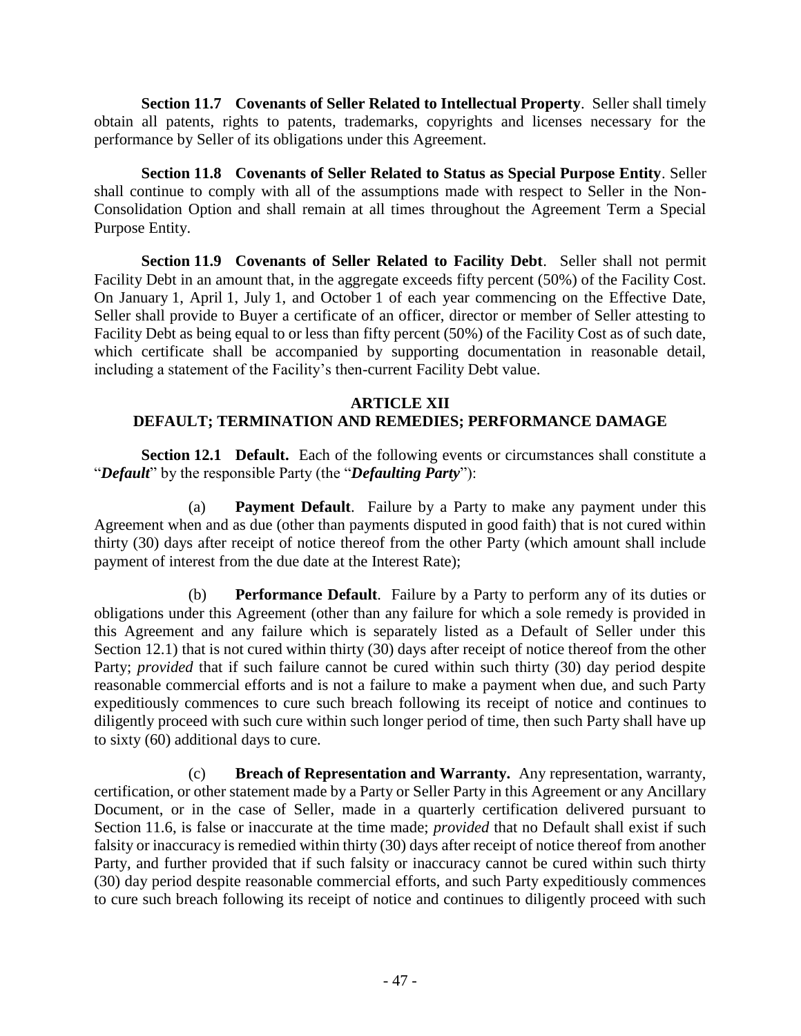**Section 11.7 Covenants of Seller Related to Intellectual Property**. Seller shall timely obtain all patents, rights to patents, trademarks, copyrights and licenses necessary for the performance by Seller of its obligations under this Agreement.

**Section 11.8 Covenants of Seller Related to Status as Special Purpose Entity**. Seller shall continue to comply with all of the assumptions made with respect to Seller in the Non-Consolidation Option and shall remain at all times throughout the Agreement Term a Special Purpose Entity.

**Section 11.9 Covenants of Seller Related to Facility Debt**. Seller shall not permit Facility Debt in an amount that, in the aggregate exceeds fifty percent (50%) of the Facility Cost. On January 1, April 1, July 1, and October 1 of each year commencing on the Effective Date, Seller shall provide to Buyer a certificate of an officer, director or member of Seller attesting to Facility Debt as being equal to or less than fifty percent (50%) of the Facility Cost as of such date, which certificate shall be accompanied by supporting documentation in reasonable detail, including a statement of the Facility's then-current Facility Debt value.

## ARTICLE XII
## DEFAULT; TERMINATION AND REMEDIES; PERFORMANCE DAMAGE

**Section 12.1 Default.** Each of the following events or circumstances shall constitute a "***Default***" by the responsible Party (the "***Defaulting Party***"):

(a) **Payment Default**. Failure by a Party to make any payment under this Agreement when and as due (other than payments disputed in good faith) that is not cured within thirty (30) days after receipt of notice thereof from the other Party (which amount shall include payment of interest from the due date at the Interest Rate);

(b) **Performance Default**. Failure by a Party to perform any of its duties or obligations under this Agreement (other than any failure for which a sole remedy is provided in this Agreement and any failure which is separately listed as a Default of Seller under this Section 12.1) that is not cured within thirty (30) days after receipt of notice thereof from the other Party; *provided* that if such failure cannot be cured within such thirty (30) day period despite reasonable commercial efforts and is not a failure to make a payment when due, and such Party expeditiously commences to cure such breach following its receipt of notice and continues to diligently proceed with such cure within such longer period of time, then such Party shall have up to sixty (60) additional days to cure.

(c) **Breach of Representation and Warranty.** Any representation, warranty, certification, or other statement made by a Party or Seller Party in this Agreement or any Ancillary Document, or in the case of Seller, made in a quarterly certification delivered pursuant to Section 11.6, is false or inaccurate at the time made; *provided* that no Default shall exist if such falsity or inaccuracy is remedied within thirty (30) days after receipt of notice thereof from another Party, and further provided that if such falsity or inaccuracy cannot be cured within such thirty (30) day period despite reasonable commercial efforts, and such Party expeditiously commences to cure such breach following its receipt of notice and continues to diligently proceed with such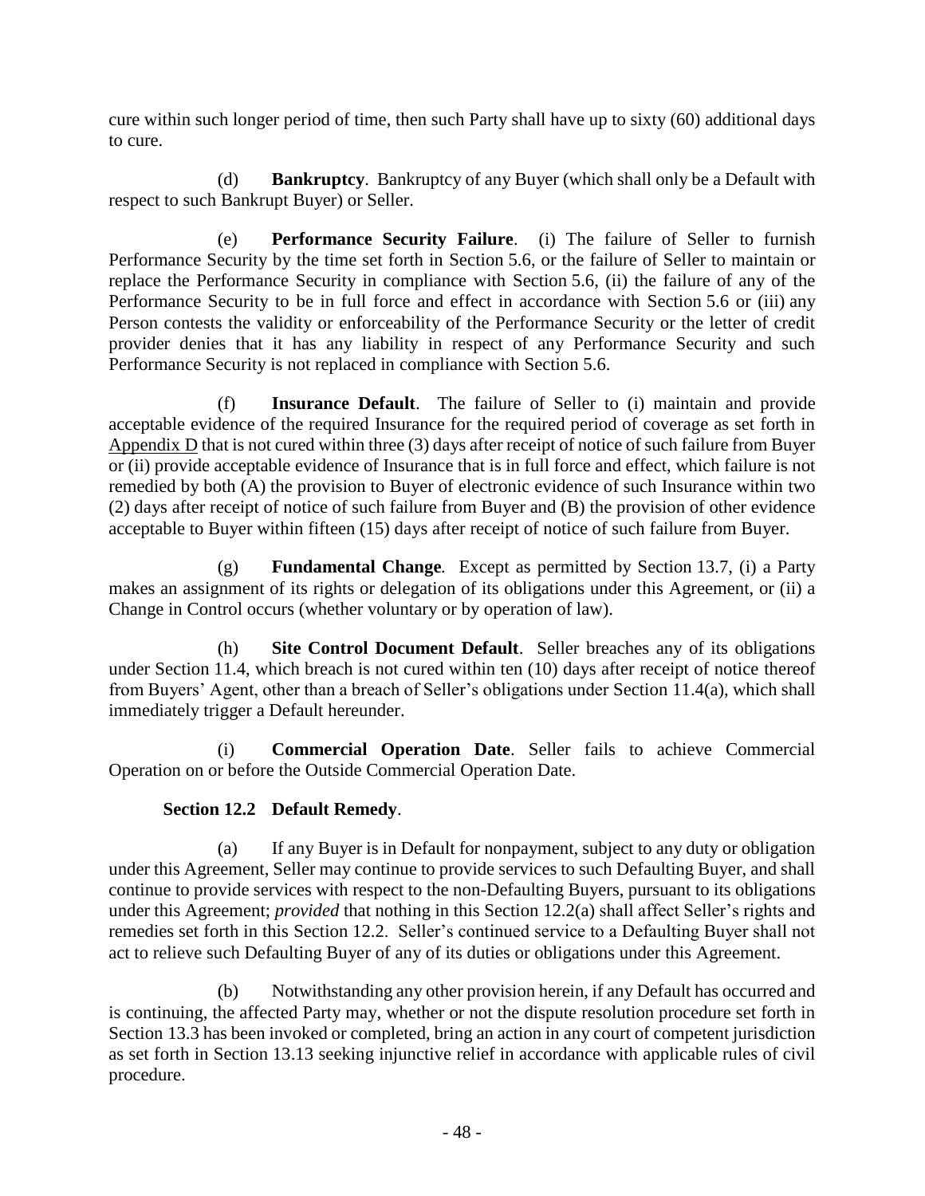cure within such longer period of time, then such Party shall have up to sixty (60) additional days to cure.

(d) **Bankruptcy**. Bankruptcy of any Buyer (which shall only be a Default with respect to such Bankrupt Buyer) or Seller.

(e) **Performance Security Failure**. (i) The failure of Seller to furnish Performance Security by the time set forth in Section 5.6, or the failure of Seller to maintain or replace the Performance Security in compliance with Section 5.6, (ii) the failure of any of the Performance Security to be in full force and effect in accordance with Section 5.6 or (iii) any Person contests the validity or enforceability of the Performance Security or the letter of credit provider denies that it has any liability in respect of any Performance Security and such Performance Security is not replaced in compliance with Section 5.6.

(f) **Insurance Default**. The failure of Seller to (i) maintain and provide acceptable evidence of the required Insurance for the required period of coverage as set forth in Appendix D that is not cured within three (3) days after receipt of notice of such failure from Buyer or (ii) provide acceptable evidence of Insurance that is in full force and effect, which failure is not remedied by both (A) the provision to Buyer of electronic evidence of such Insurance within two (2) days after receipt of notice of such failure from Buyer and (B) the provision of other evidence acceptable to Buyer within fifteen (15) days after receipt of notice of such failure from Buyer.

(g) **Fundamental Change**. Except as permitted by Section 13.7, (i) a Party makes an assignment of its rights or delegation of its obligations under this Agreement, or (ii) a Change in Control occurs (whether voluntary or by operation of law).

(h) **Site Control Document Default**. Seller breaches any of its obligations under Section 11.4, which breach is not cured within ten (10) days after receipt of notice thereof from Buyers' Agent, other than a breach of Seller's obligations under Section 11.4(a), which shall immediately trigger a Default hereunder.

(i) **Commercial Operation Date**. Seller fails to achieve Commercial Operation on or before the Outside Commercial Operation Date.

**Section 12.2 Default Remedy**.

(a) If any Buyer is in Default for nonpayment, subject to any duty or obligation under this Agreement, Seller may continue to provide services to such Defaulting Buyer, and shall continue to provide services with respect to the non-Defaulting Buyers, pursuant to its obligations under this Agreement; *provided* that nothing in this Section 12.2(a) shall affect Seller's rights and remedies set forth in this Section 12.2. Seller's continued service to a Defaulting Buyer shall not act to relieve such Defaulting Buyer of any of its duties or obligations under this Agreement.

(b) Notwithstanding any other provision herein, if any Default has occurred and is continuing, the affected Party may, whether or not the dispute resolution procedure set forth in Section 13.3 has been invoked or completed, bring an action in any court of competent jurisdiction as set forth in Section 13.13 seeking injunctive relief in accordance with applicable rules of civil procedure.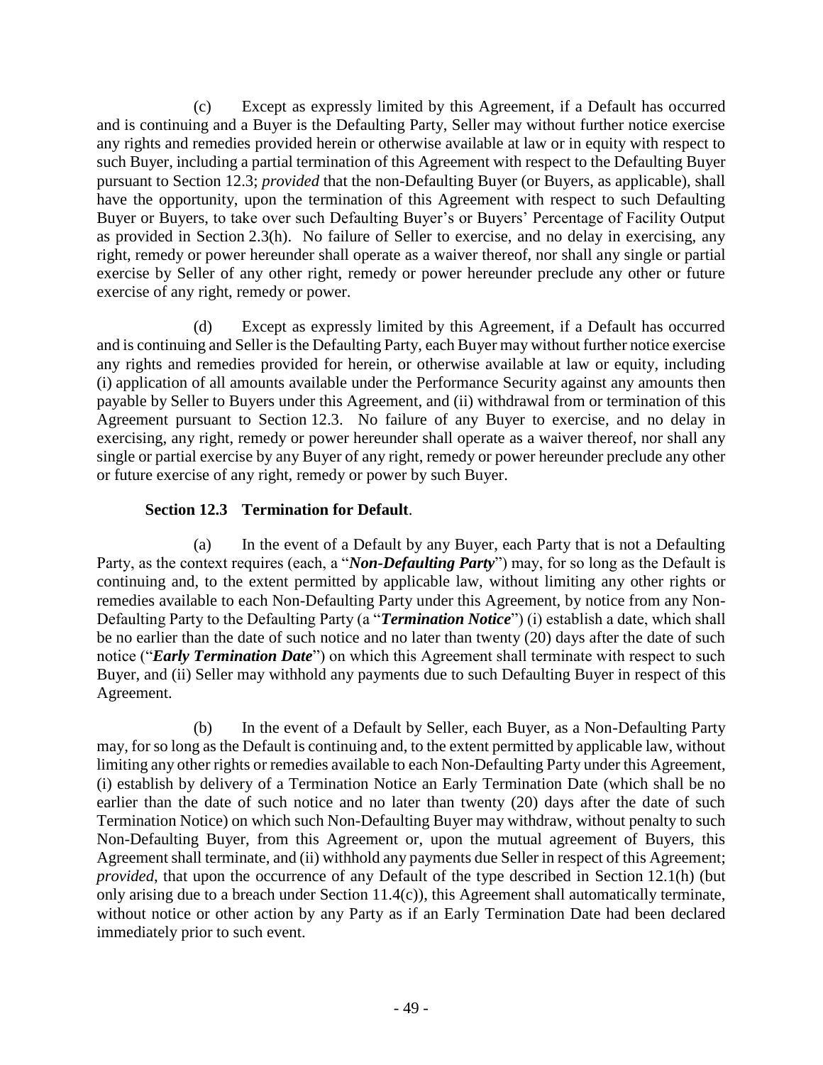(c) Except as expressly limited by this Agreement, if a Default has occurred and is continuing and a Buyer is the Defaulting Party, Seller may without further notice exercise any rights and remedies provided herein or otherwise available at law or in equity with respect to such Buyer, including a partial termination of this Agreement with respect to the Defaulting Buyer pursuant to Section 12.3; *provided* that the non-Defaulting Buyer (or Buyers, as applicable), shall have the opportunity, upon the termination of this Agreement with respect to such Defaulting Buyer or Buyers, to take over such Defaulting Buyer's or Buyers' Percentage of Facility Output as provided in Section 2.3(h). No failure of Seller to exercise, and no delay in exercising, any right, remedy or power hereunder shall operate as a waiver thereof, nor shall any single or partial exercise by Seller of any other right, remedy or power hereunder preclude any other or future exercise of any right, remedy or power.

(d) Except as expressly limited by this Agreement, if a Default has occurred and is continuing and Seller is the Defaulting Party, each Buyer may without further notice exercise any rights and remedies provided for herein, or otherwise available at law or equity, including (i) application of all amounts available under the Performance Security against any amounts then payable by Seller to Buyers under this Agreement, and (ii) withdrawal from or termination of this Agreement pursuant to Section 12.3. No failure of any Buyer to exercise, and no delay in exercising, any right, remedy or power hereunder shall operate as a waiver thereof, nor shall any single or partial exercise by any Buyer of any right, remedy or power hereunder preclude any other or future exercise of any right, remedy or power by such Buyer.

**Section 12.3 Termination for Default**.

(a) In the event of a Default by any Buyer, each Party that is not a Defaulting Party, as the context requires (each, a "***Non-Defaulting Party***") may, for so long as the Default is continuing and, to the extent permitted by applicable law, without limiting any other rights or remedies available to each Non-Defaulting Party under this Agreement, by notice from any Non-Defaulting Party to the Defaulting Party (a "***Termination Notice***") (i) establish a date, which shall be no earlier than the date of such notice and no later than twenty (20) days after the date of such notice ("***Early Termination Date***") on which this Agreement shall terminate with respect to such Buyer, and (ii) Seller may withhold any payments due to such Defaulting Buyer in respect of this Agreement.

(b) In the event of a Default by Seller, each Buyer, as a Non-Defaulting Party may, for so long as the Default is continuing and, to the extent permitted by applicable law, without limiting any other rights or remedies available to each Non-Defaulting Party under this Agreement, (i) establish by delivery of a Termination Notice an Early Termination Date (which shall be no earlier than the date of such notice and no later than twenty (20) days after the date of such Termination Notice) on which such Non-Defaulting Buyer may withdraw, without penalty to such Non-Defaulting Buyer, from this Agreement or, upon the mutual agreement of Buyers, this Agreement shall terminate, and (ii) withhold any payments due Seller in respect of this Agreement; *provided*, that upon the occurrence of any Default of the type described in Section 12.1(h) (but only arising due to a breach under Section 11.4(c)), this Agreement shall automatically terminate, without notice or other action by any Party as if an Early Termination Date had been declared immediately prior to such event.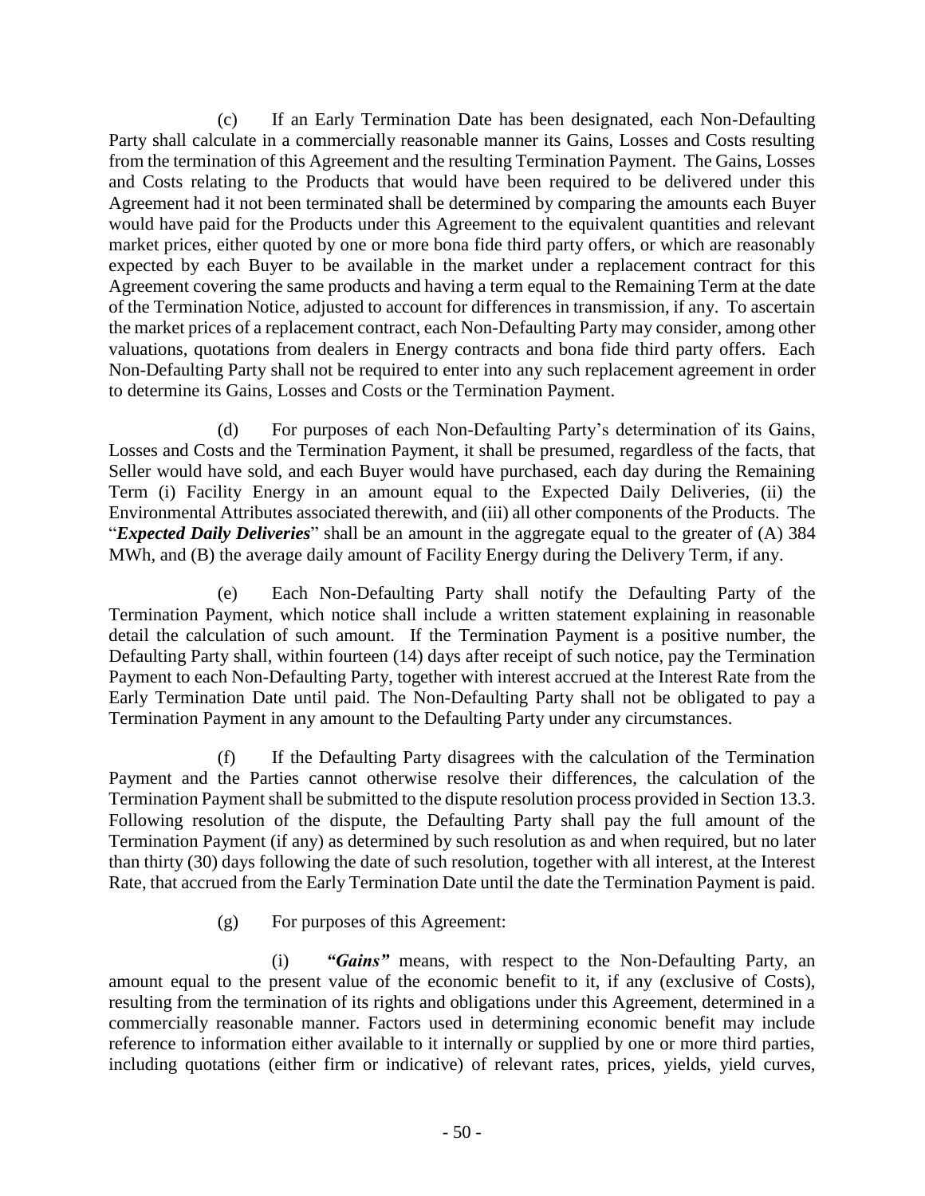(c) If an Early Termination Date has been designated, each Non-Defaulting Party shall calculate in a commercially reasonable manner its Gains, Losses and Costs resulting from the termination of this Agreement and the resulting Termination Payment. The Gains, Losses and Costs relating to the Products that would have been required to be delivered under this Agreement had it not been terminated shall be determined by comparing the amounts each Buyer would have paid for the Products under this Agreement to the equivalent quantities and relevant market prices, either quoted by one or more bona fide third party offers, or which are reasonably expected by each Buyer to be available in the market under a replacement contract for this Agreement covering the same products and having a term equal to the Remaining Term at the date of the Termination Notice, adjusted to account for differences in transmission, if any. To ascertain the market prices of a replacement contract, each Non-Defaulting Party may consider, among other valuations, quotations from dealers in Energy contracts and bona fide third party offers. Each Non-Defaulting Party shall not be required to enter into any such replacement agreement in order to determine its Gains, Losses and Costs or the Termination Payment.

(d) For purposes of each Non-Defaulting Party's determination of its Gains, Losses and Costs and the Termination Payment, it shall be presumed, regardless of the facts, that Seller would have sold, and each Buyer would have purchased, each day during the Remaining Term (i) Facility Energy in an amount equal to the Expected Daily Deliveries, (ii) the Environmental Attributes associated therewith, and (iii) all other components of the Products. The "***Expected Daily Deliveries***" shall be an amount in the aggregate equal to the greater of (A) 384 MWh, and (B) the average daily amount of Facility Energy during the Delivery Term, if any.

(e) Each Non-Defaulting Party shall notify the Defaulting Party of the Termination Payment, which notice shall include a written statement explaining in reasonable detail the calculation of such amount. If the Termination Payment is a positive number, the Defaulting Party shall, within fourteen (14) days after receipt of such notice, pay the Termination Payment to each Non-Defaulting Party, together with interest accrued at the Interest Rate from the Early Termination Date until paid. The Non-Defaulting Party shall not be obligated to pay a Termination Payment in any amount to the Defaulting Party under any circumstances.

(f) If the Defaulting Party disagrees with the calculation of the Termination Payment and the Parties cannot otherwise resolve their differences, the calculation of the Termination Payment shall be submitted to the dispute resolution process provided in Section 13.3. Following resolution of the dispute, the Defaulting Party shall pay the full amount of the Termination Payment (if any) as determined by such resolution as and when required, but no later than thirty (30) days following the date of such resolution, together with all interest, at the Interest Rate, that accrued from the Early Termination Date until the date the Termination Payment is paid.

(g) For purposes of this Agreement:

(i) ***"Gains"*** means, with respect to the Non-Defaulting Party, an amount equal to the present value of the economic benefit to it, if any (exclusive of Costs), resulting from the termination of its rights and obligations under this Agreement, determined in a commercially reasonable manner. Factors used in determining economic benefit may include reference to information either available to it internally or supplied by one or more third parties, including quotations (either firm or indicative) of relevant rates, prices, yields, yield curves,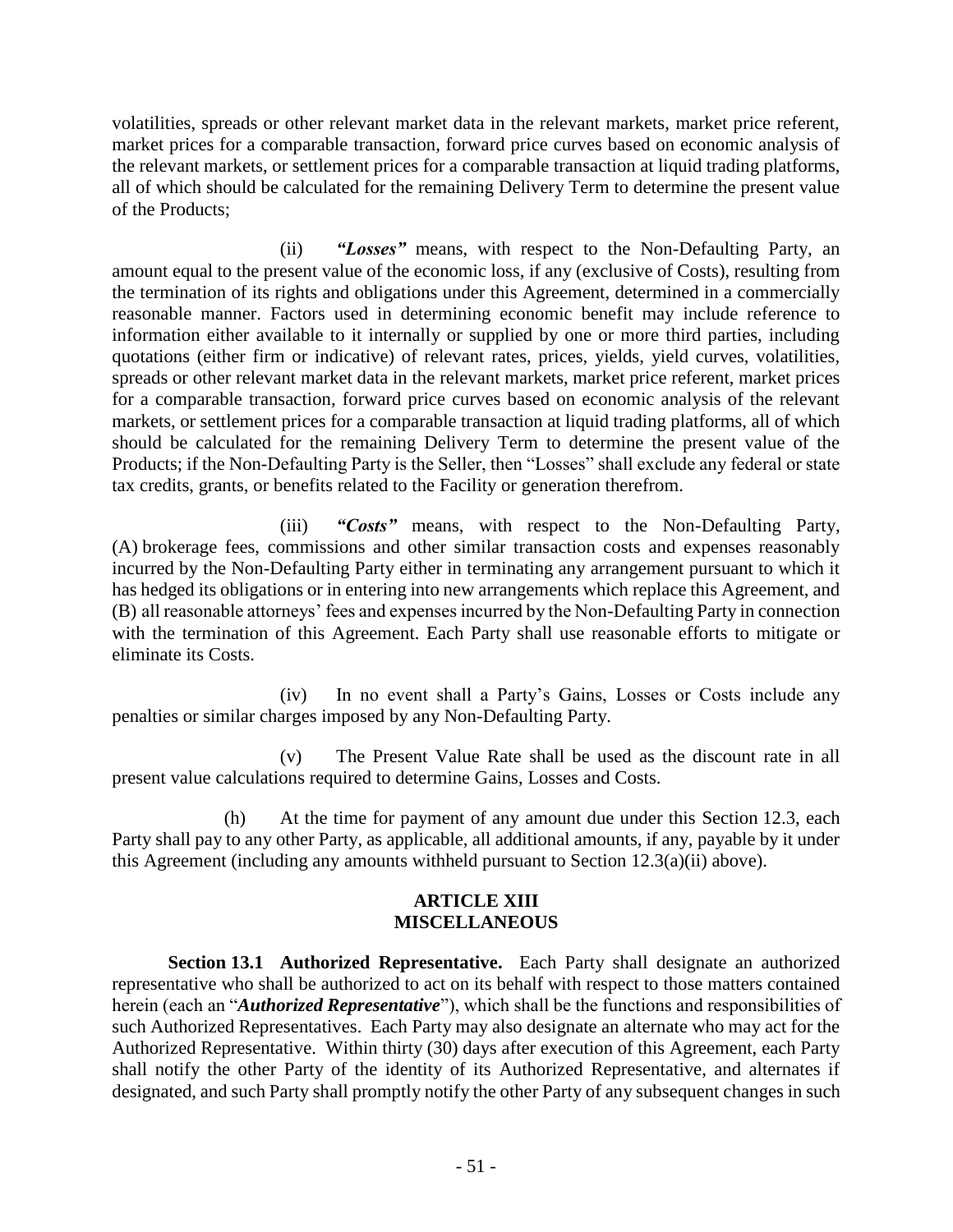volatilities, spreads or other relevant market data in the relevant markets, market price referent, market prices for a comparable transaction, forward price curves based on economic analysis of the relevant markets, or settlement prices for a comparable transaction at liquid trading platforms, all of which should be calculated for the remaining Delivery Term to determine the present value of the Products;

(ii) ***"Losses"*** means, with respect to the Non-Defaulting Party, an amount equal to the present value of the economic loss, if any (exclusive of Costs), resulting from the termination of its rights and obligations under this Agreement, determined in a commercially reasonable manner. Factors used in determining economic benefit may include reference to information either available to it internally or supplied by one or more third parties, including quotations (either firm or indicative) of relevant rates, prices, yields, yield curves, volatilities, spreads or other relevant market data in the relevant markets, market price referent, market prices for a comparable transaction, forward price curves based on economic analysis of the relevant markets, or settlement prices for a comparable transaction at liquid trading platforms, all of which should be calculated for the remaining Delivery Term to determine the present value of the Products; if the Non-Defaulting Party is the Seller, then "Losses" shall exclude any federal or state tax credits, grants, or benefits related to the Facility or generation therefrom.

(iii) ***"Costs"*** means, with respect to the Non-Defaulting Party, (A) brokerage fees, commissions and other similar transaction costs and expenses reasonably incurred by the Non-Defaulting Party either in terminating any arrangement pursuant to which it has hedged its obligations or in entering into new arrangements which replace this Agreement, and (B) all reasonable attorneys' fees and expenses incurred by the Non-Defaulting Party in connection with the termination of this Agreement. Each Party shall use reasonable efforts to mitigate or eliminate its Costs.

(iv) In no event shall a Party's Gains, Losses or Costs include any penalties or similar charges imposed by any Non-Defaulting Party.

(v) The Present Value Rate shall be used as the discount rate in all present value calculations required to determine Gains, Losses and Costs.

(h) At the time for payment of any amount due under this Section 12.3, each Party shall pay to any other Party, as applicable, all additional amounts, if any, payable by it under this Agreement (including any amounts withheld pursuant to Section 12.3(a)(ii) above).

## ARTICLE XIII
## MISCELLANEOUS

**Section 13.1 Authorized Representative.** Each Party shall designate an authorized representative who shall be authorized to act on its behalf with respect to those matters contained herein (each an "***Authorized Representative***"), which shall be the functions and responsibilities of such Authorized Representatives. Each Party may also designate an alternate who may act for the Authorized Representative. Within thirty (30) days after execution of this Agreement, each Party shall notify the other Party of the identity of its Authorized Representative, and alternates if designated, and such Party shall promptly notify the other Party of any subsequent changes in such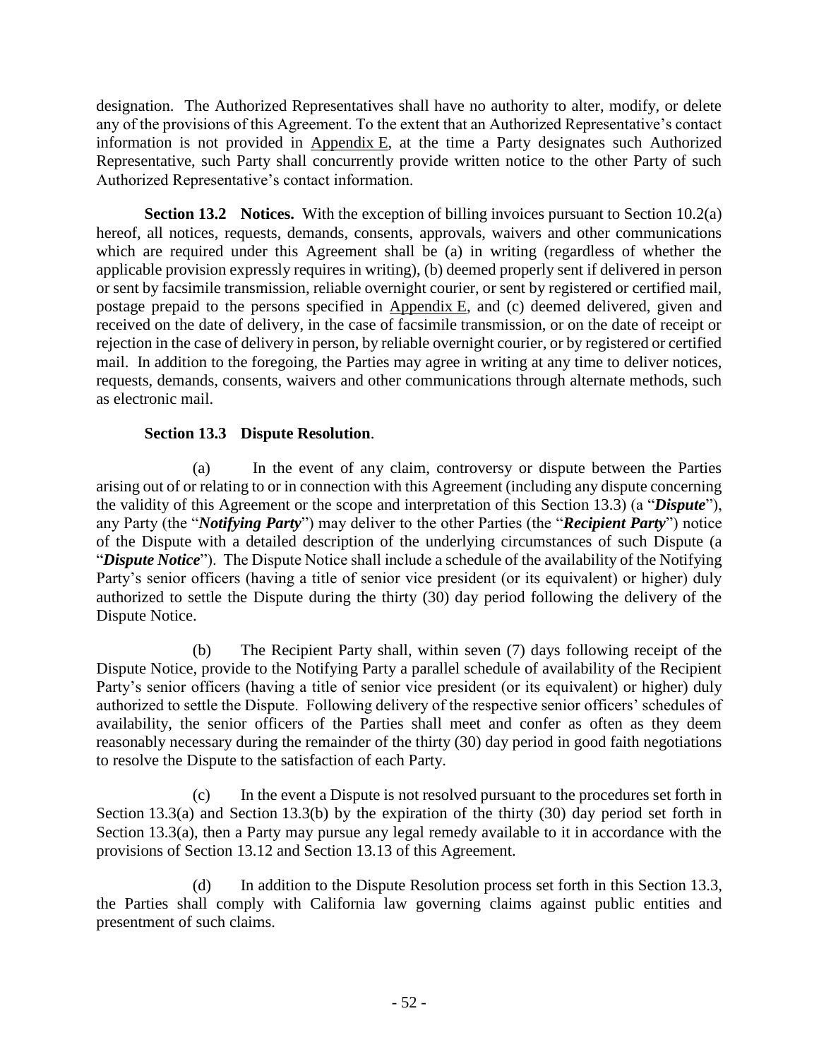designation. The Authorized Representatives shall have no authority to alter, modify, or delete any of the provisions of this Agreement. To the extent that an Authorized Representative's contact information is not provided in Appendix E, at the time a Party designates such Authorized Representative, such Party shall concurrently provide written notice to the other Party of such Authorized Representative's contact information.

**Section 13.2 Notices.** With the exception of billing invoices pursuant to Section 10.2(a) hereof, all notices, requests, demands, consents, approvals, waivers and other communications which are required under this Agreement shall be (a) in writing (regardless of whether the applicable provision expressly requires in writing), (b) deemed properly sent if delivered in person or sent by facsimile transmission, reliable overnight courier, or sent by registered or certified mail, postage prepaid to the persons specified in Appendix E, and (c) deemed delivered, given and received on the date of delivery, in the case of facsimile transmission, or on the date of receipt or rejection in the case of delivery in person, by reliable overnight courier, or by registered or certified mail. In addition to the foregoing, the Parties may agree in writing at any time to deliver notices, requests, demands, consents, waivers and other communications through alternate methods, such as electronic mail.

**Section 13.3 Dispute Resolution**.

(a) In the event of any claim, controversy or dispute between the Parties arising out of or relating to or in connection with this Agreement (including any dispute concerning the validity of this Agreement or the scope and interpretation of this Section 13.3) (a "***Dispute***"), any Party (the "***Notifying Party***") may deliver to the other Parties (the "***Recipient Party***") notice of the Dispute with a detailed description of the underlying circumstances of such Dispute (a "***Dispute Notice***"). The Dispute Notice shall include a schedule of the availability of the Notifying Party's senior officers (having a title of senior vice president (or its equivalent) or higher) duly authorized to settle the Dispute during the thirty (30) day period following the delivery of the Dispute Notice.

(b) The Recipient Party shall, within seven (7) days following receipt of the Dispute Notice, provide to the Notifying Party a parallel schedule of availability of the Recipient Party's senior officers (having a title of senior vice president (or its equivalent) or higher) duly authorized to settle the Dispute. Following delivery of the respective senior officers' schedules of availability, the senior officers of the Parties shall meet and confer as often as they deem reasonably necessary during the remainder of the thirty (30) day period in good faith negotiations to resolve the Dispute to the satisfaction of each Party.

(c) In the event a Dispute is not resolved pursuant to the procedures set forth in Section 13.3(a) and Section 13.3(b) by the expiration of the thirty (30) day period set forth in Section 13.3(a), then a Party may pursue any legal remedy available to it in accordance with the provisions of Section 13.12 and Section 13.13 of this Agreement.

(d) In addition to the Dispute Resolution process set forth in this Section 13.3, the Parties shall comply with California law governing claims against public entities and presentment of such claims.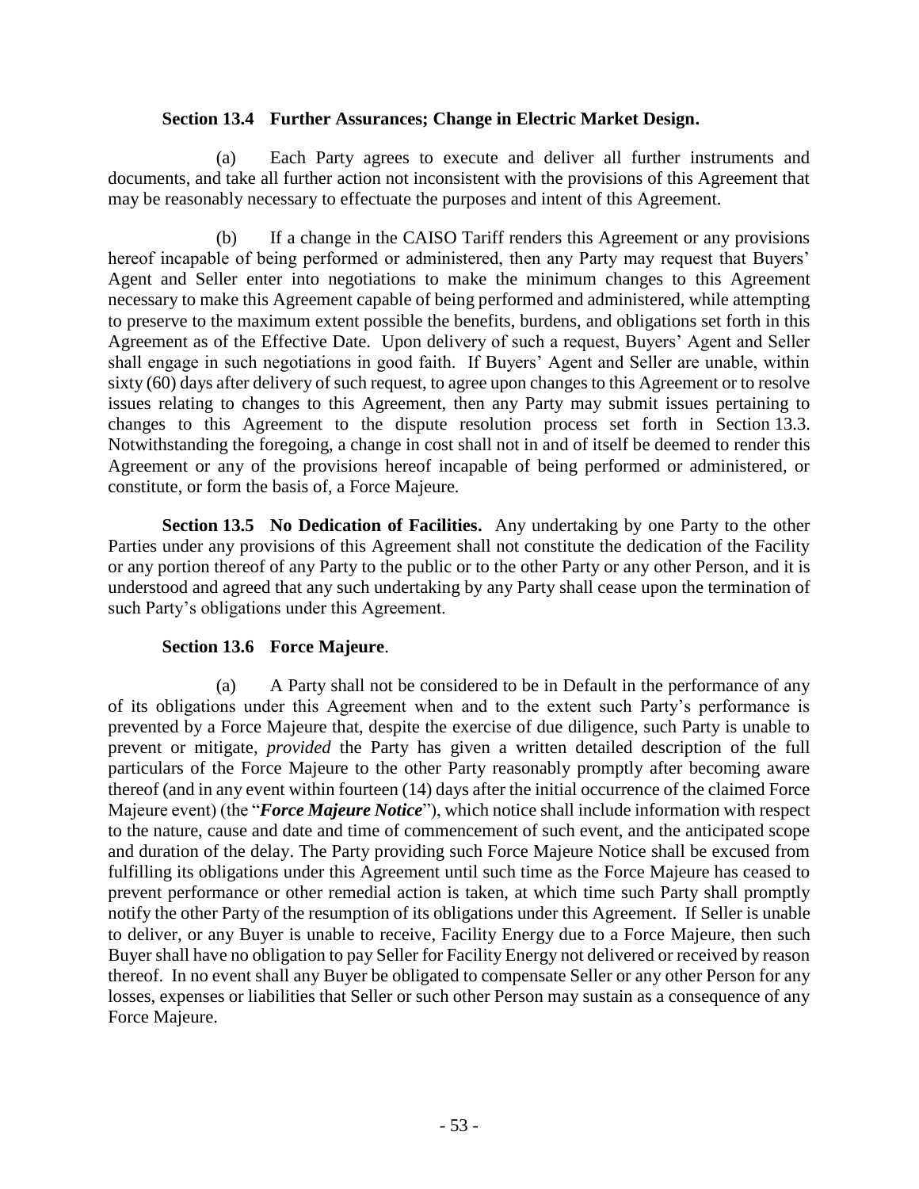**Section 13.4 Further Assurances; Change in Electric Market Design.**

(a) Each Party agrees to execute and deliver all further instruments and documents, and take all further action not inconsistent with the provisions of this Agreement that may be reasonably necessary to effectuate the purposes and intent of this Agreement.

(b) If a change in the CAISO Tariff renders this Agreement or any provisions hereof incapable of being performed or administered, then any Party may request that Buyers' Agent and Seller enter into negotiations to make the minimum changes to this Agreement necessary to make this Agreement capable of being performed and administered, while attempting to preserve to the maximum extent possible the benefits, burdens, and obligations set forth in this Agreement as of the Effective Date. Upon delivery of such a request, Buyers' Agent and Seller shall engage in such negotiations in good faith. If Buyers' Agent and Seller are unable, within sixty (60) days after delivery of such request, to agree upon changes to this Agreement or to resolve issues relating to changes to this Agreement, then any Party may submit issues pertaining to changes to this Agreement to the dispute resolution process set forth in Section 13.3. Notwithstanding the foregoing, a change in cost shall not in and of itself be deemed to render this Agreement or any of the provisions hereof incapable of being performed or administered, or constitute, or form the basis of, a Force Majeure.

**Section 13.5 No Dedication of Facilities.** Any undertaking by one Party to the other Parties under any provisions of this Agreement shall not constitute the dedication of the Facility or any portion thereof of any Party to the public or to the other Party or any other Person, and it is understood and agreed that any such undertaking by any Party shall cease upon the termination of such Party's obligations under this Agreement.

**Section 13.6 Force Majeure**.

(a) A Party shall not be considered to be in Default in the performance of any of its obligations under this Agreement when and to the extent such Party's performance is prevented by a Force Majeure that, despite the exercise of due diligence, such Party is unable to prevent or mitigate, *provided* the Party has given a written detailed description of the full particulars of the Force Majeure to the other Party reasonably promptly after becoming aware thereof (and in any event within fourteen (14) days after the initial occurrence of the claimed Force Majeure event) (the "***Force Majeure Notice***"), which notice shall include information with respect to the nature, cause and date and time of commencement of such event, and the anticipated scope and duration of the delay. The Party providing such Force Majeure Notice shall be excused from fulfilling its obligations under this Agreement until such time as the Force Majeure has ceased to prevent performance or other remedial action is taken, at which time such Party shall promptly notify the other Party of the resumption of its obligations under this Agreement. If Seller is unable to deliver, or any Buyer is unable to receive, Facility Energy due to a Force Majeure, then such Buyer shall have no obligation to pay Seller for Facility Energy not delivered or received by reason thereof. In no event shall any Buyer be obligated to compensate Seller or any other Person for any losses, expenses or liabilities that Seller or such other Person may sustain as a consequence of any Force Majeure.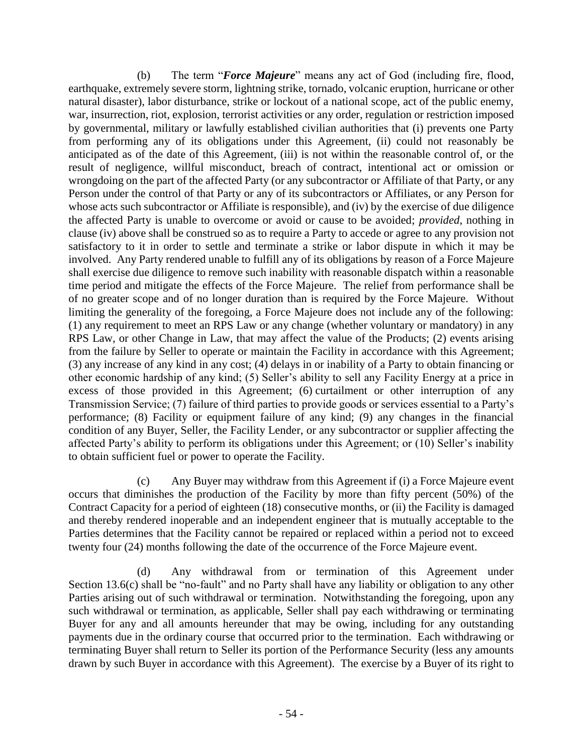(b) The term "***Force Majeure***" means any act of God (including fire, flood, earthquake, extremely severe storm, lightning strike, tornado, volcanic eruption, hurricane or other natural disaster), labor disturbance, strike or lockout of a national scope, act of the public enemy, war, insurrection, riot, explosion, terrorist activities or any order, regulation or restriction imposed by governmental, military or lawfully established civilian authorities that (i) prevents one Party from performing any of its obligations under this Agreement, (ii) could not reasonably be anticipated as of the date of this Agreement, (iii) is not within the reasonable control of, or the result of negligence, willful misconduct, breach of contract, intentional act or omission or wrongdoing on the part of the affected Party (or any subcontractor or Affiliate of that Party, or any Person under the control of that Party or any of its subcontractors or Affiliates, or any Person for whose acts such subcontractor or Affiliate is responsible), and (iv) by the exercise of due diligence the affected Party is unable to overcome or avoid or cause to be avoided; *provided*, nothing in clause (iv) above shall be construed so as to require a Party to accede or agree to any provision not satisfactory to it in order to settle and terminate a strike or labor dispute in which it may be involved. Any Party rendered unable to fulfill any of its obligations by reason of a Force Majeure shall exercise due diligence to remove such inability with reasonable dispatch within a reasonable time period and mitigate the effects of the Force Majeure. The relief from performance shall be of no greater scope and of no longer duration than is required by the Force Majeure. Without limiting the generality of the foregoing, a Force Majeure does not include any of the following: (1) any requirement to meet an RPS Law or any change (whether voluntary or mandatory) in any RPS Law, or other Change in Law, that may affect the value of the Products; (2) events arising from the failure by Seller to operate or maintain the Facility in accordance with this Agreement; (3) any increase of any kind in any cost; (4) delays in or inability of a Party to obtain financing or other economic hardship of any kind; (5) Seller's ability to sell any Facility Energy at a price in excess of those provided in this Agreement; (6) curtailment or other interruption of any Transmission Service; (7) failure of third parties to provide goods or services essential to a Party's performance; (8) Facility or equipment failure of any kind; (9) any changes in the financial condition of any Buyer, Seller, the Facility Lender, or any subcontractor or supplier affecting the affected Party's ability to perform its obligations under this Agreement; or (10) Seller's inability to obtain sufficient fuel or power to operate the Facility.

(c) Any Buyer may withdraw from this Agreement if (i) a Force Majeure event occurs that diminishes the production of the Facility by more than fifty percent (50%) of the Contract Capacity for a period of eighteen (18) consecutive months, or (ii) the Facility is damaged and thereby rendered inoperable and an independent engineer that is mutually acceptable to the Parties determines that the Facility cannot be repaired or replaced within a period not to exceed twenty four (24) months following the date of the occurrence of the Force Majeure event.

(d) Any withdrawal from or termination of this Agreement under Section 13.6(c) shall be "no-fault" and no Party shall have any liability or obligation to any other Parties arising out of such withdrawal or termination. Notwithstanding the foregoing, upon any such withdrawal or termination, as applicable, Seller shall pay each withdrawing or terminating Buyer for any and all amounts hereunder that may be owing, including for any outstanding payments due in the ordinary course that occurred prior to the termination. Each withdrawing or terminating Buyer shall return to Seller its portion of the Performance Security (less any amounts drawn by such Buyer in accordance with this Agreement). The exercise by a Buyer of its right to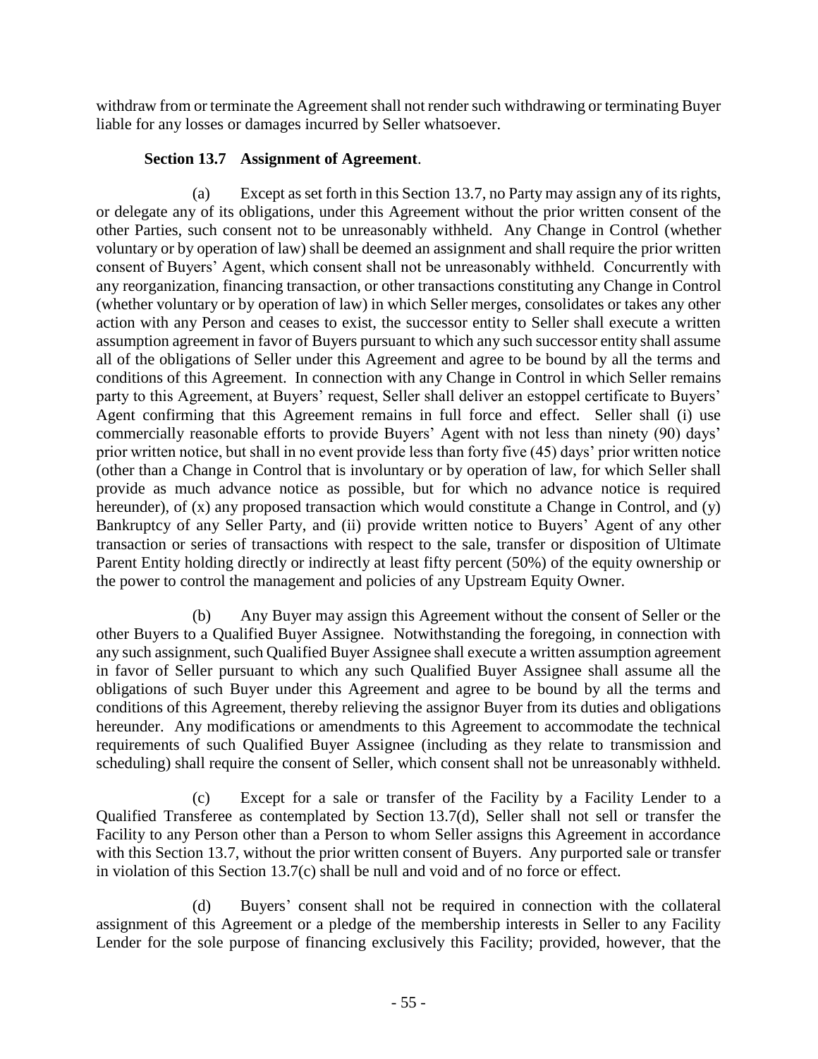withdraw from or terminate the Agreement shall not render such withdrawing or terminating Buyer liable for any losses or damages incurred by Seller whatsoever.

**Section 13.7 Assignment of Agreement**.

(a) Except as set forth in this Section 13.7, no Party may assign any of its rights, or delegate any of its obligations, under this Agreement without the prior written consent of the other Parties, such consent not to be unreasonably withheld. Any Change in Control (whether voluntary or by operation of law) shall be deemed an assignment and shall require the prior written consent of Buyers' Agent, which consent shall not be unreasonably withheld. Concurrently with any reorganization, financing transaction, or other transactions constituting any Change in Control (whether voluntary or by operation of law) in which Seller merges, consolidates or takes any other action with any Person and ceases to exist, the successor entity to Seller shall execute a written assumption agreement in favor of Buyers pursuant to which any such successor entity shall assume all of the obligations of Seller under this Agreement and agree to be bound by all the terms and conditions of this Agreement. In connection with any Change in Control in which Seller remains party to this Agreement, at Buyers' request, Seller shall deliver an estoppel certificate to Buyers' Agent confirming that this Agreement remains in full force and effect. Seller shall (i) use commercially reasonable efforts to provide Buyers' Agent with not less than ninety (90) days' prior written notice, but shall in no event provide less than forty five (45) days' prior written notice (other than a Change in Control that is involuntary or by operation of law, for which Seller shall provide as much advance notice as possible, but for which no advance notice is required hereunder), of (x) any proposed transaction which would constitute a Change in Control, and (y) Bankruptcy of any Seller Party, and (ii) provide written notice to Buyers' Agent of any other transaction or series of transactions with respect to the sale, transfer or disposition of Ultimate Parent Entity holding directly or indirectly at least fifty percent (50%) of the equity ownership or the power to control the management and policies of any Upstream Equity Owner.

(b) Any Buyer may assign this Agreement without the consent of Seller or the other Buyers to a Qualified Buyer Assignee. Notwithstanding the foregoing, in connection with any such assignment, such Qualified Buyer Assignee shall execute a written assumption agreement in favor of Seller pursuant to which any such Qualified Buyer Assignee shall assume all the obligations of such Buyer under this Agreement and agree to be bound by all the terms and conditions of this Agreement, thereby relieving the assignor Buyer from its duties and obligations hereunder. Any modifications or amendments to this Agreement to accommodate the technical requirements of such Qualified Buyer Assignee (including as they relate to transmission and scheduling) shall require the consent of Seller, which consent shall not be unreasonably withheld.

(c) Except for a sale or transfer of the Facility by a Facility Lender to a Qualified Transferee as contemplated by Section 13.7(d), Seller shall not sell or transfer the Facility to any Person other than a Person to whom Seller assigns this Agreement in accordance with this Section 13.7, without the prior written consent of Buyers. Any purported sale or transfer in violation of this Section 13.7(c) shall be null and void and of no force or effect.

(d) Buyers' consent shall not be required in connection with the collateral assignment of this Agreement or a pledge of the membership interests in Seller to any Facility Lender for the sole purpose of financing exclusively this Facility; provided, however, that the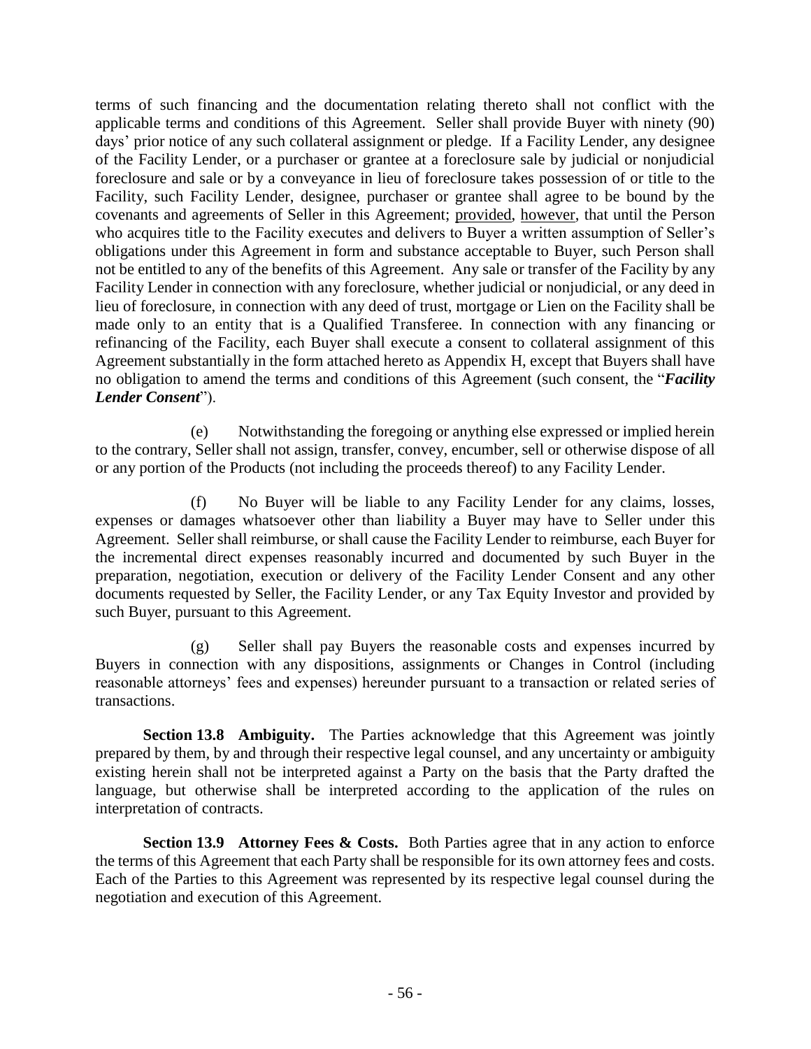terms of such financing and the documentation relating thereto shall not conflict with the applicable terms and conditions of this Agreement. Seller shall provide Buyer with ninety (90) days' prior notice of any such collateral assignment or pledge. If a Facility Lender, any designee of the Facility Lender, or a purchaser or grantee at a foreclosure sale by judicial or nonjudicial foreclosure and sale or by a conveyance in lieu of foreclosure takes possession of or title to the Facility, such Facility Lender, designee, purchaser or grantee shall agree to be bound by the covenants and agreements of Seller in this Agreement; provided, however, that until the Person who acquires title to the Facility executes and delivers to Buyer a written assumption of Seller's obligations under this Agreement in form and substance acceptable to Buyer, such Person shall not be entitled to any of the benefits of this Agreement. Any sale or transfer of the Facility by any Facility Lender in connection with any foreclosure, whether judicial or nonjudicial, or any deed in lieu of foreclosure, in connection with any deed of trust, mortgage or Lien on the Facility shall be made only to an entity that is a Qualified Transferee. In connection with any financing or refinancing of the Facility, each Buyer shall execute a consent to collateral assignment of this Agreement substantially in the form attached hereto as Appendix H, except that Buyers shall have no obligation to amend the terms and conditions of this Agreement (such consent, the "***Facility Lender Consent***").

(e) Notwithstanding the foregoing or anything else expressed or implied herein to the contrary, Seller shall not assign, transfer, convey, encumber, sell or otherwise dispose of all or any portion of the Products (not including the proceeds thereof) to any Facility Lender.

(f) No Buyer will be liable to any Facility Lender for any claims, losses, expenses or damages whatsoever other than liability a Buyer may have to Seller under this Agreement. Seller shall reimburse, or shall cause the Facility Lender to reimburse, each Buyer for the incremental direct expenses reasonably incurred and documented by such Buyer in the preparation, negotiation, execution or delivery of the Facility Lender Consent and any other documents requested by Seller, the Facility Lender, or any Tax Equity Investor and provided by such Buyer, pursuant to this Agreement.

(g) Seller shall pay Buyers the reasonable costs and expenses incurred by Buyers in connection with any dispositions, assignments or Changes in Control (including reasonable attorneys' fees and expenses) hereunder pursuant to a transaction or related series of transactions.

**Section 13.8 Ambiguity.** The Parties acknowledge that this Agreement was jointly prepared by them, by and through their respective legal counsel, and any uncertainty or ambiguity existing herein shall not be interpreted against a Party on the basis that the Party drafted the language, but otherwise shall be interpreted according to the application of the rules on interpretation of contracts.

**Section 13.9 Attorney Fees & Costs.** Both Parties agree that in any action to enforce the terms of this Agreement that each Party shall be responsible for its own attorney fees and costs. Each of the Parties to this Agreement was represented by its respective legal counsel during the negotiation and execution of this Agreement.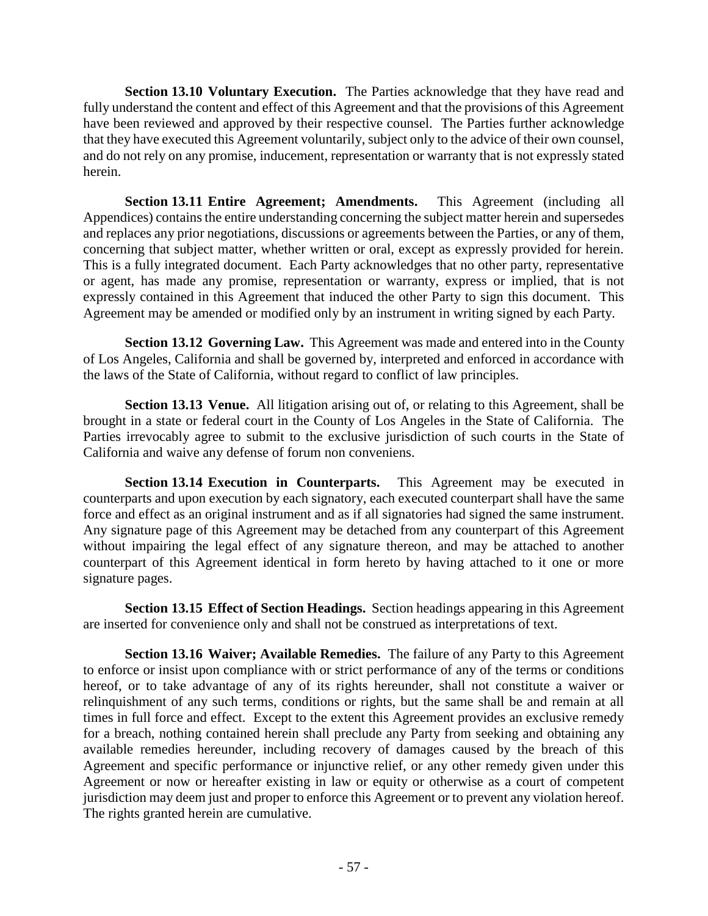**Section 13.10 Voluntary Execution.** The Parties acknowledge that they have read and fully understand the content and effect of this Agreement and that the provisions of this Agreement have been reviewed and approved by their respective counsel. The Parties further acknowledge that they have executed this Agreement voluntarily, subject only to the advice of their own counsel, and do not rely on any promise, inducement, representation or warranty that is not expressly stated herein.

**Section 13.11 Entire Agreement; Amendments.** This Agreement (including all Appendices) contains the entire understanding concerning the subject matter herein and supersedes and replaces any prior negotiations, discussions or agreements between the Parties, or any of them, concerning that subject matter, whether written or oral, except as expressly provided for herein. This is a fully integrated document. Each Party acknowledges that no other party, representative or agent, has made any promise, representation or warranty, express or implied, that is not expressly contained in this Agreement that induced the other Party to sign this document. This Agreement may be amended or modified only by an instrument in writing signed by each Party.

**Section 13.12 Governing Law.** This Agreement was made and entered into in the County of Los Angeles, California and shall be governed by, interpreted and enforced in accordance with the laws of the State of California, without regard to conflict of law principles.

**Section 13.13 Venue.** All litigation arising out of, or relating to this Agreement, shall be brought in a state or federal court in the County of Los Angeles in the State of California. The Parties irrevocably agree to submit to the exclusive jurisdiction of such courts in the State of California and waive any defense of forum non conveniens.

**Section 13.14 Execution in Counterparts.** This Agreement may be executed in counterparts and upon execution by each signatory, each executed counterpart shall have the same force and effect as an original instrument and as if all signatories had signed the same instrument. Any signature page of this Agreement may be detached from any counterpart of this Agreement without impairing the legal effect of any signature thereon, and may be attached to another counterpart of this Agreement identical in form hereto by having attached to it one or more signature pages.

**Section 13.15 Effect of Section Headings.** Section headings appearing in this Agreement are inserted for convenience only and shall not be construed as interpretations of text.

**Section 13.16 Waiver; Available Remedies.** The failure of any Party to this Agreement to enforce or insist upon compliance with or strict performance of any of the terms or conditions hereof, or to take advantage of any of its rights hereunder, shall not constitute a waiver or relinquishment of any such terms, conditions or rights, but the same shall be and remain at all times in full force and effect. Except to the extent this Agreement provides an exclusive remedy for a breach, nothing contained herein shall preclude any Party from seeking and obtaining any available remedies hereunder, including recovery of damages caused by the breach of this Agreement and specific performance or injunctive relief, or any other remedy given under this Agreement or now or hereafter existing in law or equity or otherwise as a court of competent jurisdiction may deem just and proper to enforce this Agreement or to prevent any violation hereof. The rights granted herein are cumulative.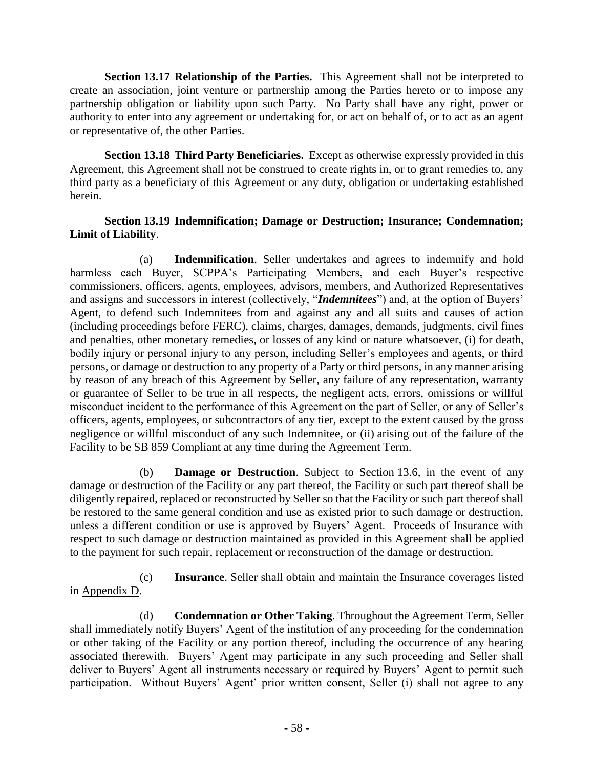**Section 13.17 Relationship of the Parties.** This Agreement shall not be interpreted to create an association, joint venture or partnership among the Parties hereto or to impose any partnership obligation or liability upon such Party. No Party shall have any right, power or authority to enter into any agreement or undertaking for, or act on behalf of, or to act as an agent or representative of, the other Parties.

**Section 13.18 Third Party Beneficiaries.** Except as otherwise expressly provided in this Agreement, this Agreement shall not be construed to create rights in, or to grant remedies to, any third party as a beneficiary of this Agreement or any duty, obligation or undertaking established herein.

**Section 13.19 Indemnification; Damage or Destruction; Insurance; Condemnation; Limit of Liability**.

(a) **Indemnification**. Seller undertakes and agrees to indemnify and hold harmless each Buyer, SCPPA's Participating Members, and each Buyer's respective commissioners, officers, agents, employees, advisors, members, and Authorized Representatives and assigns and successors in interest (collectively, "***Indemnitees***") and, at the option of Buyers' Agent, to defend such Indemnitees from and against any and all suits and causes of action (including proceedings before FERC), claims, charges, damages, demands, judgments, civil fines and penalties, other monetary remedies, or losses of any kind or nature whatsoever, (i) for death, bodily injury or personal injury to any person, including Seller's employees and agents, or third persons, or damage or destruction to any property of a Party or third persons, in any manner arising by reason of any breach of this Agreement by Seller, any failure of any representation, warranty or guarantee of Seller to be true in all respects, the negligent acts, errors, omissions or willful misconduct incident to the performance of this Agreement on the part of Seller, or any of Seller's officers, agents, employees, or subcontractors of any tier, except to the extent caused by the gross negligence or willful misconduct of any such Indemnitee, or (ii) arising out of the failure of the Facility to be SB 859 Compliant at any time during the Agreement Term.

(b) **Damage or Destruction**. Subject to Section 13.6, in the event of any damage or destruction of the Facility or any part thereof, the Facility or such part thereof shall be diligently repaired, replaced or reconstructed by Seller so that the Facility or such part thereof shall be restored to the same general condition and use as existed prior to such damage or destruction, unless a different condition or use is approved by Buyers' Agent. Proceeds of Insurance with respect to such damage or destruction maintained as provided in this Agreement shall be applied to the payment for such repair, replacement or reconstruction of the damage or destruction.

(c) **Insurance**. Seller shall obtain and maintain the Insurance coverages listed in Appendix D.

(d) **Condemnation or Other Taking**. Throughout the Agreement Term, Seller shall immediately notify Buyers' Agent of the institution of any proceeding for the condemnation or other taking of the Facility or any portion thereof, including the occurrence of any hearing associated therewith. Buyers' Agent may participate in any such proceeding and Seller shall deliver to Buyers' Agent all instruments necessary or required by Buyers' Agent to permit such participation. Without Buyers' Agent' prior written consent, Seller (i) shall not agree to any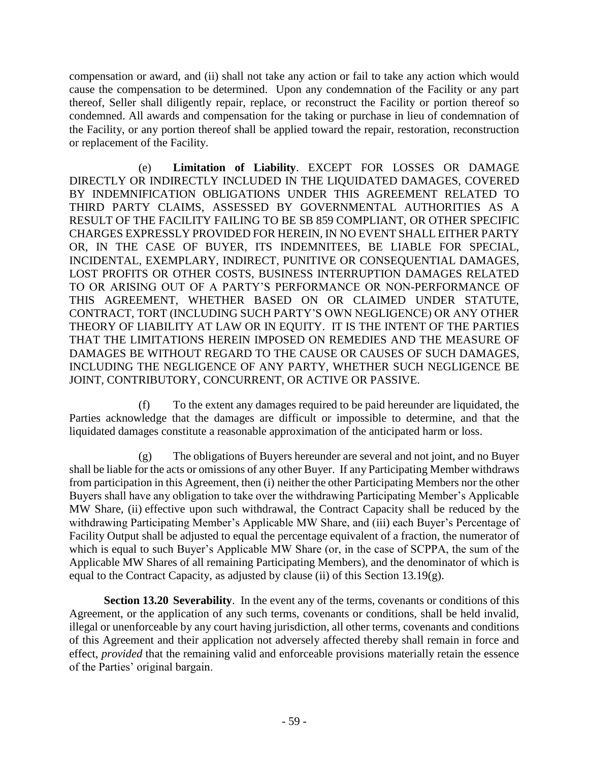compensation or award, and (ii) shall not take any action or fail to take any action which would cause the compensation to be determined. Upon any condemnation of the Facility or any part thereof, Seller shall diligently repair, replace, or reconstruct the Facility or portion thereof so condemned. All awards and compensation for the taking or purchase in lieu of condemnation of the Facility, or any portion thereof shall be applied toward the repair, restoration, reconstruction or replacement of the Facility.

(e) **Limitation of Liability**. EXCEPT FOR LOSSES OR DAMAGE DIRECTLY OR INDIRECTLY INCLUDED IN THE LIQUIDATED DAMAGES, COVERED BY INDEMNIFICATION OBLIGATIONS UNDER THIS AGREEMENT RELATED TO THIRD PARTY CLAIMS, ASSESSED BY GOVERNMENTAL AUTHORITIES AS A RESULT OF THE FACILITY FAILING TO BE SB 859 COMPLIANT, OR OTHER SPECIFIC CHARGES EXPRESSLY PROVIDED FOR HEREIN, IN NO EVENT SHALL EITHER PARTY OR, IN THE CASE OF BUYER, ITS INDEMNITEES, BE LIABLE FOR SPECIAL, INCIDENTAL, EXEMPLARY, INDIRECT, PUNITIVE OR CONSEQUENTIAL DAMAGES, LOST PROFITS OR OTHER COSTS, BUSINESS INTERRUPTION DAMAGES RELATED TO OR ARISING OUT OF A PARTY'S PERFORMANCE OR NON-PERFORMANCE OF THIS AGREEMENT, WHETHER BASED ON OR CLAIMED UNDER STATUTE, CONTRACT, TORT (INCLUDING SUCH PARTY'S OWN NEGLIGENCE) OR ANY OTHER THEORY OF LIABILITY AT LAW OR IN EQUITY. IT IS THE INTENT OF THE PARTIES THAT THE LIMITATIONS HEREIN IMPOSED ON REMEDIES AND THE MEASURE OF DAMAGES BE WITHOUT REGARD TO THE CAUSE OR CAUSES OF SUCH DAMAGES, INCLUDING THE NEGLIGENCE OF ANY PARTY, WHETHER SUCH NEGLIGENCE BE JOINT, CONTRIBUTORY, CONCURRENT, OR ACTIVE OR PASSIVE.

(f) To the extent any damages required to be paid hereunder are liquidated, the Parties acknowledge that the damages are difficult or impossible to determine, and that the liquidated damages constitute a reasonable approximation of the anticipated harm or loss.

(g) The obligations of Buyers hereunder are several and not joint, and no Buyer shall be liable for the acts or omissions of any other Buyer. If any Participating Member withdraws from participation in this Agreement, then (i) neither the other Participating Members nor the other Buyers shall have any obligation to take over the withdrawing Participating Member's Applicable MW Share, (ii) effective upon such withdrawal, the Contract Capacity shall be reduced by the withdrawing Participating Member's Applicable MW Share, and (iii) each Buyer's Percentage of Facility Output shall be adjusted to equal the percentage equivalent of a fraction, the numerator of which is equal to such Buyer's Applicable MW Share (or, in the case of SCPPA, the sum of the Applicable MW Shares of all remaining Participating Members), and the denominator of which is equal to the Contract Capacity, as adjusted by clause (ii) of this Section 13.19(g).

**Section 13.20 Severability**. In the event any of the terms, covenants or conditions of this Agreement, or the application of any such terms, covenants or conditions, shall be held invalid, illegal or unenforceable by any court having jurisdiction, all other terms, covenants and conditions of this Agreement and their application not adversely affected thereby shall remain in force and effect, *provided* that the remaining valid and enforceable provisions materially retain the essence of the Parties' original bargain.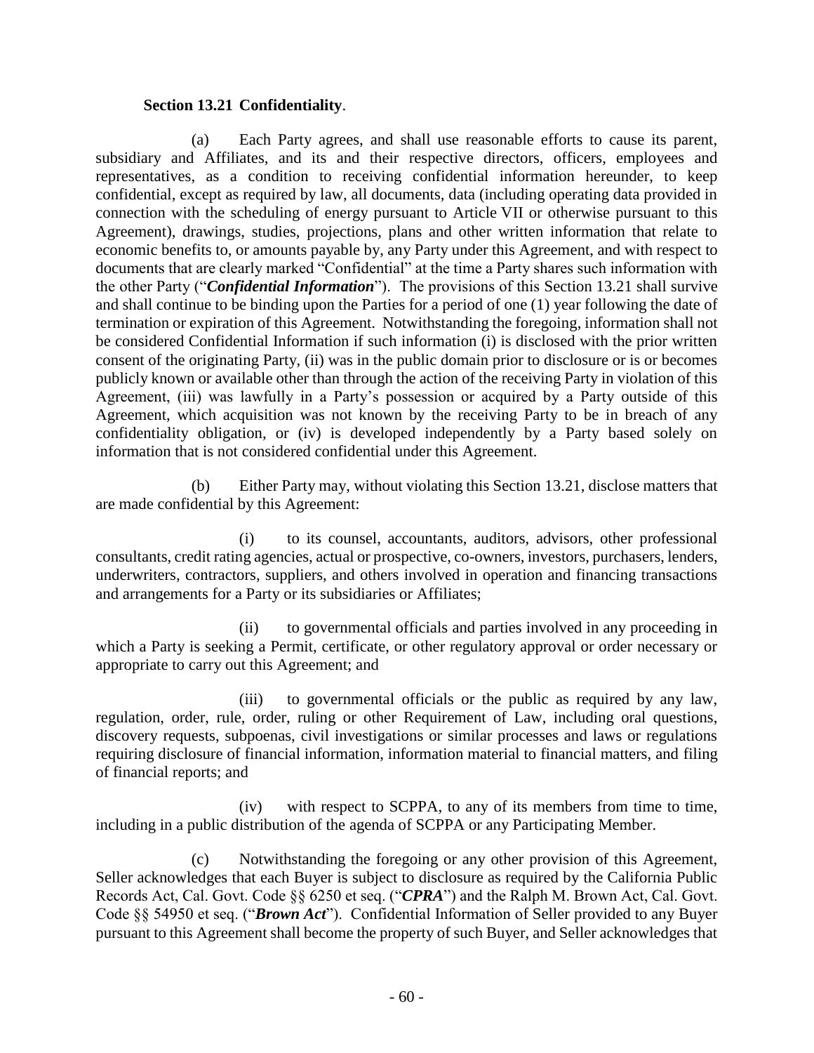**Section 13.21 Confidentiality**.

(a) Each Party agrees, and shall use reasonable efforts to cause its parent, subsidiary and Affiliates, and its and their respective directors, officers, employees and representatives, as a condition to receiving confidential information hereunder, to keep confidential, except as required by law, all documents, data (including operating data provided in connection with the scheduling of energy pursuant to Article VII or otherwise pursuant to this Agreement), drawings, studies, projections, plans and other written information that relate to economic benefits to, or amounts payable by, any Party under this Agreement, and with respect to documents that are clearly marked "Confidential" at the time a Party shares such information with the other Party ("***Confidential Information***"). The provisions of this Section 13.21 shall survive and shall continue to be binding upon the Parties for a period of one (1) year following the date of termination or expiration of this Agreement. Notwithstanding the foregoing, information shall not be considered Confidential Information if such information (i) is disclosed with the prior written consent of the originating Party, (ii) was in the public domain prior to disclosure or is or becomes publicly known or available other than through the action of the receiving Party in violation of this Agreement, (iii) was lawfully in a Party's possession or acquired by a Party outside of this Agreement, which acquisition was not known by the receiving Party to be in breach of any confidentiality obligation, or (iv) is developed independently by a Party based solely on information that is not considered confidential under this Agreement.

(b) Either Party may, without violating this Section 13.21, disclose matters that are made confidential by this Agreement:

(i) to its counsel, accountants, auditors, advisors, other professional consultants, credit rating agencies, actual or prospective, co-owners, investors, purchasers, lenders, underwriters, contractors, suppliers, and others involved in operation and financing transactions and arrangements for a Party or its subsidiaries or Affiliates;

(ii) to governmental officials and parties involved in any proceeding in which a Party is seeking a Permit, certificate, or other regulatory approval or order necessary or appropriate to carry out this Agreement; and

(iii) to governmental officials or the public as required by any law, regulation, order, rule, order, ruling or other Requirement of Law, including oral questions, discovery requests, subpoenas, civil investigations or similar processes and laws or regulations requiring disclosure of financial information, information material to financial matters, and filing of financial reports; and

(iv) with respect to SCPPA, to any of its members from time to time, including in a public distribution of the agenda of SCPPA or any Participating Member.

(c) Notwithstanding the foregoing or any other provision of this Agreement, Seller acknowledges that each Buyer is subject to disclosure as required by the California Public Records Act, Cal. Govt. Code §§ 6250 et seq. ("***CPRA***") and the Ralph M. Brown Act, Cal. Govt. Code §§ 54950 et seq. ("***Brown Act***"). Confidential Information of Seller provided to any Buyer pursuant to this Agreement shall become the property of such Buyer, and Seller acknowledges that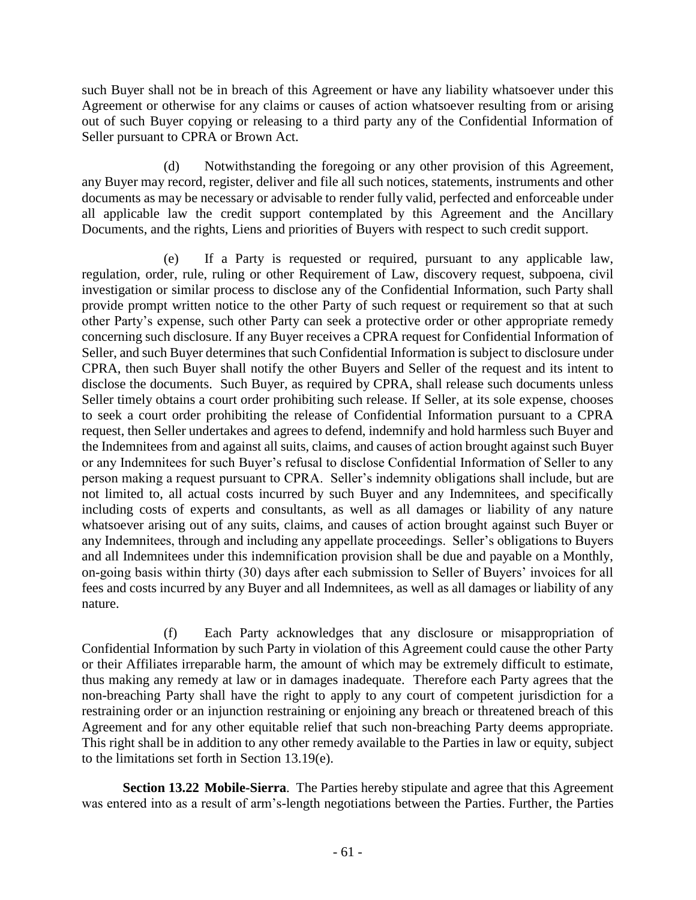such Buyer shall not be in breach of this Agreement or have any liability whatsoever under this Agreement or otherwise for any claims or causes of action whatsoever resulting from or arising out of such Buyer copying or releasing to a third party any of the Confidential Information of Seller pursuant to CPRA or Brown Act.

(d) Notwithstanding the foregoing or any other provision of this Agreement, any Buyer may record, register, deliver and file all such notices, statements, instruments and other documents as may be necessary or advisable to render fully valid, perfected and enforceable under all applicable law the credit support contemplated by this Agreement and the Ancillary Documents, and the rights, Liens and priorities of Buyers with respect to such credit support.

(e) If a Party is requested or required, pursuant to any applicable law, regulation, order, rule, ruling or other Requirement of Law, discovery request, subpoena, civil investigation or similar process to disclose any of the Confidential Information, such Party shall provide prompt written notice to the other Party of such request or requirement so that at such other Party's expense, such other Party can seek a protective order or other appropriate remedy concerning such disclosure. If any Buyer receives a CPRA request for Confidential Information of Seller, and such Buyer determines that such Confidential Information is subject to disclosure under CPRA, then such Buyer shall notify the other Buyers and Seller of the request and its intent to disclose the documents. Such Buyer, as required by CPRA, shall release such documents unless Seller timely obtains a court order prohibiting such release. If Seller, at its sole expense, chooses to seek a court order prohibiting the release of Confidential Information pursuant to a CPRA request, then Seller undertakes and agrees to defend, indemnify and hold harmless such Buyer and the Indemnitees from and against all suits, claims, and causes of action brought against such Buyer or any Indemnitees for such Buyer's refusal to disclose Confidential Information of Seller to any person making a request pursuant to CPRA. Seller's indemnity obligations shall include, but are not limited to, all actual costs incurred by such Buyer and any Indemnitees, and specifically including costs of experts and consultants, as well as all damages or liability of any nature whatsoever arising out of any suits, claims, and causes of action brought against such Buyer or any Indemnitees, through and including any appellate proceedings. Seller's obligations to Buyers and all Indemnitees under this indemnification provision shall be due and payable on a Monthly, on-going basis within thirty (30) days after each submission to Seller of Buyers' invoices for all fees and costs incurred by any Buyer and all Indemnitees, as well as all damages or liability of any nature.

(f) Each Party acknowledges that any disclosure or misappropriation of Confidential Information by such Party in violation of this Agreement could cause the other Party or their Affiliates irreparable harm, the amount of which may be extremely difficult to estimate, thus making any remedy at law or in damages inadequate. Therefore each Party agrees that the non-breaching Party shall have the right to apply to any court of competent jurisdiction for a restraining order or an injunction restraining or enjoining any breach or threatened breach of this Agreement and for any other equitable relief that such non-breaching Party deems appropriate. This right shall be in addition to any other remedy available to the Parties in law or equity, subject to the limitations set forth in Section 13.19(e).

**Section 13.22 Mobile-Sierra**. The Parties hereby stipulate and agree that this Agreement was entered into as a result of arm's-length negotiations between the Parties. Further, the Parties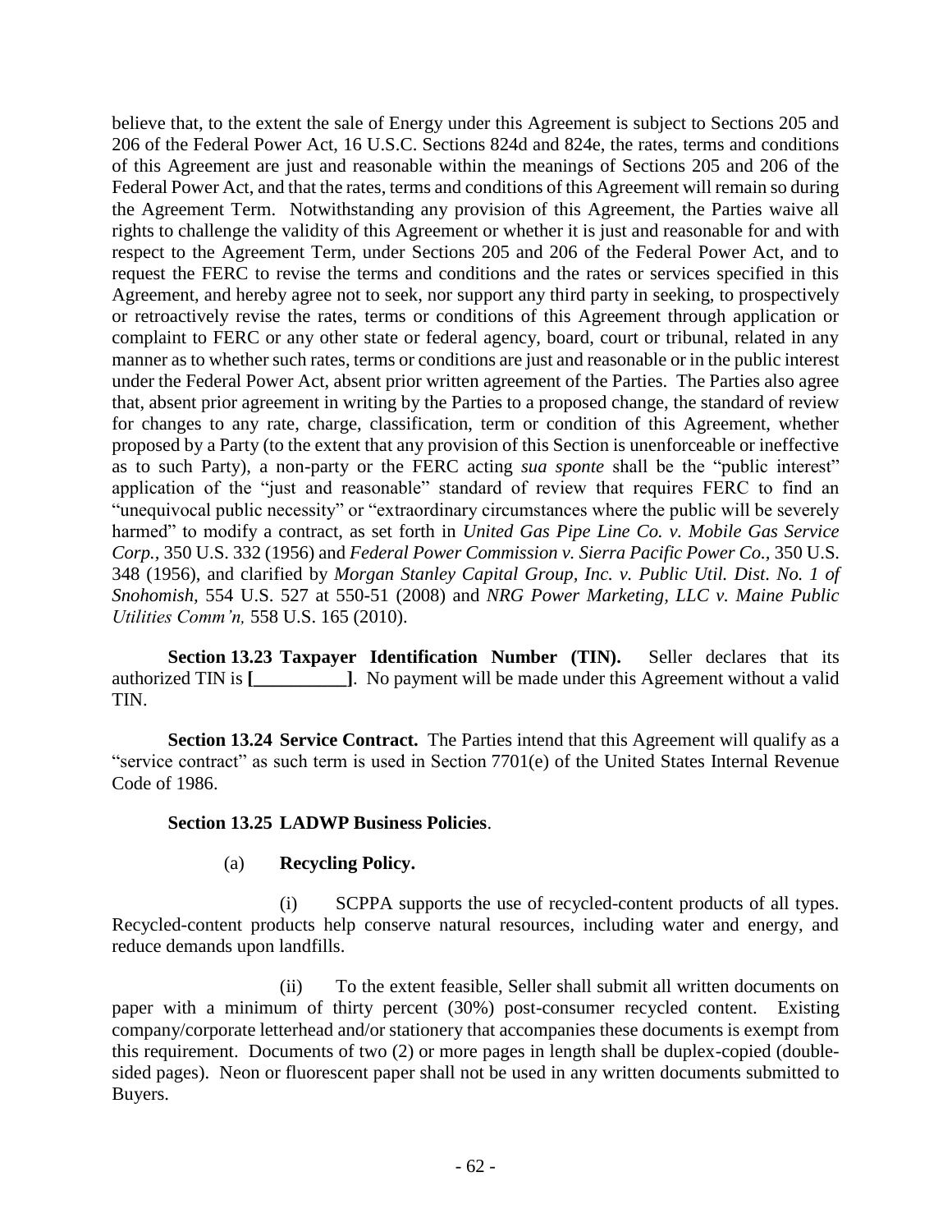believe that, to the extent the sale of Energy under this Agreement is subject to Sections 205 and 206 of the Federal Power Act, 16 U.S.C. Sections 824d and 824e, the rates, terms and conditions of this Agreement are just and reasonable within the meanings of Sections 205 and 206 of the Federal Power Act, and that the rates, terms and conditions of this Agreement will remain so during the Agreement Term. Notwithstanding any provision of this Agreement, the Parties waive all rights to challenge the validity of this Agreement or whether it is just and reasonable for and with respect to the Agreement Term, under Sections 205 and 206 of the Federal Power Act, and to request the FERC to revise the terms and conditions and the rates or services specified in this Agreement, and hereby agree not to seek, nor support any third party in seeking, to prospectively or retroactively revise the rates, terms or conditions of this Agreement through application or complaint to FERC or any other state or federal agency, board, court or tribunal, related in any manner as to whether such rates, terms or conditions are just and reasonable or in the public interest under the Federal Power Act, absent prior written agreement of the Parties. The Parties also agree that, absent prior agreement in writing by the Parties to a proposed change, the standard of review for changes to any rate, charge, classification, term or condition of this Agreement, whether proposed by a Party (to the extent that any provision of this Section is unenforceable or ineffective as to such Party), a non-party or the FERC acting *sua sponte* shall be the "public interest" application of the "just and reasonable" standard of review that requires FERC to find an "unequivocal public necessity" or "extraordinary circumstances where the public will be severely harmed" to modify a contract, as set forth in *United Gas Pipe Line Co. v. Mobile Gas Service Corp.,* 350 U.S. 332 (1956) and *Federal Power Commission v. Sierra Pacific Power Co.,* 350 U.S. 348 (1956), and clarified by *Morgan Stanley Capital Group, Inc. v. Public Util. Dist. No. 1 of Snohomish,* 554 U.S. 527 at 550-51 (2008) and *NRG Power Marketing, LLC v. Maine Public Utilities Comm'n,* 558 U.S. 165 (2010).

**Section 13.23 Taxpayer Identification Number (TIN).** Seller declares that its authorized TIN is **[__________]**. No payment will be made under this Agreement without a valid TIN.

**Section 13.24 Service Contract.** The Parties intend that this Agreement will qualify as a "service contract" as such term is used in Section 7701(e) of the United States Internal Revenue Code of 1986.

**Section 13.25 LADWP Business Policies**.

(a) **Recycling Policy.**

(i) SCPPA supports the use of recycled-content products of all types. Recycled-content products help conserve natural resources, including water and energy, and reduce demands upon landfills.

(ii) To the extent feasible, Seller shall submit all written documents on paper with a minimum of thirty percent (30%) post-consumer recycled content. Existing company/corporate letterhead and/or stationery that accompanies these documents is exempt from this requirement. Documents of two (2) or more pages in length shall be duplex-copied (double-sided pages). Neon or fluorescent paper shall not be used in any written documents submitted to Buyers.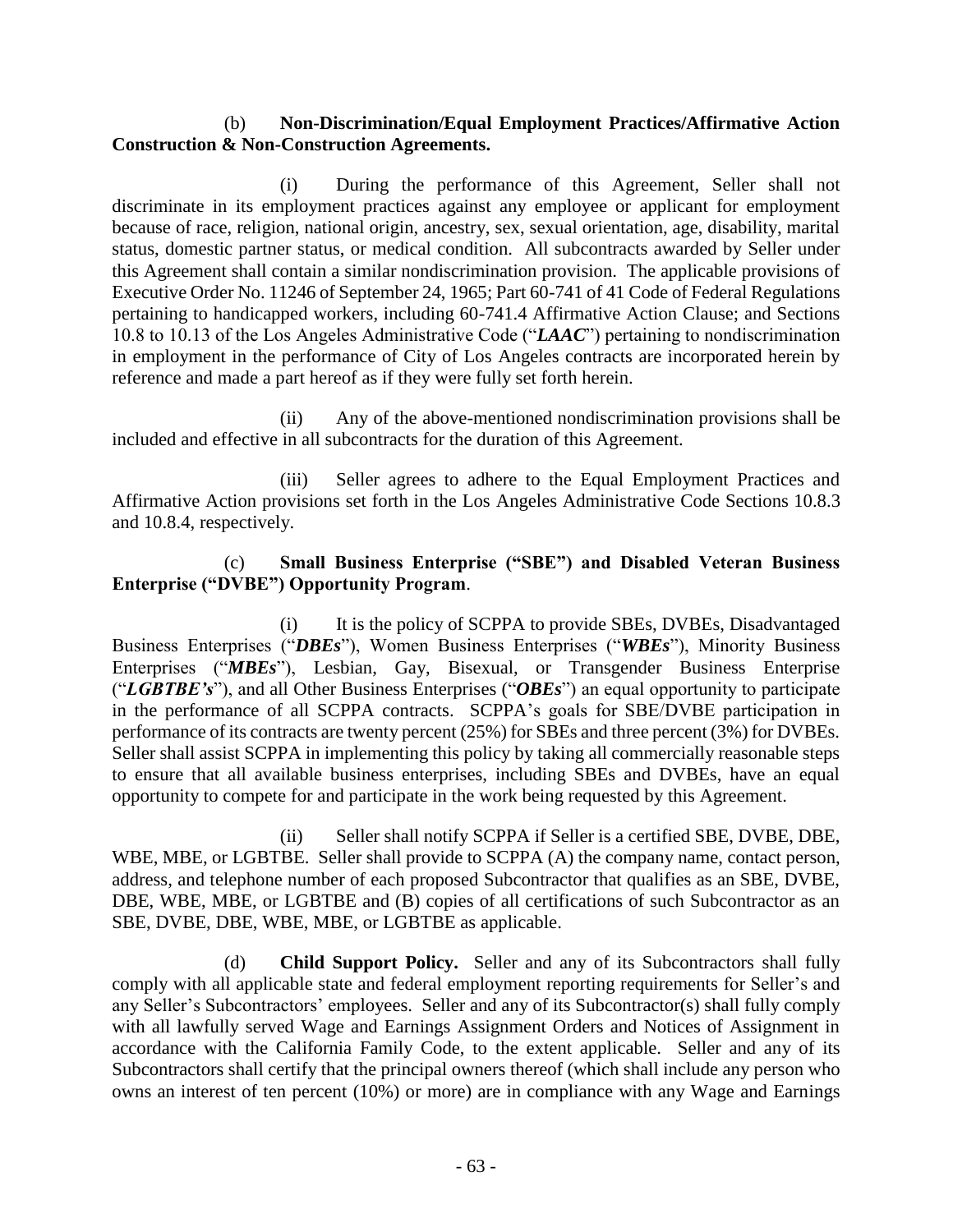(b) **Non-Discrimination/Equal Employment Practices/Affirmative Action Construction & Non-Construction Agreements.**

(i) During the performance of this Agreement, Seller shall not discriminate in its employment practices against any employee or applicant for employment because of race, religion, national origin, ancestry, sex, sexual orientation, age, disability, marital status, domestic partner status, or medical condition. All subcontracts awarded by Seller under this Agreement shall contain a similar nondiscrimination provision. The applicable provisions of Executive Order No. 11246 of September 24, 1965; Part 60-741 of 41 Code of Federal Regulations pertaining to handicapped workers, including 60-741.4 Affirmative Action Clause; and Sections 10.8 to 10.13 of the Los Angeles Administrative Code ("***LAAC***") pertaining to nondiscrimination in employment in the performance of City of Los Angeles contracts are incorporated herein by reference and made a part hereof as if they were fully set forth herein.

(ii) Any of the above-mentioned nondiscrimination provisions shall be included and effective in all subcontracts for the duration of this Agreement.

(iii) Seller agrees to adhere to the Equal Employment Practices and Affirmative Action provisions set forth in the Los Angeles Administrative Code Sections 10.8.3 and 10.8.4, respectively.

(c) **Small Business Enterprise ("SBE") and Disabled Veteran Business Enterprise ("DVBE") Opportunity Program**.

(i) It is the policy of SCPPA to provide SBEs, DVBEs, Disadvantaged Business Enterprises ("***DBEs***"), Women Business Enterprises ("***WBEs***"), Minority Business Enterprises ("***MBEs***"), Lesbian, Gay, Bisexual, or Transgender Business Enterprise ("***LGBTBE's***"), and all Other Business Enterprises ("***OBEs***") an equal opportunity to participate in the performance of all SCPPA contracts. SCPPA's goals for SBE/DVBE participation in performance of its contracts are twenty percent (25%) for SBEs and three percent (3%) for DVBEs. Seller shall assist SCPPA in implementing this policy by taking all commercially reasonable steps to ensure that all available business enterprises, including SBEs and DVBEs, have an equal opportunity to compete for and participate in the work being requested by this Agreement.

(ii) Seller shall notify SCPPA if Seller is a certified SBE, DVBE, DBE, WBE, MBE, or LGBTBE. Seller shall provide to SCPPA (A) the company name, contact person, address, and telephone number of each proposed Subcontractor that qualifies as an SBE, DVBE, DBE, WBE, MBE, or LGBTBE and (B) copies of all certifications of such Subcontractor as an SBE, DVBE, DBE, WBE, MBE, or LGBTBE as applicable.

(d) **Child Support Policy.** Seller and any of its Subcontractors shall fully comply with all applicable state and federal employment reporting requirements for Seller's and any Seller's Subcontractors' employees. Seller and any of its Subcontractor(s) shall fully comply with all lawfully served Wage and Earnings Assignment Orders and Notices of Assignment in accordance with the California Family Code, to the extent applicable. Seller and any of its Subcontractors shall certify that the principal owners thereof (which shall include any person who owns an interest of ten percent (10%) or more) are in compliance with any Wage and Earnings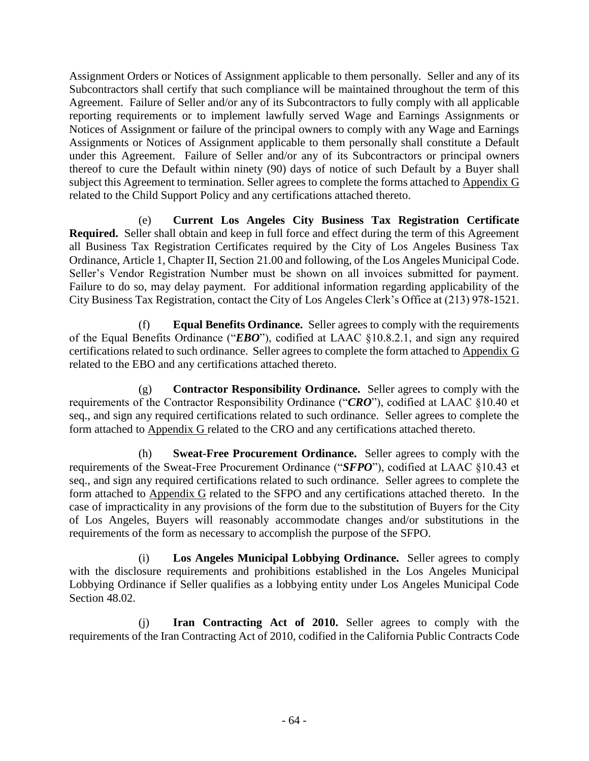Assignment Orders or Notices of Assignment applicable to them personally. Seller and any of its Subcontractors shall certify that such compliance will be maintained throughout the term of this Agreement. Failure of Seller and/or any of its Subcontractors to fully comply with all applicable reporting requirements or to implement lawfully served Wage and Earnings Assignments or Notices of Assignment or failure of the principal owners to comply with any Wage and Earnings Assignments or Notices of Assignment applicable to them personally shall constitute a Default under this Agreement. Failure of Seller and/or any of its Subcontractors or principal owners thereof to cure the Default within ninety (90) days of notice of such Default by a Buyer shall subject this Agreement to termination. Seller agrees to complete the forms attached to Appendix G related to the Child Support Policy and any certifications attached thereto.

(e) **Current Los Angeles City Business Tax Registration Certificate Required.** Seller shall obtain and keep in full force and effect during the term of this Agreement all Business Tax Registration Certificates required by the City of Los Angeles Business Tax Ordinance, Article 1, Chapter II, Section 21.00 and following, of the Los Angeles Municipal Code. Seller's Vendor Registration Number must be shown on all invoices submitted for payment. Failure to do so, may delay payment. For additional information regarding applicability of the City Business Tax Registration, contact the City of Los Angeles Clerk's Office at (213) 978-1521.

(f) **Equal Benefits Ordinance.** Seller agrees to comply with the requirements of the Equal Benefits Ordinance ("***EBO***"), codified at LAAC §10.8.2.1, and sign any required certifications related to such ordinance. Seller agrees to complete the form attached to Appendix G related to the EBO and any certifications attached thereto.

(g) **Contractor Responsibility Ordinance.** Seller agrees to comply with the requirements of the Contractor Responsibility Ordinance ("***CRO***"), codified at LAAC §10.40 et seq., and sign any required certifications related to such ordinance. Seller agrees to complete the form attached to Appendix G related to the CRO and any certifications attached thereto.

(h) **Sweat-Free Procurement Ordinance.** Seller agrees to comply with the requirements of the Sweat-Free Procurement Ordinance ("***SFPO***"), codified at LAAC §10.43 et seq., and sign any required certifications related to such ordinance. Seller agrees to complete the form attached to Appendix G related to the SFPO and any certifications attached thereto. In the case of impracticality in any provisions of the form due to the substitution of Buyers for the City of Los Angeles, Buyers will reasonably accommodate changes and/or substitutions in the requirements of the form as necessary to accomplish the purpose of the SFPO.

(i) **Los Angeles Municipal Lobbying Ordinance.** Seller agrees to comply with the disclosure requirements and prohibitions established in the Los Angeles Municipal Lobbying Ordinance if Seller qualifies as a lobbying entity under Los Angeles Municipal Code Section 48.02.

(j) **Iran Contracting Act of 2010.** Seller agrees to comply with the requirements of the Iran Contracting Act of 2010, codified in the California Public Contracts Code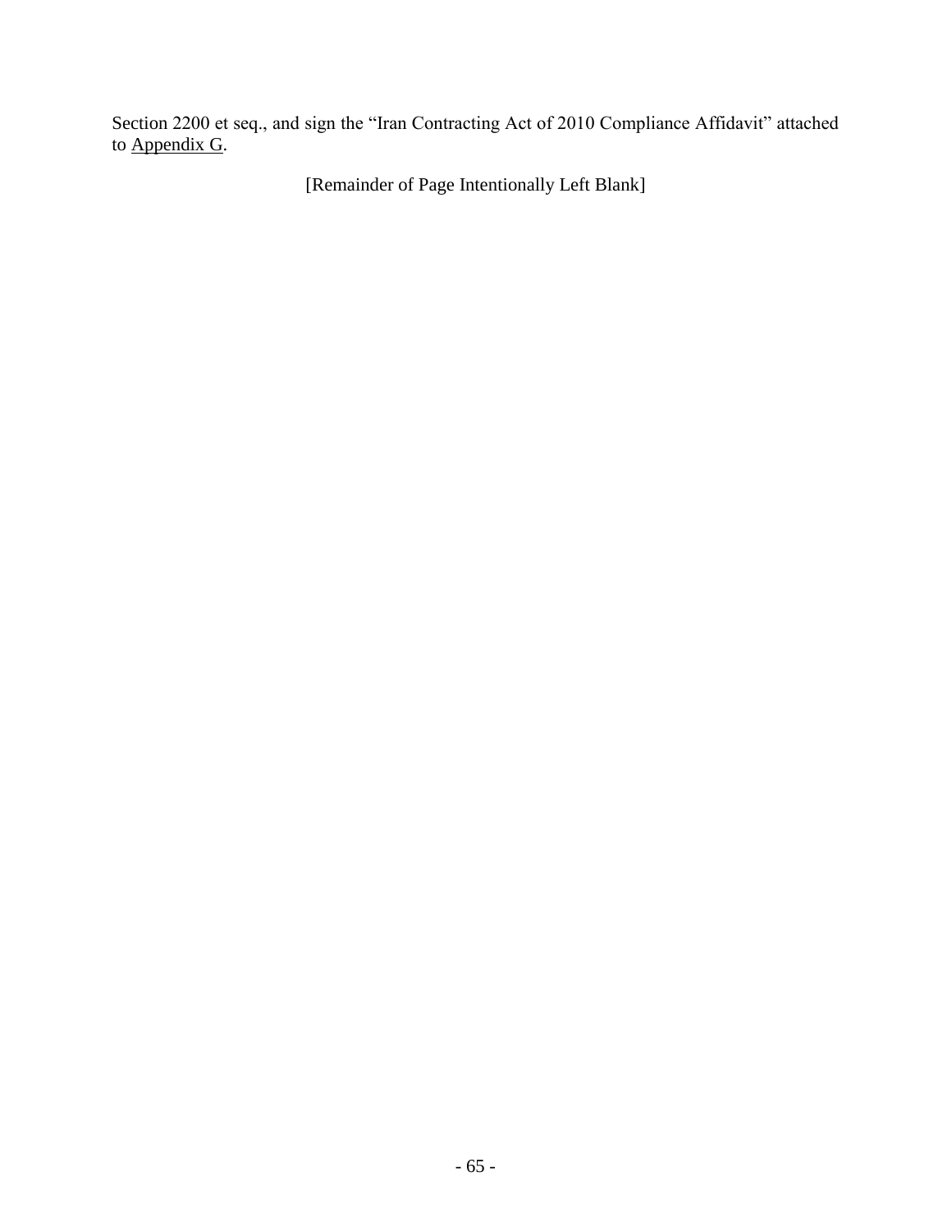Section 2200 et seq., and sign the "Iran Contracting Act of 2010 Compliance Affidavit" attached to Appendix G.

[Remainder of Page Intentionally Left Blank]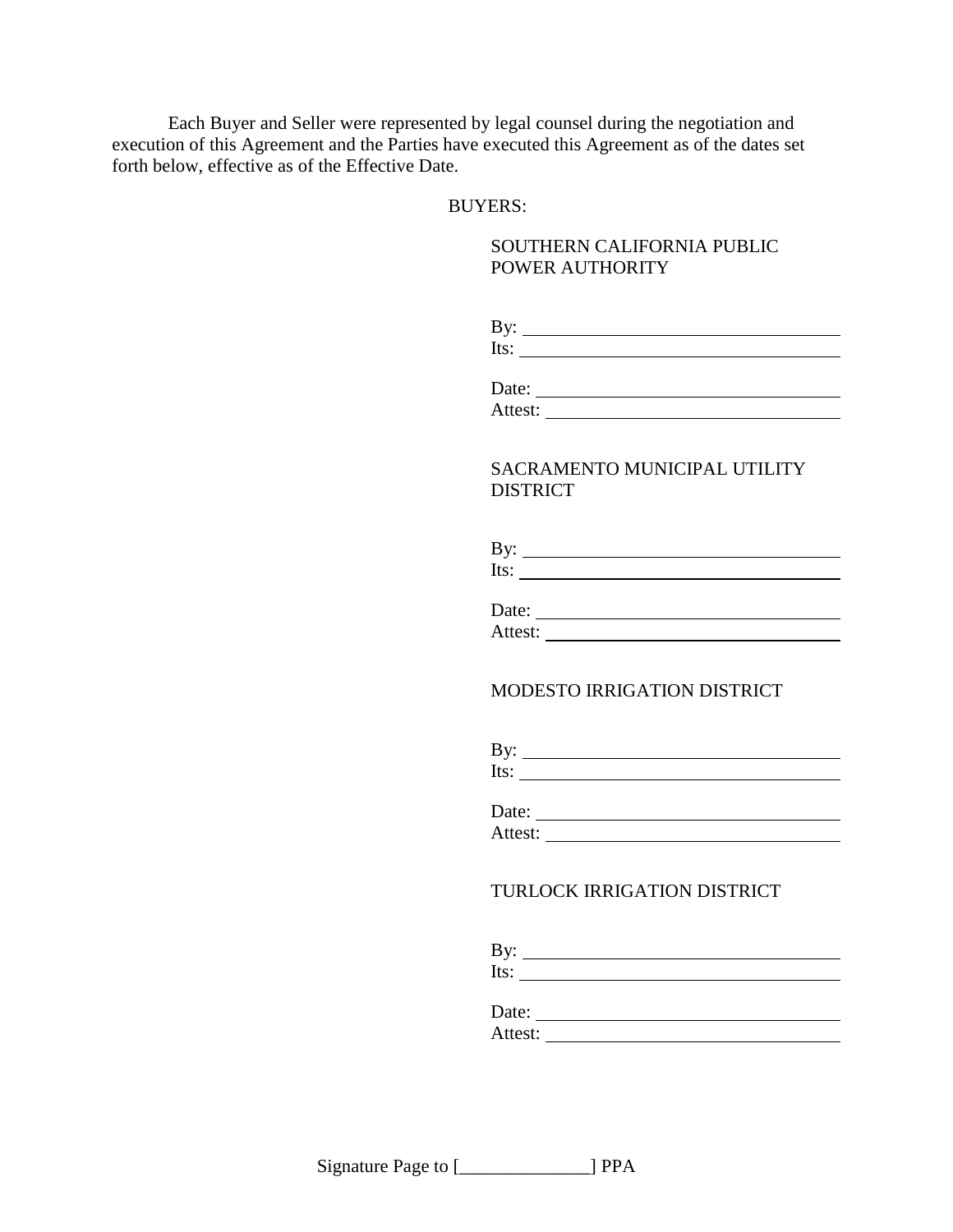Each Buyer and Seller were represented by legal counsel during the negotiation and execution of this Agreement and the Parties have executed this Agreement as of the dates set forth below, effective as of the Effective Date.

BUYERS:

SOUTHERN CALIFORNIA PUBLIC POWER AUTHORITY

By: ______________________________

Its: ______________________________

Date: ______________________________

Attest: ______________________________

SACRAMENTO MUNICIPAL UTILITY DISTRICT

By: ______________________________

Its: ______________________________

Date: ______________________________

Attest: ______________________________

MODESTO IRRIGATION DISTRICT

By: ______________________________

Its: ______________________________

Date: ______________________________

Attest: ______________________________

TURLOCK IRRIGATION DISTRICT

By: ______________________________

Its: ______________________________

Date: ______________________________

Attest: ______________________________

Signature Page to [______________] PPA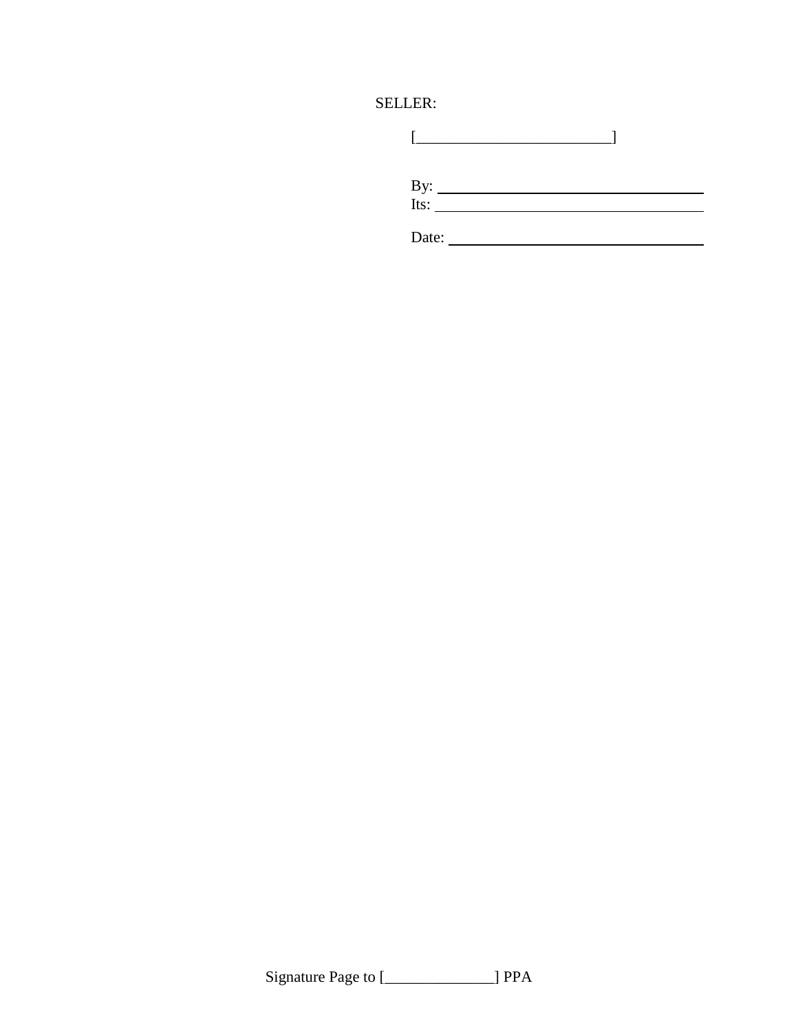SELLER:

[_________________________]

By: ___________________________________
Its: ___________________________________

Date: _________________________________

Signature Page to [______________] PPA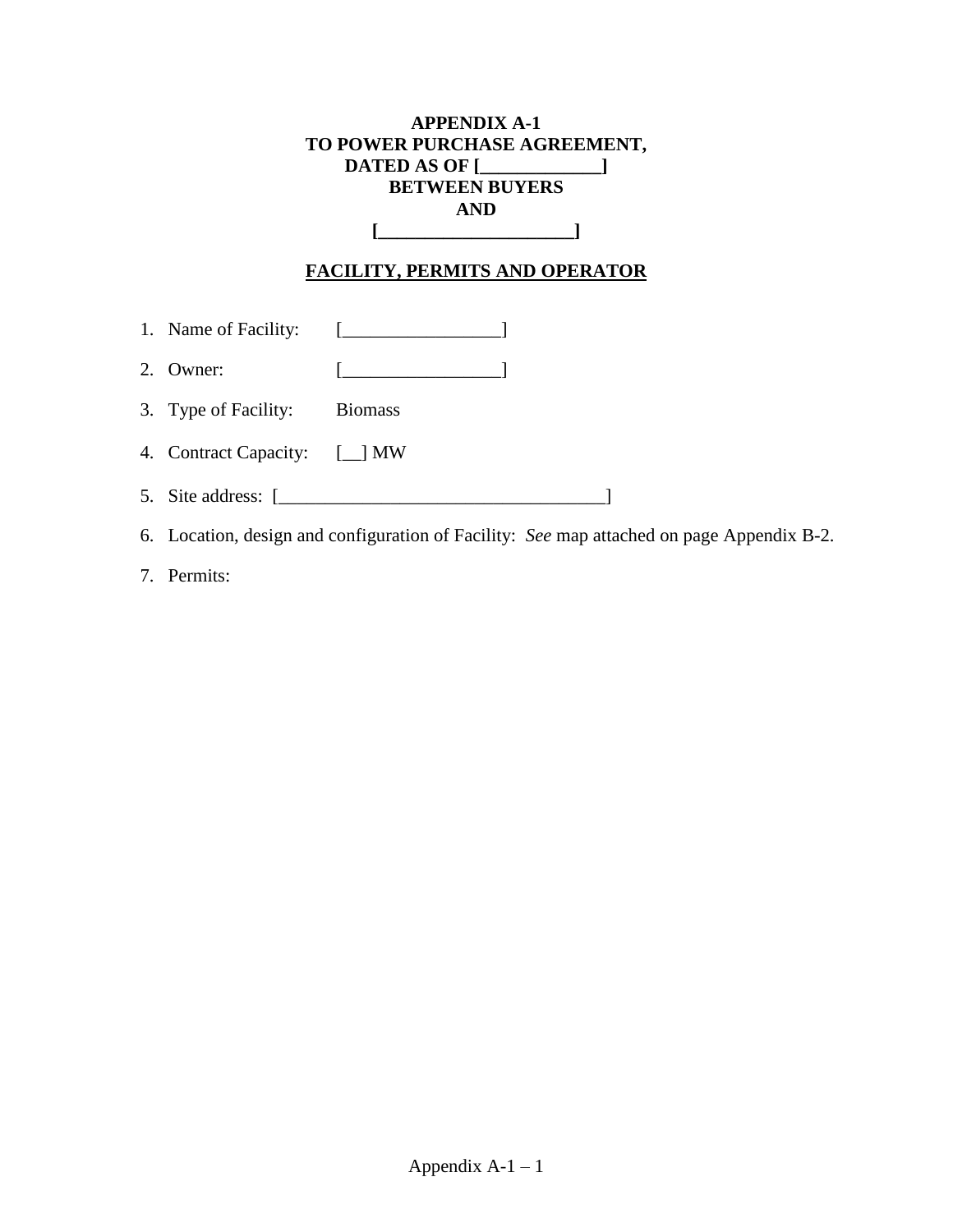**APPENDIX A-1**
**TO POWER PURCHASE AGREEMENT,**
**DATED AS OF [_____________]**
**BETWEEN BUYERS**
**AND**
**[_____________________]**

**FACILITY, PERMITS AND OPERATOR**

1. Name of Facility: [_________________]
2. Owner: [_________________]
3. Type of Facility: Biomass
4. Contract Capacity: [__] MW
5. Site address: [___________________________________]
6. Location, design and configuration of Facility: *See* map attached on page Appendix B-2.
7. Permits: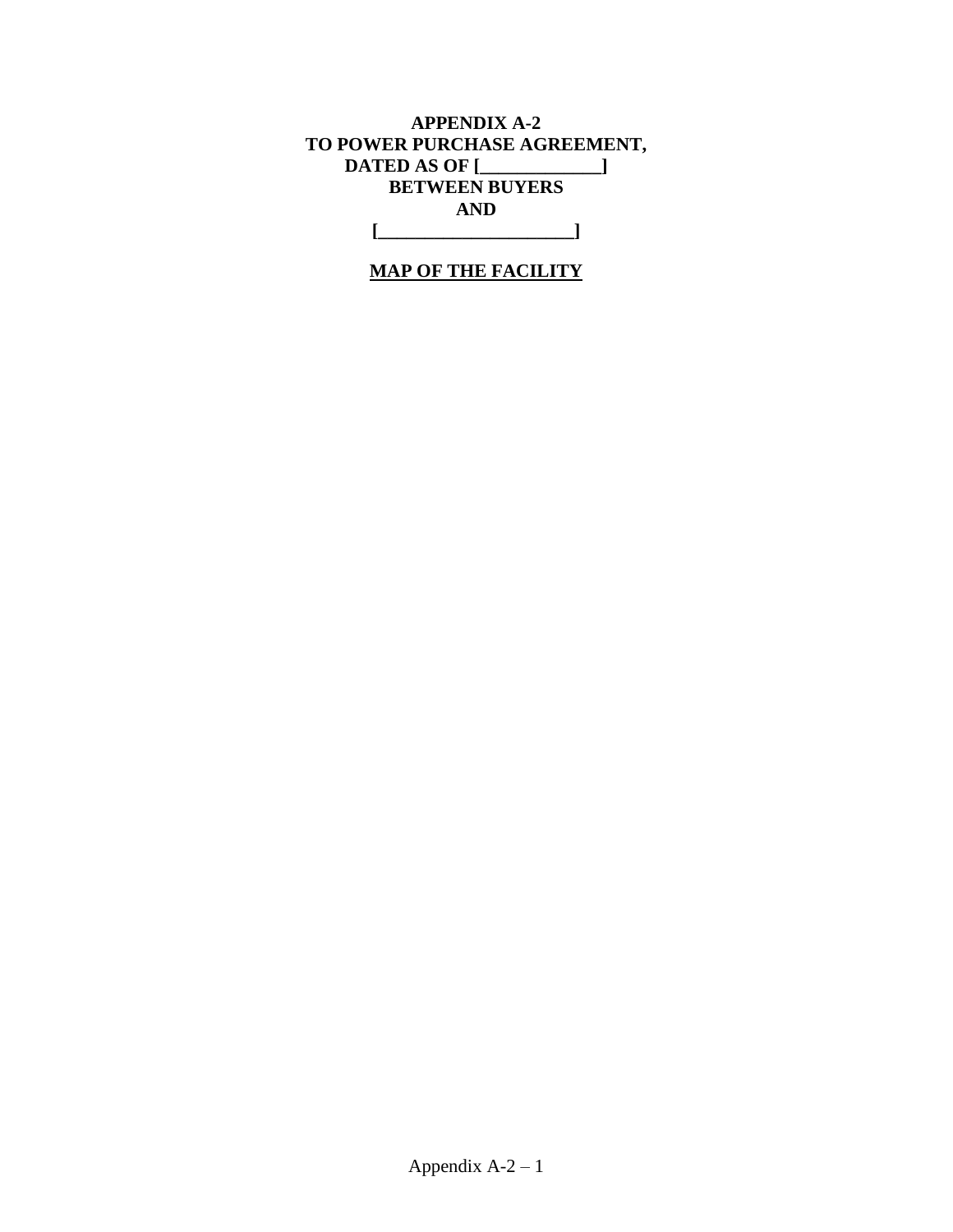**APPENDIX A-2**
**TO POWER PURCHASE AGREEMENT,**
**DATED AS OF [_____________]**
**BETWEEN BUYERS**
**AND**
**[_____________________]**

**MAP OF THE FACILITY**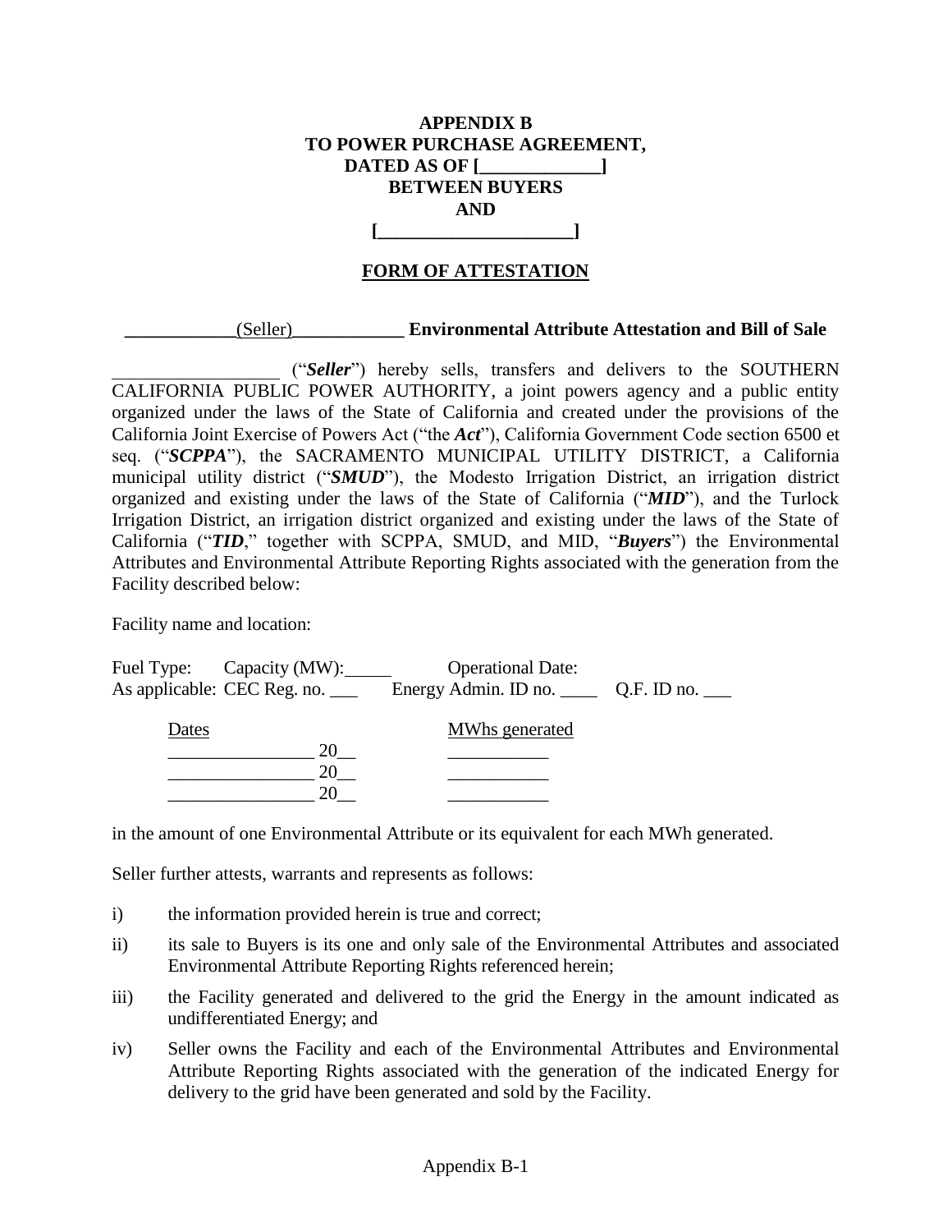**APPENDIX B**
**TO POWER PURCHASE AGREEMENT,**
**DATED AS OF [_____________]**
**BETWEEN BUYERS**
**AND**
**[_____________________]**

## FORM OF ATTESTATION

**____________**(Seller)**____________ Environmental Attribute Attestation and Bill of Sale**

__________________ ("***Seller***") hereby sells, transfers and delivers to the SOUTHERN CALIFORNIA PUBLIC POWER AUTHORITY, a joint powers agency and a public entity organized under the laws of the State of California and created under the provisions of the California Joint Exercise of Powers Act ("the ***Act***"), California Government Code section 6500 et seq. ("***SCPPA***"), the SACRAMENTO MUNICIPAL UTILITY DISTRICT, a California municipal utility district ("***SMUD***"), the Modesto Irrigation District, an irrigation district organized and existing under the laws of the State of California ("***MID***"), and the Turlock Irrigation District, an irrigation district organized and existing under the laws of the State of California ("***TID***," together with SCPPA, SMUD, and MID, "***Buyers***") the Environmental Attributes and Environmental Attribute Reporting Rights associated with the generation from the Facility described below:

Facility name and location:

Fuel Type:     Capacity (MW):_____          Operational Date:
As applicable: CEC Reg. no. ___     Energy Admin. ID no. ____     Q.F. ID no. ___

| Dates | MWhs generated |
|---|---|
| ________________ 20__ | ___________ |
| ________________ 20__ | ___________ |
| ________________ 20__ | ___________ |

in the amount of one Environmental Attribute or its equivalent for each MWh generated.

Seller further attests, warrants and represents as follows:

i) the information provided herein is true and correct;

ii) its sale to Buyers is its one and only sale of the Environmental Attributes and associated Environmental Attribute Reporting Rights referenced herein;

iii) the Facility generated and delivered to the grid the Energy in the amount indicated as undifferentiated Energy; and

iv) Seller owns the Facility and each of the Environmental Attributes and Environmental Attribute Reporting Rights associated with the generation of the indicated Energy for delivery to the grid have been generated and sold by the Facility.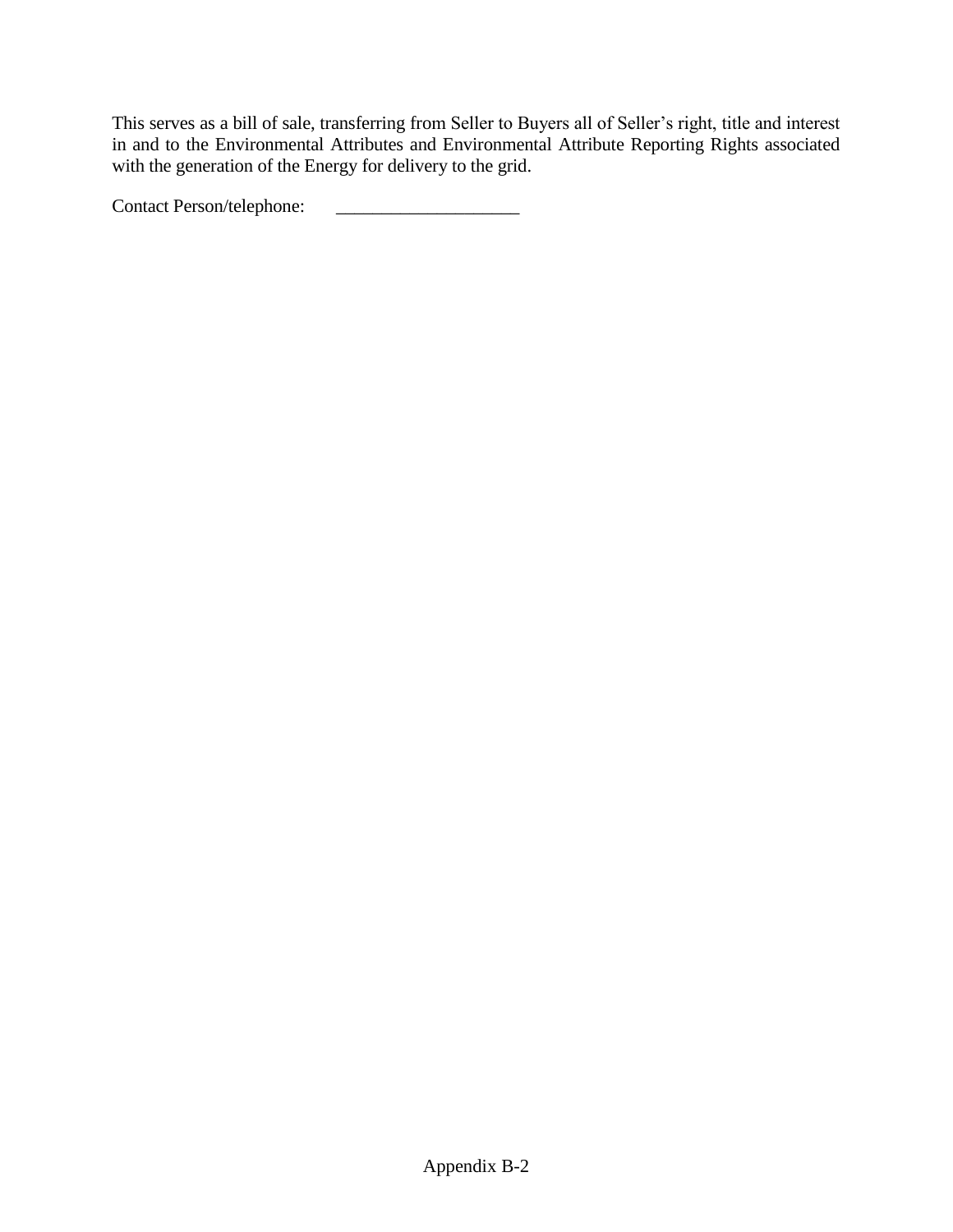This serves as a bill of sale, transferring from Seller to Buyers all of Seller's right, title and interest in and to the Environmental Attributes and Environmental Attribute Reporting Rights associated with the generation of the Energy for delivery to the grid.

Contact Person/telephone: ____________________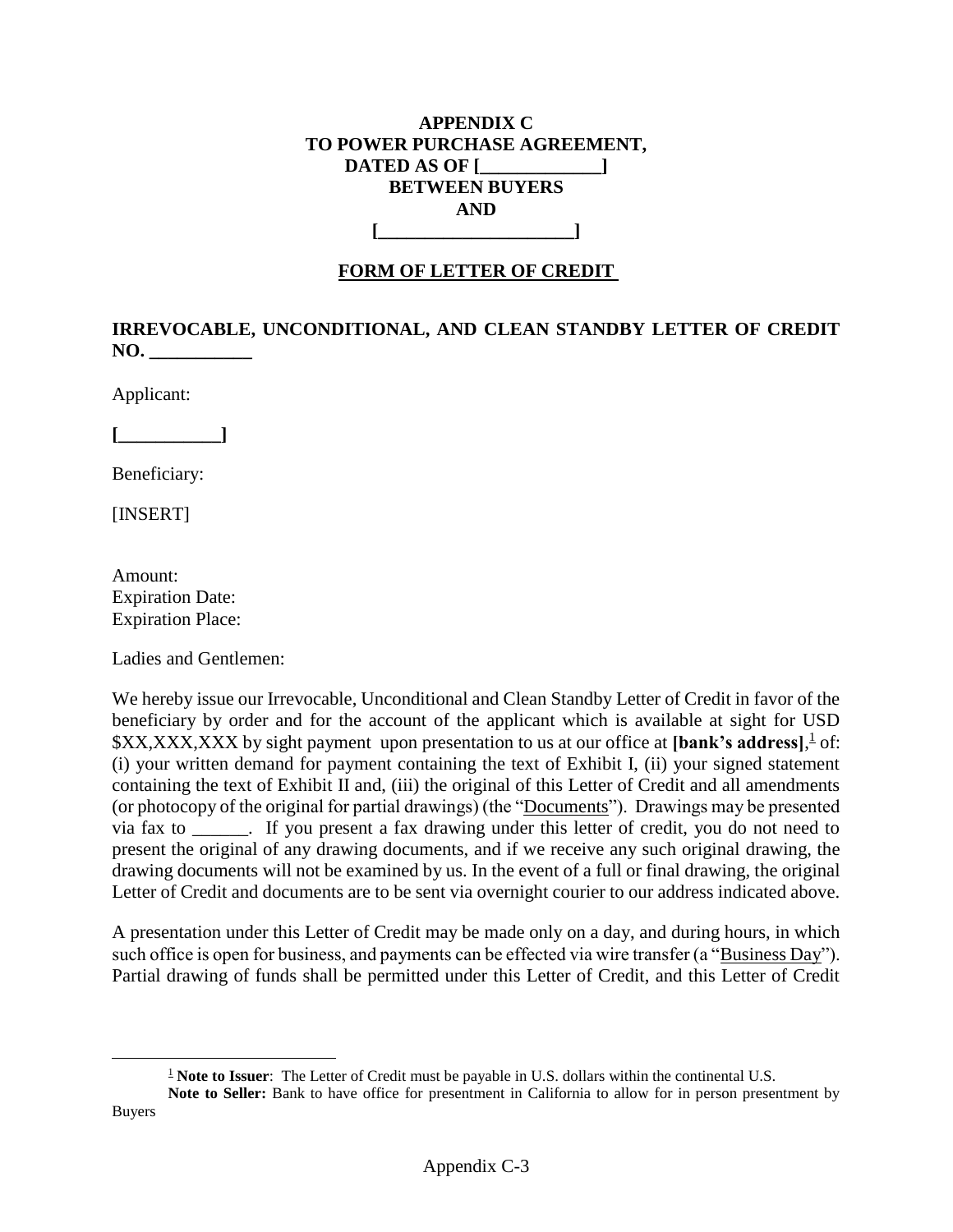**APPENDIX C**
**TO POWER PURCHASE AGREEMENT,**
**DATED AS OF [_____________]**
**BETWEEN BUYERS**
**AND**
**[_____________________]**

**FORM OF LETTER OF CREDIT**

**IRREVOCABLE, UNCONDITIONAL, AND CLEAN STANDBY LETTER OF CREDIT NO. ___________**

Applicant:

**[___________]**

Beneficiary:

[INSERT]

Amount:
Expiration Date:
Expiration Place:

Ladies and Gentlemen:

We hereby issue our Irrevocable, Unconditional and Clean Standby Letter of Credit in favor of the beneficiary by order and for the account of the applicant which is available at sight for USD $XX,XXX,XXX by sight payment upon presentation to us at our office at **[bank's address]**,[1] of: (i) your written demand for payment containing the text of Exhibit I, (ii) your signed statement containing the text of Exhibit II and, (iii) the original of this Letter of Credit and all amendments (or photocopy of the original for partial drawings) (the "Documents"). Drawings may be presented via fax to ______. If you present a fax drawing under this letter of credit, you do not need to present the original of any drawing documents, and if we receive any such original drawing, the drawing documents will not be examined by us. In the event of a full or final drawing, the original Letter of Credit and documents are to be sent via overnight courier to our address indicated above.

A presentation under this Letter of Credit may be made only on a day, and during hours, in which such office is open for business, and payments can be effected via wire transfer (a "Business Day"). Partial drawing of funds shall be permitted under this Letter of Credit, and this Letter of Credit

---

[1] **Note to Issuer**: The Letter of Credit must be payable in U.S. dollars within the continental U.S.
**Note to Seller:** Bank to have office for presentment in California to allow for in person presentment by Buyers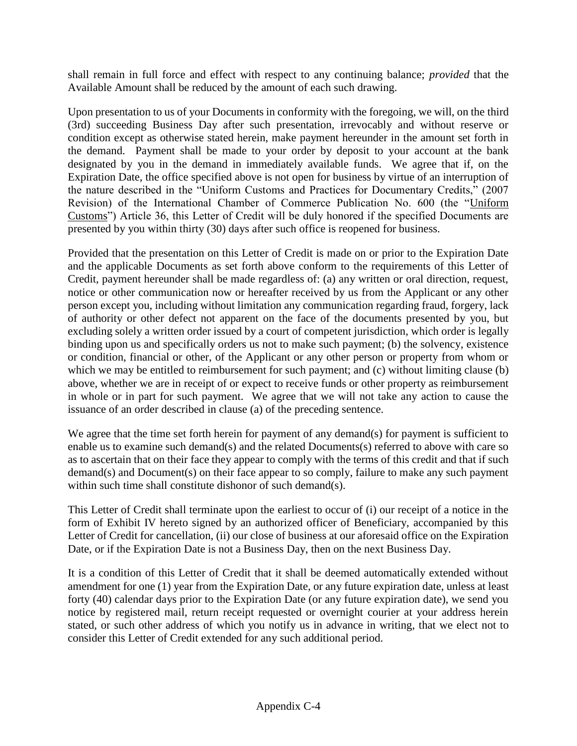shall remain in full force and effect with respect to any continuing balance; *provided* that the Available Amount shall be reduced by the amount of each such drawing.

Upon presentation to us of your Documents in conformity with the foregoing, we will, on the third (3rd) succeeding Business Day after such presentation, irrevocably and without reserve or condition except as otherwise stated herein, make payment hereunder in the amount set forth in the demand. Payment shall be made to your order by deposit to your account at the bank designated by you in the demand in immediately available funds. We agree that if, on the Expiration Date, the office specified above is not open for business by virtue of an interruption of the nature described in the "Uniform Customs and Practices for Documentary Credits," (2007 Revision) of the International Chamber of Commerce Publication No. 600 (the "Uniform Customs") Article 36, this Letter of Credit will be duly honored if the specified Documents are presented by you within thirty (30) days after such office is reopened for business.

Provided that the presentation on this Letter of Credit is made on or prior to the Expiration Date and the applicable Documents as set forth above conform to the requirements of this Letter of Credit, payment hereunder shall be made regardless of: (a) any written or oral direction, request, notice or other communication now or hereafter received by us from the Applicant or any other person except you, including without limitation any communication regarding fraud, forgery, lack of authority or other defect not apparent on the face of the documents presented by you, but excluding solely a written order issued by a court of competent jurisdiction, which order is legally binding upon us and specifically orders us not to make such payment; (b) the solvency, existence or condition, financial or other, of the Applicant or any other person or property from whom or which we may be entitled to reimbursement for such payment; and (c) without limiting clause (b) above, whether we are in receipt of or expect to receive funds or other property as reimbursement in whole or in part for such payment. We agree that we will not take any action to cause the issuance of an order described in clause (a) of the preceding sentence.

We agree that the time set forth herein for payment of any demand(s) for payment is sufficient to enable us to examine such demand(s) and the related Documents(s) referred to above with care so as to ascertain that on their face they appear to comply with the terms of this credit and that if such demand(s) and Document(s) on their face appear to so comply, failure to make any such payment within such time shall constitute dishonor of such demand(s).

This Letter of Credit shall terminate upon the earliest to occur of (i) our receipt of a notice in the form of Exhibit IV hereto signed by an authorized officer of Beneficiary, accompanied by this Letter of Credit for cancellation, (ii) our close of business at our aforesaid office on the Expiration Date, or if the Expiration Date is not a Business Day, then on the next Business Day.

It is a condition of this Letter of Credit that it shall be deemed automatically extended without amendment for one (1) year from the Expiration Date, or any future expiration date, unless at least forty (40) calendar days prior to the Expiration Date (or any future expiration date), we send you notice by registered mail, return receipt requested or overnight courier at your address herein stated, or such other address of which you notify us in advance in writing, that we elect not to consider this Letter of Credit extended for any such additional period.

Appendix C-4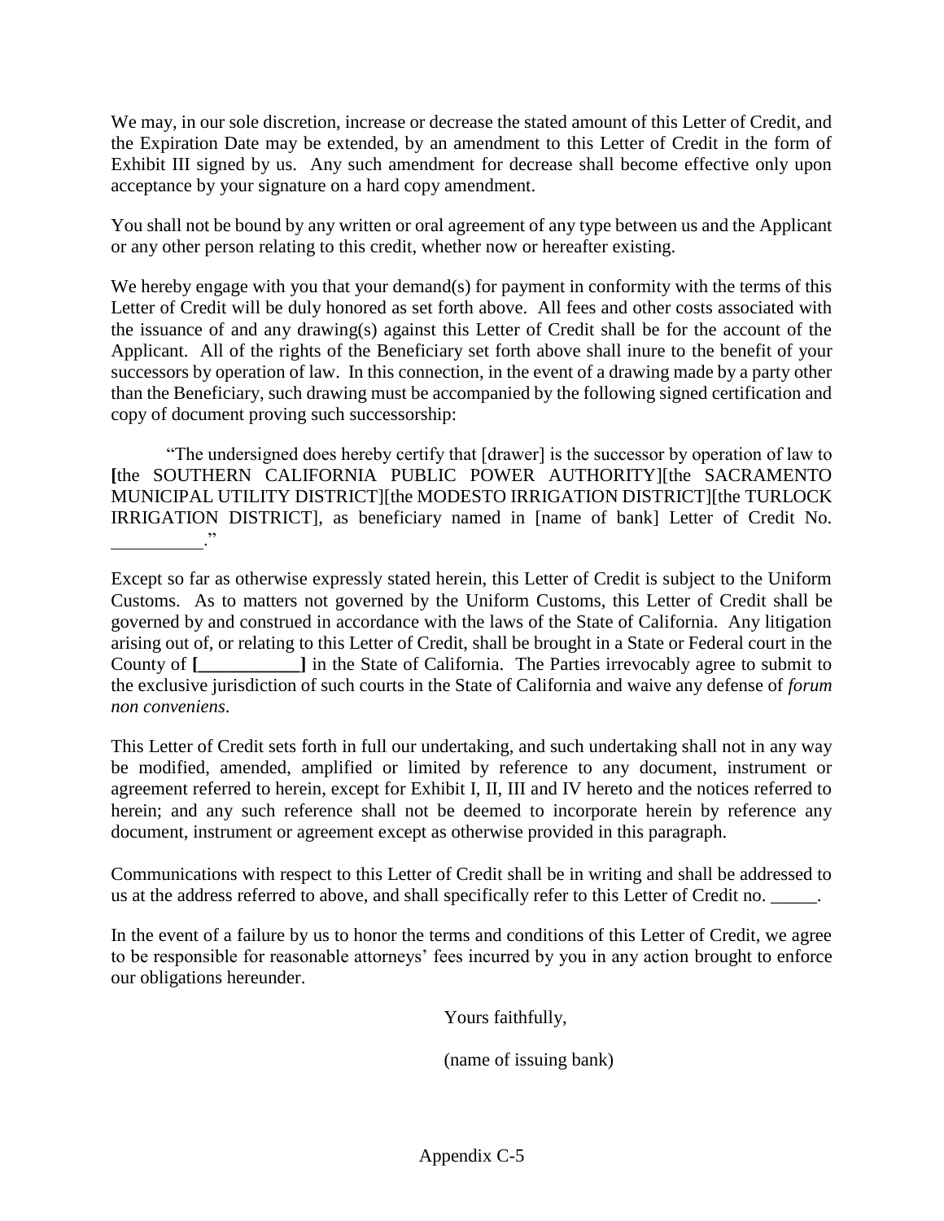We may, in our sole discretion, increase or decrease the stated amount of this Letter of Credit, and the Expiration Date may be extended, by an amendment to this Letter of Credit in the form of Exhibit III signed by us. Any such amendment for decrease shall become effective only upon acceptance by your signature on a hard copy amendment.

You shall not be bound by any written or oral agreement of any type between us and the Applicant or any other person relating to this credit, whether now or hereafter existing.

We hereby engage with you that your demand(s) for payment in conformity with the terms of this Letter of Credit will be duly honored as set forth above. All fees and other costs associated with the issuance of and any drawing(s) against this Letter of Credit shall be for the account of the Applicant. All of the rights of the Beneficiary set forth above shall inure to the benefit of your successors by operation of law. In this connection, in the event of a drawing made by a party other than the Beneficiary, such drawing must be accompanied by the following signed certification and copy of document proving such successorship:

"The undersigned does hereby certify that [drawer] is the successor by operation of law to **[**the SOUTHERN CALIFORNIA PUBLIC POWER AUTHORITY][the SACRAMENTO MUNICIPAL UTILITY DISTRICT][the MODESTO IRRIGATION DISTRICT][the TURLOCK IRRIGATION DISTRICT], as beneficiary named in [name of bank] Letter of Credit No. __________."

Except so far as otherwise expressly stated herein, this Letter of Credit is subject to the Uniform Customs. As to matters not governed by the Uniform Customs, this Letter of Credit shall be governed by and construed in accordance with the laws of the State of California. Any litigation arising out of, or relating to this Letter of Credit, shall be brought in a State or Federal court in the County of **[___________]** in the State of California. The Parties irrevocably agree to submit to the exclusive jurisdiction of such courts in the State of California and waive any defense of *forum non conveniens*.

This Letter of Credit sets forth in full our undertaking, and such undertaking shall not in any way be modified, amended, amplified or limited by reference to any document, instrument or agreement referred to herein, except for Exhibit I, II, III and IV hereto and the notices referred to herein; and any such reference shall not be deemed to incorporate herein by reference any document, instrument or agreement except as otherwise provided in this paragraph.

Communications with respect to this Letter of Credit shall be in writing and shall be addressed to us at the address referred to above, and shall specifically refer to this Letter of Credit no. _____.

In the event of a failure by us to honor the terms and conditions of this Letter of Credit, we agree to be responsible for reasonable attorneys' fees incurred by you in any action brought to enforce our obligations hereunder.

Yours faithfully,

(name of issuing bank)

Appendix C-5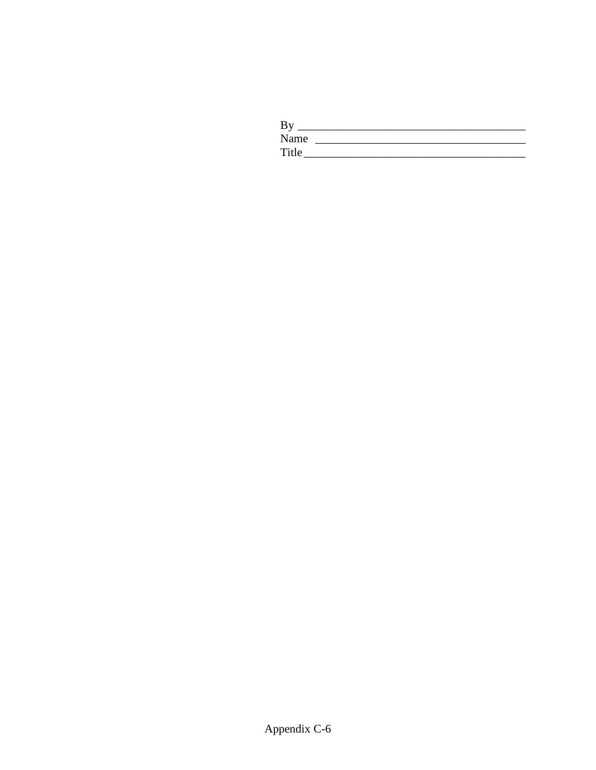By ________________________________________

Name ______________________________________

Title ______________________________________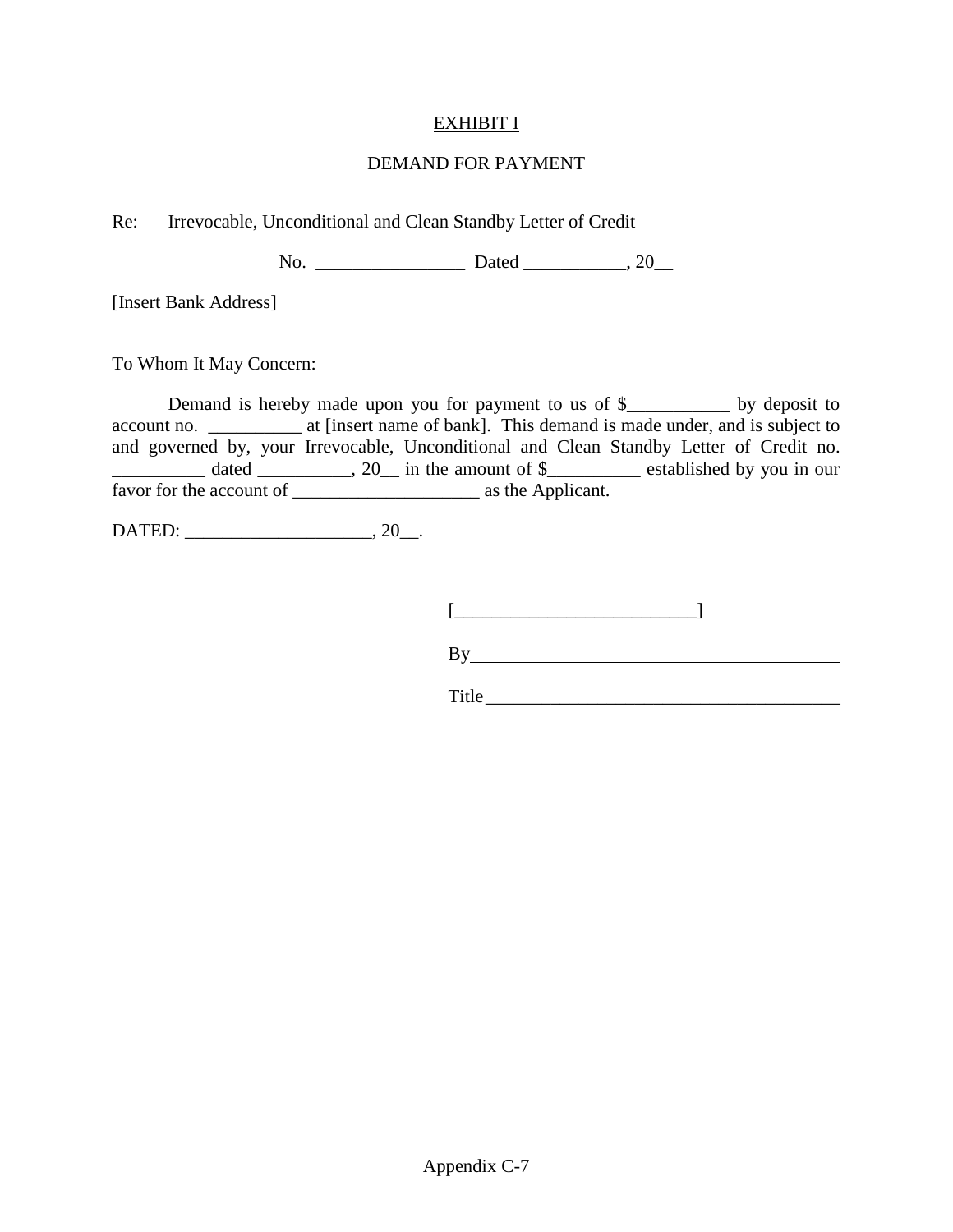EXHIBIT I

DEMAND FOR PAYMENT

Re: Irrevocable, Unconditional and Clean Standby Letter of Credit

No. ________________ Dated ___________, 20__

[Insert Bank Address]

To Whom It May Concern:

Demand is hereby made upon you for payment to us of $___________ by deposit to account no. __________ at [insert name of bank]. This demand is made under, and is subject to and governed by, your Irrevocable, Unconditional and Clean Standby Letter of Credit no. __________ dated __________, 20__ in the amount of $__________ established by you in our favor for the account of ____________________ as the Applicant.

DATED: ____________________, 20__.

[__________________________]

By________________________________________

Title______________________________________

Appendix C-7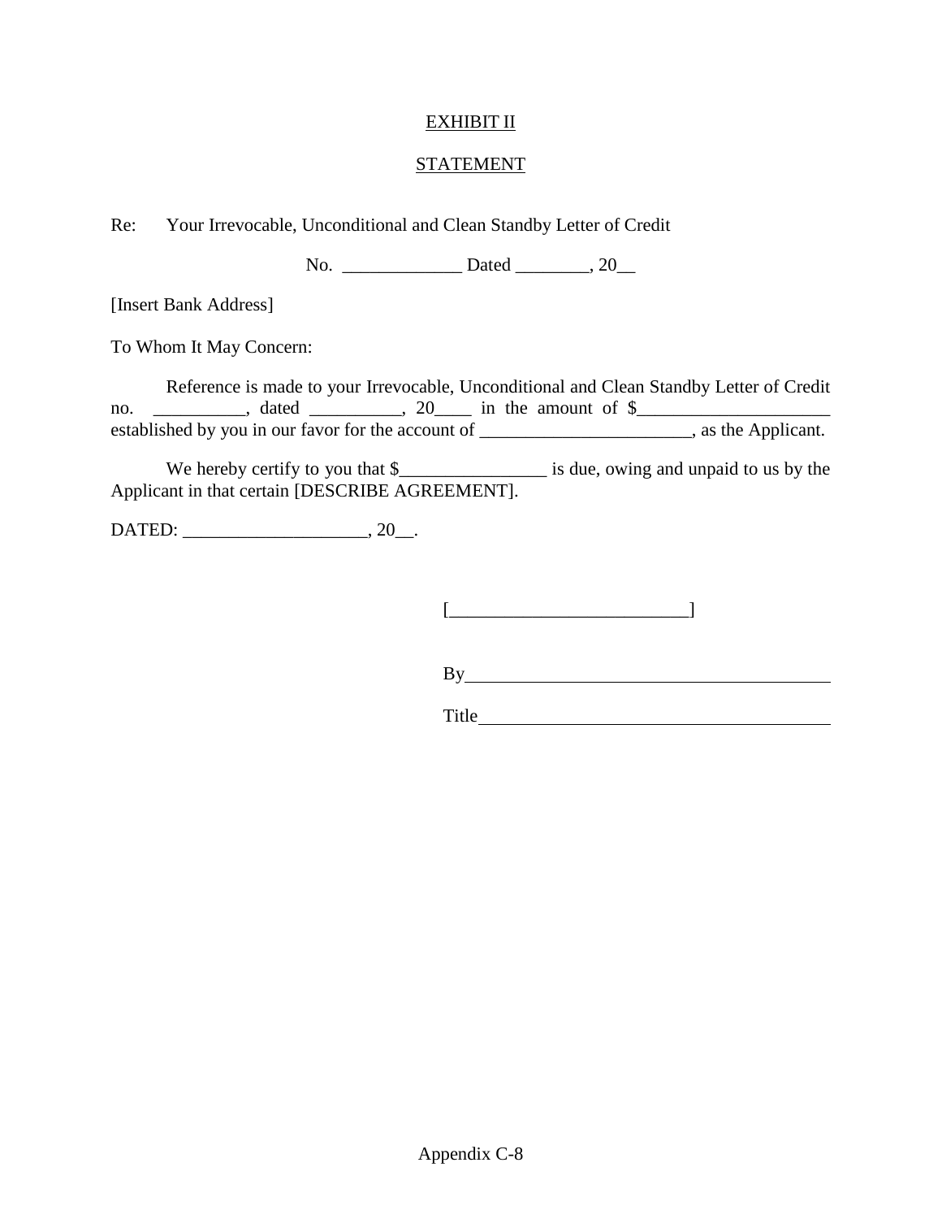EXHIBIT II

STATEMENT

Re: Your Irrevocable, Unconditional and Clean Standby Letter of Credit

No. _____________ Dated ________, 20__

[Insert Bank Address]

To Whom It May Concern:

Reference is made to your Irrevocable, Unconditional and Clean Standby Letter of Credit no. __________, dated __________, 20____ in the amount of $_____________________ established by you in our favor for the account of _______________________, as the Applicant.

We hereby certify to you that $________________ is due, owing and unpaid to us by the Applicant in that certain [DESCRIBE AGREEMENT].

DATED: ____________________, 20__.

[__________________________]

By_________________________________________

Title________________________________________

Appendix C-8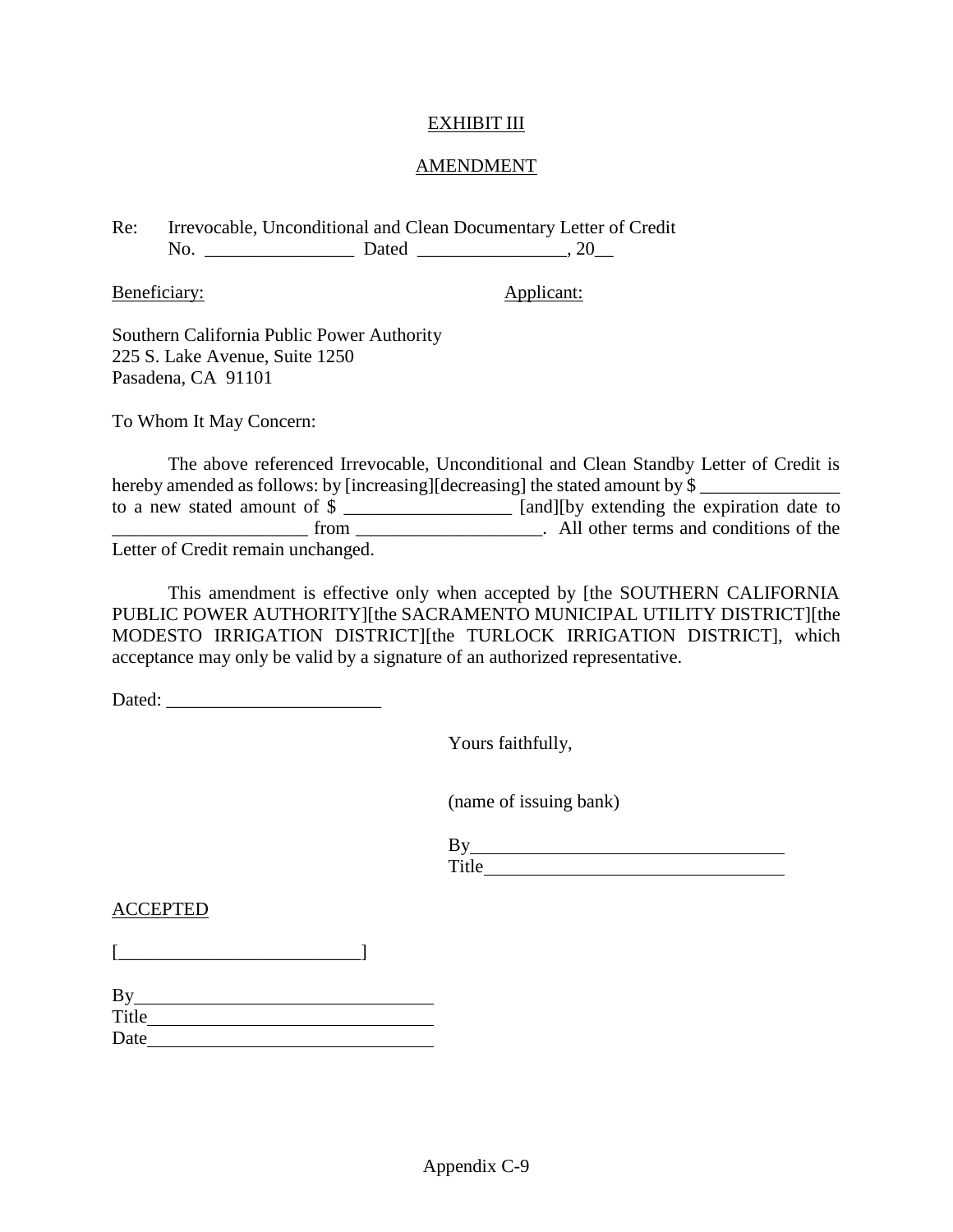<u>EXHIBIT III</u>

<u>AMENDMENT</u>

Re: Irrevocable, Unconditional and Clean Documentary Letter of Credit
No. ________________ Dated ________________, 20__

<u>Beneficiary:</u> <u>Applicant:</u>

Southern California Public Power Authority
225 S. Lake Avenue, Suite 1250
Pasadena, CA 91101

To Whom It May Concern:

The above referenced Irrevocable, Unconditional and Clean Standby Letter of Credit is hereby amended as follows: by [increasing][decreasing] the stated amount by $ _______________ to a new stated amount of $ __________________ [and][by extending the expiration date to _____________________ from ____________________. All other terms and conditions of the Letter of Credit remain unchanged.

This amendment is effective only when accepted by [the SOUTHERN CALIFORNIA PUBLIC POWER AUTHORITY][the SACRAMENTO MUNICIPAL UTILITY DISTRICT][the MODESTO IRRIGATION DISTRICT][the TURLOCK IRRIGATION DISTRICT], which acceptance may only be valid by a signature of an authorized representative.

Dated: ________________________

Yours faithfully,

(name of issuing bank)

By_________________________________
Title_______________________________

<u>ACCEPTED</u>

[__________________________]

By_________________________________
Title_______________________________
Date_______________________________

Appendix C-9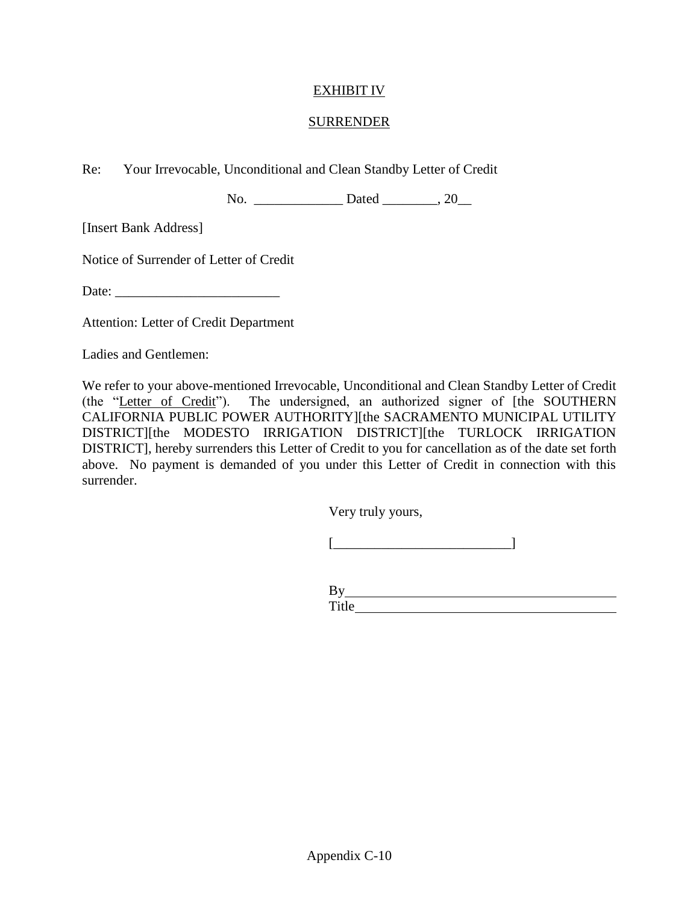# EXHIBIT IV

## SURRENDER

Re: Your Irrevocable, Unconditional and Clean Standby Letter of Credit

No. _____________ Dated ________, 20__

[Insert Bank Address]

Notice of Surrender of Letter of Credit

Date: ________________________

Attention: Letter of Credit Department

Ladies and Gentlemen:

We refer to your above-mentioned Irrevocable, Unconditional and Clean Standby Letter of Credit (the "Letter of Credit"). The undersigned, an authorized signer of [the SOUTHERN CALIFORNIA PUBLIC POWER AUTHORITY][the SACRAMENTO MUNICIPAL UTILITY DISTRICT][the MODESTO IRRIGATION DISTRICT][the TURLOCK IRRIGATION DISTRICT], hereby surrenders this Letter of Credit to you for cancellation as of the date set forth above. No payment is demanded of you under this Letter of Credit in connection with this surrender.

Very truly yours,

[__________________________]

By_______________________________________

Title______________________________________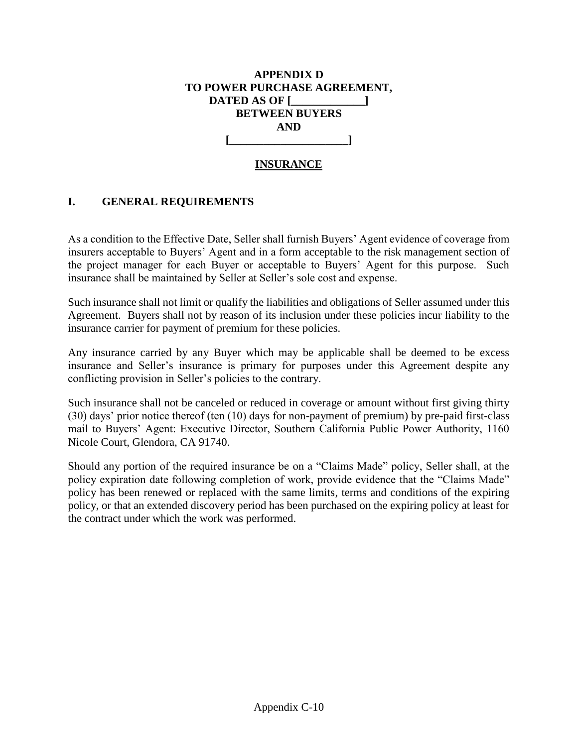**APPENDIX D**
**TO POWER PURCHASE AGREEMENT,**
**DATED AS OF [_____________]**
**BETWEEN BUYERS**
**AND**
**[____________________]**

## INSURANCE

## I. GENERAL REQUIREMENTS

As a condition to the Effective Date, Seller shall furnish Buyers' Agent evidence of coverage from insurers acceptable to Buyers' Agent and in a form acceptable to the risk management section of the project manager for each Buyer or acceptable to Buyers' Agent for this purpose. Such insurance shall be maintained by Seller at Seller's sole cost and expense.

Such insurance shall not limit or qualify the liabilities and obligations of Seller assumed under this Agreement. Buyers shall not by reason of its inclusion under these policies incur liability to the insurance carrier for payment of premium for these policies.

Any insurance carried by any Buyer which may be applicable shall be deemed to be excess insurance and Seller's insurance is primary for purposes under this Agreement despite any conflicting provision in Seller's policies to the contrary.

Such insurance shall not be canceled or reduced in coverage or amount without first giving thirty (30) days' prior notice thereof (ten (10) days for non-payment of premium) by pre-paid first-class mail to Buyers' Agent: Executive Director, Southern California Public Power Authority, 1160 Nicole Court, Glendora, CA 91740.

Should any portion of the required insurance be on a "Claims Made" policy, Seller shall, at the policy expiration date following completion of work, provide evidence that the "Claims Made" policy has been renewed or replaced with the same limits, terms and conditions of the expiring policy, or that an extended discovery period has been purchased on the expiring policy at least for the contract under which the work was performed.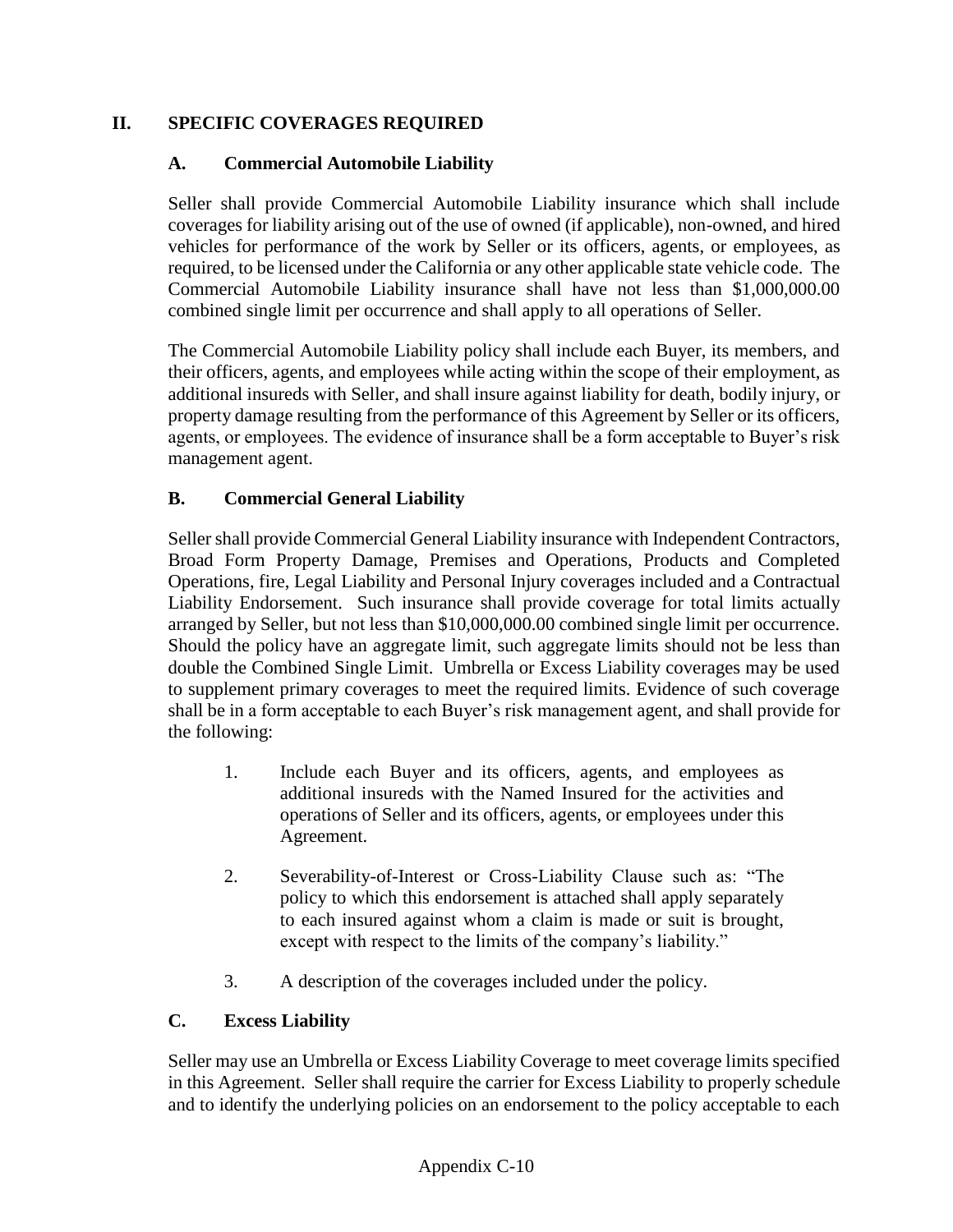## II. SPECIFIC COVERAGES REQUIRED

### A. Commercial Automobile Liability

Seller shall provide Commercial Automobile Liability insurance which shall include coverages for liability arising out of the use of owned (if applicable), non-owned, and hired vehicles for performance of the work by Seller or its officers, agents, or employees, as required, to be licensed under the California or any other applicable state vehicle code. The Commercial Automobile Liability insurance shall have not less than $1,000,000.00 combined single limit per occurrence and shall apply to all operations of Seller.

The Commercial Automobile Liability policy shall include each Buyer, its members, and their officers, agents, and employees while acting within the scope of their employment, as additional insureds with Seller, and shall insure against liability for death, bodily injury, or property damage resulting from the performance of this Agreement by Seller or its officers, agents, or employees. The evidence of insurance shall be a form acceptable to Buyer's risk management agent.

### B. Commercial General Liability

Seller shall provide Commercial General Liability insurance with Independent Contractors, Broad Form Property Damage, Premises and Operations, Products and Completed Operations, fire, Legal Liability and Personal Injury coverages included and a Contractual Liability Endorsement. Such insurance shall provide coverage for total limits actually arranged by Seller, but not less than $10,000,000.00 combined single limit per occurrence. Should the policy have an aggregate limit, such aggregate limits should not be less than double the Combined Single Limit. Umbrella or Excess Liability coverages may be used to supplement primary coverages to meet the required limits. Evidence of such coverage shall be in a form acceptable to each Buyer's risk management agent, and shall provide for the following:

1. Include each Buyer and its officers, agents, and employees as additional insureds with the Named Insured for the activities and operations of Seller and its officers, agents, or employees under this Agreement.

2. Severability-of-Interest or Cross-Liability Clause such as: "The policy to which this endorsement is attached shall apply separately to each insured against whom a claim is made or suit is brought, except with respect to the limits of the company's liability."

3. A description of the coverages included under the policy.

### C. Excess Liability

Seller may use an Umbrella or Excess Liability Coverage to meet coverage limits specified in this Agreement. Seller shall require the carrier for Excess Liability to properly schedule and to identify the underlying policies on an endorsement to the policy acceptable to each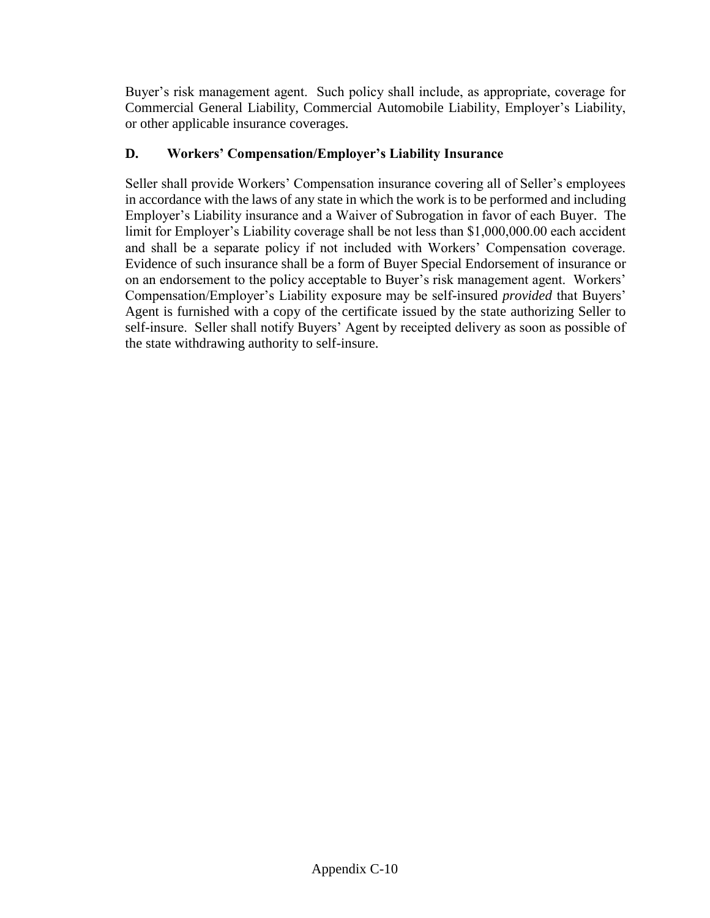Buyer's risk management agent. Such policy shall include, as appropriate, coverage for Commercial General Liability, Commercial Automobile Liability, Employer's Liability, or other applicable insurance coverages.

### D. Workers' Compensation/Employer's Liability Insurance

Seller shall provide Workers' Compensation insurance covering all of Seller's employees in accordance with the laws of any state in which the work is to be performed and including Employer's Liability insurance and a Waiver of Subrogation in favor of each Buyer. The limit for Employer's Liability coverage shall be not less than $1,000,000.00 each accident and shall be a separate policy if not included with Workers' Compensation coverage. Evidence of such insurance shall be a form of Buyer Special Endorsement of insurance or on an endorsement to the policy acceptable to Buyer's risk management agent. Workers' Compensation/Employer's Liability exposure may be self-insured *provided* that Buyers' Agent is furnished with a copy of the certificate issued by the state authorizing Seller to self-insure. Seller shall notify Buyers' Agent by receipted delivery as soon as possible of the state withdrawing authority to self-insure.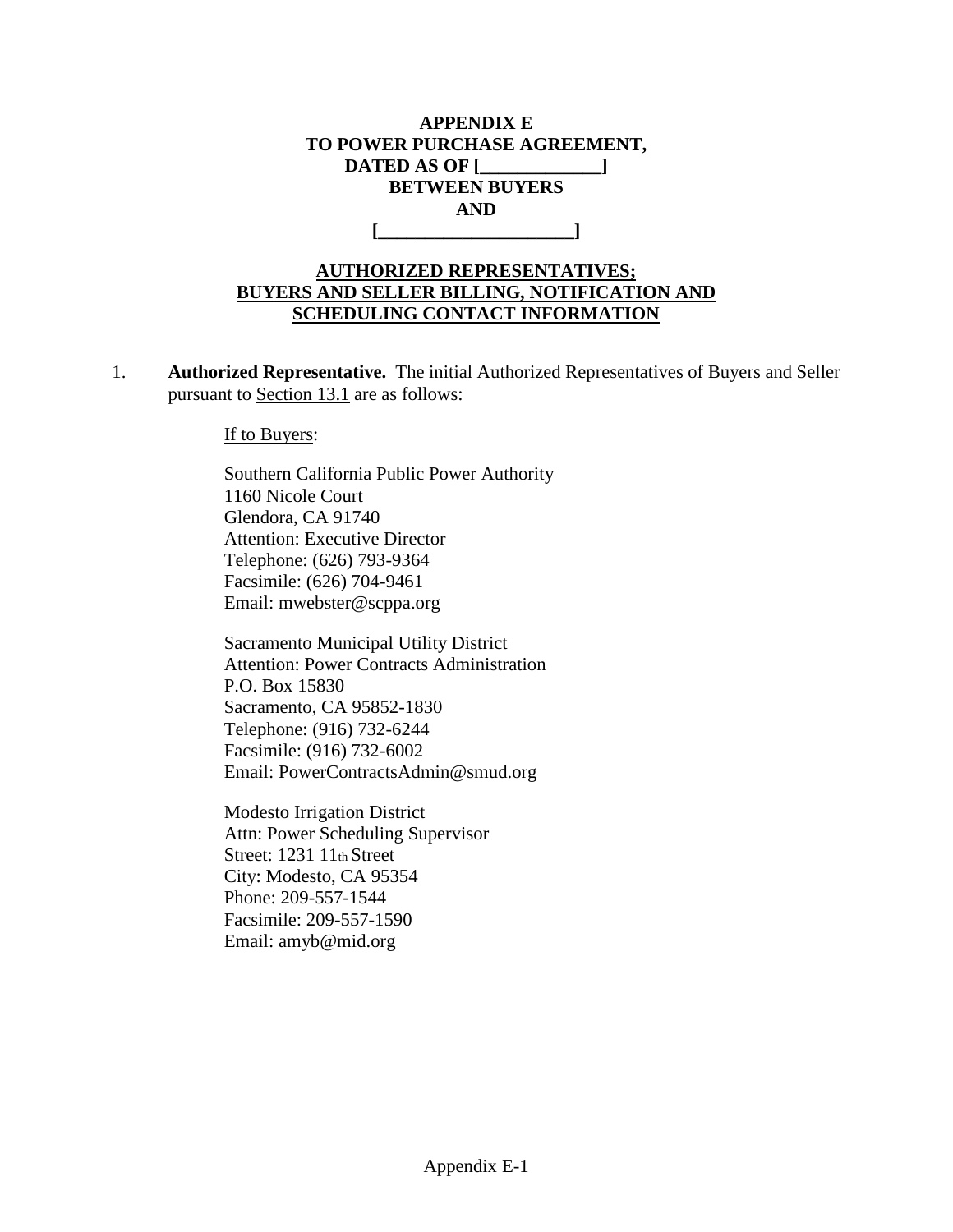**APPENDIX E**
**TO POWER PURCHASE AGREEMENT,**
**DATED AS OF [_____________]**
**BETWEEN BUYERS**
**AND**
**[_____________________]**

**AUTHORIZED REPRESENTATIVES;**
**BUYERS AND SELLER BILLING, NOTIFICATION AND**
**SCHEDULING CONTACT INFORMATION**

1. **Authorized Representative.** The initial Authorized Representatives of Buyers and Seller pursuant to Section 13.1 are as follows:

   If to Buyers:

   Southern California Public Power Authority
   1160 Nicole Court
   Glendora, CA 91740
   Attention: Executive Director
   Telephone: (626) 793-9364
   Facsimile: (626) 704-9461
   Email: mwebster@scppa.org

   Sacramento Municipal Utility District
   Attention: Power Contracts Administration
   P.O. Box 15830
   Sacramento, CA 95852-1830
   Telephone: (916) 732-6244
   Facsimile: (916) 732-6002
   Email: PowerContractsAdmin@smud.org

   Modesto Irrigation District
   Attn: Power Scheduling Supervisor
   Street: 1231 11th Street
   City: Modesto, CA 95354
   Phone: 209-557-1544
   Facsimile: 209-557-1590
   Email: amyb@mid.org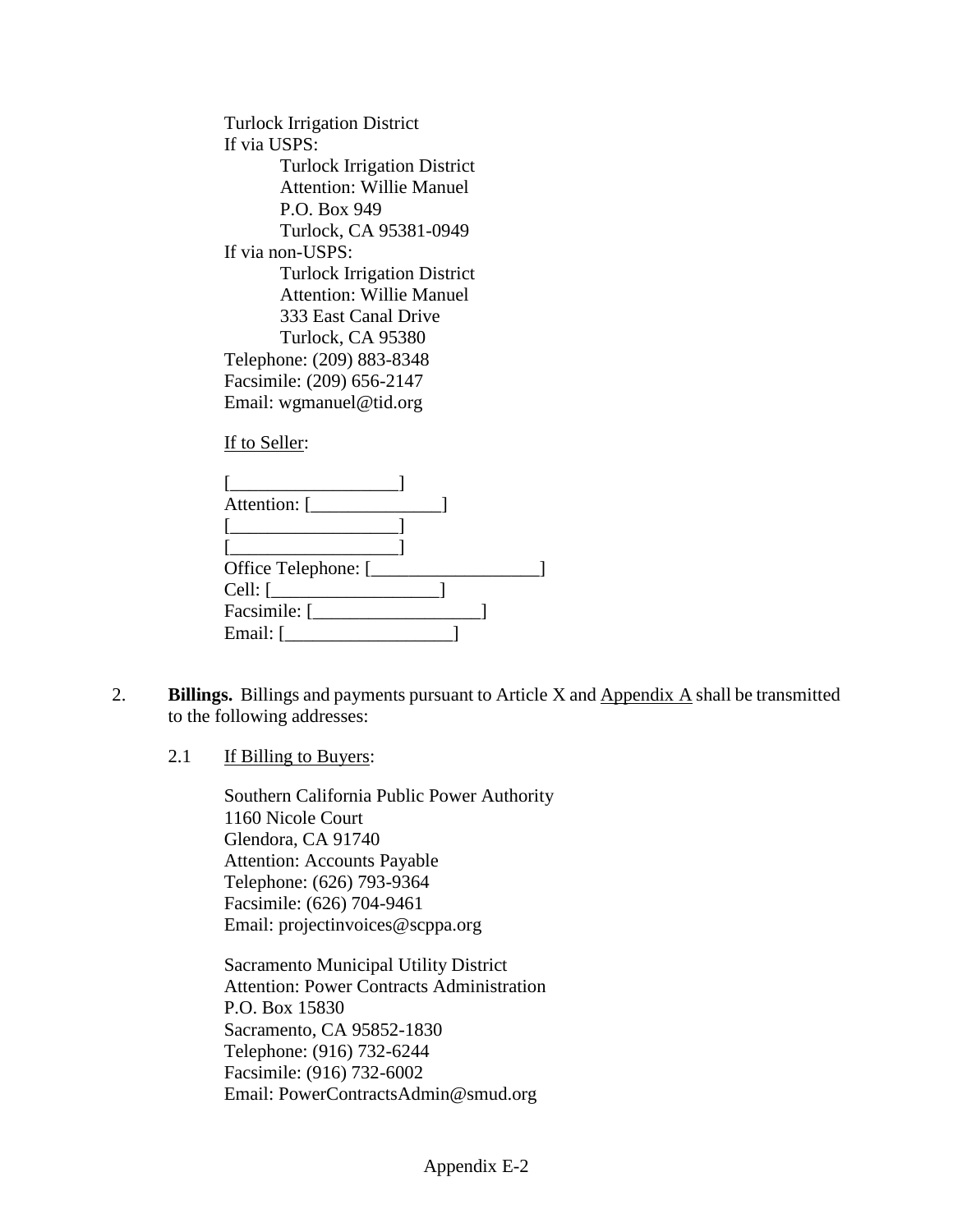Turlock Irrigation District
If via USPS:
  Turlock Irrigation District
  Attention: Willie Manuel
  P.O. Box 949
  Turlock, CA 95381-0949
If via non-USPS:
  Turlock Irrigation District
  Attention: Willie Manuel
  333 East Canal Drive
  Turlock, CA 95380
Telephone: (209) 883-8348
Facsimile: (209) 656-2147
Email: wgmanuel@tid.org

If to Seller:

[__________________]
Attention: [______________]
[__________________]
[__________________]
Office Telephone: [__________________]
Cell: [__________________]
Facsimile: [__________________]
Email: [__________________]

2. **Billings.** Billings and payments pursuant to Article X and Appendix A shall be transmitted to the following addresses:

 2.1 If Billing to Buyers:

  Southern California Public Power Authority
  1160 Nicole Court
  Glendora, CA 91740
  Attention: Accounts Payable
  Telephone: (626) 793-9364
  Facsimile: (626) 704-9461
  Email: projectinvoices@scppa.org

  Sacramento Municipal Utility District
  Attention: Power Contracts Administration
  P.O. Box 15830
  Sacramento, CA 95852-1830
  Telephone: (916) 732-6244
  Facsimile: (916) 732-6002
  Email: PowerContractsAdmin@smud.org

Appendix E-2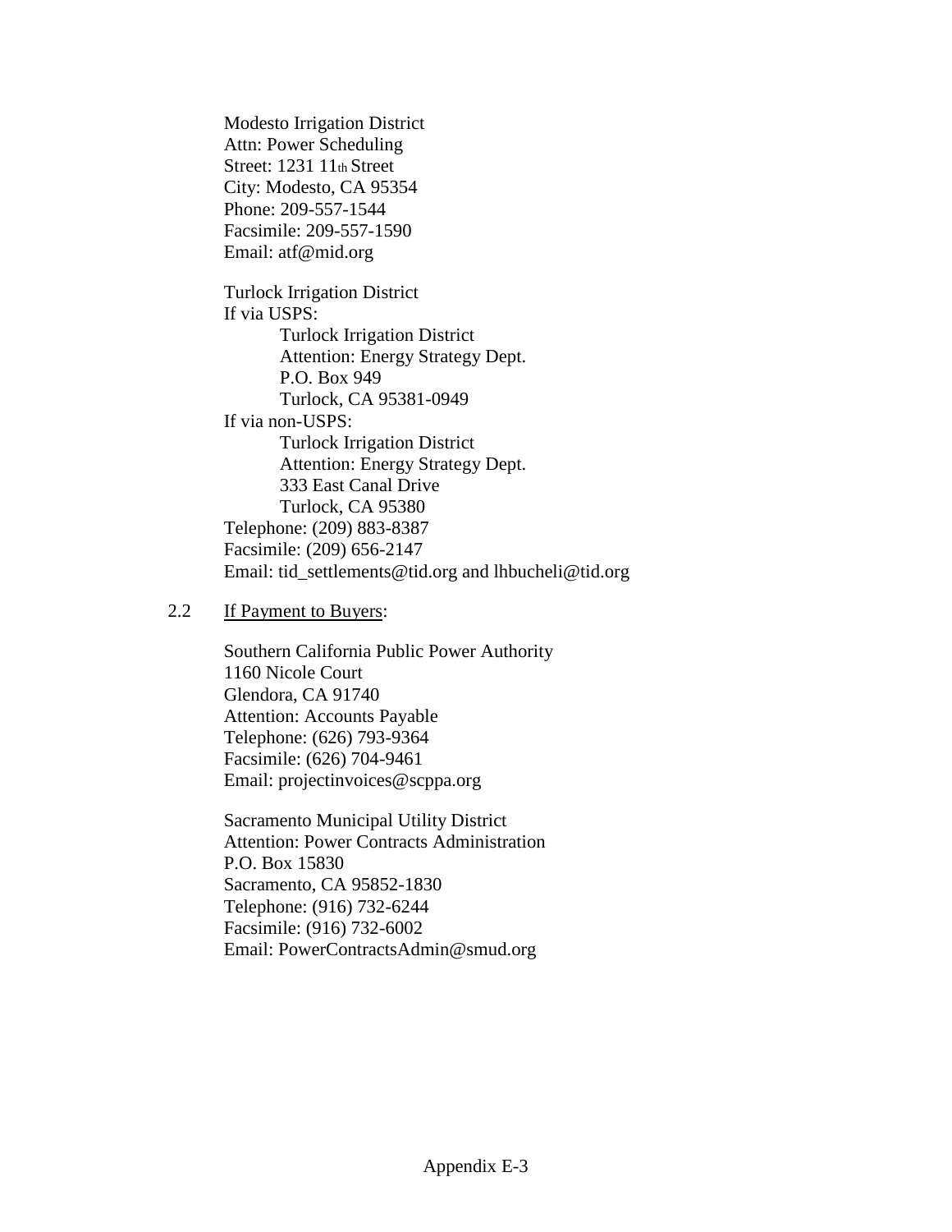Modesto Irrigation District
Attn: Power Scheduling
Street: 1231 11th Street
City: Modesto, CA 95354
Phone: 209-557-1544
Facsimile: 209-557-1590
Email: atf@mid.org

Turlock Irrigation District
If via USPS:

> Turlock Irrigation District
> Attention: Energy Strategy Dept.
> P.O. Box 949
> Turlock, CA 95381-0949

If via non-USPS:

> Turlock Irrigation District
> Attention: Energy Strategy Dept.
> 333 East Canal Drive
> Turlock, CA 95380

Telephone: (209) 883-8387
Facsimile: (209) 656-2147
Email: tid_settlements@tid.org and lhbucheli@tid.org

2.2 If Payment to Buyers:

Southern California Public Power Authority
1160 Nicole Court
Glendora, CA 91740
Attention: Accounts Payable
Telephone: (626) 793-9364
Facsimile: (626) 704-9461
Email: projectinvoices@scppa.org

Sacramento Municipal Utility District
Attention: Power Contracts Administration
P.O. Box 15830
Sacramento, CA 95852-1830
Telephone: (916) 732-6244
Facsimile: (916) 732-6002
Email: PowerContractsAdmin@smud.org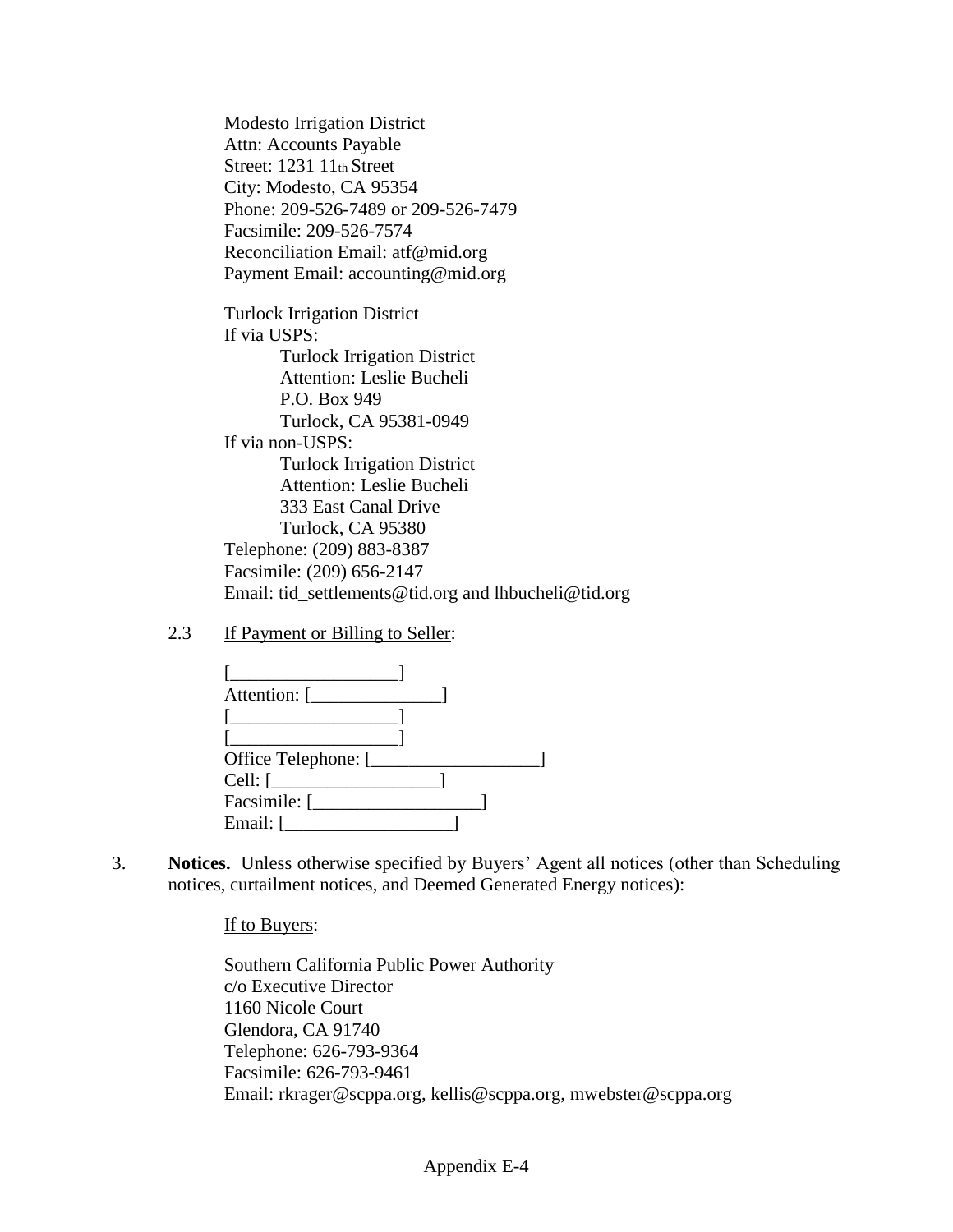Modesto Irrigation District
Attn: Accounts Payable
Street: 1231 11th Street
City: Modesto, CA 95354
Phone: 209-526-7489 or 209-526-7479
Facsimile: 209-526-7574
Reconciliation Email: atf@mid.org
Payment Email: accounting@mid.org

Turlock Irrigation District
If via USPS:

> Turlock Irrigation District
> Attention: Leslie Bucheli
> P.O. Box 949
> Turlock, CA 95381-0949

If via non-USPS:

> Turlock Irrigation District
> Attention: Leslie Bucheli
> 333 East Canal Drive
> Turlock, CA 95380

Telephone: (209) 883-8387
Facsimile: (209) 656-2147
Email: tid_settlements@tid.org and lhbucheli@tid.org

2.3 If Payment or Billing to Seller:

[__________________]
Attention: [______________]
[__________________]
[__________________]
Office Telephone: [__________________]
Cell: [__________________]
Facsimile: [__________________]
Email: [__________________]

3. **Notices.** Unless otherwise specified by Buyers' Agent all notices (other than Scheduling notices, curtailment notices, and Deemed Generated Energy notices):

If to Buyers:

Southern California Public Power Authority
c/o Executive Director
1160 Nicole Court
Glendora, CA 91740
Telephone: 626-793-9364
Facsimile: 626-793-9461
Email: rkrager@scppa.org, kellis@scppa.org, mwebster@scppa.org

Appendix E-4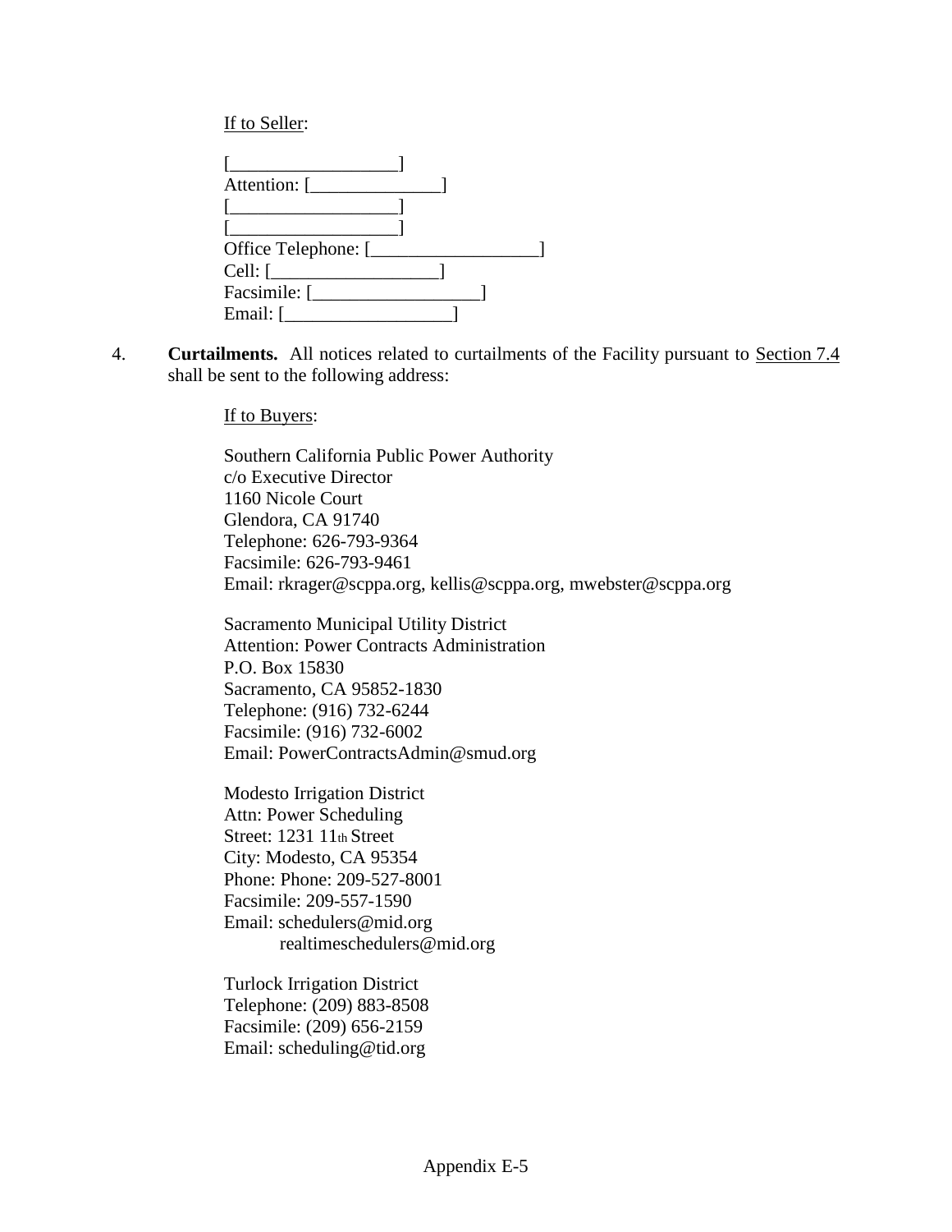If to Seller:

[__________________]
Attention: [______________]
[__________________]
[__________________]
Office Telephone: [__________________]
Cell: [__________________]
Facsimile: [__________________]
Email: [__________________]

4. **Curtailments.** All notices related to curtailments of the Facility pursuant to Section 7.4 shall be sent to the following address:

If to Buyers:

Southern California Public Power Authority
c/o Executive Director
1160 Nicole Court
Glendora, CA 91740
Telephone: 626-793-9364
Facsimile: 626-793-9461
Email: rkrager@scppa.org, kellis@scppa.org, mwebster@scppa.org

Sacramento Municipal Utility District
Attention: Power Contracts Administration
P.O. Box 15830
Sacramento, CA 95852-1830
Telephone: (916) 732-6244
Facsimile: (916) 732-6002
Email: PowerContractsAdmin@smud.org

Modesto Irrigation District
Attn: Power Scheduling
Street: 1231 11th Street
City: Modesto, CA 95354
Phone: Phone: 209-527-8001
Facsimile: 209-557-1590
Email: schedulers@mid.org
realtimeschedulers@mid.org

Turlock Irrigation District
Telephone: (209) 883-8508
Facsimile: (209) 656-2159
Email: scheduling@tid.org

Appendix E-5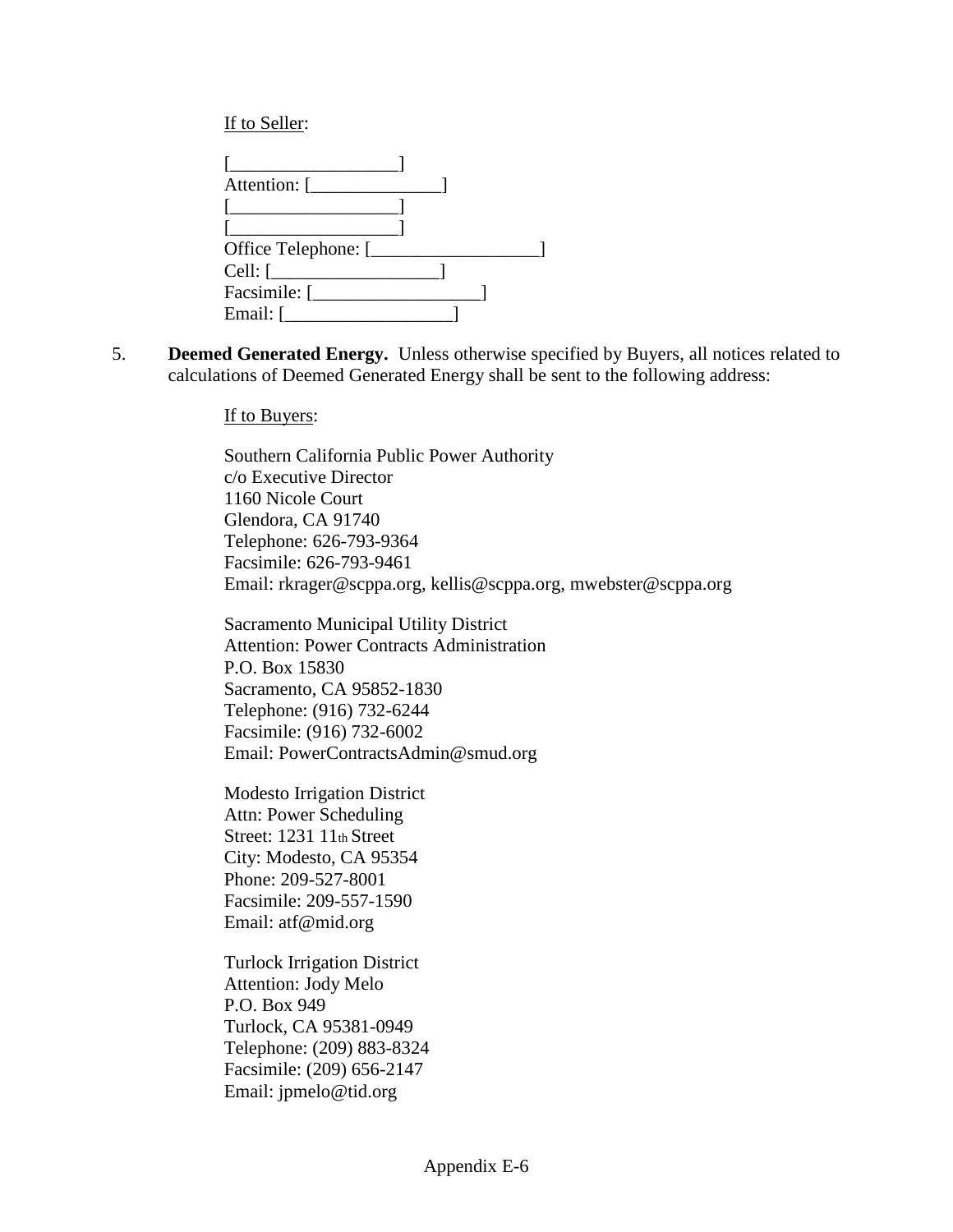If to Seller:

[__________________]
Attention: [______________]
[__________________]
[__________________]
Office Telephone: [__________________]
Cell: [__________________]
Facsimile: [__________________]
Email: [__________________]

5. **Deemed Generated Energy.** Unless otherwise specified by Buyers, all notices related to calculations of Deemed Generated Energy shall be sent to the following address:

If to Buyers:

Southern California Public Power Authority
c/o Executive Director
1160 Nicole Court
Glendora, CA 91740
Telephone: 626-793-9364
Facsimile: 626-793-9461
Email: rkrager@scppa.org, kellis@scppa.org, mwebster@scppa.org

Sacramento Municipal Utility District
Attention: Power Contracts Administration
P.O. Box 15830
Sacramento, CA 95852-1830
Telephone: (916) 732-6244
Facsimile: (916) 732-6002
Email: PowerContractsAdmin@smud.org

Modesto Irrigation District
Attn: Power Scheduling
Street: 1231 11th Street
City: Modesto, CA 95354
Phone: 209-527-8001
Facsimile: 209-557-1590
Email: atf@mid.org

Turlock Irrigation District
Attention: Jody Melo
P.O. Box 949
Turlock, CA 95381-0949
Telephone: (209) 883-8324
Facsimile: (209) 656-2147
Email: jpmelo@tid.org

Appendix E-6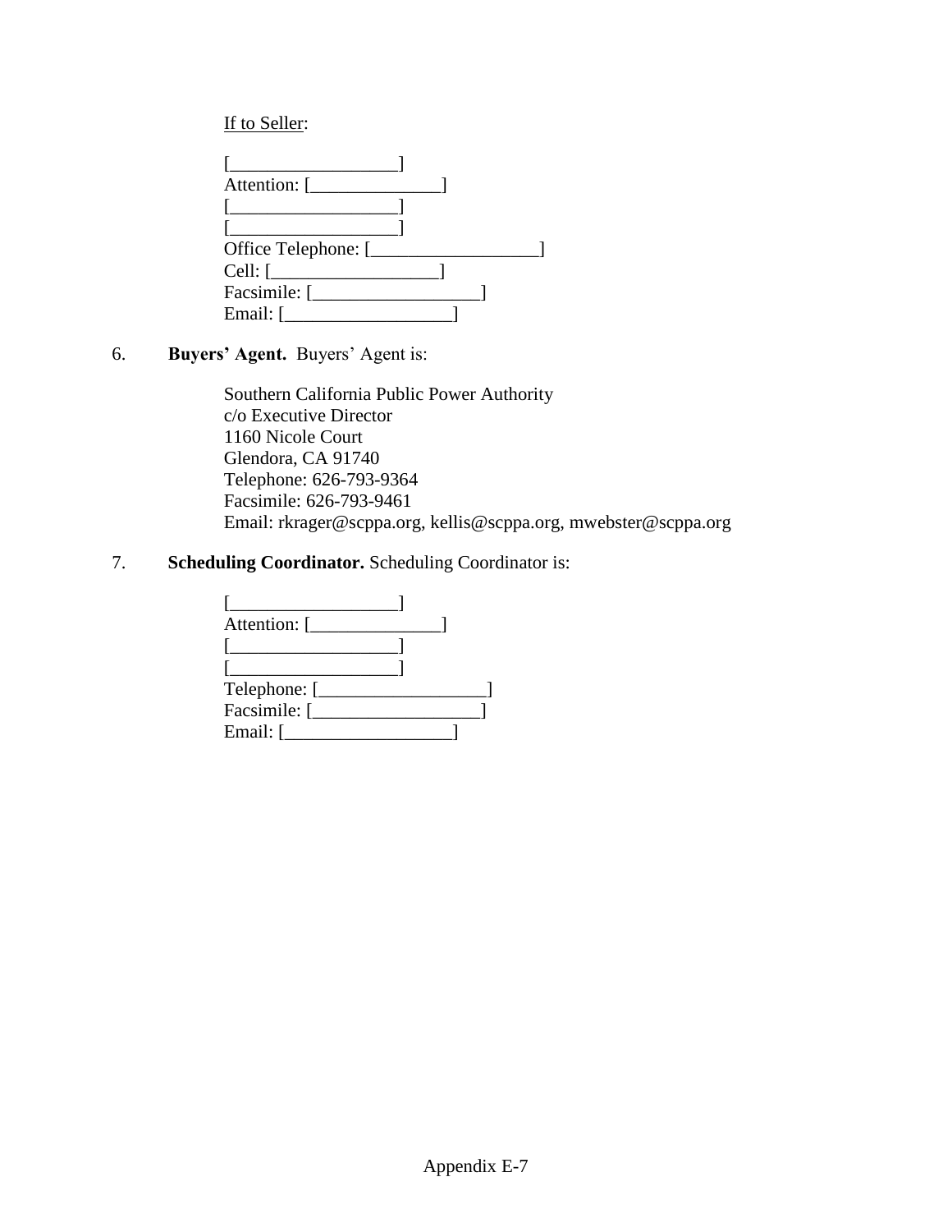If to Seller:

[__________________]
Attention: [______________]
[__________________]
[__________________]
Office Telephone: [__________________]
Cell: [__________________]
Facsimile: [__________________]
Email: [__________________]

6. **Buyers' Agent.** Buyers' Agent is:

Southern California Public Power Authority
c/o Executive Director
1160 Nicole Court
Glendora, CA 91740
Telephone: 626-793-9364
Facsimile: 626-793-9461
Email: rkrager@scppa.org, kellis@scppa.org, mwebster@scppa.org

7. **Scheduling Coordinator.** Scheduling Coordinator is:

[__________________]
Attention: [______________]
[__________________]
[__________________]
Telephone: [__________________]
Facsimile: [__________________]
Email: [__________________]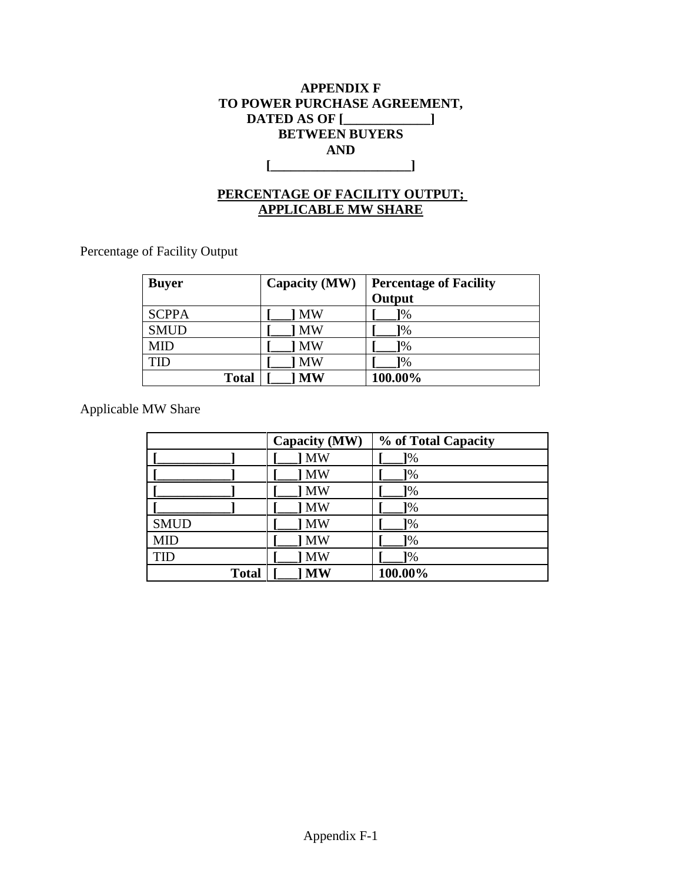**APPENDIX F**
**TO POWER PURCHASE AGREEMENT,**
**DATED AS OF [_____________]**
**BETWEEN BUYERS**
**AND**
**[_____________________]**

**PERCENTAGE OF FACILITY OUTPUT;**
**APPLICABLE MW SHARE**

Percentage of Facility Output

| **Buyer** | **Capacity (MW)** | **Percentage of Facility Output** |
|---|---|---|
| SCPPA | **[___]** MW | **[___]**% |
| SMUD | **[___]** MW | **[___]**% |
| MID | **[___]** MW | **[___]**% |
| TID | **[___]** MW | **[___]**% |
| **Total** | **[___] MW** | **100.00%** |

Applicable MW Share

| | **Capacity (MW)** | **% of Total Capacity** |
|---|---|---|
| **[___________]** | **[___]** MW | **[___]**% |
| **[___________]** | **[___]** MW | **[___]**% |
| **[___________]** | **[___]** MW | **[___]**% |
| **[___________]** | **[___]** MW | **[___]**% |
| SMUD | **[___]** MW | **[___]**% |
| MID | **[___]** MW | **[___]**% |
| TID | **[___]** MW | **[___]**% |
| **Total** | **[___] MW** | **100.00%** |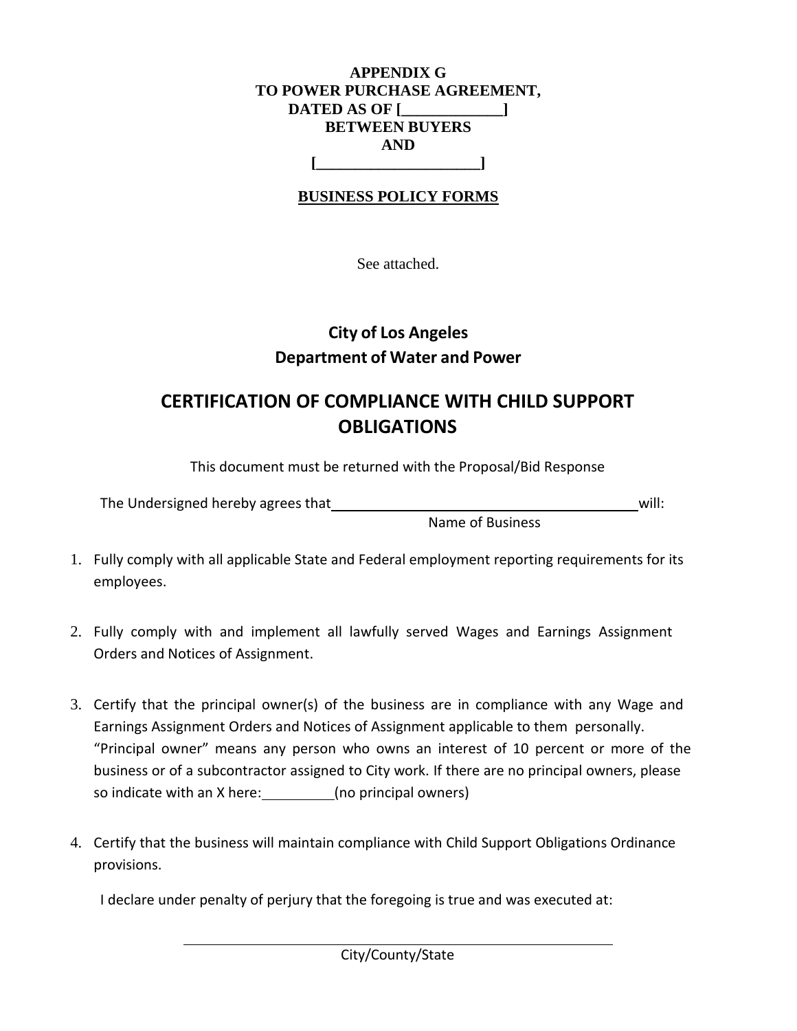**APPENDIX G**
**TO POWER PURCHASE AGREEMENT,**
**DATED AS OF [____________]**
**BETWEEN BUYERS**
**AND**
**[____________________]**

**BUSINESS POLICY FORMS**

See attached.

## City of Los Angeles
## Department of Water and Power

# CERTIFICATION OF COMPLIANCE WITH CHILD SUPPORT OBLIGATIONS

This document must be returned with the Proposal/Bid Response

The Undersigned hereby agrees that ________________________________________ will:
Name of Business

1. Fully comply with all applicable State and Federal employment reporting requirements for its employees.

2. Fully comply with and implement all lawfully served Wages and Earnings Assignment Orders and Notices of Assignment.

3. Certify that the principal owner(s) of the business are in compliance with any Wage and Earnings Assignment Orders and Notices of Assignment applicable to them personally. "Principal owner" means any person who owns an interest of 10 percent or more of the business or of a subcontractor assigned to City work. If there are no principal owners, please so indicate with an X here:_________(no principal owners)

4. Certify that the business will maintain compliance with Child Support Obligations Ordinance provisions.

I declare under penalty of perjury that the foregoing is true and was executed at:

________________________________________
City/County/State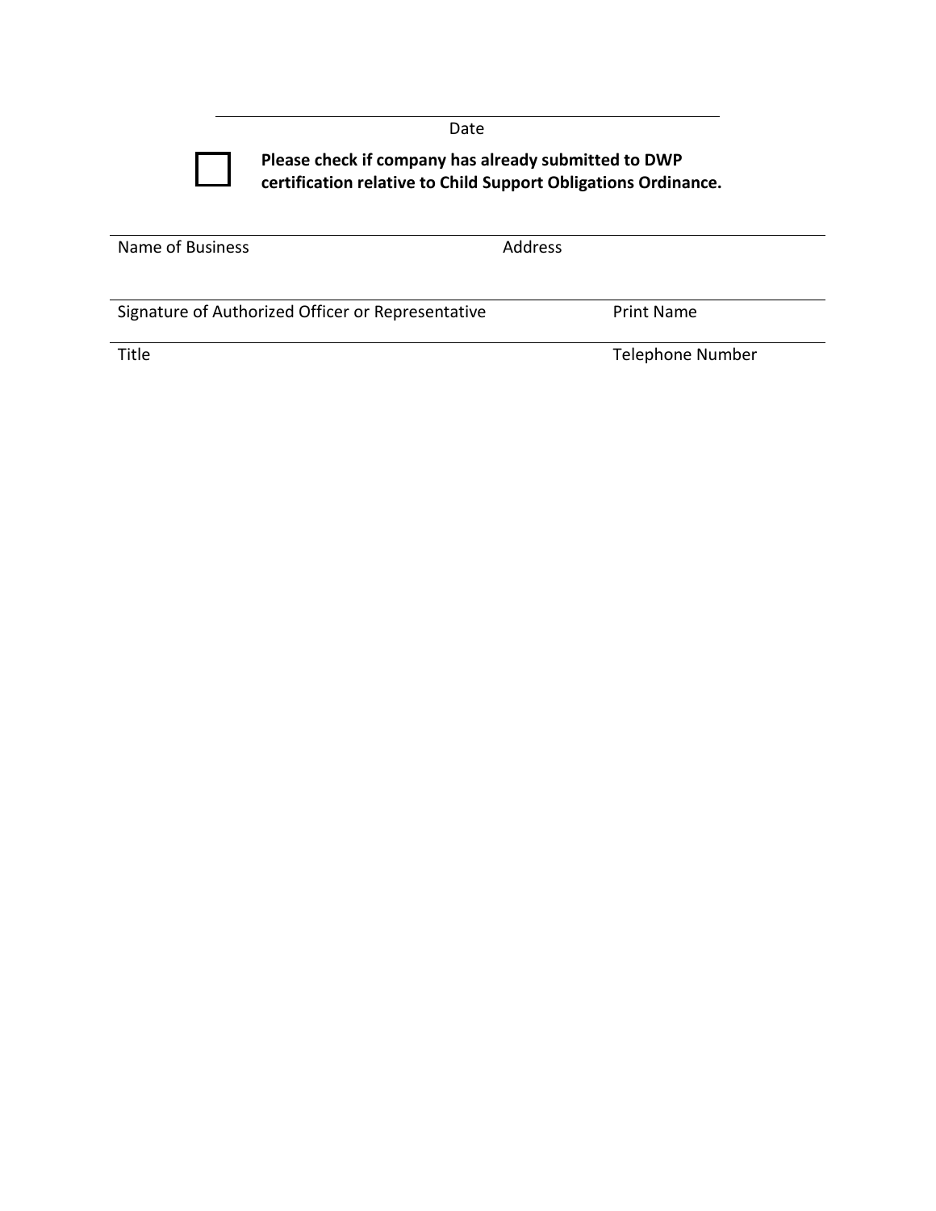_______________________________________________

Date

☐ **Please check if company has already submitted to DWP certification relative to Child Support Obligations Ordinance.**

_______________________________________________

Name of Business                                        Address

_______________________________________________

Signature of Authorized Officer or Representative                    Print Name

_______________________________________________

Title                                                            Telephone Number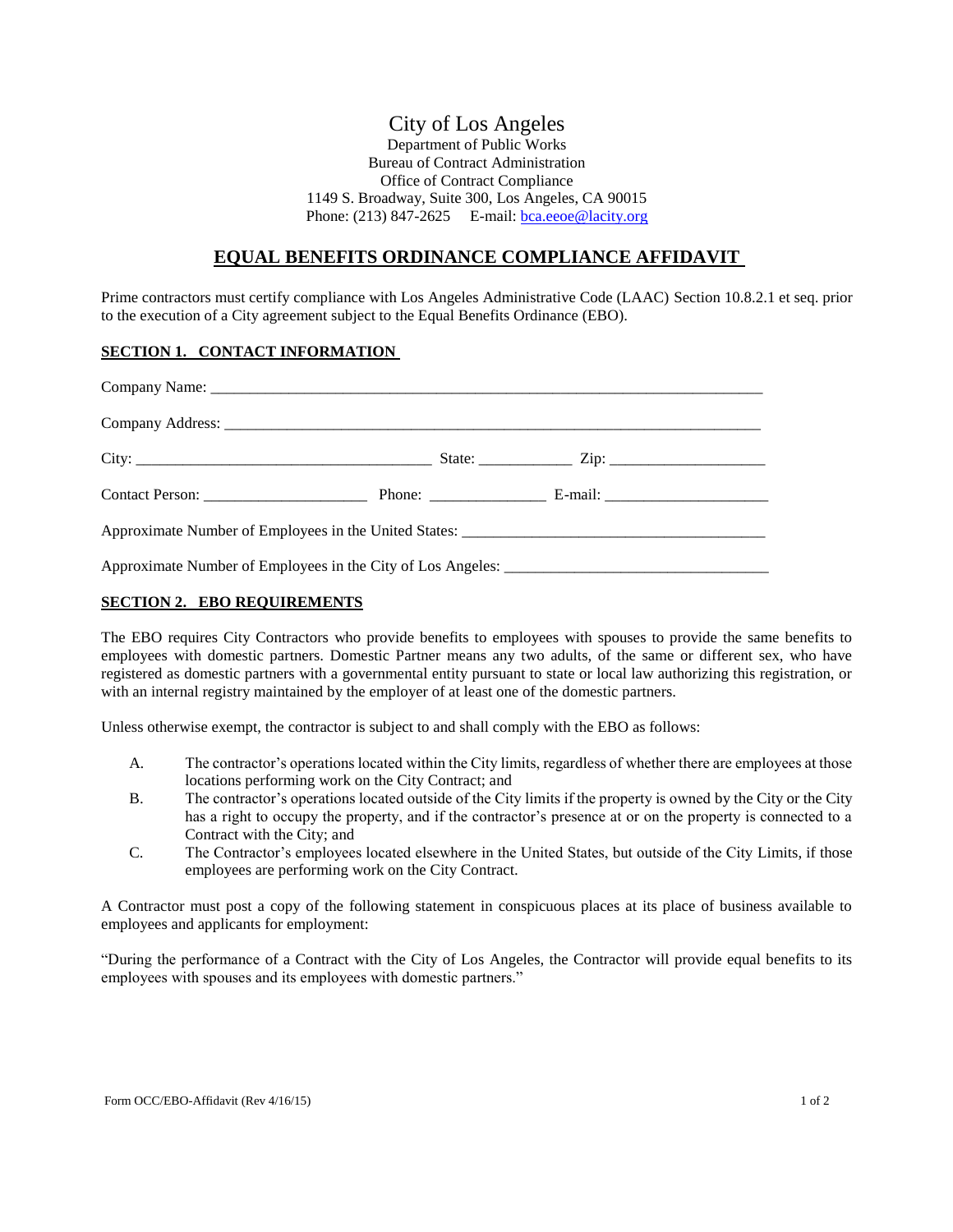# City of Los Angeles

Department of Public Works
Bureau of Contract Administration
Office of Contract Compliance
1149 S. Broadway, Suite 300, Los Angeles, CA 90015
Phone: (213) 847-2625 E-mail: bca.eeoe@lacity.org

## EQUAL BENEFITS ORDINANCE COMPLIANCE AFFIDAVIT

Prime contractors must certify compliance with Los Angeles Administrative Code (LAAC) Section 10.8.2.1 et seq. prior to the execution of a City agreement subject to the Equal Benefits Ordinance (EBO).

### SECTION 1. CONTACT INFORMATION

Company Name: ___________________________________________________________________________

Company Address: _________________________________________________________________________

City: _____________________________________ State: ____________ Zip: ____________________

Contact Person: _____________________ Phone: _______________ E-mail: _____________________

Approximate Number of Employees in the United States: ______________________________________

Approximate Number of Employees in the City of Los Angeles: _________________________________

### SECTION 2. EBO REQUIREMENTS

The EBO requires City Contractors who provide benefits to employees with spouses to provide the same benefits to employees with domestic partners. Domestic Partner means any two adults, of the same or different sex, who have registered as domestic partners with a governmental entity pursuant to state or local law authorizing this registration, or with an internal registry maintained by the employer of at least one of the domestic partners.

Unless otherwise exempt, the contractor is subject to and shall comply with the EBO as follows:

A. The contractor's operations located within the City limits, regardless of whether there are employees at those locations performing work on the City Contract; and

B. The contractor's operations located outside of the City limits if the property is owned by the City or the City has a right to occupy the property, and if the contractor's presence at or on the property is connected to a Contract with the City; and

C. The Contractor's employees located elsewhere in the United States, but outside of the City Limits, if those employees are performing work on the City Contract.

A Contractor must post a copy of the following statement in conspicuous places at its place of business available to employees and applicants for employment:

"During the performance of a Contract with the City of Los Angeles, the Contractor will provide equal benefits to its employees with spouses and its employees with domestic partners."

Form OCC/EBO-Affidavit (Rev 4/16/15)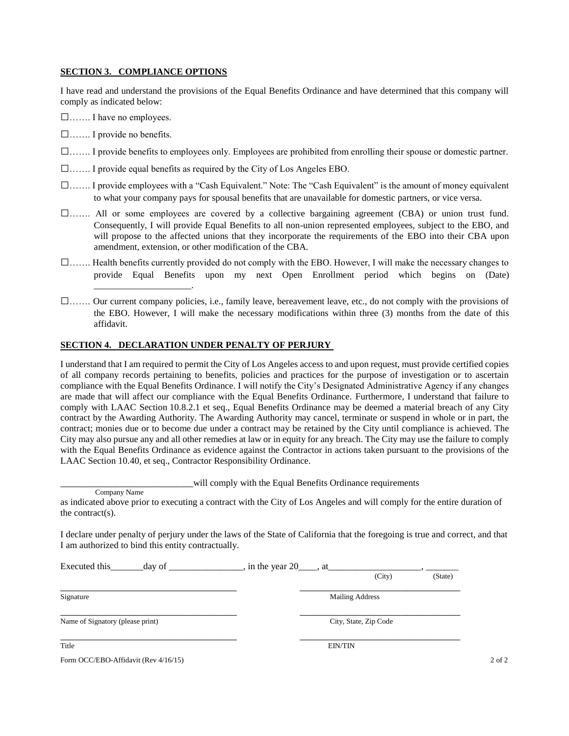## SECTION 3. COMPLIANCE OPTIONS

I have read and understand the provisions of the Equal Benefits Ordinance and have determined that this company will comply as indicated below:

☐……. I have no employees.

☐……. I provide no benefits.

☐……. I provide benefits to employees only. Employees are prohibited from enrolling their spouse or domestic partner.

☐……. I provide equal benefits as required by the City of Los Angeles EBO.

☐……. I provide employees with a "Cash Equivalent." Note: The "Cash Equivalent" is the amount of money equivalent to what your company pays for spousal benefits that are unavailable for domestic partners, or vice versa.

☐……. All or some employees are covered by a collective bargaining agreement (CBA) or union trust fund. Consequently, I will provide Equal Benefits to all non-union represented employees, subject to the EBO, and will propose to the affected unions that they incorporate the requirements of the EBO into their CBA upon amendment, extension, or other modification of the CBA.

☐……. Health benefits currently provided do not comply with the EBO. However, I will make the necessary changes to provide Equal Benefits upon my next Open Enrollment period which begins on (Date) ____________________.

☐……. Our current company policies, i.e., family leave, bereavement leave, etc., do not comply with the provisions of the EBO. However, I will make the necessary modifications within three (3) months from the date of this affidavit.

## SECTION 4. DECLARATION UNDER PENALTY OF PERJURY

I understand that I am required to permit the City of Los Angeles access to and upon request, must provide certified copies of all company records pertaining to benefits, policies and practices for the purpose of investigation or to ascertain compliance with the Equal Benefits Ordinance. I will notify the City's Designated Administrative Agency if any changes are made that will affect our compliance with the Equal Benefits Ordinance. Furthermore, I understand that failure to comply with LAAC Section 10.8.2.1 et seq., Equal Benefits Ordinance may be deemed a material breach of any City contract by the Awarding Authority. The Awarding Authority may cancel, terminate or suspend in whole or in part, the contract; monies due or to become due under a contract may be retained by the City until compliance is achieved. The City may also pursue any and all other remedies at law or in equity for any breach. The City may use the failure to comply with the Equal Benefits Ordinance as evidence against the Contractor in actions taken pursuant to the provisions of the LAAC Section 10.40, et seq., Contractor Responsibility Ordinance.

____________________________ will comply with the Equal Benefits Ordinance requirements
Company Name

as indicated above prior to executing a contract with the City of Los Angeles and will comply for the entire duration of the contract(s).

I declare under penalty of perjury under the laws of the State of California that the foregoing is true and correct, and that I am authorized to bind this entity contractually.

Executed this_______day of ________________, in the year 20____, at____________________, _______
(City) (State)

| | |
|---|---|
| ________________________________ | ________________________________ |
| Signature | Mailing Address |
| ________________________________ | ________________________________ |
| Name of Signatory (please print) | City, State, Zip Code |
| ________________________________ | ________________________________ |
| Title | EIN/TIN |

Form OCC/EBO-Affidavit (Rev 4/16/15)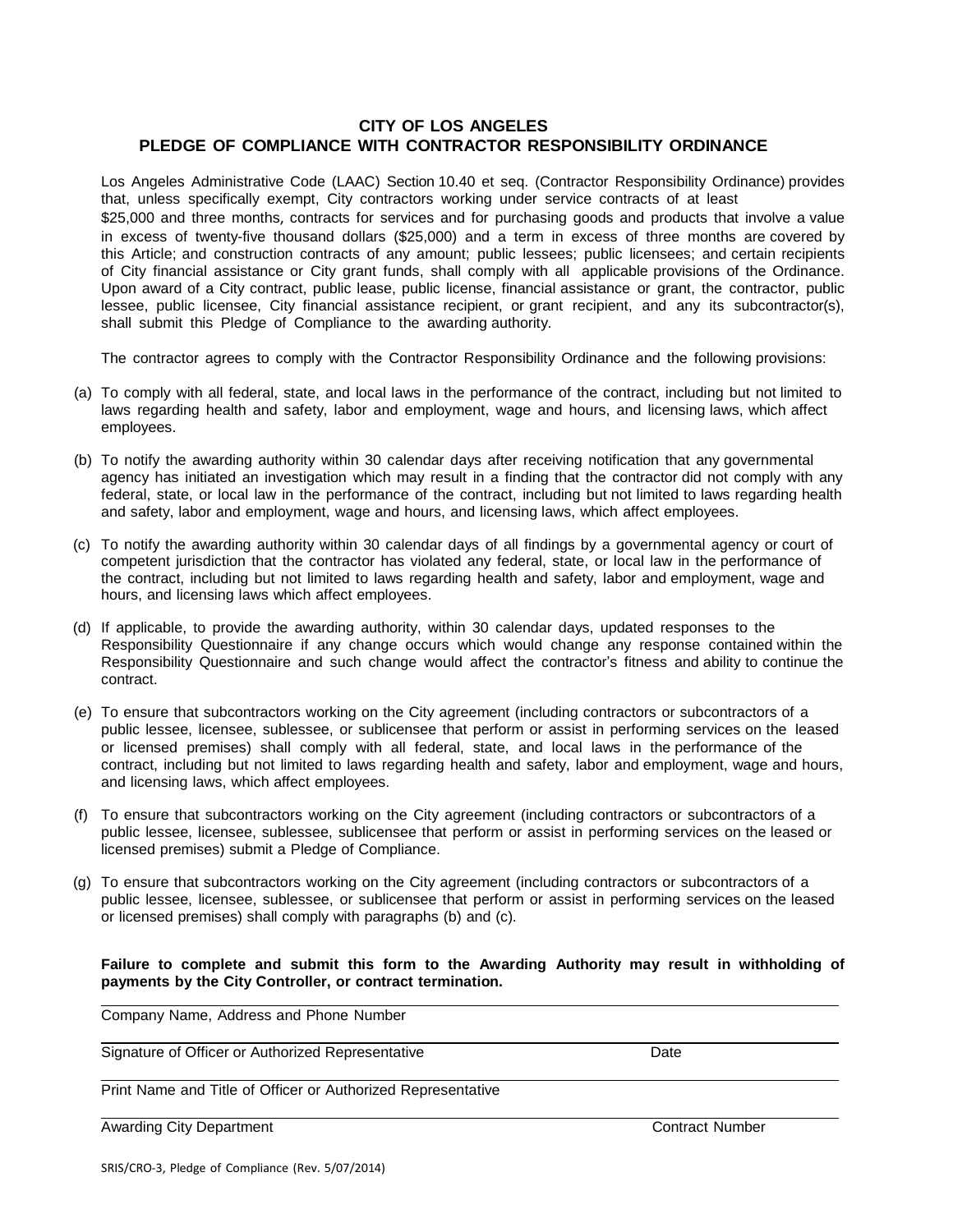# CITY OF LOS ANGELES
## PLEDGE OF COMPLIANCE WITH CONTRACTOR RESPONSIBILITY ORDINANCE

Los Angeles Administrative Code (LAAC) Section 10.40 et seq. (Contractor Responsibility Ordinance) provides that, unless specifically exempt, City contractors working under service contracts of at least $25,000 and three months, contracts for services and for purchasing goods and products that involve a value in excess of twenty-five thousand dollars ($25,000) and a term in excess of three months are covered by this Article; and construction contracts of any amount; public lessees; public licensees; and certain recipients of City financial assistance or City grant funds, shall comply with all applicable provisions of the Ordinance. Upon award of a City contract, public lease, public license, financial assistance or grant, the contractor, public lessee, public licensee, City financial assistance recipient, or grant recipient, and any its subcontractor(s), shall submit this Pledge of Compliance to the awarding authority.

The contractor agrees to comply with the Contractor Responsibility Ordinance and the following provisions:

(a) To comply with all federal, state, and local laws in the performance of the contract, including but not limited to laws regarding health and safety, labor and employment, wage and hours, and licensing laws, which affect employees.

(b) To notify the awarding authority within 30 calendar days after receiving notification that any governmental agency has initiated an investigation which may result in a finding that the contractor did not comply with any federal, state, or local law in the performance of the contract, including but not limited to laws regarding health and safety, labor and employment, wage and hours, and licensing laws, which affect employees.

(c) To notify the awarding authority within 30 calendar days of all findings by a governmental agency or court of competent jurisdiction that the contractor has violated any federal, state, or local law in the performance of the contract, including but not limited to laws regarding health and safety, labor and employment, wage and hours, and licensing laws which affect employees.

(d) If applicable, to provide the awarding authority, within 30 calendar days, updated responses to the Responsibility Questionnaire if any change occurs which would change any response contained within the Responsibility Questionnaire and such change would affect the contractor's fitness and ability to continue the contract.

(e) To ensure that subcontractors working on the City agreement (including contractors or subcontractors of a public lessee, licensee, sublessee, or sublicensee that perform or assist in performing services on the leased or licensed premises) shall comply with all federal, state, and local laws in the performance of the contract, including but not limited to laws regarding health and safety, labor and employment, wage and hours, and licensing laws, which affect employees.

(f) To ensure that subcontractors working on the City agreement (including contractors or subcontractors of a public lessee, licensee, sublessee, sublicensee that perform or assist in performing services on the leased or licensed premises) submit a Pledge of Compliance.

(g) To ensure that subcontractors working on the City agreement (including contractors or subcontractors of a public lessee, licensee, sublessee, or sublicensee that perform or assist in performing services on the leased or licensed premises) shall comply with paragraphs (b) and (c).

**Failure to complete and submit this form to the Awarding Authority may result in withholding of payments by the City Controller, or contract termination.**

Company Name, Address and Phone Number

Signature of Officer or Authorized Representative  Date

Print Name and Title of Officer or Authorized Representative

Awarding City Department  Contract Number

SRIS/CRO-3, Pledge of Compliance (Rev. 5/07/2014)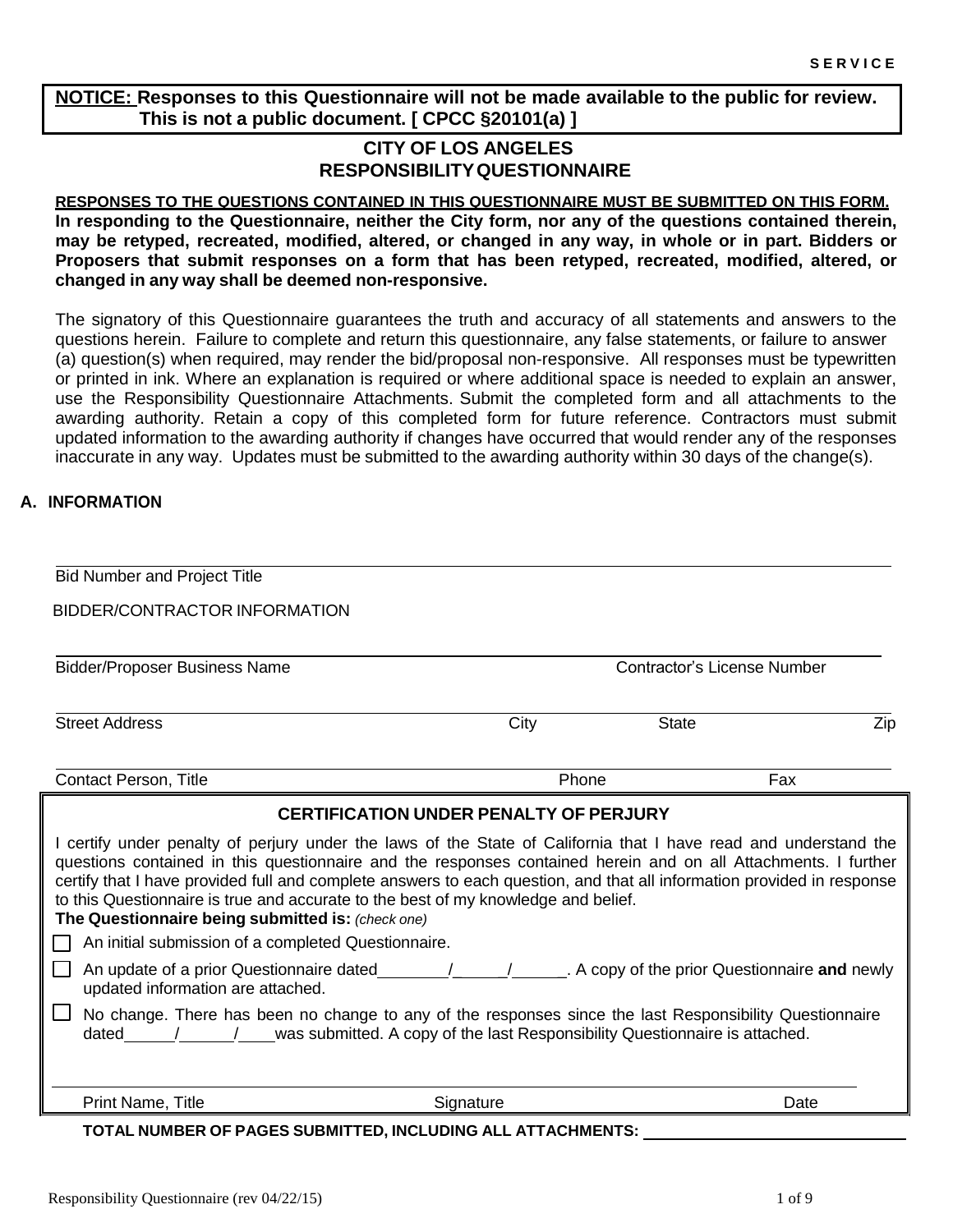SERVICE

**NOTICE: Responses to this Questionnaire will not be made available to the public for review. This is not a public document. [ CPCC §20101(a) ]**

## CITY OF LOS ANGELES
## RESPONSIBILITY QUESTIONNAIRE

**RESPONSES TO THE QUESTIONS CONTAINED IN THIS QUESTIONNAIRE MUST BE SUBMITTED ON THIS FORM. In responding to the Questionnaire, neither the City form, nor any of the questions contained therein, may be retyped, recreated, modified, altered, or changed in any way, in whole or in part. Bidders or Proposers that submit responses on a form that has been retyped, recreated, modified, altered, or changed in any way shall be deemed non-responsive.**

The signatory of this Questionnaire guarantees the truth and accuracy of all statements and answers to the questions herein. Failure to complete and return this questionnaire, any false statements, or failure to answer (a) question(s) when required, may render the bid/proposal non-responsive. All responses must be typewritten or printed in ink. Where an explanation is required or where additional space is needed to explain an answer, use the Responsibility Questionnaire Attachments. Submit the completed form and all attachments to the awarding authority. Retain a copy of this completed form for future reference. Contractors must submit updated information to the awarding authority if changes have occurred that would render any of the responses inaccurate in any way. Updates must be submitted to the awarding authority within 30 days of the change(s).

### A. INFORMATION

\_\_\_\_\_\_\_\_\_\_\_\_\_\_\_\_\_\_\_\_\_\_\_\_\_\_\_\_\_\_\_\_\_\_\_\_\_\_\_\_\_\_\_\_\_\_\_\_\_\_\_\_\_\_\_\_\_\_\_\_\_\_
Bid Number and Project Title

BIDDER/CONTRACTOR INFORMATION

\_\_\_\_\_\_\_\_\_\_\_\_\_\_\_\_\_\_\_\_\_\_\_\_\_\_\_\_\_\_\_\_\_\_\_\_\_\_\_\_\_\_\_\_\_\_\_\_\_\_\_\_\_\_\_\_\_\_\_\_\_\_
Bidder/Proposer Business Name | Contractor's License Number

\_\_\_\_\_\_\_\_\_\_\_\_\_\_\_\_\_\_\_\_\_\_\_\_\_\_\_\_\_\_\_\_\_\_\_\_\_\_\_\_\_\_\_\_\_\_\_\_\_\_\_\_\_\_\_\_\_\_\_\_\_\_
Street Address | City | State | Zip

\_\_\_\_\_\_\_\_\_\_\_\_\_\_\_\_\_\_\_\_\_\_\_\_\_\_\_\_\_\_\_\_\_\_\_\_\_\_\_\_\_\_\_\_\_\_\_\_\_\_\_\_\_\_\_\_\_\_\_\_\_\_
Contact Person, Title | Phone | Fax

**CERTIFICATION UNDER PENALTY OF PERJURY**

I certify under penalty of perjury under the laws of the State of California that I have read and understand the questions contained in this questionnaire and the responses contained herein and on all Attachments. I further certify that I have provided full and complete answers to each question, and that all information provided in response to this Questionnaire is true and accurate to the best of my knowledge and belief.

**The Questionnaire being submitted is:** *(check one)*

- ☐ An initial submission of a completed Questionnaire.
- ☐ An update of a prior Questionnaire dated\_\_\_\_\_\_/\_\_\_\_\_\_/\_\_\_\_\_\_. A copy of the prior Questionnaire **and** newly updated information are attached.
- ☐ No change. There has been no change to any of the responses since the last Responsibility Questionnaire dated\_\_\_\_\_\_/\_\_\_\_\_\_/\_\_\_\_was submitted. A copy of the last Responsibility Questionnaire is attached.

\_\_\_\_\_\_\_\_\_\_\_\_\_\_\_\_\_\_\_\_\_\_\_\_\_\_\_\_\_\_\_\_\_\_\_\_\_\_\_\_\_\_\_\_\_\_\_\_\_\_\_\_\_\_\_\_\_\_\_\_\_\_
Print Name, Title | Signature | Date

**TOTAL NUMBER OF PAGES SUBMITTED, INCLUDING ALL ATTACHMENTS:** \_\_\_\_\_\_\_\_\_\_\_\_\_\_\_\_\_\_\_\_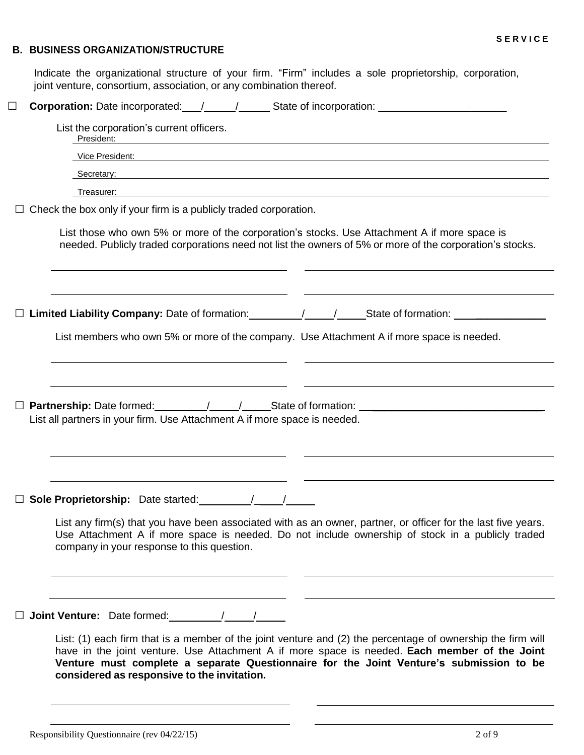**SERVICE**

## B. BUSINESS ORGANIZATION/STRUCTURE

Indicate the organizational structure of your firm. "Firm" includes a sole proprietorship, corporation, joint venture, consortium, association, or any combination thereof.

☐ **Corporation:** Date incorporated: \_\_\_/\_\_\_\_\_/\_\_\_\_\_ State of incorporation: \_\_\_\_\_\_\_\_\_\_\_\_\_\_\_\_\_\_\_\_\_\_

List the corporation's current officers.

President: \_\_\_\_\_\_\_\_\_\_\_\_\_\_\_\_\_\_\_\_\_\_\_\_\_\_\_\_\_\_\_\_\_\_\_\_\_\_\_\_

Vice President: \_\_\_\_\_\_\_\_\_\_\_\_\_\_\_\_\_\_\_\_\_\_\_\_\_\_\_\_\_\_\_\_\_\_\_\_\_\_\_\_

Secretary: \_\_\_\_\_\_\_\_\_\_\_\_\_\_\_\_\_\_\_\_\_\_\_\_\_\_\_\_\_\_\_\_\_\_\_\_\_\_\_\_

Treasurer: \_\_\_\_\_\_\_\_\_\_\_\_\_\_\_\_\_\_\_\_\_\_\_\_\_\_\_\_\_\_\_\_\_\_\_\_\_\_\_\_

☐ Check the box only if your firm is a publicly traded corporation.

List those who own 5% or more of the corporation's stocks. Use Attachment A if more space is needed. Publicly traded corporations need not list the owners of 5% or more of the corporation's stocks.

\_\_\_\_\_\_\_\_\_\_\_\_\_\_\_\_\_\_\_\_\_\_\_\_\_\_\_\_\_\_ \_\_\_\_\_\_\_\_\_\_\_\_\_\_\_\_\_\_\_\_\_\_\_\_\_\_\_\_\_\_

\_\_\_\_\_\_\_\_\_\_\_\_\_\_\_\_\_\_\_\_\_\_\_\_\_\_\_\_\_\_ \_\_\_\_\_\_\_\_\_\_\_\_\_\_\_\_\_\_\_\_\_\_\_\_\_\_\_\_\_\_

☐ **Limited Liability Company:** Date of formation: \_\_\_\_\_\_\_\_\_/\_\_\_\_\_/\_\_\_\_\_ State of formation: \_\_\_\_\_\_\_\_\_\_\_\_\_\_\_\_

List members who own 5% or more of the company. Use Attachment A if more space is needed.

\_\_\_\_\_\_\_\_\_\_\_\_\_\_\_\_\_\_\_\_\_\_\_\_\_\_\_\_\_\_ \_\_\_\_\_\_\_\_\_\_\_\_\_\_\_\_\_\_\_\_\_\_\_\_\_\_\_\_\_\_

\_\_\_\_\_\_\_\_\_\_\_\_\_\_\_\_\_\_\_\_\_\_\_\_\_\_\_\_\_\_ \_\_\_\_\_\_\_\_\_\_\_\_\_\_\_\_\_\_\_\_\_\_\_\_\_\_\_\_\_\_

☐ **Partnership:** Date formed: \_\_\_\_\_\_\_\_\_/\_\_\_\_\_/\_\_\_\_\_ State of formation: \_\_\_\_\_\_\_\_\_\_\_\_\_\_\_\_\_\_\_\_\_\_\_\_\_\_\_\_\_\_\_\_

List all partners in your firm. Use Attachment A if more space is needed.

\_\_\_\_\_\_\_\_\_\_\_\_\_\_\_\_\_\_\_\_\_\_\_\_\_\_\_\_\_\_ \_\_\_\_\_\_\_\_\_\_\_\_\_\_\_\_\_\_\_\_\_\_\_\_\_\_\_\_\_\_

\_\_\_\_\_\_\_\_\_\_\_\_\_\_\_\_\_\_\_\_\_\_\_\_\_\_\_\_\_\_ \_\_\_\_\_\_\_\_\_\_\_\_\_\_\_\_\_\_\_\_\_\_\_\_\_\_\_\_\_\_

☐ **Sole Proprietorship:** Date started: \_\_\_\_\_\_\_\_\_/\_\_\_\_\_/\_\_\_\_\_

List any firm(s) that you have been associated with as an owner, partner, or officer for the last five years. Use Attachment A if more space is needed. Do not include ownership of stock in a publicly traded company in your response to this question.

\_\_\_\_\_\_\_\_\_\_\_\_\_\_\_\_\_\_\_\_\_\_\_\_\_\_\_\_\_\_ \_\_\_\_\_\_\_\_\_\_\_\_\_\_\_\_\_\_\_\_\_\_\_\_\_\_\_\_\_\_

\_\_\_\_\_\_\_\_\_\_\_\_\_\_\_\_\_\_\_\_\_\_\_\_\_\_\_\_\_\_ \_\_\_\_\_\_\_\_\_\_\_\_\_\_\_\_\_\_\_\_\_\_\_\_\_\_\_\_\_\_

☐ **Joint Venture:** Date formed: \_\_\_\_\_\_\_\_\_/\_\_\_\_\_/\_\_\_\_\_

List: (1) each firm that is a member of the joint venture and (2) the percentage of ownership the firm will have in the joint venture. Use Attachment A if more space is needed. **Each member of the Joint Venture must complete a separate Questionnaire for the Joint Venture's submission to be considered as responsive to the invitation.**

\_\_\_\_\_\_\_\_\_\_\_\_\_\_\_\_\_\_\_\_\_\_\_\_\_\_\_\_\_\_ \_\_\_\_\_\_\_\_\_\_\_\_\_\_\_\_\_\_\_\_\_\_\_\_\_\_\_\_\_\_

\_\_\_\_\_\_\_\_\_\_\_\_\_\_\_\_\_\_\_\_\_\_\_\_\_\_\_\_\_\_ \_\_\_\_\_\_\_\_\_\_\_\_\_\_\_\_\_\_\_\_\_\_\_\_\_\_\_\_\_\_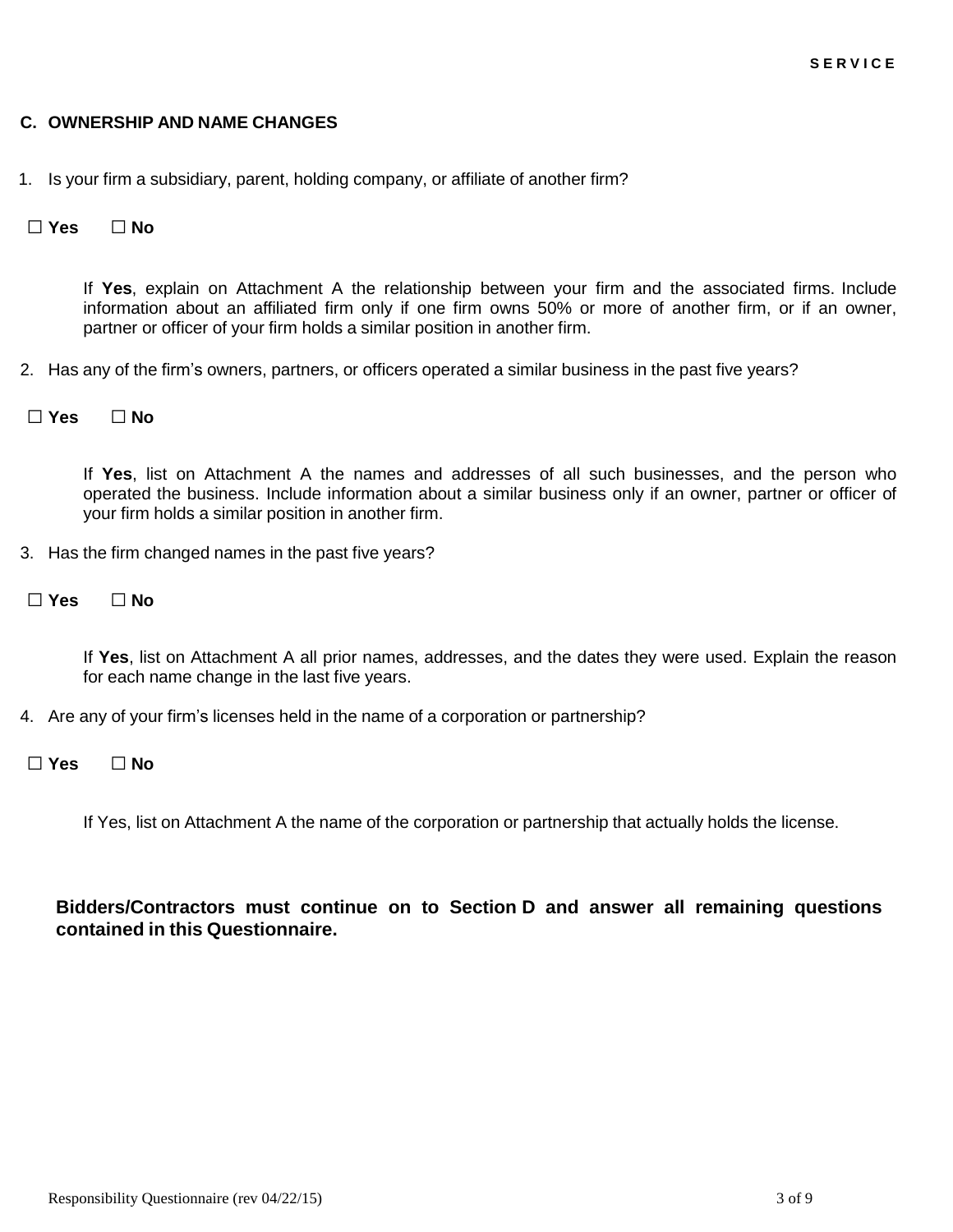## C. OWNERSHIP AND NAME CHANGES

1. Is your firm a subsidiary, parent, holding company, or affiliate of another firm?

☐ **Yes** ☐ **No**

If **Yes**, explain on Attachment A the relationship between your firm and the associated firms. Include information about an affiliated firm only if one firm owns 50% or more of another firm, or if an owner, partner or officer of your firm holds a similar position in another firm.

2. Has any of the firm's owners, partners, or officers operated a similar business in the past five years?

☐ **Yes** ☐ **No**

If **Yes**, list on Attachment A the names and addresses of all such businesses, and the person who operated the business. Include information about a similar business only if an owner, partner or officer of your firm holds a similar position in another firm.

3. Has the firm changed names in the past five years?

☐ **Yes** ☐ **No**

If **Yes**, list on Attachment A all prior names, addresses, and the dates they were used. Explain the reason for each name change in the last five years.

4. Are any of your firm's licenses held in the name of a corporation or partnership?

☐ **Yes** ☐ **No**

If Yes, list on Attachment A the name of the corporation or partnership that actually holds the license.

**Bidders/Contractors must continue on to Section D and answer all remaining questions contained in this Questionnaire.**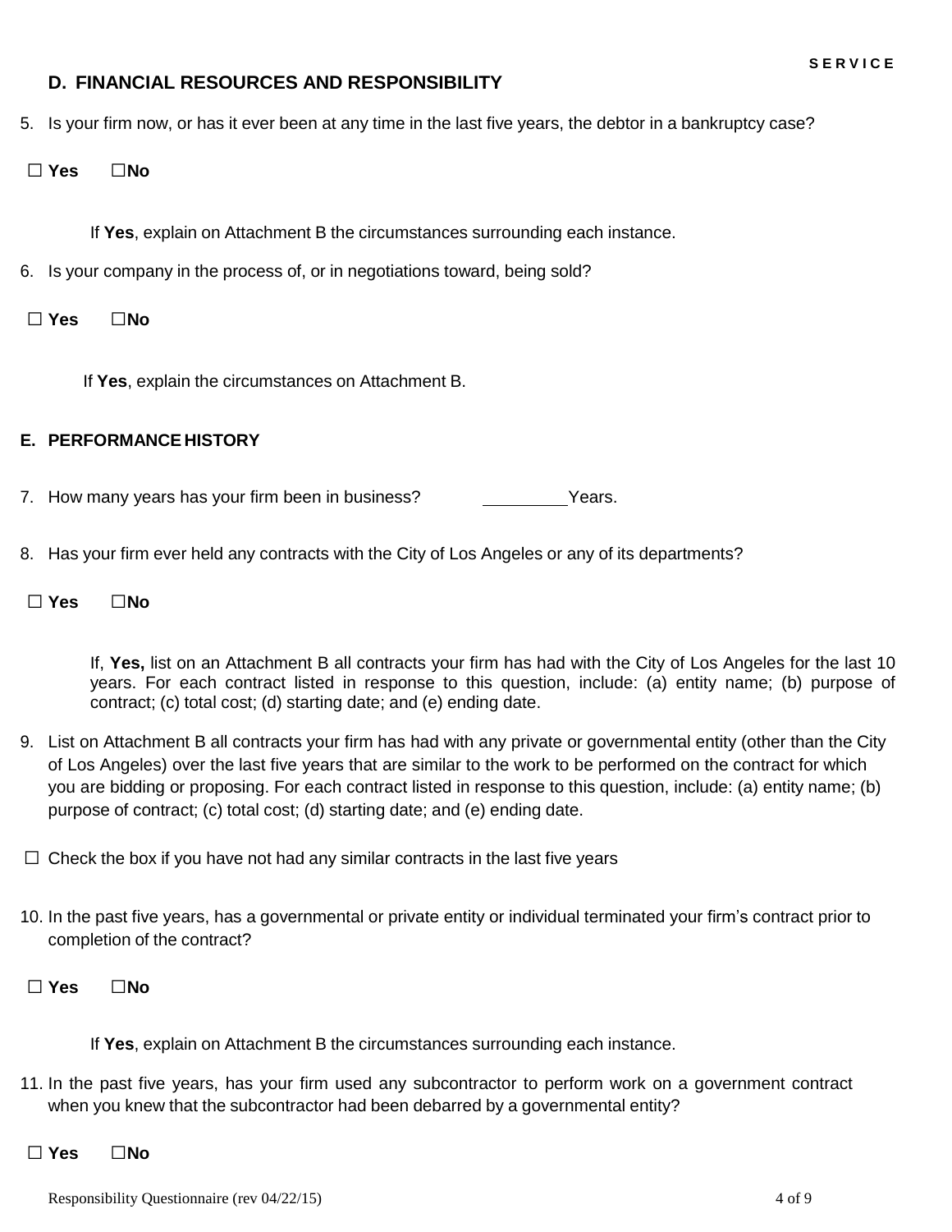## D. FINANCIAL RESOURCES AND RESPONSIBILITY

5. Is your firm now, or has it ever been at any time in the last five years, the debtor in a bankruptcy case?

☐ **Yes** ☐**No**

If **Yes**, explain on Attachment B the circumstances surrounding each instance.

6. Is your company in the process of, or in negotiations toward, being sold?

☐ **Yes** ☐**No**

If **Yes**, explain the circumstances on Attachment B.

## E. PERFORMANCE HISTORY

7. How many years has your firm been in business? _________Years.

8. Has your firm ever held any contracts with the City of Los Angeles or any of its departments?

☐ **Yes** ☐**No**

If, **Yes,** list on an Attachment B all contracts your firm has had with the City of Los Angeles for the last 10 years. For each contract listed in response to this question, include: (a) entity name; (b) purpose of contract; (c) total cost; (d) starting date; and (e) ending date.

9. List on Attachment B all contracts your firm has had with any private or governmental entity (other than the City of Los Angeles) over the last five years that are similar to the work to be performed on the contract for which you are bidding or proposing. For each contract listed in response to this question, include: (a) entity name; (b) purpose of contract; (c) total cost; (d) starting date; and (e) ending date.

☐ Check the box if you have not had any similar contracts in the last five years

10. In the past five years, has a governmental or private entity or individual terminated your firm's contract prior to completion of the contract?

☐ **Yes** ☐**No**

If **Yes**, explain on Attachment B the circumstances surrounding each instance.

11. In the past five years, has your firm used any subcontractor to perform work on a government contract when you knew that the subcontractor had been debarred by a governmental entity?

☐ **Yes** ☐**No**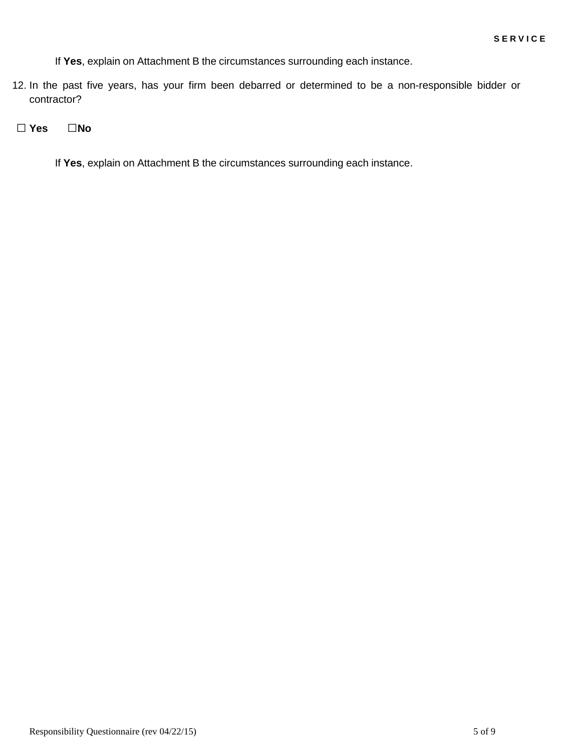If **Yes**, explain on Attachment B the circumstances surrounding each instance.

12. In the past five years, has your firm been debarred or determined to be a non-responsible bidder or contractor?

☐ **Yes** ☐**No**

If **Yes**, explain on Attachment B the circumstances surrounding each instance.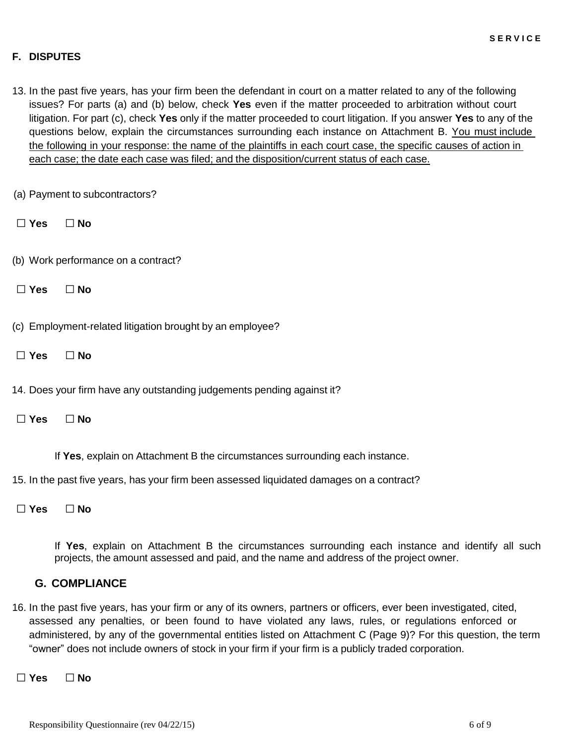## F. DISPUTES

13. In the past five years, has your firm been the defendant in court on a matter related to any of the following issues? For parts (a) and (b) below, check **Yes** even if the matter proceeded to arbitration without court litigation. For part (c), check **Yes** only if the matter proceeded to court litigation. If you answer **Yes** to any of the questions below, explain the circumstances surrounding each instance on Attachment B. <u>You must include the following in your response: the name of the plaintiffs in each court case, the specific causes of action in each case; the date each case was filed; and the disposition/current status of each case.</u>

(a) Payment to subcontractors?

☐ **Yes** ☐ **No**

(b) Work performance on a contract?

☐ **Yes** ☐ **No**

(c) Employment-related litigation brought by an employee?

☐ **Yes** ☐ **No**

14. Does your firm have any outstanding judgements pending against it?

☐ **Yes** ☐ **No**

If **Yes**, explain on Attachment B the circumstances surrounding each instance.

15. In the past five years, has your firm been assessed liquidated damages on a contract?

☐ **Yes** ☐ **No**

If **Yes**, explain on Attachment B the circumstances surrounding each instance and identify all such projects, the amount assessed and paid, and the name and address of the project owner.

## G. COMPLIANCE

16. In the past five years, has your firm or any of its owners, partners or officers, ever been investigated, cited, assessed any penalties, or been found to have violated any laws, rules, or regulations enforced or administered, by any of the governmental entities listed on Attachment C (Page 9)? For this question, the term "owner" does not include owners of stock in your firm if your firm is a publicly traded corporation.

☐ **Yes** ☐ **No**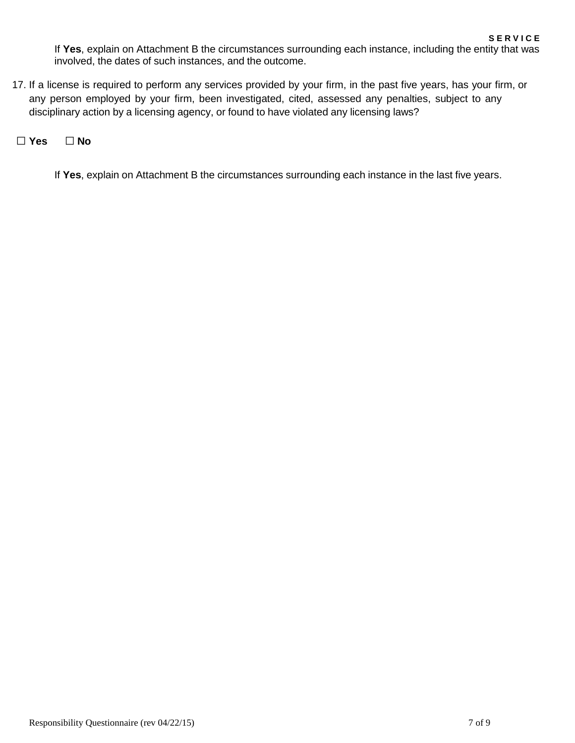If **Yes**, explain on Attachment B the circumstances surrounding each instance, including the entity that was involved, the dates of such instances, and the outcome.

17. If a license is required to perform any services provided by your firm, in the past five years, has your firm, or any person employed by your firm, been investigated, cited, assessed any penalties, subject to any disciplinary action by a licensing agency, or found to have violated any licensing laws?

☐ **Yes** ☐ **No**

If **Yes**, explain on Attachment B the circumstances surrounding each instance in the last five years.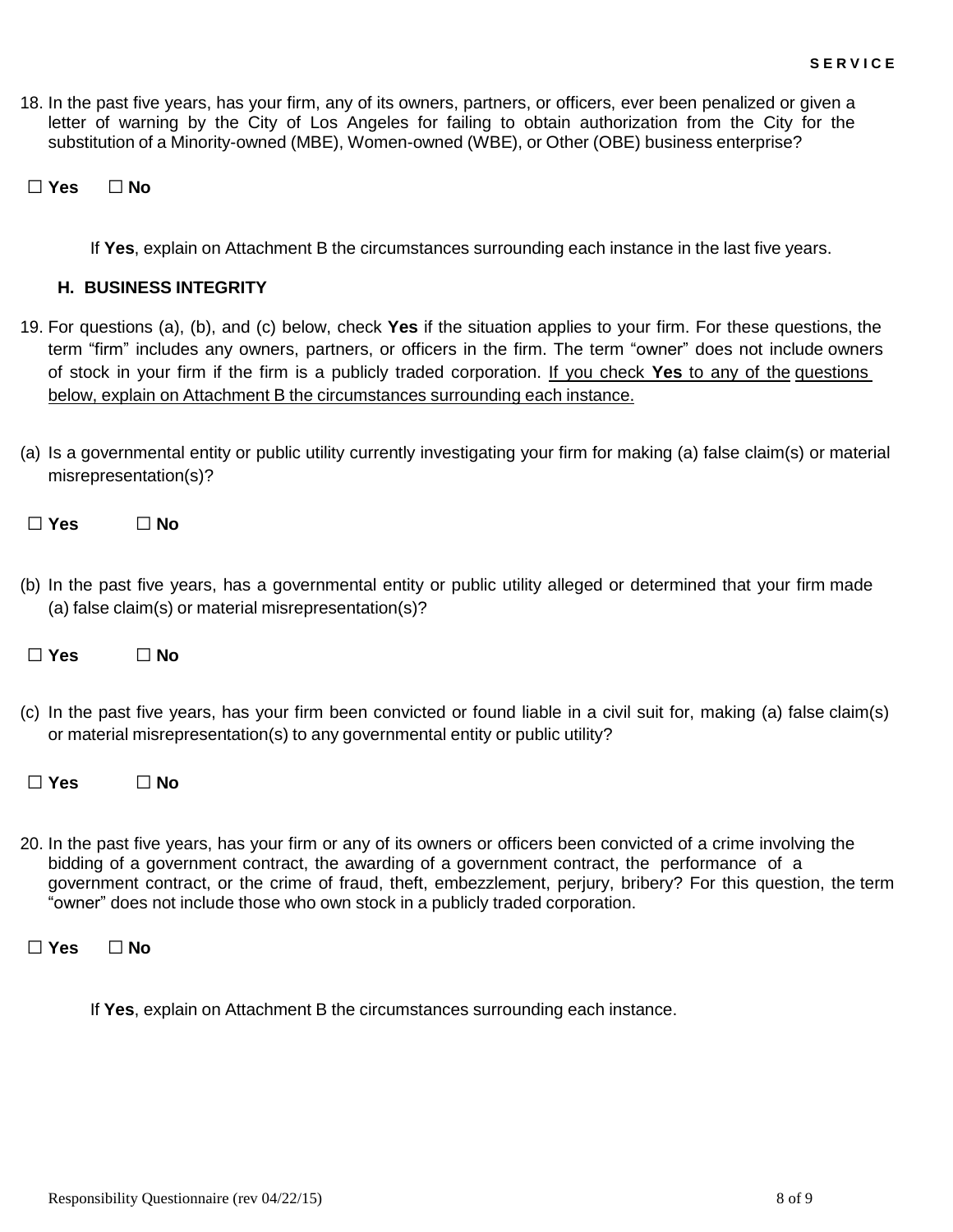18. In the past five years, has your firm, any of its owners, partners, or officers, ever been penalized or given a letter of warning by the City of Los Angeles for failing to obtain authorization from the City for the substitution of a Minority-owned (MBE), Women-owned (WBE), or Other (OBE) business enterprise?

☐ **Yes** ☐ **No**

If **Yes**, explain on Attachment B the circumstances surrounding each instance in the last five years.

### H. BUSINESS INTEGRITY

19. For questions (a), (b), and (c) below, check **Yes** if the situation applies to your firm. For these questions, the term "firm" includes any owners, partners, or officers in the firm. The term "owner" does not include owners of stock in your firm if the firm is a publicly traded corporation. <u>If you check **Yes** to any of the questions below, explain on Attachment B the circumstances surrounding each instance.</u>

(a) Is a governmental entity or public utility currently investigating your firm for making (a) false claim(s) or material misrepresentation(s)?

☐ **Yes** ☐ **No**

(b) In the past five years, has a governmental entity or public utility alleged or determined that your firm made (a) false claim(s) or material misrepresentation(s)?

☐ **Yes** ☐ **No**

(c) In the past five years, has your firm been convicted or found liable in a civil suit for, making (a) false claim(s) or material misrepresentation(s) to any governmental entity or public utility?

☐ **Yes** ☐ **No**

20. In the past five years, has your firm or any of its owners or officers been convicted of a crime involving the bidding of a government contract, the awarding of a government contract, the performance of a government contract, or the crime of fraud, theft, embezzlement, perjury, bribery? For this question, the term "owner" does not include those who own stock in a publicly traded corporation.

☐ **Yes** ☐ **No**

If **Yes**, explain on Attachment B the circumstances surrounding each instance.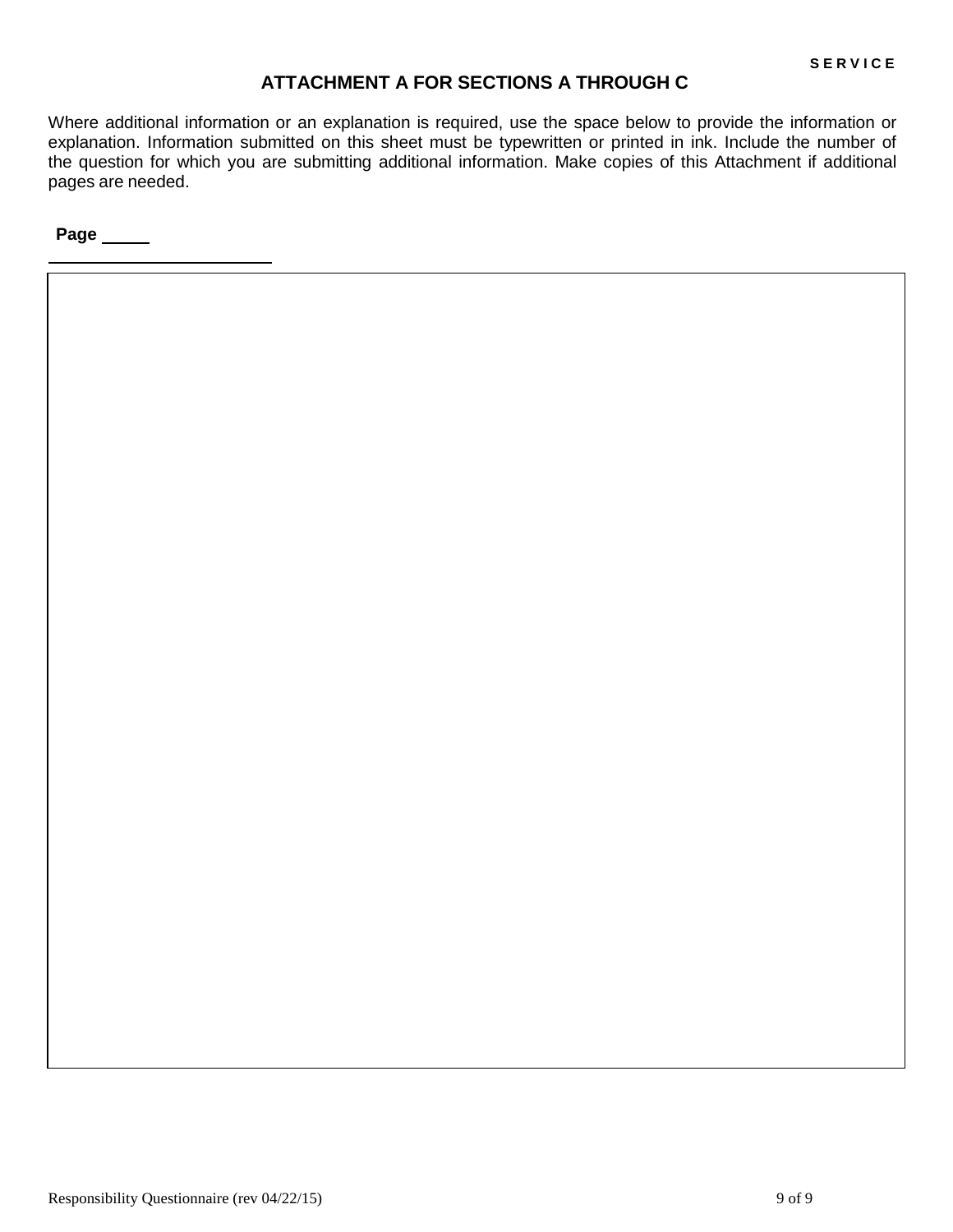SERVICE

## ATTACHMENT A FOR SECTIONS A THROUGH C

Where additional information or an explanation is required, use the space below to provide the information or explanation. Information submitted on this sheet must be typewritten or printed in ink. Include the number of the question for which you are submitting additional information. Make copies of this Attachment if additional pages are needed.

**Page** _____

______________________________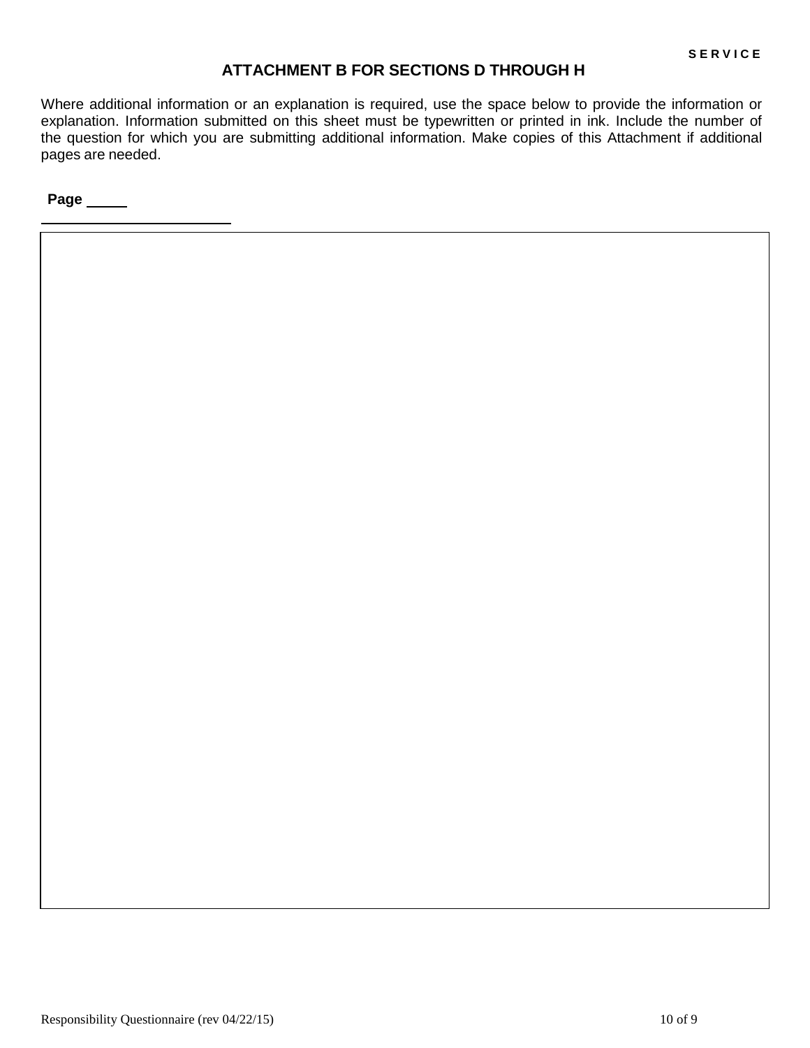**SERVICE**

## ATTACHMENT B FOR SECTIONS D THROUGH H

Where additional information or an explanation is required, use the space below to provide the information or explanation. Information submitted on this sheet must be typewritten or printed in ink. Include the number of the question for which you are submitting additional information. Make copies of this Attachment if additional pages are needed.

**Page** _____

_________________________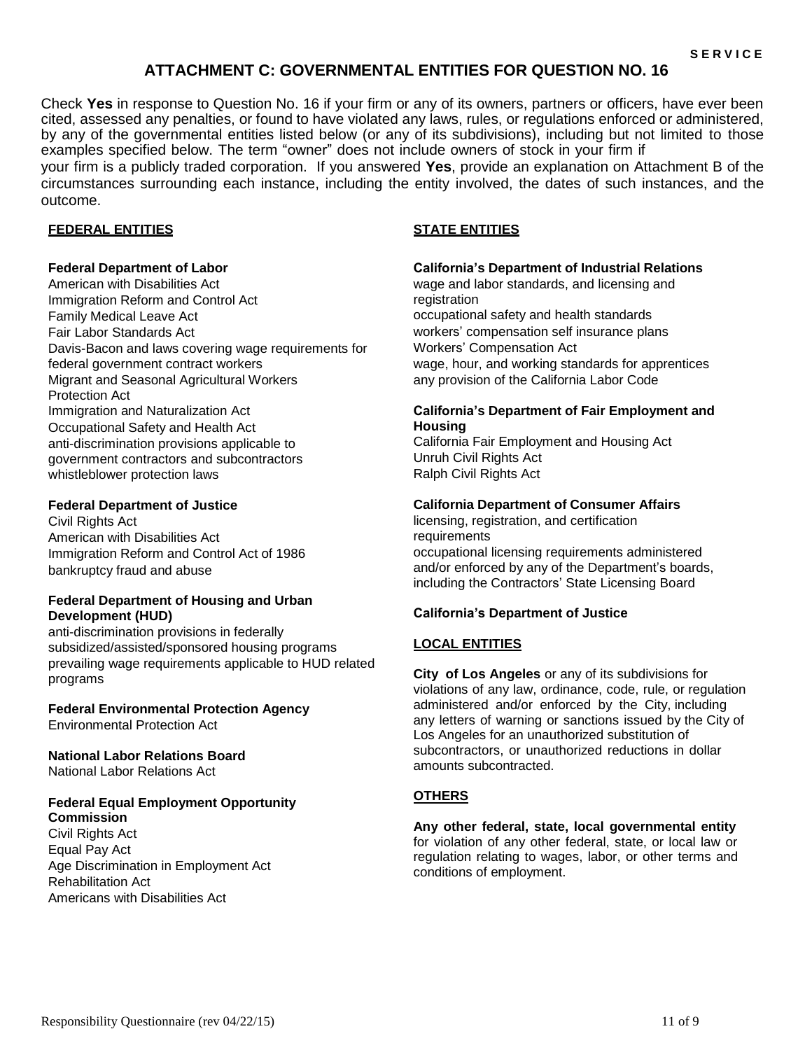SERVICE

# ATTACHMENT C: GOVERNMENTAL ENTITIES FOR QUESTION NO. 16

Check **Yes** in response to Question No. 16 if your firm or any of its owners, partners or officers, have ever been cited, assessed any penalties, or found to have violated any laws, rules, or regulations enforced or administered, by any of the governmental entities listed below (or any of its subdivisions), including but not limited to those examples specified below. The term "owner" does not include owners of stock in your firm if your firm is a publicly traded corporation. If you answered **Yes**, provide an explanation on Attachment B of the circumstances surrounding each instance, including the entity involved, the dates of such instances, and the outcome.

## FEDERAL ENTITIES

**Federal Department of Labor**
American with Disabilities Act
Immigration Reform and Control Act
Family Medical Leave Act
Fair Labor Standards Act
Davis-Bacon and laws covering wage requirements for federal government contract workers
Migrant and Seasonal Agricultural Workers Protection Act
Immigration and Naturalization Act
Occupational Safety and Health Act
anti-discrimination provisions applicable to government contractors and subcontractors
whistleblower protection laws

**Federal Department of Justice**
Civil Rights Act
American with Disabilities Act
Immigration Reform and Control Act of 1986
bankruptcy fraud and abuse

**Federal Department of Housing and Urban Development (HUD)**
anti-discrimination provisions in federally subsidized/assisted/sponsored housing programs
prevailing wage requirements applicable to HUD related programs

**Federal Environmental Protection Agency**
Environmental Protection Act

**National Labor Relations Board**
National Labor Relations Act

**Federal Equal Employment Opportunity Commission**
Civil Rights Act
Equal Pay Act
Age Discrimination in Employment Act
Rehabilitation Act
Americans with Disabilities Act

## STATE ENTITIES

**California's Department of Industrial Relations**
wage and labor standards, and licensing and registration
occupational safety and health standards
workers' compensation self insurance plans
Workers' Compensation Act
wage, hour, and working standards for apprentices
any provision of the California Labor Code

**California's Department of Fair Employment and Housing**
California Fair Employment and Housing Act
Unruh Civil Rights Act
Ralph Civil Rights Act

**California Department of Consumer Affairs**
licensing, registration, and certification requirements
occupational licensing requirements administered and/or enforced by any of the Department's boards, including the Contractors' State Licensing Board

**California's Department of Justice**

## LOCAL ENTITIES

**City of Los Angeles** or any of its subdivisions for violations of any law, ordinance, code, rule, or regulation administered and/or enforced by the City, including any letters of warning or sanctions issued by the City of Los Angeles for an unauthorized substitution of subcontractors, or unauthorized reductions in dollar amounts subcontracted.

## OTHERS

**Any other federal, state, local governmental entity** for violation of any other federal, state, or local law or regulation relating to wages, labor, or other terms and conditions of employment.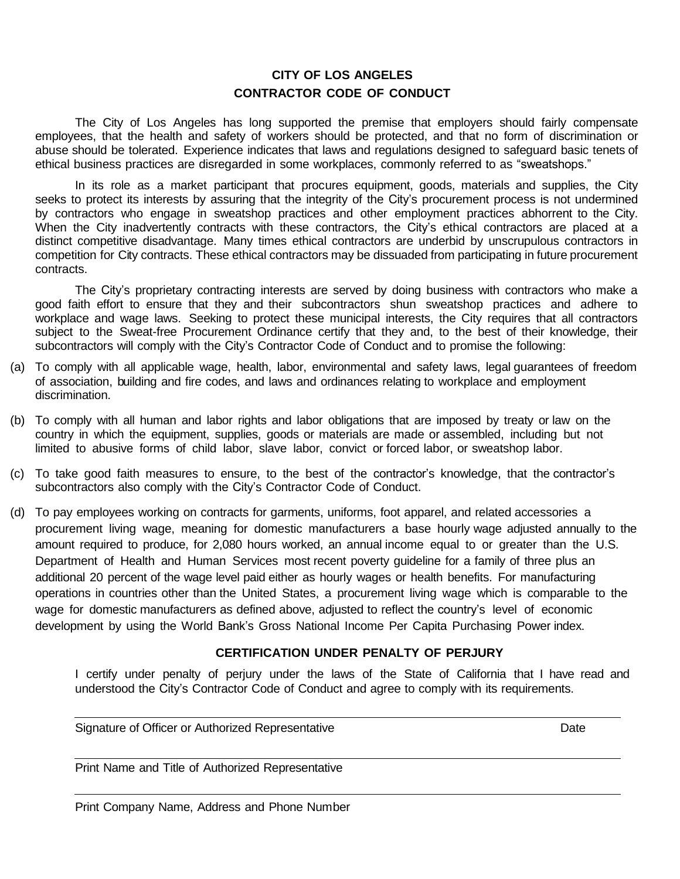# CITY OF LOS ANGELES
## CONTRACTOR CODE OF CONDUCT

The City of Los Angeles has long supported the premise that employers should fairly compensate employees, that the health and safety of workers should be protected, and that no form of discrimination or abuse should be tolerated. Experience indicates that laws and regulations designed to safeguard basic tenets of ethical business practices are disregarded in some workplaces, commonly referred to as "sweatshops."

In its role as a market participant that procures equipment, goods, materials and supplies, the City seeks to protect its interests by assuring that the integrity of the City's procurement process is not undermined by contractors who engage in sweatshop practices and other employment practices abhorrent to the City. When the City inadvertently contracts with these contractors, the City's ethical contractors are placed at a distinct competitive disadvantage. Many times ethical contractors are underbid by unscrupulous contractors in competition for City contracts. These ethical contractors may be dissuaded from participating in future procurement contracts.

The City's proprietary contracting interests are served by doing business with contractors who make a good faith effort to ensure that they and their subcontractors shun sweatshop practices and adhere to workplace and wage laws. Seeking to protect these municipal interests, the City requires that all contractors subject to the Sweat-free Procurement Ordinance certify that they and, to the best of their knowledge, their subcontractors will comply with the City's Contractor Code of Conduct and to promise the following:

(a) To comply with all applicable wage, health, labor, environmental and safety laws, legal guarantees of freedom of association, building and fire codes, and laws and ordinances relating to workplace and employment discrimination.

(b) To comply with all human and labor rights and labor obligations that are imposed by treaty or law on the country in which the equipment, supplies, goods or materials are made or assembled, including but not limited to abusive forms of child labor, slave labor, convict or forced labor, or sweatshop labor.

(c) To take good faith measures to ensure, to the best of the contractor's knowledge, that the contractor's subcontractors also comply with the City's Contractor Code of Conduct.

(d) To pay employees working on contracts for garments, uniforms, foot apparel, and related accessories a procurement living wage, meaning for domestic manufacturers a base hourly wage adjusted annually to the amount required to produce, for 2,080 hours worked, an annual income equal to or greater than the U.S. Department of Health and Human Services most recent poverty guideline for a family of three plus an additional 20 percent of the wage level paid either as hourly wages or health benefits. For manufacturing operations in countries other than the United States, a procurement living wage which is comparable to the wage for domestic manufacturers as defined above, adjusted to reflect the country's level of economic development by using the World Bank's Gross National Income Per Capita Purchasing Power index.

### CERTIFICATION UNDER PENALTY OF PERJURY

I certify under penalty of perjury under the laws of the State of California that I have read and understood the City's Contractor Code of Conduct and agree to comply with its requirements.

Signature of Officer or Authorized Representative                Date

Print Name and Title of Authorized Representative

Print Company Name, Address and Phone Number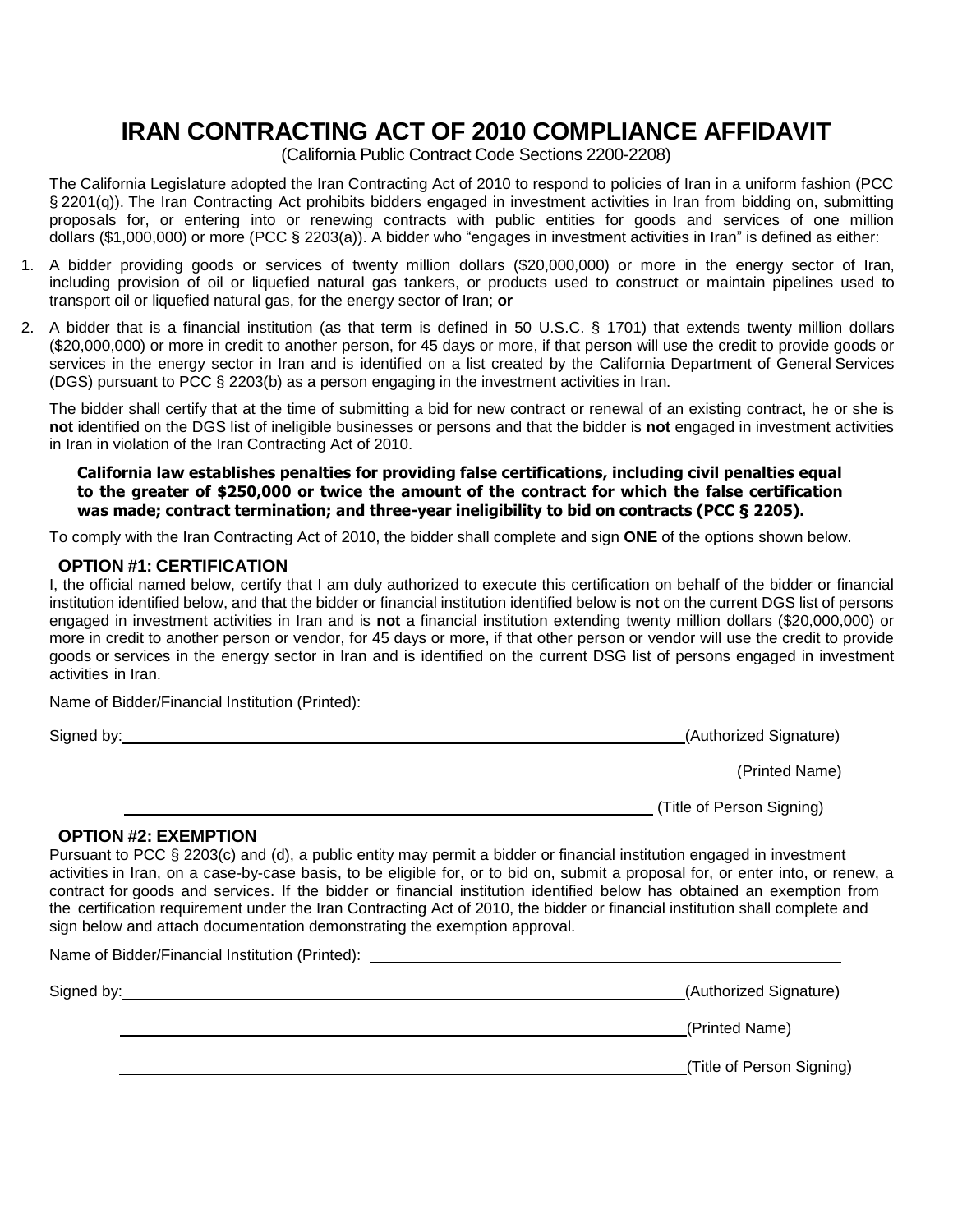# IRAN CONTRACTING ACT OF 2010 COMPLIANCE AFFIDAVIT

(California Public Contract Code Sections 2200-2208)

The California Legislature adopted the Iran Contracting Act of 2010 to respond to policies of Iran in a uniform fashion (PCC § 2201(q)). The Iran Contracting Act prohibits bidders engaged in investment activities in Iran from bidding on, submitting proposals for, or entering into or renewing contracts with public entities for goods and services of one million dollars ($1,000,000) or more (PCC § 2203(a)). A bidder who "engages in investment activities in Iran" is defined as either:

1. A bidder providing goods or services of twenty million dollars ($20,000,000) or more in the energy sector of Iran, including provision of oil or liquefied natural gas tankers, or products used to construct or maintain pipelines used to transport oil or liquefied natural gas, for the energy sector of Iran; **or**
2. A bidder that is a financial institution (as that term is defined in 50 U.S.C. § 1701) that extends twenty million dollars ($20,000,000) or more in credit to another person, for 45 days or more, if that person will use the credit to provide goods or services in the energy sector in Iran and is identified on a list created by the California Department of General Services (DGS) pursuant to PCC § 2203(b) as a person engaging in the investment activities in Iran.

The bidder shall certify that at the time of submitting a bid for new contract or renewal of an existing contract, he or she is **not** identified on the DGS list of ineligible businesses or persons and that the bidder is **not** engaged in investment activities in Iran in violation of the Iran Contracting Act of 2010.

**California law establishes penalties for providing false certifications, including civil penalties equal to the greater of $250,000 or twice the amount of the contract for which the false certification was made; contract termination; and three-year ineligibility to bid on contracts (PCC § 2205).**

To comply with the Iran Contracting Act of 2010, the bidder shall complete and sign **ONE** of the options shown below.

### OPTION #1: CERTIFICATION

I, the official named below, certify that I am duly authorized to execute this certification on behalf of the bidder or financial institution identified below, and that the bidder or financial institution identified below is **not** on the current DGS list of persons engaged in investment activities in Iran and is **not** a financial institution extending twenty million dollars ($20,000,000) or more in credit to another person or vendor, for 45 days or more, if that other person or vendor will use the credit to provide goods or services in the energy sector in Iran and is identified on the current DSG list of persons engaged in investment activities in Iran.

Name of Bidder/Financial Institution (Printed): ______________________________

Signed by: ______________________________ (Authorized Signature)

______________________________ (Printed Name)

______________________________ (Title of Person Signing)

### OPTION #2: EXEMPTION

Pursuant to PCC § 2203(c) and (d), a public entity may permit a bidder or financial institution engaged in investment activities in Iran, on a case-by-case basis, to be eligible for, or to bid on, submit a proposal for, or enter into, or renew, a contract for goods and services. If the bidder or financial institution identified below has obtained an exemption from the certification requirement under the Iran Contracting Act of 2010, the bidder or financial institution shall complete and sign below and attach documentation demonstrating the exemption approval.

Name of Bidder/Financial Institution (Printed): ______________________________

Signed by: ______________________________ (Authorized Signature)

______________________________ (Printed Name)

______________________________ (Title of Person Signing)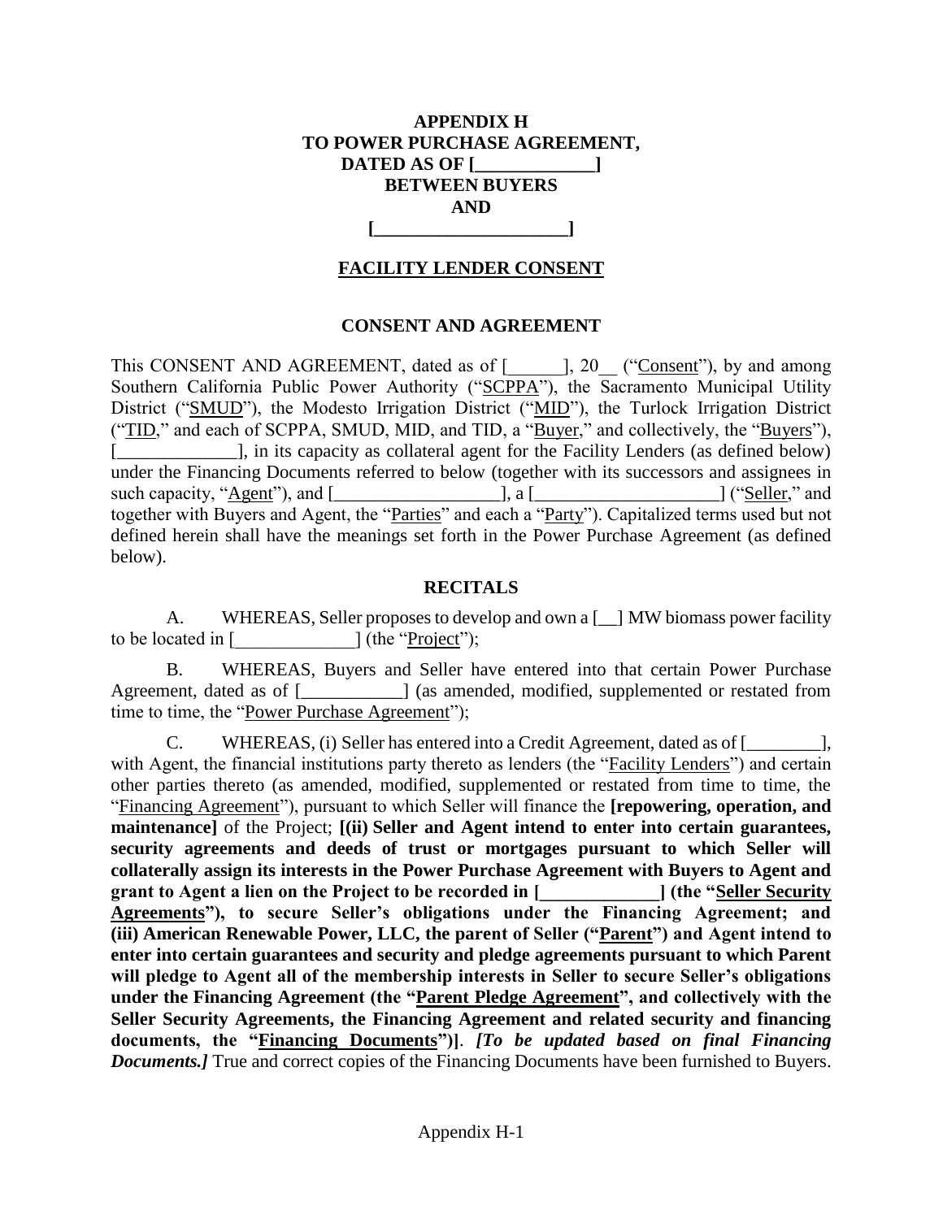**APPENDIX H**
**TO POWER PURCHASE AGREEMENT,**
**DATED AS OF [\_\_\_\_\_\_\_\_\_\_\_\_\_]**
**BETWEEN BUYERS**
**AND**
**[\_\_\_\_\_\_\_\_\_\_\_\_\_\_\_\_\_\_\_\_\_]**

# FACILITY LENDER CONSENT

## CONSENT AND AGREEMENT

This CONSENT AND AGREEMENT, dated as of [\_\_\_\_\_\_], 20\_\_ ("Consent"), by and among Southern California Public Power Authority ("SCPPA"), the Sacramento Municipal Utility District ("SMUD"), the Modesto Irrigation District ("MID"), the Turlock Irrigation District ("TID," and each of SCPPA, SMUD, MID, and TID, a "Buyer," and collectively, the "Buyers"), [\_\_\_\_\_\_\_\_\_\_\_\_\_], in its capacity as collateral agent for the Facility Lenders (as defined below) under the Financing Documents referred to below (together with its successors and assignees in such capacity, "Agent"), and [\_\_\_\_\_\_\_\_\_\_\_\_\_\_\_\_\_\_], a [\_\_\_\_\_\_\_\_\_\_\_\_\_\_\_\_\_\_\_\_] ("Seller," and together with Buyers and Agent, the "Parties" and each a "Party"). Capitalized terms used but not defined herein shall have the meanings set forth in the Power Purchase Agreement (as defined below).

## RECITALS

A. WHEREAS, Seller proposes to develop and own a [\_\_] MW biomass power facility to be located in [\_\_\_\_\_\_\_\_\_\_\_\_\_] (the "Project");

B. WHEREAS, Buyers and Seller have entered into that certain Power Purchase Agreement, dated as of [\_\_\_\_\_\_\_\_\_\_\_] (as amended, modified, supplemented or restated from time to time, the "Power Purchase Agreement");

C. WHEREAS, (i) Seller has entered into a Credit Agreement, dated as of [\_\_\_\_\_\_\_\_], with Agent, the financial institutions party thereto as lenders (the "Facility Lenders") and certain other parties thereto (as amended, modified, supplemented or restated from time to time, the "Financing Agreement"), pursuant to which Seller will finance the **[repowering, operation, and maintenance]** of the Project; **[(ii) Seller and Agent intend to enter into certain guarantees, security agreements and deeds of trust or mortgages pursuant to which Seller will collaterally assign its interests in the Power Purchase Agreement with Buyers to Agent and grant to Agent a lien on the Project to be recorded in [\_\_\_\_\_\_\_\_\_\_\_\_\_] (the "Seller Security Agreements"), to secure Seller's obligations under the Financing Agreement; and (iii) American Renewable Power, LLC, the parent of Seller ("Parent") and Agent intend to enter into certain guarantees and security and pledge agreements pursuant to which Parent will pledge to Agent all of the membership interests in Seller to secure Seller's obligations under the Financing Agreement (the "Parent Pledge Agreement", and collectively with the Seller Security Agreements, the Financing Agreement and related security and financing documents, the "Financing Documents")]**. ***[To be updated based on final Financing Documents.]*** True and correct copies of the Financing Documents have been furnished to Buyers.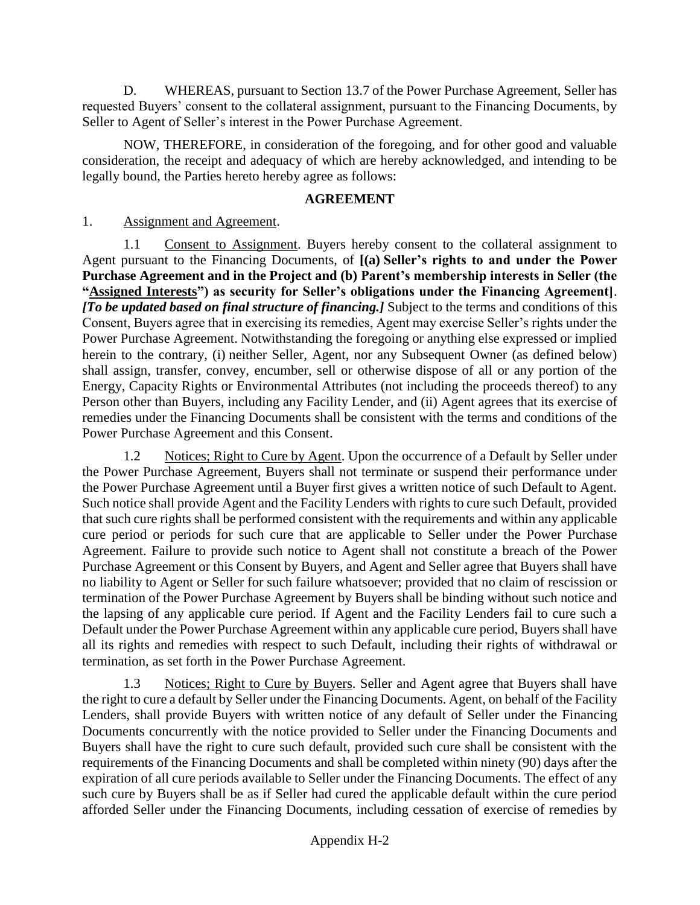D. WHEREAS, pursuant to Section 13.7 of the Power Purchase Agreement, Seller has requested Buyers' consent to the collateral assignment, pursuant to the Financing Documents, by Seller to Agent of Seller's interest in the Power Purchase Agreement.

NOW, THEREFORE, in consideration of the foregoing, and for other good and valuable consideration, the receipt and adequacy of which are hereby acknowledged, and intending to be legally bound, the Parties hereto hereby agree as follows:

**AGREEMENT**

1. Assignment and Agreement.

1.1 Consent to Assignment. Buyers hereby consent to the collateral assignment to Agent pursuant to the Financing Documents, of **[(a) Seller's rights to and under the Power Purchase Agreement and in the Project and (b) Parent's membership interests in Seller (the "Assigned Interests") as security for Seller's obligations under the Financing Agreement]**. ***[To be updated based on final structure of financing.]*** Subject to the terms and conditions of this Consent, Buyers agree that in exercising its remedies, Agent may exercise Seller's rights under the Power Purchase Agreement. Notwithstanding the foregoing or anything else expressed or implied herein to the contrary, (i) neither Seller, Agent, nor any Subsequent Owner (as defined below) shall assign, transfer, convey, encumber, sell or otherwise dispose of all or any portion of the Energy, Capacity Rights or Environmental Attributes (not including the proceeds thereof) to any Person other than Buyers, including any Facility Lender, and (ii) Agent agrees that its exercise of remedies under the Financing Documents shall be consistent with the terms and conditions of the Power Purchase Agreement and this Consent.

1.2 Notices; Right to Cure by Agent. Upon the occurrence of a Default by Seller under the Power Purchase Agreement, Buyers shall not terminate or suspend their performance under the Power Purchase Agreement until a Buyer first gives a written notice of such Default to Agent. Such notice shall provide Agent and the Facility Lenders with rights to cure such Default, provided that such cure rights shall be performed consistent with the requirements and within any applicable cure period or periods for such cure that are applicable to Seller under the Power Purchase Agreement. Failure to provide such notice to Agent shall not constitute a breach of the Power Purchase Agreement or this Consent by Buyers, and Agent and Seller agree that Buyers shall have no liability to Agent or Seller for such failure whatsoever; provided that no claim of rescission or termination of the Power Purchase Agreement by Buyers shall be binding without such notice and the lapsing of any applicable cure period. If Agent and the Facility Lenders fail to cure such a Default under the Power Purchase Agreement within any applicable cure period, Buyers shall have all its rights and remedies with respect to such Default, including their rights of withdrawal or termination, as set forth in the Power Purchase Agreement.

1.3 Notices; Right to Cure by Buyers. Seller and Agent agree that Buyers shall have the right to cure a default by Seller under the Financing Documents. Agent, on behalf of the Facility Lenders, shall provide Buyers with written notice of any default of Seller under the Financing Documents concurrently with the notice provided to Seller under the Financing Documents and Buyers shall have the right to cure such default, provided such cure shall be consistent with the requirements of the Financing Documents and shall be completed within ninety (90) days after the expiration of all cure periods available to Seller under the Financing Documents. The effect of any such cure by Buyers shall be as if Seller had cured the applicable default within the cure period afforded Seller under the Financing Documents, including cessation of exercise of remedies by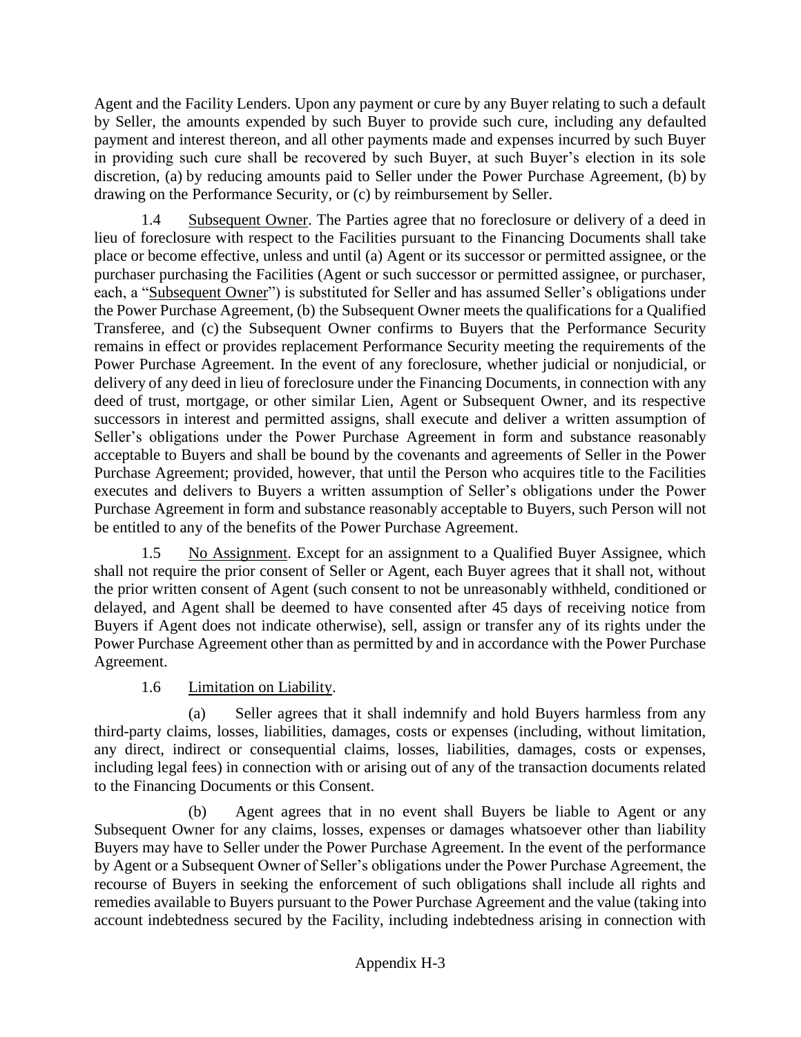Agent and the Facility Lenders. Upon any payment or cure by any Buyer relating to such a default by Seller, the amounts expended by such Buyer to provide such cure, including any defaulted payment and interest thereon, and all other payments made and expenses incurred by such Buyer in providing such cure shall be recovered by such Buyer, at such Buyer's election in its sole discretion, (a) by reducing amounts paid to Seller under the Power Purchase Agreement, (b) by drawing on the Performance Security, or (c) by reimbursement by Seller.

1.4 Subsequent Owner. The Parties agree that no foreclosure or delivery of a deed in lieu of foreclosure with respect to the Facilities pursuant to the Financing Documents shall take place or become effective, unless and until (a) Agent or its successor or permitted assignee, or the purchaser purchasing the Facilities (Agent or such successor or permitted assignee, or purchaser, each, a "Subsequent Owner") is substituted for Seller and has assumed Seller's obligations under the Power Purchase Agreement, (b) the Subsequent Owner meets the qualifications for a Qualified Transferee, and (c) the Subsequent Owner confirms to Buyers that the Performance Security remains in effect or provides replacement Performance Security meeting the requirements of the Power Purchase Agreement. In the event of any foreclosure, whether judicial or nonjudicial, or delivery of any deed in lieu of foreclosure under the Financing Documents, in connection with any deed of trust, mortgage, or other similar Lien, Agent or Subsequent Owner, and its respective successors in interest and permitted assigns, shall execute and deliver a written assumption of Seller's obligations under the Power Purchase Agreement in form and substance reasonably acceptable to Buyers and shall be bound by the covenants and agreements of Seller in the Power Purchase Agreement; provided, however, that until the Person who acquires title to the Facilities executes and delivers to Buyers a written assumption of Seller's obligations under the Power Purchase Agreement in form and substance reasonably acceptable to Buyers, such Person will not be entitled to any of the benefits of the Power Purchase Agreement.

1.5 No Assignment. Except for an assignment to a Qualified Buyer Assignee, which shall not require the prior consent of Seller or Agent, each Buyer agrees that it shall not, without the prior written consent of Agent (such consent to not be unreasonably withheld, conditioned or delayed, and Agent shall be deemed to have consented after 45 days of receiving notice from Buyers if Agent does not indicate otherwise), sell, assign or transfer any of its rights under the Power Purchase Agreement other than as permitted by and in accordance with the Power Purchase Agreement.

1.6 Limitation on Liability.

(a) Seller agrees that it shall indemnify and hold Buyers harmless from any third-party claims, losses, liabilities, damages, costs or expenses (including, without limitation, any direct, indirect or consequential claims, losses, liabilities, damages, costs or expenses, including legal fees) in connection with or arising out of any of the transaction documents related to the Financing Documents or this Consent.

(b) Agent agrees that in no event shall Buyers be liable to Agent or any Subsequent Owner for any claims, losses, expenses or damages whatsoever other than liability Buyers may have to Seller under the Power Purchase Agreement. In the event of the performance by Agent or a Subsequent Owner of Seller's obligations under the Power Purchase Agreement, the recourse of Buyers in seeking the enforcement of such obligations shall include all rights and remedies available to Buyers pursuant to the Power Purchase Agreement and the value (taking into account indebtedness secured by the Facility, including indebtedness arising in connection with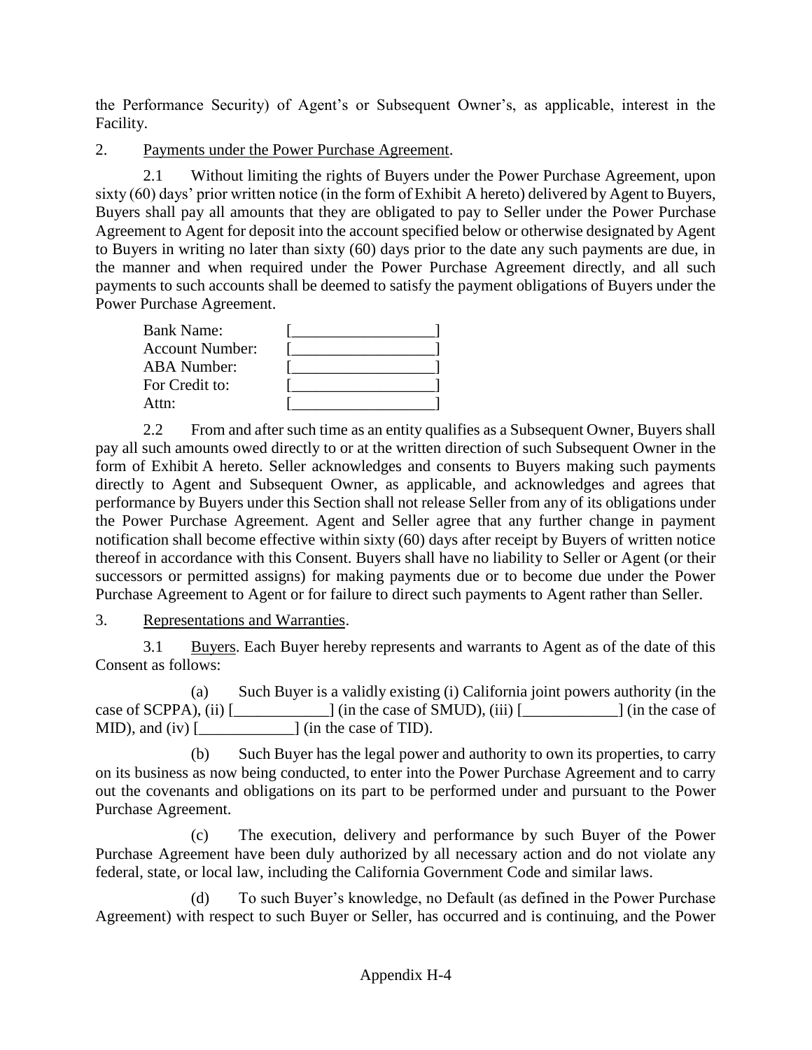the Performance Security) of Agent's or Subsequent Owner's, as applicable, interest in the Facility.

2. Payments under the Power Purchase Agreement.

2.1 Without limiting the rights of Buyers under the Power Purchase Agreement, upon sixty (60) days' prior written notice (in the form of Exhibit A hereto) delivered by Agent to Buyers, Buyers shall pay all amounts that they are obligated to pay to Seller under the Power Purchase Agreement to Agent for deposit into the account specified below or otherwise designated by Agent to Buyers in writing no later than sixty (60) days prior to the date any such payments are due, in the manner and when required under the Power Purchase Agreement directly, and all such payments to such accounts shall be deemed to satisfy the payment obligations of Buyers under the Power Purchase Agreement.

| | |
|---|---|
| Bank Name: | [__________________] |
| Account Number: | [__________________] |
| ABA Number: | [__________________] |
| For Credit to: | [__________________] |
| Attn: | [__________________] |

2.2 From and after such time as an entity qualifies as a Subsequent Owner, Buyers shall pay all such amounts owed directly to or at the written direction of such Subsequent Owner in the form of Exhibit A hereto. Seller acknowledges and consents to Buyers making such payments directly to Agent and Subsequent Owner, as applicable, and acknowledges and agrees that performance by Buyers under this Section shall not release Seller from any of its obligations under the Power Purchase Agreement. Agent and Seller agree that any further change in payment notification shall become effective within sixty (60) days after receipt by Buyers of written notice thereof in accordance with this Consent. Buyers shall have no liability to Seller or Agent (or their successors or permitted assigns) for making payments due or to become due under the Power Purchase Agreement to Agent or for failure to direct such payments to Agent rather than Seller.

3. Representations and Warranties.

3.1 Buyers. Each Buyer hereby represents and warrants to Agent as of the date of this Consent as follows:

(a) Such Buyer is a validly existing (i) California joint powers authority (in the case of SCPPA), (ii) [____________] (in the case of SMUD), (iii) [____________] (in the case of MID), and (iv) [____________] (in the case of TID).

(b) Such Buyer has the legal power and authority to own its properties, to carry on its business as now being conducted, to enter into the Power Purchase Agreement and to carry out the covenants and obligations on its part to be performed under and pursuant to the Power Purchase Agreement.

(c) The execution, delivery and performance by such Buyer of the Power Purchase Agreement have been duly authorized by all necessary action and do not violate any federal, state, or local law, including the California Government Code and similar laws.

(d) To such Buyer's knowledge, no Default (as defined in the Power Purchase Agreement) with respect to such Buyer or Seller, has occurred and is continuing, and the Power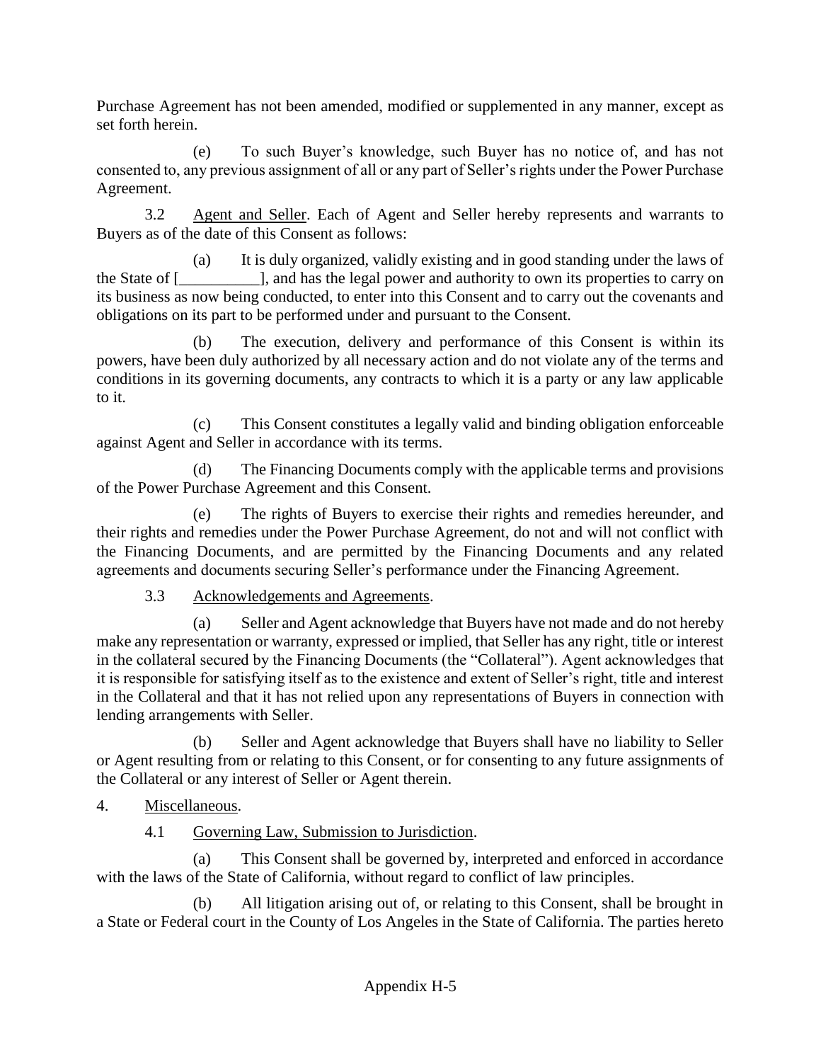Purchase Agreement has not been amended, modified or supplemented in any manner, except as set forth herein.

(e) To such Buyer's knowledge, such Buyer has no notice of, and has not consented to, any previous assignment of all or any part of Seller's rights under the Power Purchase Agreement.

3.2 Agent and Seller. Each of Agent and Seller hereby represents and warrants to Buyers as of the date of this Consent as follows:

(a) It is duly organized, validly existing and in good standing under the laws of the State of [__________], and has the legal power and authority to own its properties to carry on its business as now being conducted, to enter into this Consent and to carry out the covenants and obligations on its part to be performed under and pursuant to the Consent.

(b) The execution, delivery and performance of this Consent is within its powers, have been duly authorized by all necessary action and do not violate any of the terms and conditions in its governing documents, any contracts to which it is a party or any law applicable to it.

(c) This Consent constitutes a legally valid and binding obligation enforceable against Agent and Seller in accordance with its terms.

(d) The Financing Documents comply with the applicable terms and provisions of the Power Purchase Agreement and this Consent.

(e) The rights of Buyers to exercise their rights and remedies hereunder, and their rights and remedies under the Power Purchase Agreement, do not and will not conflict with the Financing Documents, and are permitted by the Financing Documents and any related agreements and documents securing Seller's performance under the Financing Agreement.

3.3 Acknowledgements and Agreements.

(a) Seller and Agent acknowledge that Buyers have not made and do not hereby make any representation or warranty, expressed or implied, that Seller has any right, title or interest in the collateral secured by the Financing Documents (the "Collateral"). Agent acknowledges that it is responsible for satisfying itself as to the existence and extent of Seller's right, title and interest in the Collateral and that it has not relied upon any representations of Buyers in connection with lending arrangements with Seller.

(b) Seller and Agent acknowledge that Buyers shall have no liability to Seller or Agent resulting from or relating to this Consent, or for consenting to any future assignments of the Collateral or any interest of Seller or Agent therein.

4. Miscellaneous.

4.1 Governing Law, Submission to Jurisdiction.

(a) This Consent shall be governed by, interpreted and enforced in accordance with the laws of the State of California, without regard to conflict of law principles.

(b) All litigation arising out of, or relating to this Consent, shall be brought in a State or Federal court in the County of Los Angeles in the State of California. The parties hereto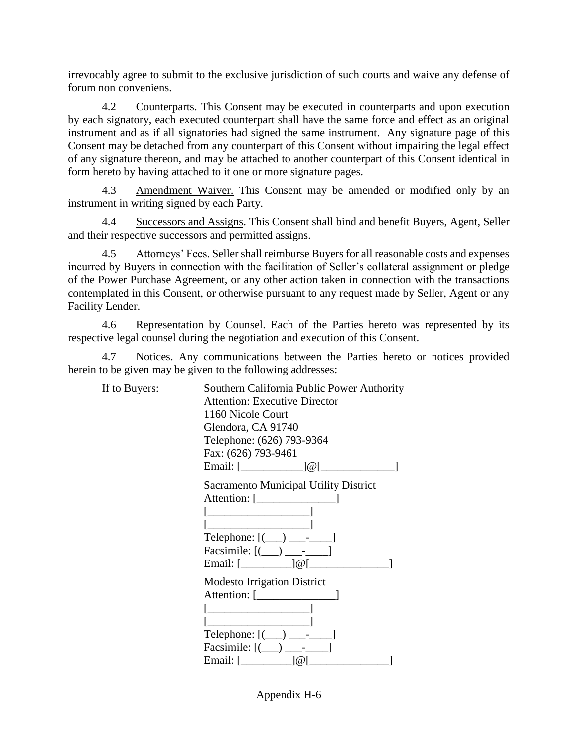irrevocably agree to submit to the exclusive jurisdiction of such courts and waive any defense of forum non conveniens.

4.2 Counterparts. This Consent may be executed in counterparts and upon execution by each signatory, each executed counterpart shall have the same force and effect as an original instrument and as if all signatories had signed the same instrument. Any signature page of this Consent may be detached from any counterpart of this Consent without impairing the legal effect of any signature thereon, and may be attached to another counterpart of this Consent identical in form hereto by having attached to it one or more signature pages.

4.3 Amendment Waiver. This Consent may be amended or modified only by an instrument in writing signed by each Party.

4.4 Successors and Assigns. This Consent shall bind and benefit Buyers, Agent, Seller and their respective successors and permitted assigns.

4.5 Attorneys' Fees. Seller shall reimburse Buyers for all reasonable costs and expenses incurred by Buyers in connection with the facilitation of Seller's collateral assignment or pledge of the Power Purchase Agreement, or any other action taken in connection with the transactions contemplated in this Consent, or otherwise pursuant to any request made by Seller, Agent or any Facility Lender.

4.6 Representation by Counsel. Each of the Parties hereto was represented by its respective legal counsel during the negotiation and execution of this Consent.

4.7 Notices. Any communications between the Parties hereto or notices provided herein to be given may be given to the following addresses:

If to Buyers:

Southern California Public Power Authority
Attention: Executive Director
1160 Nicole Court
Glendora, CA 91740
Telephone: (626) 793-9364
Fax: (626) 793-9461
Email: [___________]@[_____________]

Sacramento Municipal Utility District
Attention: [______________]
[__________________]
[__________________]
Telephone: [(___) ___-____]
Facsimile: [(___) ___-____]
Email: [_________]@[______________]

Modesto Irrigation District
Attention: [______________]
[__________________]
[__________________]
Telephone: [(___) ___-____]
Facsimile: [(___) ___-____]
Email: [_________]@[______________]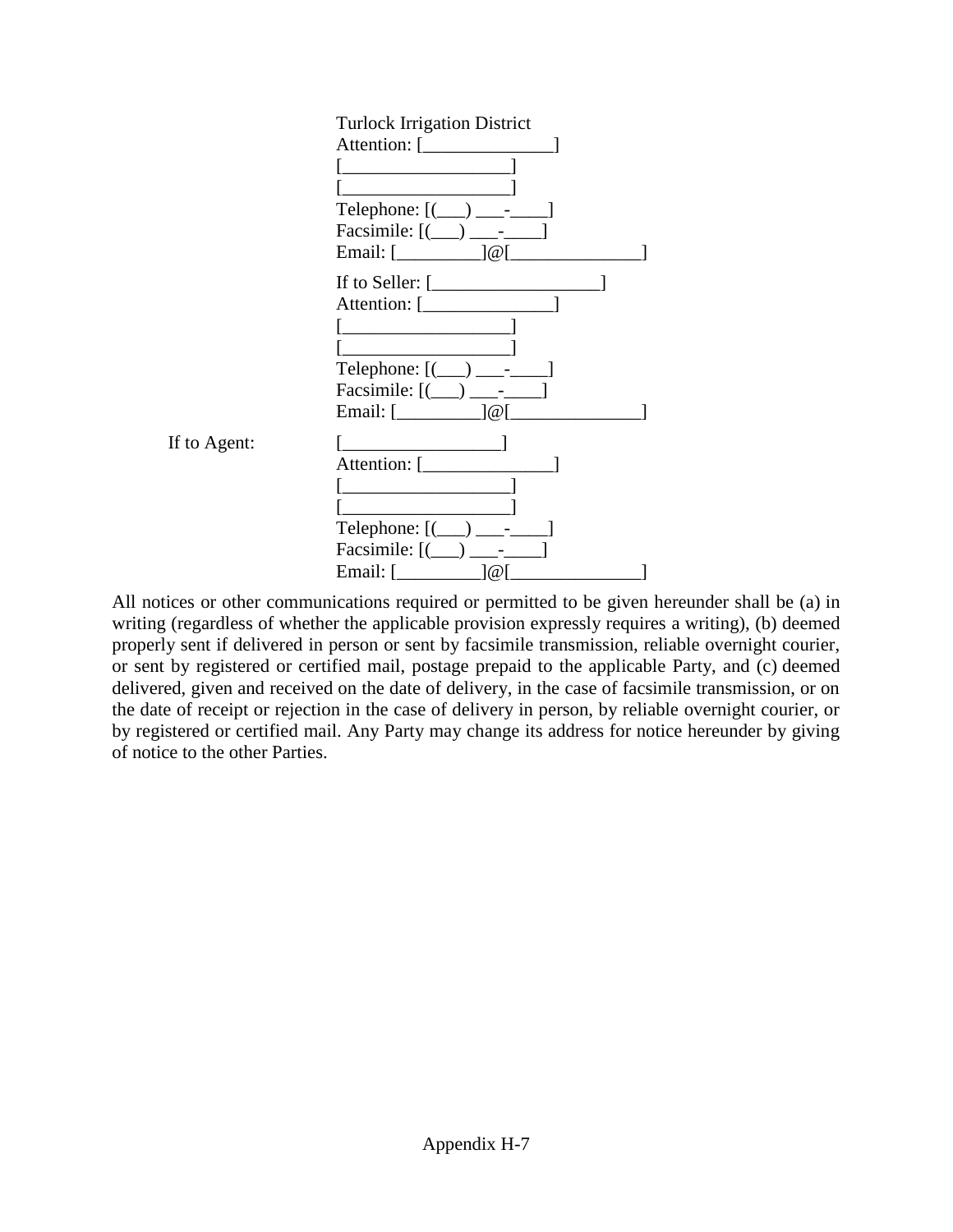Turlock Irrigation District
Attention: [______________]
[__________________]
[__________________]
Telephone: [(___) ___-____]
Facsimile: [(___) ___-____]
Email: [_________]@[______________]

If to Seller: [__________________]
Attention: [______________]
[__________________]
[__________________]
Telephone: [(___) ___-____]
Facsimile: [(___) ___-____]
Email: [_________]@[______________]

If to Agent: [_________________]
Attention: [______________]
[__________________]
[__________________]
Telephone: [(___) ___-____]
Facsimile: [(___) ___-____]
Email: [_________]@[______________]

All notices or other communications required or permitted to be given hereunder shall be (a) in writing (regardless of whether the applicable provision expressly requires a writing), (b) deemed properly sent if delivered in person or sent by facsimile transmission, reliable overnight courier, or sent by registered or certified mail, postage prepaid to the applicable Party, and (c) deemed delivered, given and received on the date of delivery, in the case of facsimile transmission, or on the date of receipt or rejection in the case of delivery in person, by reliable overnight courier, or by registered or certified mail. Any Party may change its address for notice hereunder by giving of notice to the other Parties.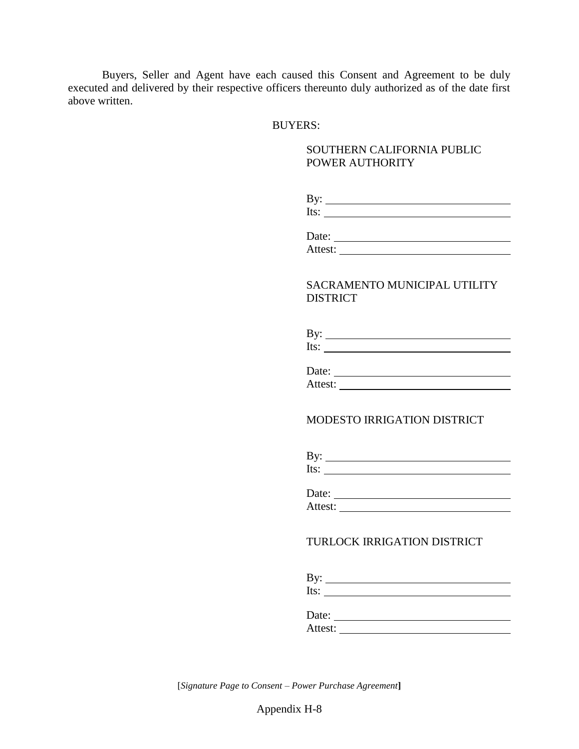Buyers, Seller and Agent have each caused this Consent and Agreement to be duly executed and delivered by their respective officers thereunto duly authorized as of the date first above written.

BUYERS:

SOUTHERN CALIFORNIA PUBLIC POWER AUTHORITY

By: ________________________________
Its: ________________________________

Date: ______________________________
Attest: _____________________________

SACRAMENTO MUNICIPAL UTILITY DISTRICT

By: ________________________________
Its: ________________________________

Date: ______________________________
Attest: _____________________________

MODESTO IRRIGATION DISTRICT

By: ________________________________
Its: ________________________________

Date: ______________________________
Attest: _____________________________

TURLOCK IRRIGATION DISTRICT

By: ________________________________
Its: ________________________________

Date: ______________________________
Attest: _____________________________

[*Signature Page to Consent – Power Purchase Agreement*]

Appendix H-8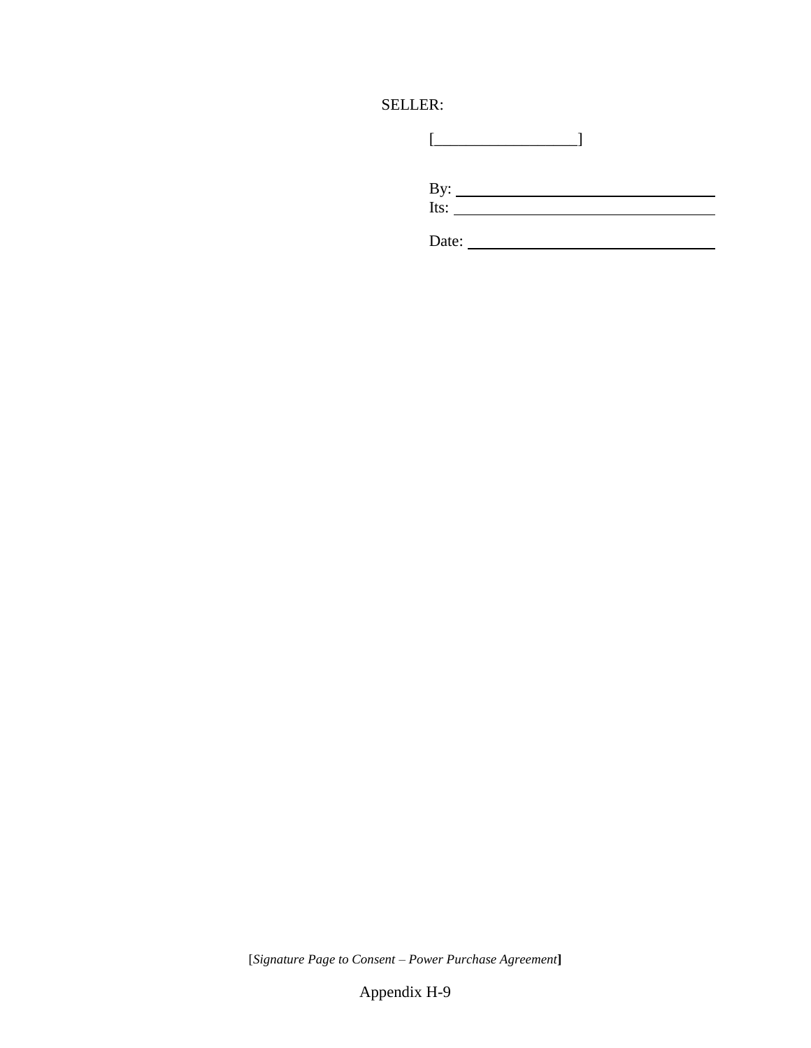SELLER:

[__________________]

By: ______________________________
Its: ______________________________

Date: ______________________________

[*Signature Page to Consent – Power Purchase Agreement*]

Appendix H-9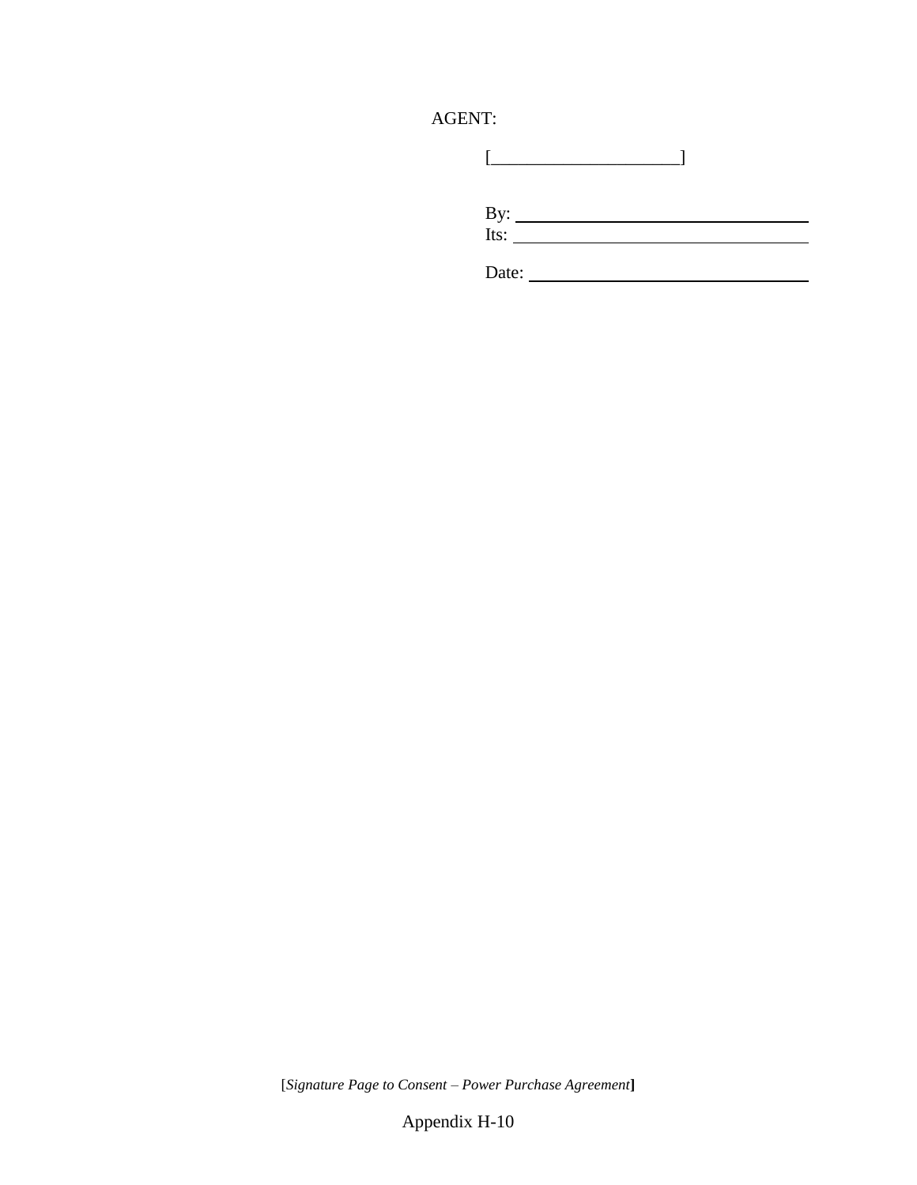AGENT:

[____________________]

By: ______________________________
Its: ______________________________

Date: ______________________________

[*Signature Page to Consent – Power Purchase Agreement*]

Appendix H-10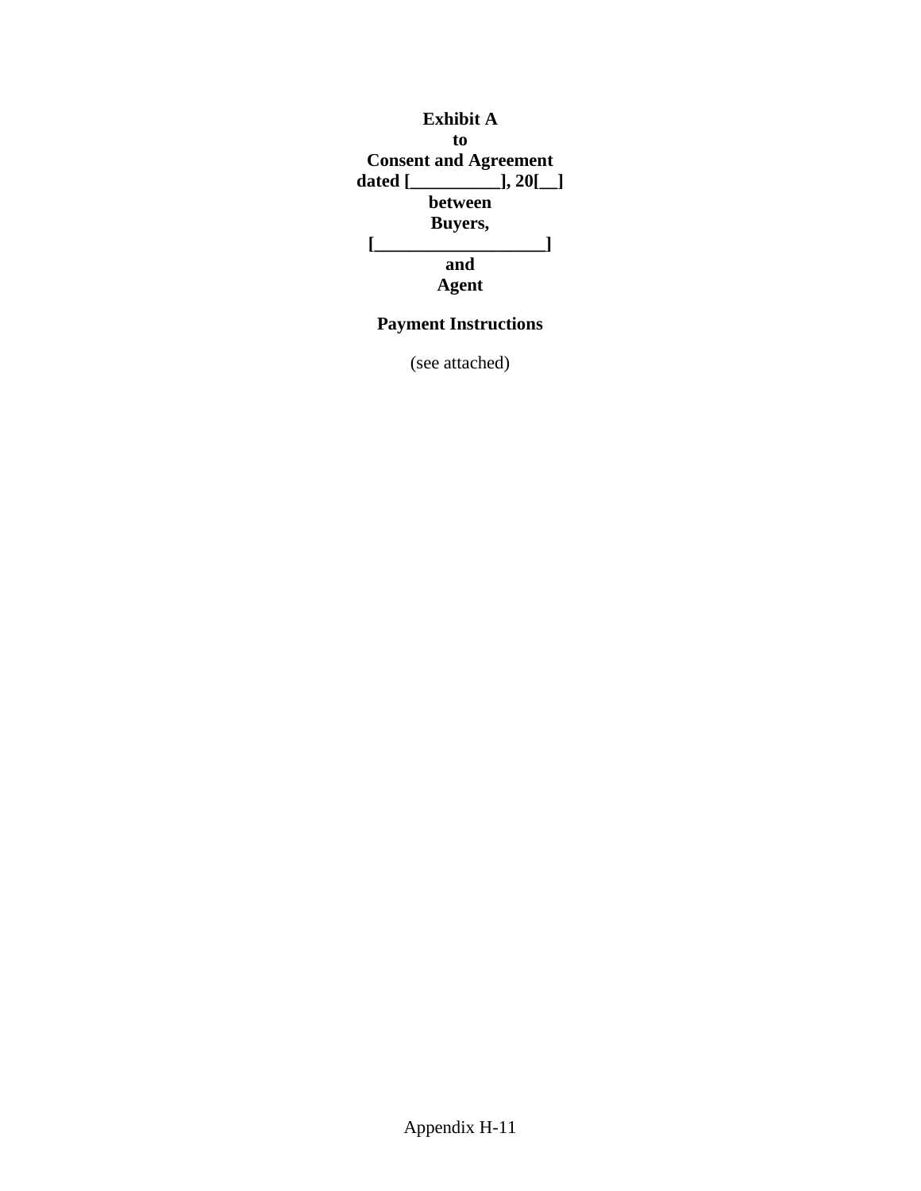**Exhibit A**
**to**
**Consent and Agreement**
**dated [__________], 20[__]**
**between**
**Buyers,**
**[___________________]**
**and**
**Agent**

**Payment Instructions**

(see attached)

Appendix H-11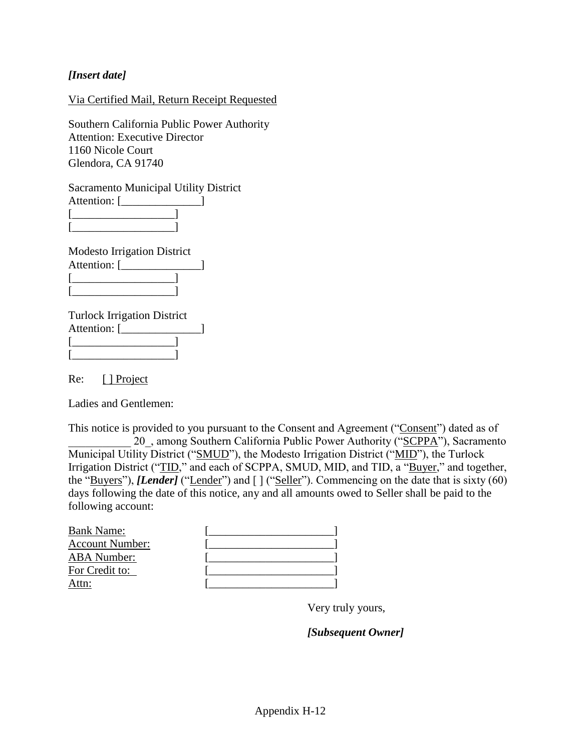***[Insert date]***

Via Certified Mail, Return Receipt Requested

Southern California Public Power Authority
Attention: Executive Director
1160 Nicole Court
Glendora, CA 91740

Sacramento Municipal Utility District
Attention: [______________]
[__________________]
[__________________]

Modesto Irrigation District
Attention: [______________]
[__________________]
[__________________]

Turlock Irrigation District
Attention: [______________]
[__________________]
[__________________]

Re: [ ] Project

Ladies and Gentlemen:

This notice is provided to you pursuant to the Consent and Agreement ("Consent") dated as of ___________ 20_, among Southern California Public Power Authority ("SCPPA"), Sacramento Municipal Utility District ("SMUD"), the Modesto Irrigation District ("MID"), the Turlock Irrigation District ("TID," and each of SCPPA, SMUD, MID, and TID, a "Buyer," and together, the "Buyers"), ***[Lender]*** ("Lender") and [ ] ("Seller"). Commencing on the date that is sixty (60) days following the date of this notice, any and all amounts owed to Seller shall be paid to the following account:

| | |
|---|---|
| Bank Name: | [______________________] |
| Account Number: | [______________________] |
| ABA Number: | [______________________] |
| For Credit to: | [______________________] |
| Attn: | [______________________] |

Very truly yours,

***[Subsequent Owner]***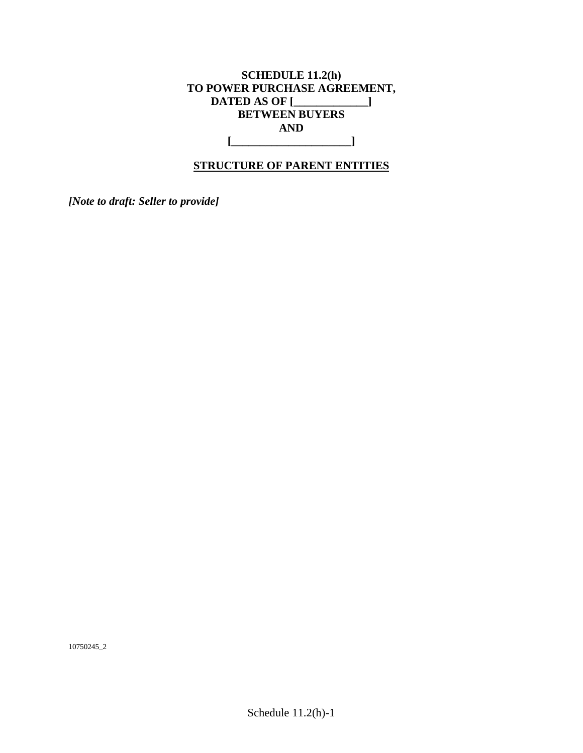**SCHEDULE 11.2(h)**
**TO POWER PURCHASE AGREEMENT,**
**DATED AS OF [_____________]**
**BETWEEN BUYERS**
**AND**
**[_____________________]**

**<u>STRUCTURE OF PARENT ENTITIES</u>**

***[Note to draft: Seller to provide]***

10750245_2